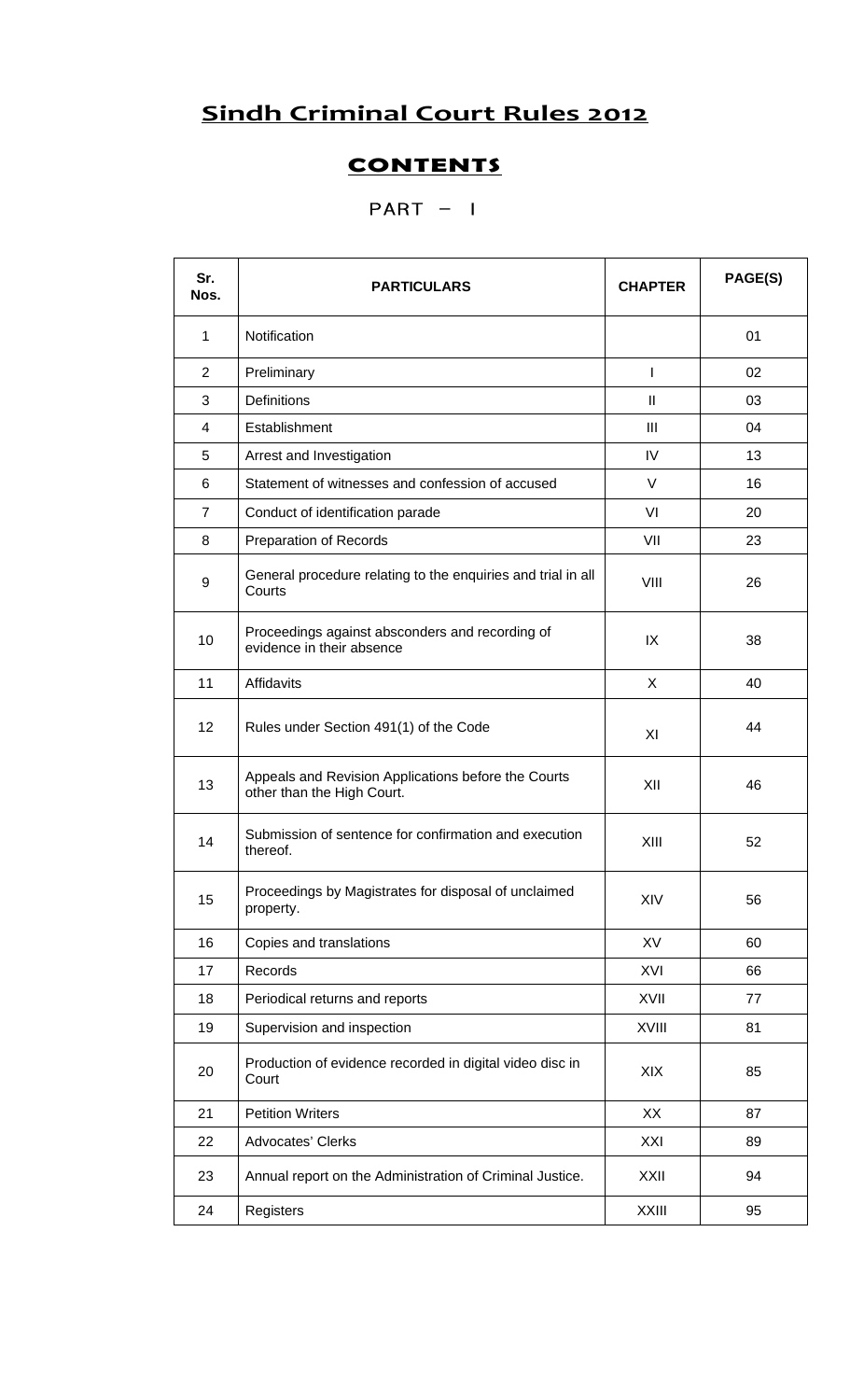# Sindh Criminal Court Rules 2012

## CONTENTS

### PART – I

| Sr. Nos. | PARTICULARS | CHAPTER | PAGE(S) |
|---|---|---|---|
| 1 | Notification | | 01 |
| 2 | Preliminary | I | 02 |
| 3 | Definitions | II | 03 |
| 4 | Establishment | III | 04 |
| 5 | Arrest and Investigation | IV | 13 |
| 6 | Statement of witnesses and confession of accused | V | 16 |
| 7 | Conduct of identification parade | VI | 20 |
| 8 | Preparation of Records | VII | 23 |
| 9 | General procedure relating to the enquiries and trial in all Courts | VIII | 26 |
| 10 | Proceedings against absconders and recording of evidence in their absence | IX | 38 |
| 11 | Affidavits | X | 40 |
| 12 | Rules under Section 491(1) of the Code | XI | 44 |
| 13 | Appeals and Revision Applications before the Courts other than the High Court. | XII | 46 |
| 14 | Submission of sentence for confirmation and execution thereof. | XIII | 52 |
| 15 | Proceedings by Magistrates for disposal of unclaimed property. | XIV | 56 |
| 16 | Copies and translations | XV | 60 |
| 17 | Records | XVI | 66 |
| 18 | Periodical returns and reports | XVII | 77 |
| 19 | Supervision and inspection | XVIII | 81 |
| 20 | Production of evidence recorded in digital video disc in Court | XIX | 85 |
| 21 | Petition Writers | XX | 87 |
| 22 | Advocates' Clerks | XXI | 89 |
| 23 | Annual report on the Administration of Criminal Justice. | XXII | 94 |
| 24 | Registers | XXIII | 95 |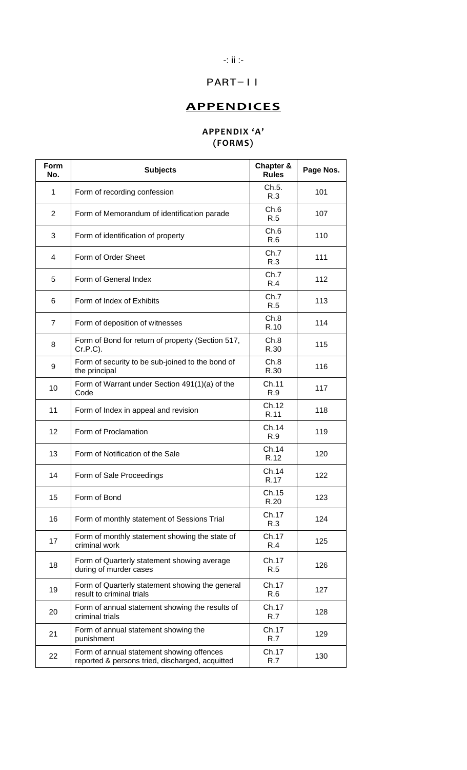# PART– I I

## APPENDICES

### APPENDIX 'A' (FORMS)

| Form No. | Subjects | Chapter & Rules | Page Nos. |
|---|---|---|---|
| 1 | Form of recording confession | Ch.5. R.3 | 101 |
| 2 | Form of Memorandum of identification parade | Ch.6 R.5 | 107 |
| 3 | Form of identification of property | Ch.6 R.6 | 110 |
| 4 | Form of Order Sheet | Ch.7 R.3 | 111 |
| 5 | Form of General Index | Ch.7 R.4 | 112 |
| 6 | Form of Index of Exhibits | Ch.7 R.5 | 113 |
| 7 | Form of deposition of witnesses | Ch.8 R.10 | 114 |
| 8 | Form of Bond for return of property (Section 517, Cr.P.C). | Ch.8 R.30 | 115 |
| 9 | Form of security to be sub-joined to the bond of the principal | Ch.8 R.30 | 116 |
| 10 | Form of Warrant under Section 491(1)(a) of the Code | Ch.11 R.9 | 117 |
| 11 | Form of Index in appeal and revision | Ch.12 R.11 | 118 |
| 12 | Form of Proclamation | Ch.14 R.9 | 119 |
| 13 | Form of Notification of the Sale | Ch.14 R.12 | 120 |
| 14 | Form of Sale Proceedings | Ch.14 R.17 | 122 |
| 15 | Form of Bond | Ch.15 R.20 | 123 |
| 16 | Form of monthly statement of Sessions Trial | Ch.17 R.3 | 124 |
| 17 | Form of monthly statement showing the state of criminal work | Ch.17 R.4 | 125 |
| 18 | Form of Quarterly statement showing average during of murder cases | Ch.17 R.5 | 126 |
| 19 | Form of Quarterly statement showing the general result to criminal trials | Ch.17 R.6 | 127 |
| 20 | Form of annual statement showing the results of criminal trials | Ch.17 R.7 | 128 |
| 21 | Form of annual statement showing the punishment | Ch.17 R.7 | 129 |
| 22 | Form of annual statement showing offences reported & persons tried, discharged, acquitted | Ch.17 R.7 | 130 |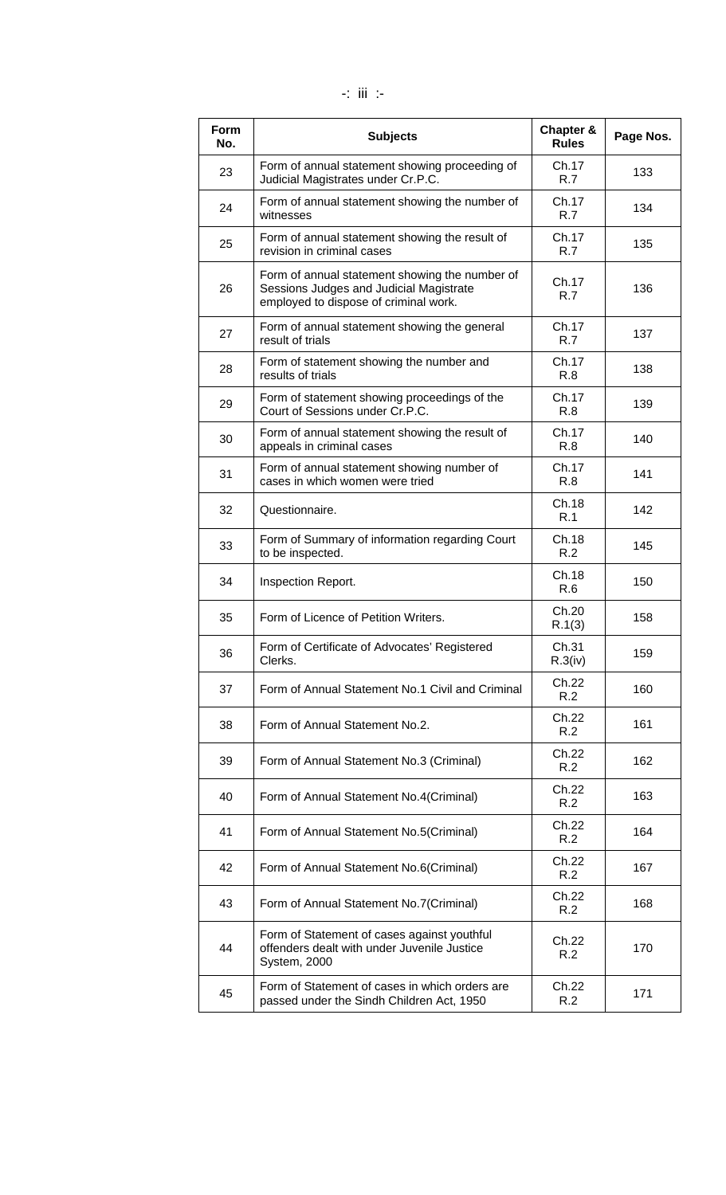| Form No. | Subjects | Chapter & Rules | Page Nos. |
|---|---|---|---|
| 23 | Form of annual statement showing proceeding of Judicial Magistrates under Cr.P.C. | Ch.17 R.7 | 133 |
| 24 | Form of annual statement showing the number of witnesses | Ch.17 R.7 | 134 |
| 25 | Form of annual statement showing the result of revision in criminal cases | Ch.17 R.7 | 135 |
| 26 | Form of annual statement showing the number of Sessions Judges and Judicial Magistrate employed to dispose of criminal work. | Ch.17 R.7 | 136 |
| 27 | Form of annual statement showing the general result of trials | Ch.17 R.7 | 137 |
| 28 | Form of statement showing the number and results of trials | Ch.17 R.8 | 138 |
| 29 | Form of statement showing proceedings of the Court of Sessions under Cr.P.C. | Ch.17 R.8 | 139 |
| 30 | Form of annual statement showing the result of appeals in criminal cases | Ch.17 R.8 | 140 |
| 31 | Form of annual statement showing number of cases in which women were tried | Ch.17 R.8 | 141 |
| 32 | Questionnaire. | Ch.18 R.1 | 142 |
| 33 | Form of Summary of information regarding Court to be inspected. | Ch.18 R.2 | 145 |
| 34 | Inspection Report. | Ch.18 R.6 | 150 |
| 35 | Form of Licence of Petition Writers. | Ch.20 R.1(3) | 158 |
| 36 | Form of Certificate of Advocates' Registered Clerks. | Ch.31 R.3(iv) | 159 |
| 37 | Form of Annual Statement No.1 Civil and Criminal | Ch.22 R.2 | 160 |
| 38 | Form of Annual Statement No.2. | Ch.22 R.2 | 161 |
| 39 | Form of Annual Statement No.3 (Criminal) | Ch.22 R.2 | 162 |
| 40 | Form of Annual Statement No.4(Criminal) | Ch.22 R.2 | 163 |
| 41 | Form of Annual Statement No.5(Criminal) | Ch.22 R.2 | 164 |
| 42 | Form of Annual Statement No.6(Criminal) | Ch.22 R.2 | 167 |
| 43 | Form of Annual Statement No.7(Criminal) | Ch.22 R.2 | 168 |
| 44 | Form of Statement of cases against youthful offenders dealt with under Juvenile Justice System, 2000 | Ch.22 R.2 | 170 |
| 45 | Form of Statement of cases in which orders are passed under the Sindh Children Act, 1950 | Ch.22 R.2 | 171 |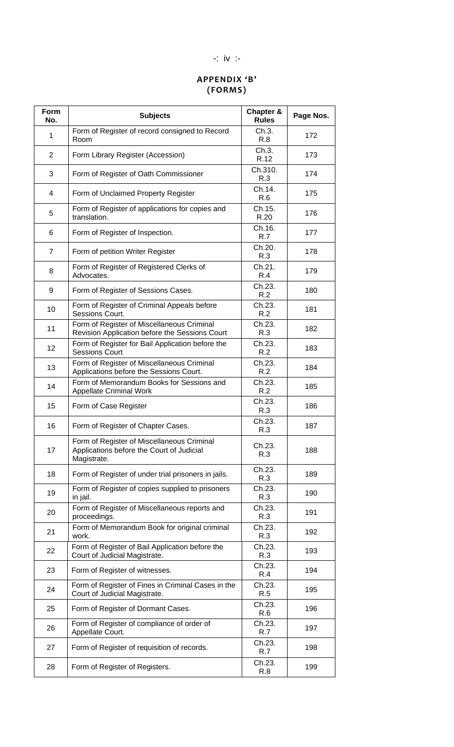## APPENDIX 'B'
## (FORMS)

| Form No. | Subjects | Chapter & Rules | Page Nos. |
|---|---|---|---|
| 1 | Form of Register of record consigned to Record Room | Ch.3. R.8 | 172 |
| 2 | Form Library Register (Accession) | Ch.3. R.12 | 173 |
| 3 | Form of Register of Oath Commissioner | Ch.310. R.3 | 174 |
| 4 | Form of Unclaimed Property Register | Ch.14. R.6 | 175 |
| 5 | Form of Register of applications for copies and translation. | Ch.15. R.20 | 176 |
| 6 | Form of Register of Inspection. | Ch.16. R.7 | 177 |
| 7 | Form of petition Writer Register | Ch.20. R.3 | 178 |
| 8 | Form of Register of Registered Clerks of Advocates. | Ch.21. R.4 | 179 |
| 9 | Form of Register of Sessions Cases. | Ch.23. R.2 | 180 |
| 10 | Form of Register of Criminal Appeals before Sessions Court. | Ch.23. R.2 | 181 |
| 11 | Form of Register of Miscellaneous Criminal Revision Application before the Sessions Court | Ch.23. R.3 | 182 |
| 12 | Form of Register for Bail Application before the Sessions Court | Ch.23. R.2 | 183 |
| 13 | Form of Register of Miscellaneous Criminal Applications before the Sessions Court. | Ch.23. R.2 | 184 |
| 14 | Form of Memorandum Books for Sessions and Appellate Criminal Work | Ch.23. R.2 | 185 |
| 15 | Form of Case Register | Ch.23. R.3 | 186 |
| 16 | Form of Register of Chapter Cases. | Ch.23. R.3 | 187 |
| 17 | Form of Register of Miscellaneous Criminal Applications before the Court of Judicial Magistrate. | Ch.23. R.3 | 188 |
| 18 | Form of Register of under trial prisoners in jails. | Ch.23. R.3 | 189 |
| 19 | Form of Register of copies supplied to prisoners in jail. | Ch.23. R.3 | 190 |
| 20 | Form of Register of Miscellaneous reports and proceedings. | Ch.23. R.3 | 191 |
| 21 | Form of Memorandum Book for original criminal work. | Ch.23. R.3 | 192 |
| 22 | Form of Register of Bail Application before the Court of Judicial Magistrate. | Ch.23. R.3 | 193 |
| 23 | Form of Register of witnesses. | Ch.23. R.4 | 194 |
| 24 | Form of Register of Fines in Criminal Cases in the Court of Judicial Magistrate. | Ch.23. R.5 | 195 |
| 25 | Form of Register of Dormant Cases. | Ch.23. R.6 | 196 |
| 26 | Form of Register of compliance of order of Appellate Court. | Ch.23. R.7 | 197 |
| 27 | Form of Register of requisition of records. | Ch.23. R.7 | 198 |
| 28 | Form of Register of Registers. | Ch.23. R.8 | 199 |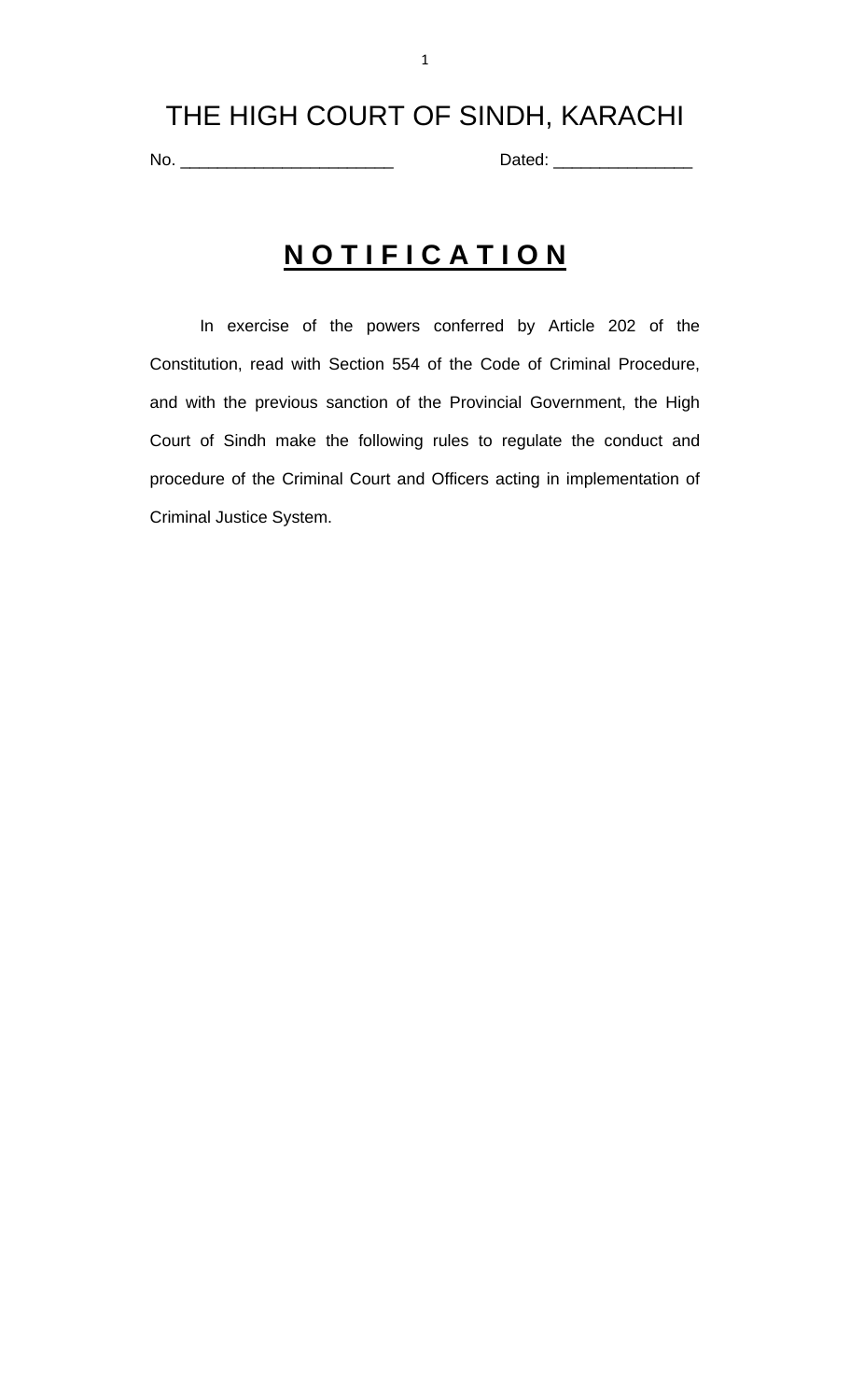# THE HIGH COURT OF SINDH, KARACHI

No. _______________________ Dated: _______________

## N O T I F I C A T I O N

In exercise of the powers conferred by Article 202 of the Constitution, read with Section 554 of the Code of Criminal Procedure, and with the previous sanction of the Provincial Government, the High Court of Sindh make the following rules to regulate the conduct and procedure of the Criminal Court and Officers acting in implementation of Criminal Justice System.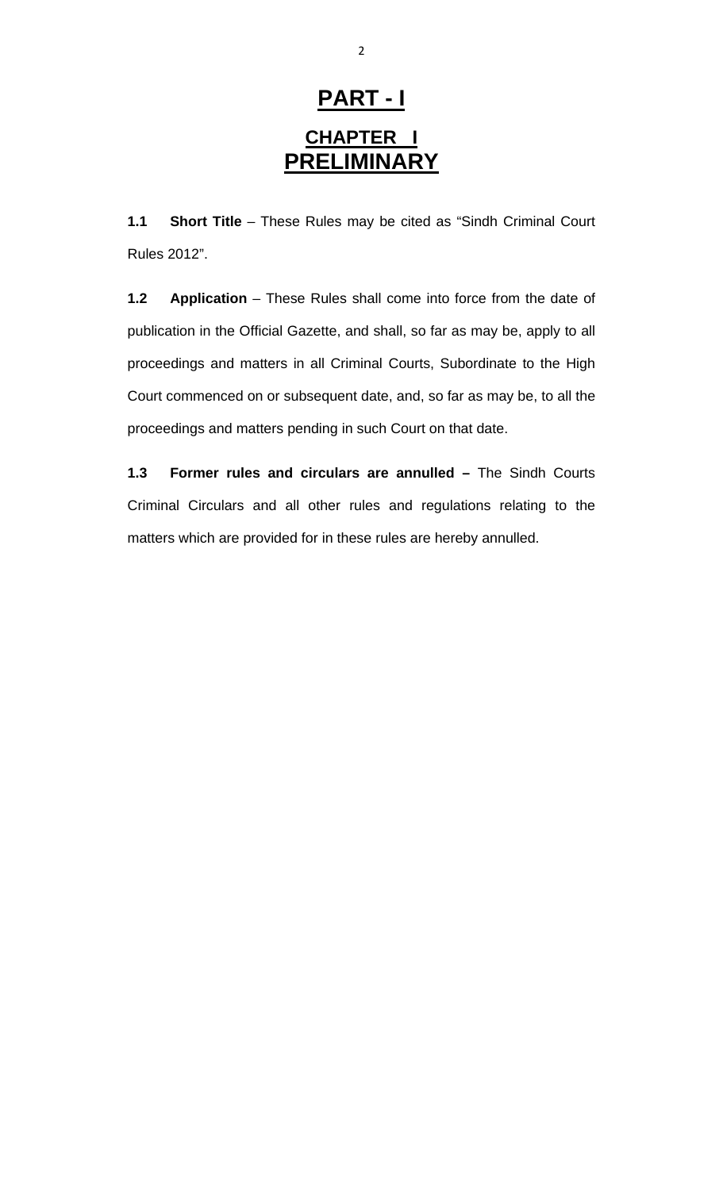# PART - I

## CHAPTER I

## PRELIMINARY

**1.1 Short Title** – These Rules may be cited as "Sindh Criminal Court Rules 2012".

**1.2 Application** – These Rules shall come into force from the date of publication in the Official Gazette, and shall, so far as may be, apply to all proceedings and matters in all Criminal Courts, Subordinate to the High Court commenced on or subsequent date, and, so far as may be, to all the proceedings and matters pending in such Court on that date.

**1.3 Former rules and circulars are annulled –** The Sindh Courts Criminal Circulars and all other rules and regulations relating to the matters which are provided for in these rules are hereby annulled.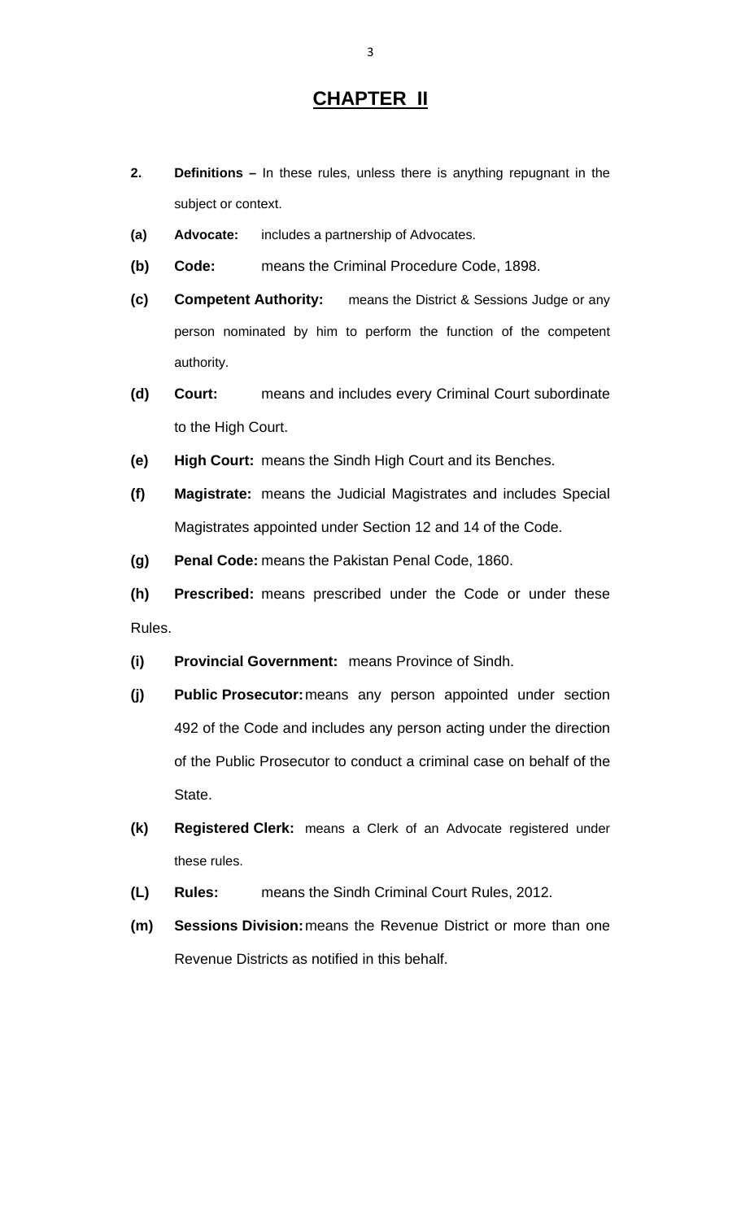# CHAPTER II

**2.** **Definitions –** In these rules, unless there is anything repugnant in the subject or context.

**(a)** **Advocate:** includes a partnership of Advocates.

**(b)** **Code:** means the Criminal Procedure Code, 1898.

**(c)** **Competent Authority:** means the District & Sessions Judge or any person nominated by him to perform the function of the competent authority.

**(d)** **Court:** means and includes every Criminal Court subordinate to the High Court.

**(e)** **High Court:** means the Sindh High Court and its Benches.

**(f)** **Magistrate:** means the Judicial Magistrates and includes Special Magistrates appointed under Section 12 and 14 of the Code.

**(g)** **Penal Code:** means the Pakistan Penal Code, 1860.

**(h)** **Prescribed:** means prescribed under the Code or under these Rules.

**(i)** **Provincial Government:** means Province of Sindh.

**(j)** **Public Prosecutor:** means any person appointed under section 492 of the Code and includes any person acting under the direction of the Public Prosecutor to conduct a criminal case on behalf of the State.

**(k)** **Registered Clerk:** means a Clerk of an Advocate registered under these rules.

**(L)** **Rules:** means the Sindh Criminal Court Rules, 2012.

**(m)** **Sessions Division:** means the Revenue District or more than one Revenue Districts as notified in this behalf.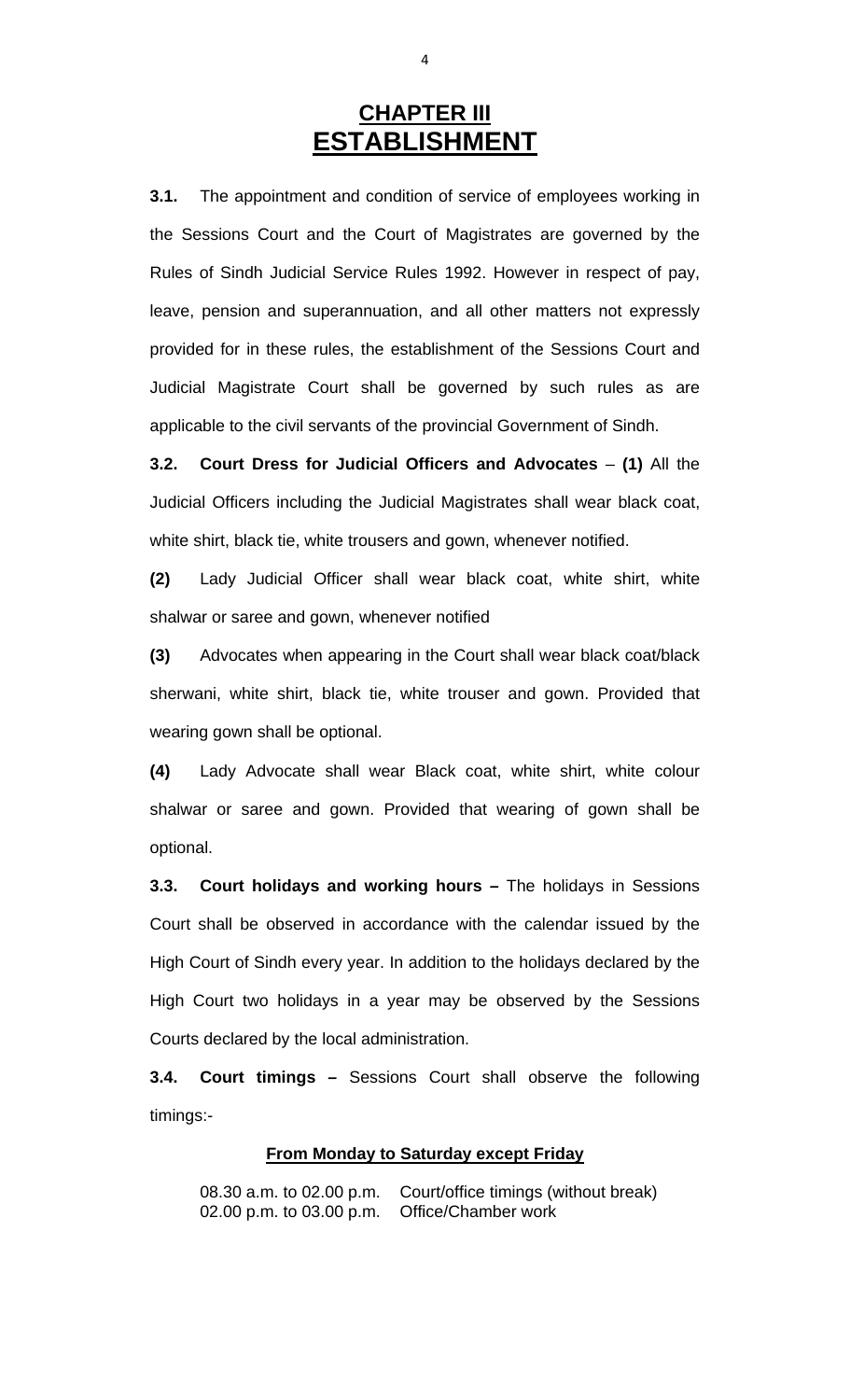# CHAPTER III
# ESTABLISHMENT

**3.1.** The appointment and condition of service of employees working in the Sessions Court and the Court of Magistrates are governed by the Rules of Sindh Judicial Service Rules 1992. However in respect of pay, leave, pension and superannuation, and all other matters not expressly provided for in these rules, the establishment of the Sessions Court and Judicial Magistrate Court shall be governed by such rules as are applicable to the civil servants of the provincial Government of Sindh.

**3.2. Court Dress for Judicial Officers and Advocates** – **(1)** All the Judicial Officers including the Judicial Magistrates shall wear black coat, white shirt, black tie, white trousers and gown, whenever notified.

**(2)** Lady Judicial Officer shall wear black coat, white shirt, white shalwar or saree and gown, whenever notified

**(3)** Advocates when appearing in the Court shall wear black coat/black sherwani, white shirt, black tie, white trouser and gown. Provided that wearing gown shall be optional.

**(4)** Lady Advocate shall wear Black coat, white shirt, white colour shalwar or saree and gown. Provided that wearing of gown shall be optional.

**3.3. Court holidays and working hours –** The holidays in Sessions Court shall be observed in accordance with the calendar issued by the High Court of Sindh every year. In addition to the holidays declared by the High Court two holidays in a year may be observed by the Sessions Courts declared by the local administration.

**3.4. Court timings –** Sessions Court shall observe the following timings:-

**From Monday to Saturday except Friday**

08.30 a.m. to 02.00 p.m. Court/office timings (without break)
02.00 p.m. to 03.00 p.m. Office/Chamber work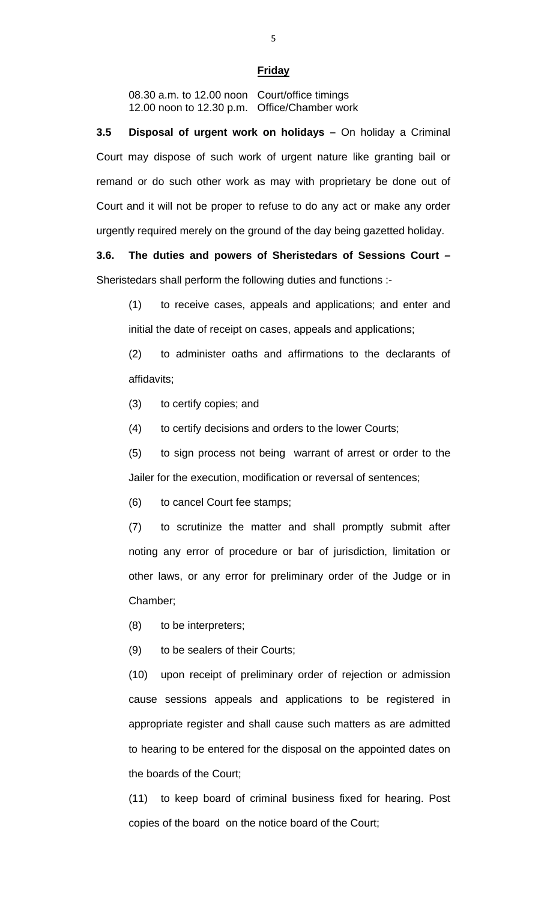**Friday**

08.30 a.m. to 12.00 noon Court/office timings
12.00 noon to 12.30 p.m. Office/Chamber work

**3.5 Disposal of urgent work on holidays –** On holiday a Criminal Court may dispose of such work of urgent nature like granting bail or remand or do such other work as may with proprietary be done out of Court and it will not be proper to refuse to do any act or make any order urgently required merely on the ground of the day being gazetted holiday.

**3.6. The duties and powers of Sheristedars of Sessions Court –** Sheristedars shall perform the following duties and functions :-

(1) to receive cases, appeals and applications; and enter and initial the date of receipt on cases, appeals and applications;

(2) to administer oaths and affirmations to the declarants of affidavits;

(3) to certify copies; and

(4) to certify decisions and orders to the lower Courts;

(5) to sign process not being warrant of arrest or order to the Jailer for the execution, modification or reversal of sentences;

(6) to cancel Court fee stamps;

(7) to scrutinize the matter and shall promptly submit after noting any error of procedure or bar of jurisdiction, limitation or other laws, or any error for preliminary order of the Judge or in Chamber;

(8) to be interpreters;

(9) to be sealers of their Courts;

(10) upon receipt of preliminary order of rejection or admission cause sessions appeals and applications to be registered in appropriate register and shall cause such matters as are admitted to hearing to be entered for the disposal on the appointed dates on the boards of the Court;

(11) to keep board of criminal business fixed for hearing. Post copies of the board on the notice board of the Court;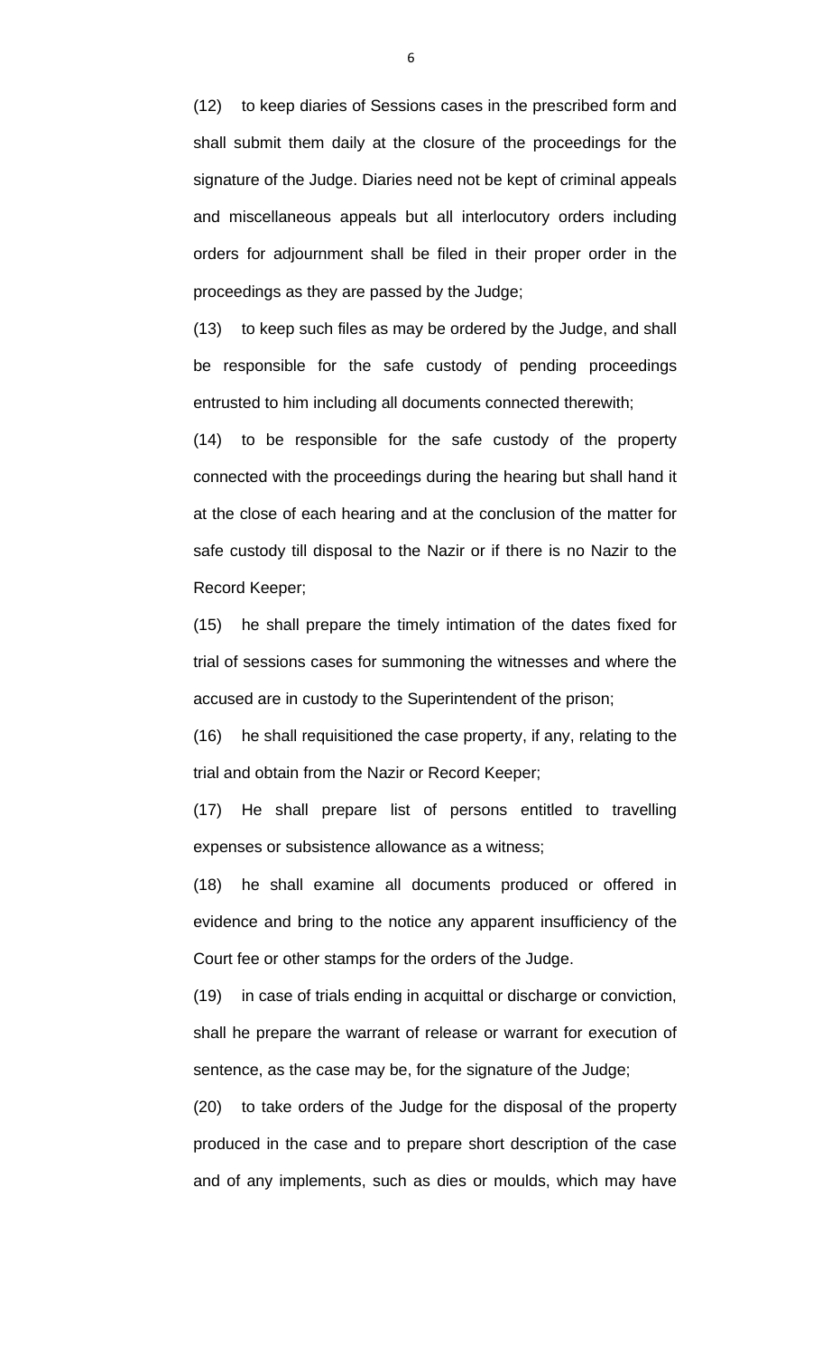(12) to keep diaries of Sessions cases in the prescribed form and shall submit them daily at the closure of the proceedings for the signature of the Judge. Diaries need not be kept of criminal appeals and miscellaneous appeals but all interlocutory orders including orders for adjournment shall be filed in their proper order in the proceedings as they are passed by the Judge;

(13) to keep such files as may be ordered by the Judge, and shall be responsible for the safe custody of pending proceedings entrusted to him including all documents connected therewith;

(14) to be responsible for the safe custody of the property connected with the proceedings during the hearing but shall hand it at the close of each hearing and at the conclusion of the matter for safe custody till disposal to the Nazir or if there is no Nazir to the Record Keeper;

(15) he shall prepare the timely intimation of the dates fixed for trial of sessions cases for summoning the witnesses and where the accused are in custody to the Superintendent of the prison;

(16) he shall requisitioned the case property, if any, relating to the trial and obtain from the Nazir or Record Keeper;

(17) He shall prepare list of persons entitled to travelling expenses or subsistence allowance as a witness;

(18) he shall examine all documents produced or offered in evidence and bring to the notice any apparent insufficiency of the Court fee or other stamps for the orders of the Judge.

(19) in case of trials ending in acquittal or discharge or conviction, shall he prepare the warrant of release or warrant for execution of sentence, as the case may be, for the signature of the Judge;

(20) to take orders of the Judge for the disposal of the property produced in the case and to prepare short description of the case and of any implements, such as dies or moulds, which may have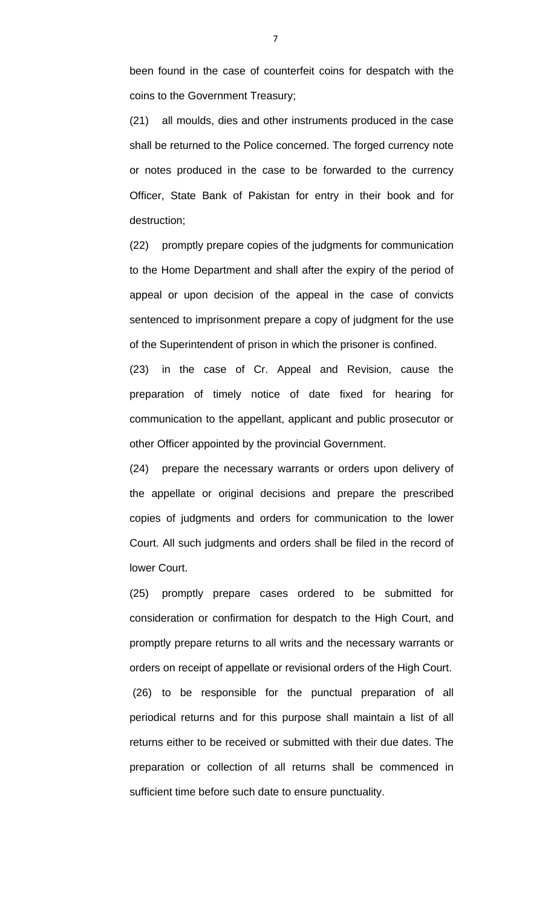been found in the case of counterfeit coins for despatch with the coins to the Government Treasury;

(21) all moulds, dies and other instruments produced in the case shall be returned to the Police concerned. The forged currency note or notes produced in the case to be forwarded to the currency Officer, State Bank of Pakistan for entry in their book and for destruction;

(22) promptly prepare copies of the judgments for communication to the Home Department and shall after the expiry of the period of appeal or upon decision of the appeal in the case of convicts sentenced to imprisonment prepare a copy of judgment for the use of the Superintendent of prison in which the prisoner is confined.

(23) in the case of Cr. Appeal and Revision, cause the preparation of timely notice of date fixed for hearing for communication to the appellant, applicant and public prosecutor or other Officer appointed by the provincial Government.

(24) prepare the necessary warrants or orders upon delivery of the appellate or original decisions and prepare the prescribed copies of judgments and orders for communication to the lower Court. All such judgments and orders shall be filed in the record of lower Court.

(25) promptly prepare cases ordered to be submitted for consideration or confirmation for despatch to the High Court, and promptly prepare returns to all writs and the necessary warrants or orders on receipt of appellate or revisional orders of the High Court.

(26) to be responsible for the punctual preparation of all periodical returns and for this purpose shall maintain a list of all returns either to be received or submitted with their due dates. The preparation or collection of all returns shall be commenced in sufficient time before such date to ensure punctuality.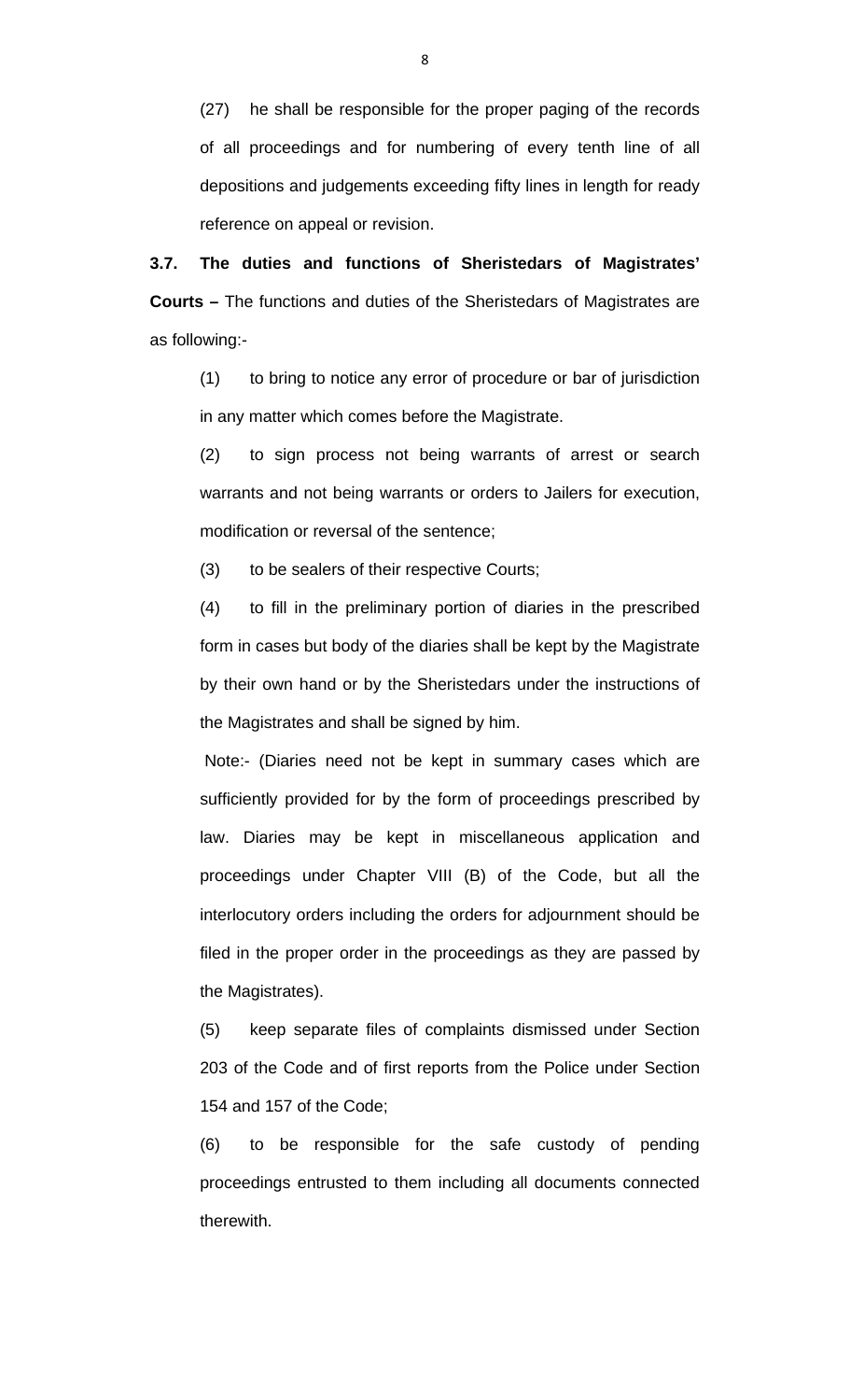(27) he shall be responsible for the proper paging of the records of all proceedings and for numbering of every tenth line of all depositions and judgements exceeding fifty lines in length for ready reference on appeal or revision.

**3.7. The duties and functions of Sheristedars of Magistrates' Courts –** The functions and duties of the Sheristedars of Magistrates are as following:-

(1) to bring to notice any error of procedure or bar of jurisdiction in any matter which comes before the Magistrate.

(2) to sign process not being warrants of arrest or search warrants and not being warrants or orders to Jailers for execution, modification or reversal of the sentence;

(3) to be sealers of their respective Courts;

(4) to fill in the preliminary portion of diaries in the prescribed form in cases but body of the diaries shall be kept by the Magistrate by their own hand or by the Sheristedars under the instructions of the Magistrates and shall be signed by him.

Note:- (Diaries need not be kept in summary cases which are sufficiently provided for by the form of proceedings prescribed by law. Diaries may be kept in miscellaneous application and proceedings under Chapter VIII (B) of the Code, but all the interlocutory orders including the orders for adjournment should be filed in the proper order in the proceedings as they are passed by the Magistrates).

(5) keep separate files of complaints dismissed under Section 203 of the Code and of first reports from the Police under Section 154 and 157 of the Code;

(6) to be responsible for the safe custody of pending proceedings entrusted to them including all documents connected therewith.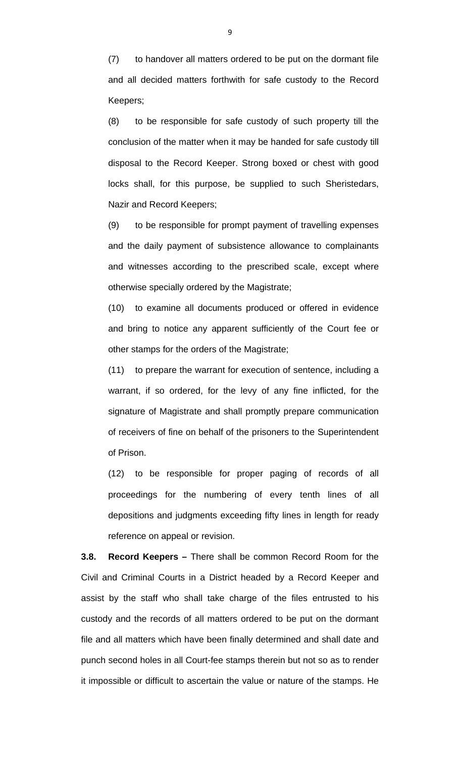(7) to handover all matters ordered to be put on the dormant file and all decided matters forthwith for safe custody to the Record Keepers;

(8) to be responsible for safe custody of such property till the conclusion of the matter when it may be handed for safe custody till disposal to the Record Keeper. Strong boxed or chest with good locks shall, for this purpose, be supplied to such Sheristedars, Nazir and Record Keepers;

(9) to be responsible for prompt payment of travelling expenses and the daily payment of subsistence allowance to complainants and witnesses according to the prescribed scale, except where otherwise specially ordered by the Magistrate;

(10) to examine all documents produced or offered in evidence and bring to notice any apparent sufficiently of the Court fee or other stamps for the orders of the Magistrate;

(11) to prepare the warrant for execution of sentence, including a warrant, if so ordered, for the levy of any fine inflicted, for the signature of Magistrate and shall promptly prepare communication of receivers of fine on behalf of the prisoners to the Superintendent of Prison.

(12) to be responsible for proper paging of records of all proceedings for the numbering of every tenth lines of all depositions and judgments exceeding fifty lines in length for ready reference on appeal or revision.

**3.8. Record Keepers –** There shall be common Record Room for the Civil and Criminal Courts in a District headed by a Record Keeper and assist by the staff who shall take charge of the files entrusted to his custody and the records of all matters ordered to be put on the dormant file and all matters which have been finally determined and shall date and punch second holes in all Court-fee stamps therein but not so as to render it impossible or difficult to ascertain the value or nature of the stamps. He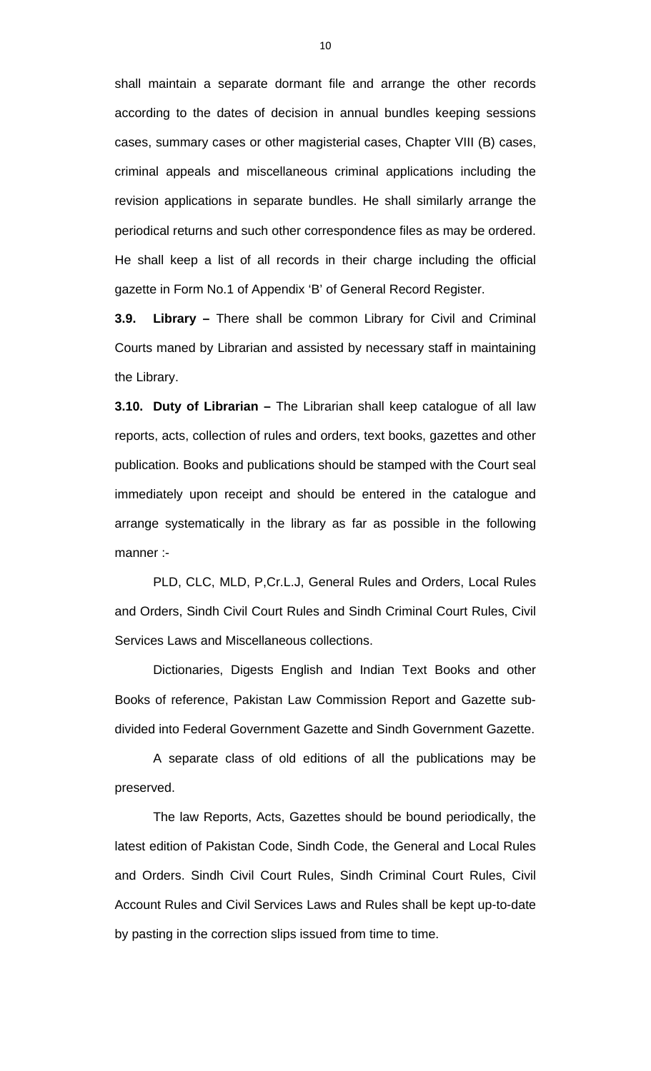shall maintain a separate dormant file and arrange the other records according to the dates of decision in annual bundles keeping sessions cases, summary cases or other magisterial cases, Chapter VIII (B) cases, criminal appeals and miscellaneous criminal applications including the revision applications in separate bundles. He shall similarly arrange the periodical returns and such other correspondence files as may be ordered. He shall keep a list of all records in their charge including the official gazette in Form No.1 of Appendix 'B' of General Record Register.

**3.9. Library –** There shall be common Library for Civil and Criminal Courts maned by Librarian and assisted by necessary staff in maintaining the Library.

**3.10. Duty of Librarian –** The Librarian shall keep catalogue of all law reports, acts, collection of rules and orders, text books, gazettes and other publication. Books and publications should be stamped with the Court seal immediately upon receipt and should be entered in the catalogue and arrange systematically in the library as far as possible in the following manner :-

PLD, CLC, MLD, P,Cr.L.J, General Rules and Orders, Local Rules and Orders, Sindh Civil Court Rules and Sindh Criminal Court Rules, Civil Services Laws and Miscellaneous collections.

Dictionaries, Digests English and Indian Text Books and other Books of reference, Pakistan Law Commission Report and Gazette sub-divided into Federal Government Gazette and Sindh Government Gazette.

A separate class of old editions of all the publications may be preserved.

The law Reports, Acts, Gazettes should be bound periodically, the latest edition of Pakistan Code, Sindh Code, the General and Local Rules and Orders. Sindh Civil Court Rules, Sindh Criminal Court Rules, Civil Account Rules and Civil Services Laws and Rules shall be kept up-to-date by pasting in the correction slips issued from time to time.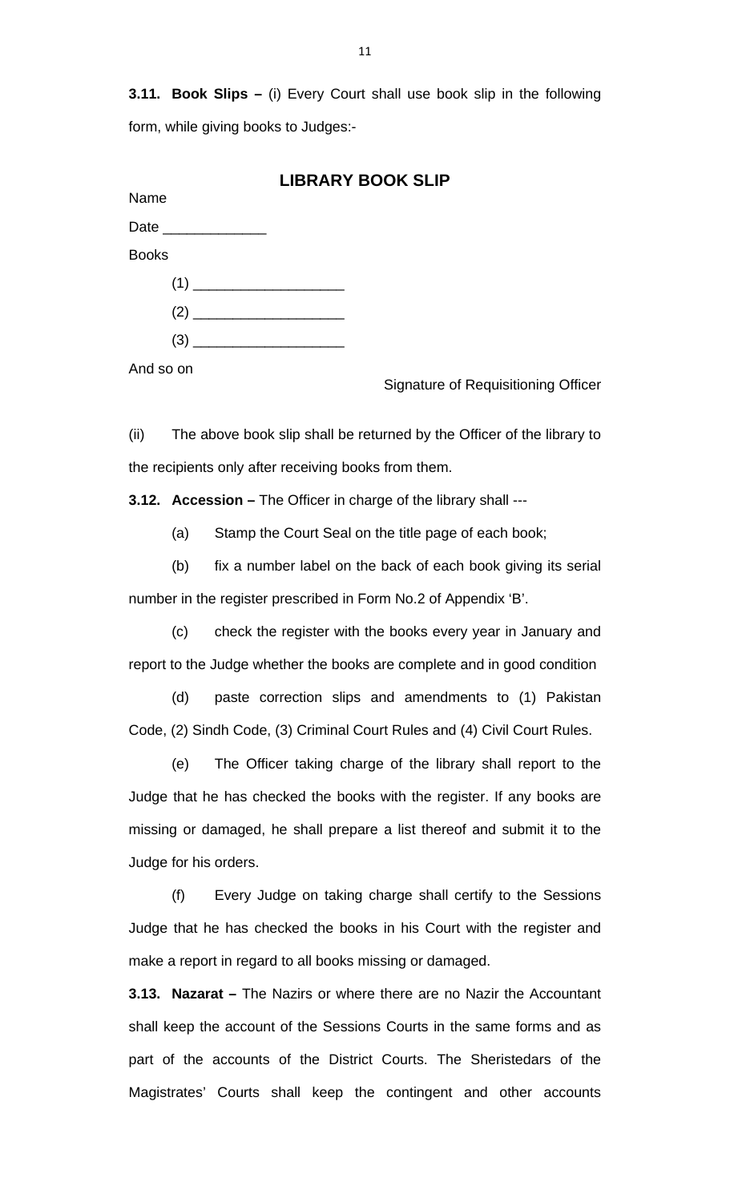**3.11. Book Slips –** (i) Every Court shall use book slip in the following form, while giving books to Judges:-

**LIBRARY BOOK SLIP**

Name

Date _____________

Books

(1) ___________________

(2) ___________________

(3) ___________________

And so on

Signature of Requisitioning Officer

(ii) The above book slip shall be returned by the Officer of the library to the recipients only after receiving books from them.

**3.12. Accession –** The Officer in charge of the library shall ---

(a) Stamp the Court Seal on the title page of each book;

(b) fix a number label on the back of each book giving its serial number in the register prescribed in Form No.2 of Appendix 'B'.

(c) check the register with the books every year in January and report to the Judge whether the books are complete and in good condition

(d) paste correction slips and amendments to (1) Pakistan Code, (2) Sindh Code, (3) Criminal Court Rules and (4) Civil Court Rules.

(e) The Officer taking charge of the library shall report to the Judge that he has checked the books with the register. If any books are missing or damaged, he shall prepare a list thereof and submit it to the Judge for his orders.

(f) Every Judge on taking charge shall certify to the Sessions Judge that he has checked the books in his Court with the register and make a report in regard to all books missing or damaged.

**3.13. Nazarat –** The Nazirs or where there are no Nazir the Accountant shall keep the account of the Sessions Courts in the same forms and as part of the accounts of the District Courts. The Sheristedars of the Magistrates' Courts shall keep the contingent and other accounts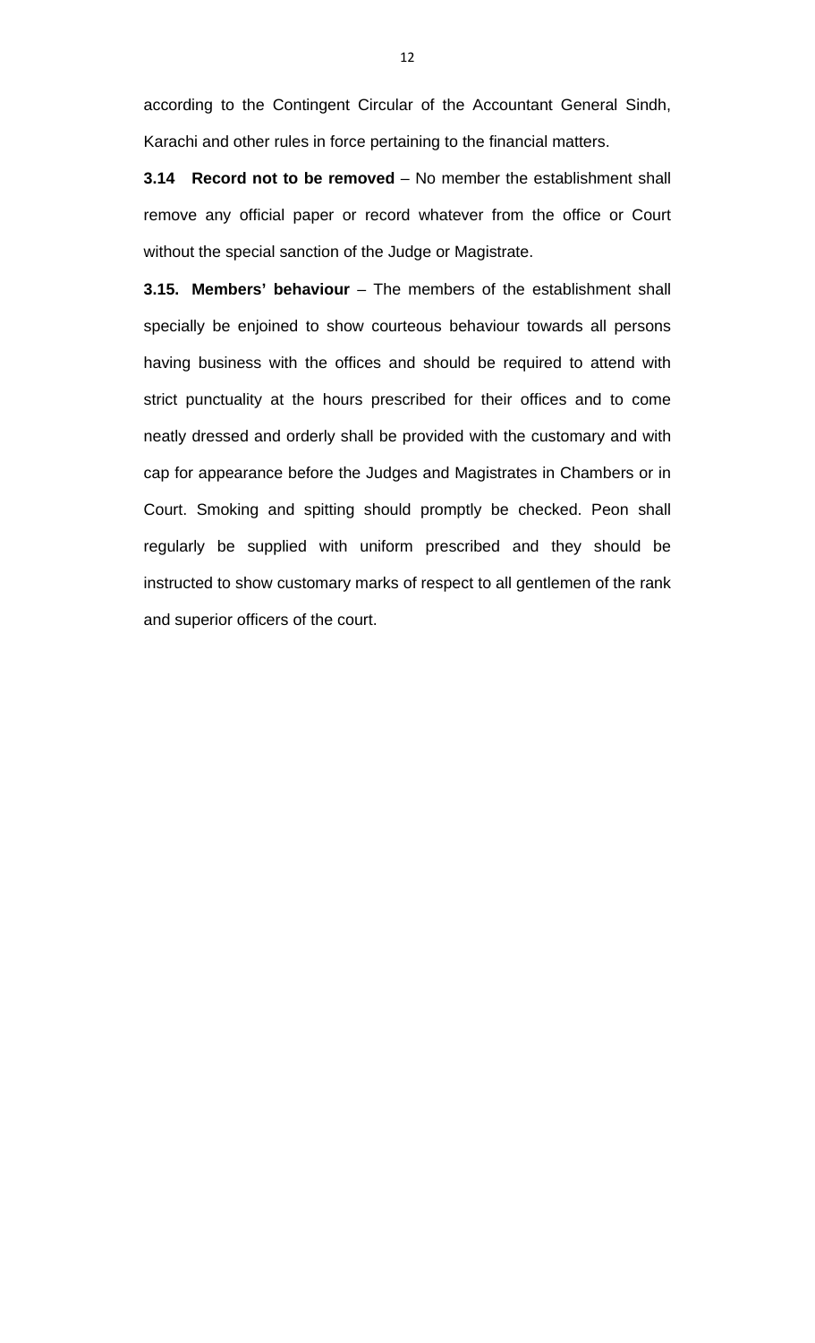according to the Contingent Circular of the Accountant General Sindh, Karachi and other rules in force pertaining to the financial matters.

**3.14 Record not to be removed** – No member the establishment shall remove any official paper or record whatever from the office or Court without the special sanction of the Judge or Magistrate.

**3.15. Members' behaviour** – The members of the establishment shall specially be enjoined to show courteous behaviour towards all persons having business with the offices and should be required to attend with strict punctuality at the hours prescribed for their offices and to come neatly dressed and orderly shall be provided with the customary and with cap for appearance before the Judges and Magistrates in Chambers or in Court. Smoking and spitting should promptly be checked. Peon shall regularly be supplied with uniform prescribed and they should be instructed to show customary marks of respect to all gentlemen of the rank and superior officers of the court.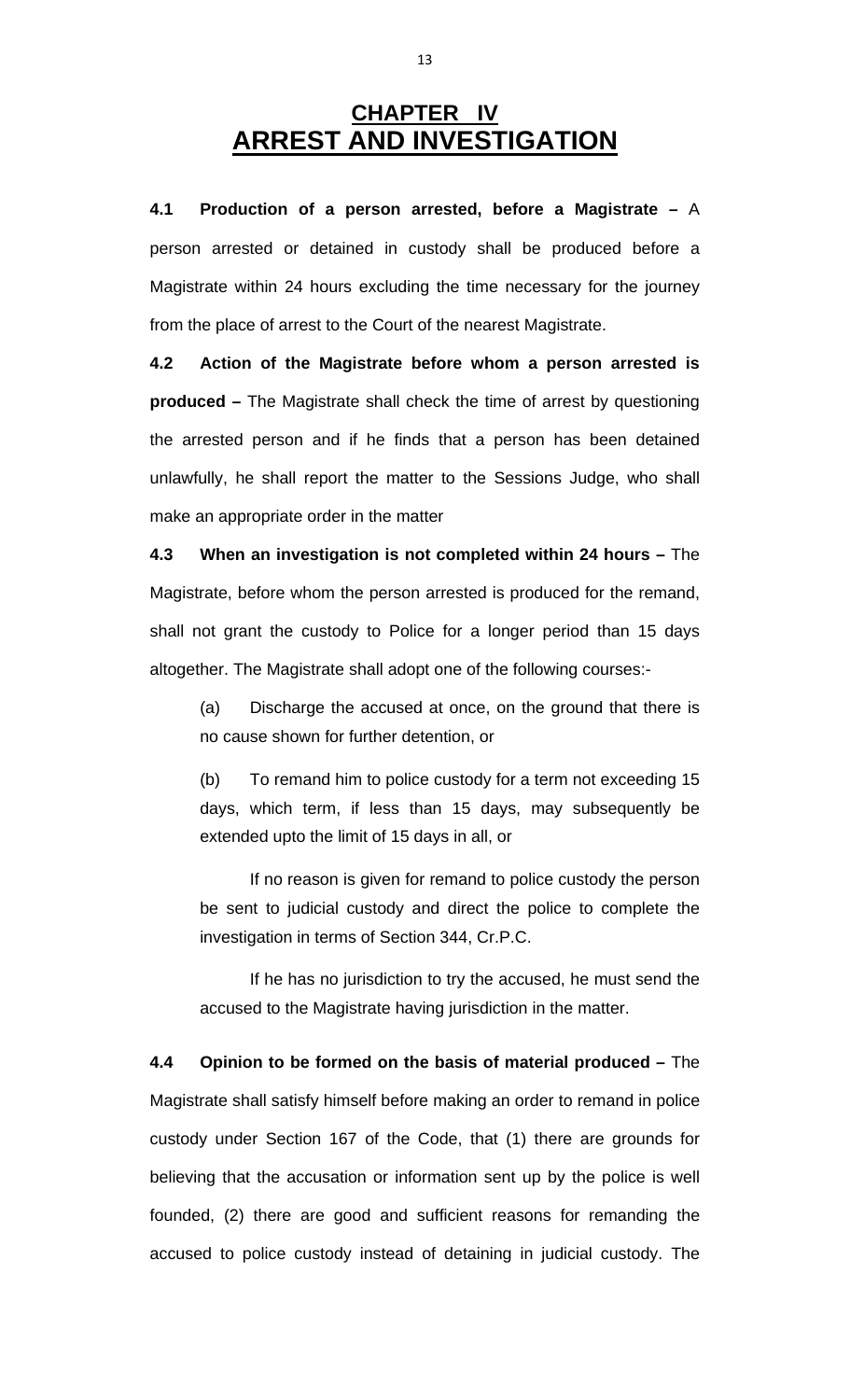# CHAPTER IV
# ARREST AND INVESTIGATION

**4.1 Production of a person arrested, before a Magistrate –** A person arrested or detained in custody shall be produced before a Magistrate within 24 hours excluding the time necessary for the journey from the place of arrest to the Court of the nearest Magistrate.

**4.2 Action of the Magistrate before whom a person arrested is produced –** The Magistrate shall check the time of arrest by questioning the arrested person and if he finds that a person has been detained unlawfully, he shall report the matter to the Sessions Judge, who shall make an appropriate order in the matter

**4.3 When an investigation is not completed within 24 hours –** The Magistrate, before whom the person arrested is produced for the remand, shall not grant the custody to Police for a longer period than 15 days altogether. The Magistrate shall adopt one of the following courses:-

> (a) Discharge the accused at once, on the ground that there is no cause shown for further detention, or
>
> (b) To remand him to police custody for a term not exceeding 15 days, which term, if less than 15 days, may subsequently be extended upto the limit of 15 days in all, or
>
> If no reason is given for remand to police custody the person be sent to judicial custody and direct the police to complete the investigation in terms of Section 344, Cr.P.C.
>
> If he has no jurisdiction to try the accused, he must send the accused to the Magistrate having jurisdiction in the matter.

**4.4 Opinion to be formed on the basis of material produced –** The Magistrate shall satisfy himself before making an order to remand in police custody under Section 167 of the Code, that (1) there are grounds for believing that the accusation or information sent up by the police is well founded, (2) there are good and sufficient reasons for remanding the accused to police custody instead of detaining in judicial custody. The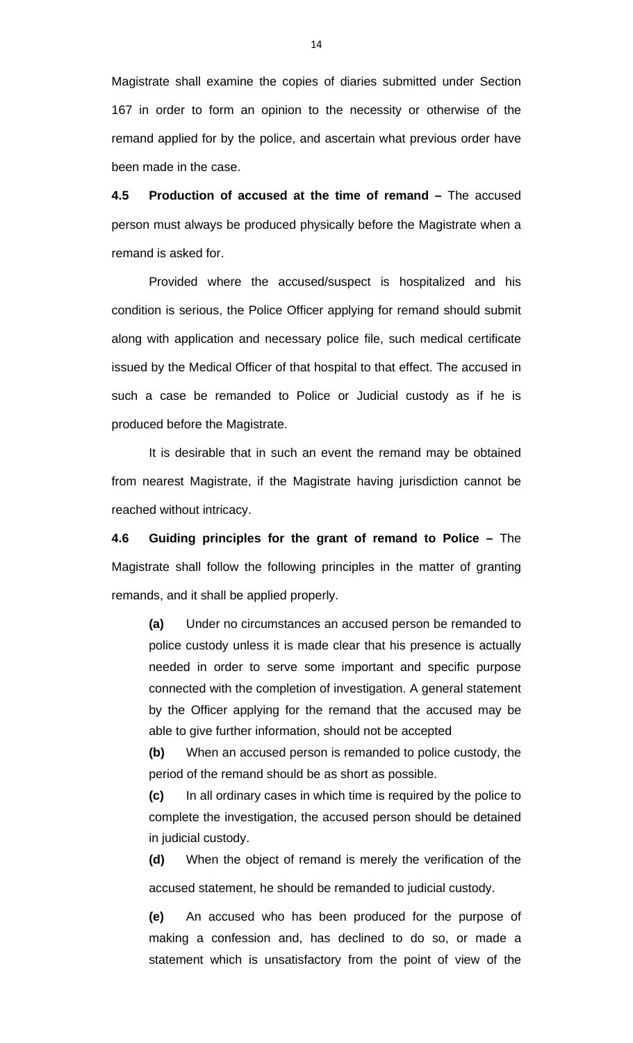Magistrate shall examine the copies of diaries submitted under Section 167 in order to form an opinion to the necessity or otherwise of the remand applied for by the police, and ascertain what previous order have been made in the case.

**4.5 Production of accused at the time of remand –** The accused person must always be produced physically before the Magistrate when a remand is asked for.

Provided where the accused/suspect is hospitalized and his condition is serious, the Police Officer applying for remand should submit along with application and necessary police file, such medical certificate issued by the Medical Officer of that hospital to that effect. The accused in such a case be remanded to Police or Judicial custody as if he is produced before the Magistrate.

It is desirable that in such an event the remand may be obtained from nearest Magistrate, if the Magistrate having jurisdiction cannot be reached without intricacy.

**4.6 Guiding principles for the grant of remand to Police –** The Magistrate shall follow the following principles in the matter of granting remands, and it shall be applied properly.

**(a)** Under no circumstances an accused person be remanded to police custody unless it is made clear that his presence is actually needed in order to serve some important and specific purpose connected with the completion of investigation. A general statement by the Officer applying for the remand that the accused may be able to give further information, should not be accepted

**(b)** When an accused person is remanded to police custody, the period of the remand should be as short as possible.

**(c)** In all ordinary cases in which time is required by the police to complete the investigation, the accused person should be detained in judicial custody.

**(d)** When the object of remand is merely the verification of the accused statement, he should be remanded to judicial custody.

**(e)** An accused who has been produced for the purpose of making a confession and, has declined to do so, or made a statement which is unsatisfactory from the point of view of the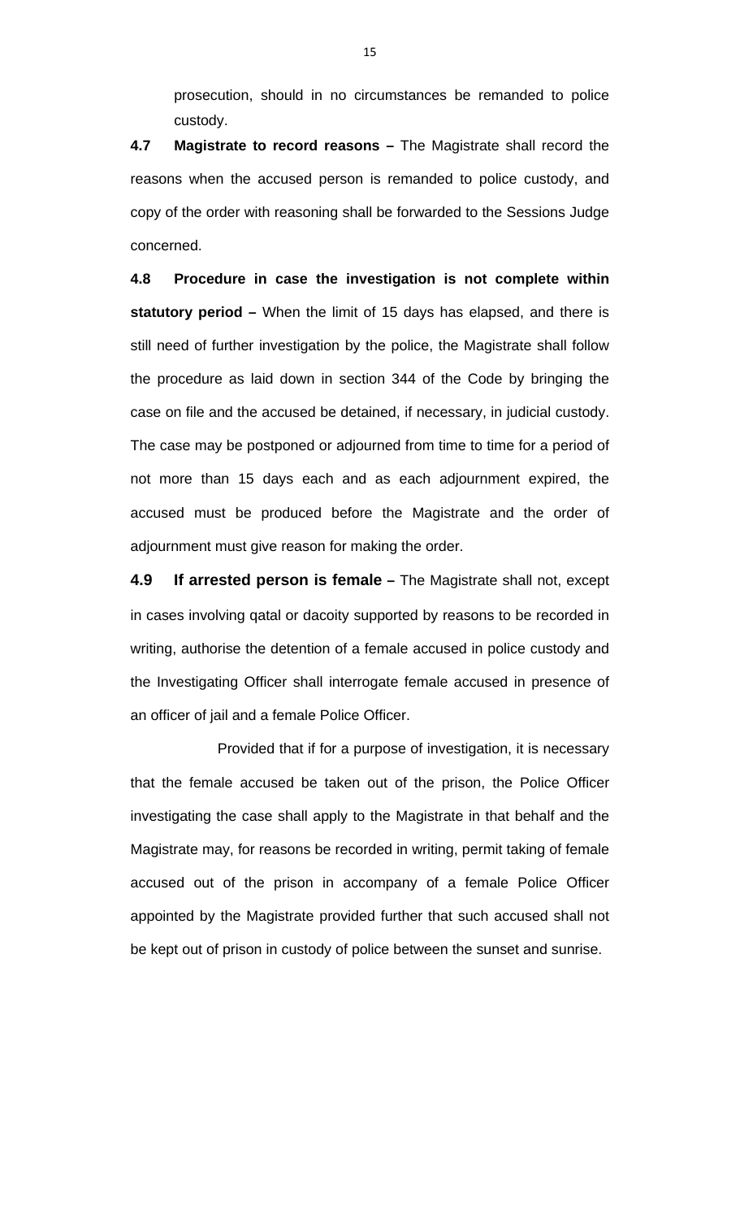prosecution, should in no circumstances be remanded to police custody.

**4.7 Magistrate to record reasons –** The Magistrate shall record the reasons when the accused person is remanded to police custody, and copy of the order with reasoning shall be forwarded to the Sessions Judge concerned.

**4.8 Procedure in case the investigation is not complete within statutory period –** When the limit of 15 days has elapsed, and there is still need of further investigation by the police, the Magistrate shall follow the procedure as laid down in section 344 of the Code by bringing the case on file and the accused be detained, if necessary, in judicial custody. The case may be postponed or adjourned from time to time for a period of not more than 15 days each and as each adjournment expired, the accused must be produced before the Magistrate and the order of adjournment must give reason for making the order.

**4.9 If arrested person is female –** The Magistrate shall not, except in cases involving qatal or dacoity supported by reasons to be recorded in writing, authorise the detention of a female accused in police custody and the Investigating Officer shall interrogate female accused in presence of an officer of jail and a female Police Officer.

Provided that if for a purpose of investigation, it is necessary that the female accused be taken out of the prison, the Police Officer investigating the case shall apply to the Magistrate in that behalf and the Magistrate may, for reasons be recorded in writing, permit taking of female accused out of the prison in accompany of a female Police Officer appointed by the Magistrate provided further that such accused shall not be kept out of prison in custody of police between the sunset and sunrise.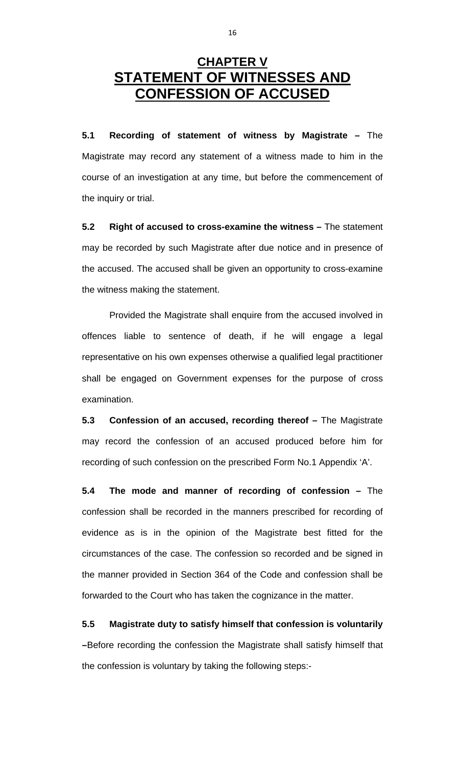# CHAPTER V
# STATEMENT OF WITNESSES AND CONFESSION OF ACCUSED

**5.1 Recording of statement of witness by Magistrate –** The Magistrate may record any statement of a witness made to him in the course of an investigation at any time, but before the commencement of the inquiry or trial.

**5.2 Right of accused to cross-examine the witness –** The statement may be recorded by such Magistrate after due notice and in presence of the accused. The accused shall be given an opportunity to cross-examine the witness making the statement.

Provided the Magistrate shall enquire from the accused involved in offences liable to sentence of death, if he will engage a legal representative on his own expenses otherwise a qualified legal practitioner shall be engaged on Government expenses for the purpose of cross examination.

**5.3 Confession of an accused, recording thereof –** The Magistrate may record the confession of an accused produced before him for recording of such confession on the prescribed Form No.1 Appendix 'A'.

**5.4 The mode and manner of recording of confession –** The confession shall be recorded in the manners prescribed for recording of evidence as is in the opinion of the Magistrate best fitted for the circumstances of the case. The confession so recorded and be signed in the manner provided in Section 364 of the Code and confession shall be forwarded to the Court who has taken the cognizance in the matter.

**5.5 Magistrate duty to satisfy himself that confession is voluntarily –**Before recording the confession the Magistrate shall satisfy himself that the confession is voluntary by taking the following steps:-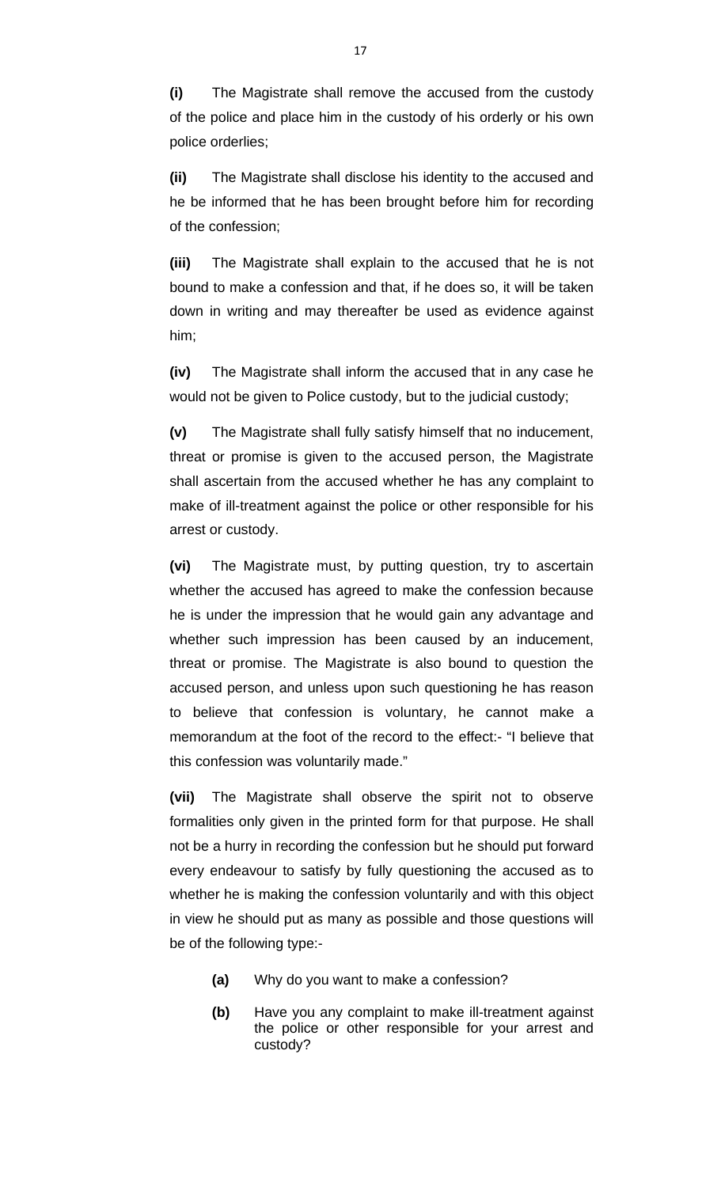**(i)** The Magistrate shall remove the accused from the custody of the police and place him in the custody of his orderly or his own police orderlies;

**(ii)** The Magistrate shall disclose his identity to the accused and he be informed that he has been brought before him for recording of the confession;

**(iii)** The Magistrate shall explain to the accused that he is not bound to make a confession and that, if he does so, it will be taken down in writing and may thereafter be used as evidence against him;

**(iv)** The Magistrate shall inform the accused that in any case he would not be given to Police custody, but to the judicial custody;

**(v)** The Magistrate shall fully satisfy himself that no inducement, threat or promise is given to the accused person, the Magistrate shall ascertain from the accused whether he has any complaint to make of ill-treatment against the police or other responsible for his arrest or custody.

**(vi)** The Magistrate must, by putting question, try to ascertain whether the accused has agreed to make the confession because he is under the impression that he would gain any advantage and whether such impression has been caused by an inducement, threat or promise. The Magistrate is also bound to question the accused person, and unless upon such questioning he has reason to believe that confession is voluntary, he cannot make a memorandum at the foot of the record to the effect:- "I believe that this confession was voluntarily made."

**(vii)** The Magistrate shall observe the spirit not to observe formalities only given in the printed form for that purpose. He shall not be a hurry in recording the confession but he should put forward every endeavour to satisfy by fully questioning the accused as to whether he is making the confession voluntarily and with this object in view he should put as many as possible and those questions will be of the following type:-

- **(a)** Why do you want to make a confession?
- **(b)** Have you any complaint to make ill-treatment against the police or other responsible for your arrest and custody?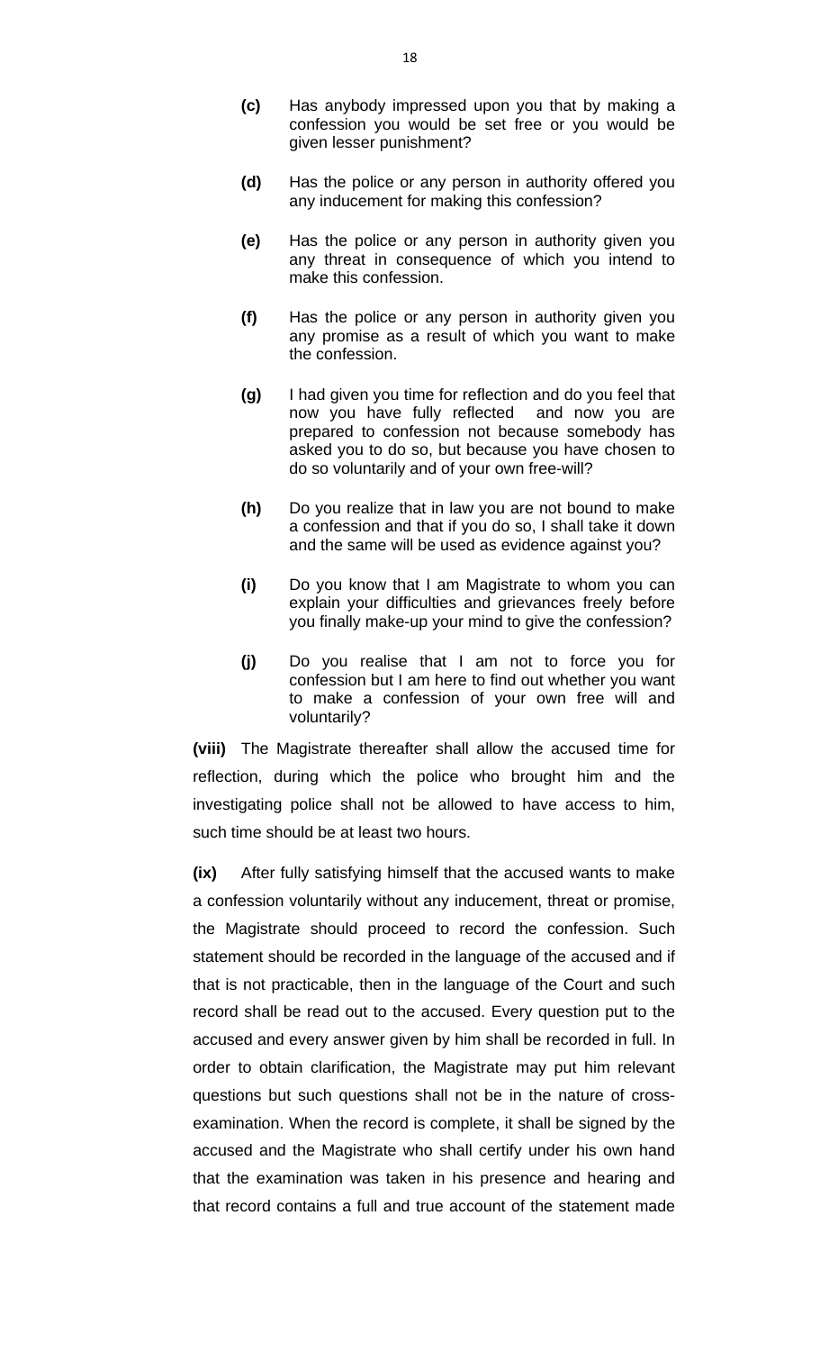**(c)** Has anybody impressed upon you that by making a confession you would be set free or you would be given lesser punishment?

**(d)** Has the police or any person in authority offered you any inducement for making this confession?

**(e)** Has the police or any person in authority given you any threat in consequence of which you intend to make this confession.

**(f)** Has the police or any person in authority given you any promise as a result of which you want to make the confession.

**(g)** I had given you time for reflection and do you feel that now you have fully reflected and now you are prepared to confession not because somebody has asked you to do so, but because you have chosen to do so voluntarily and of your own free-will?

**(h)** Do you realize that in law you are not bound to make a confession and that if you do so, I shall take it down and the same will be used as evidence against you?

**(i)** Do you know that I am Magistrate to whom you can explain your difficulties and grievances freely before you finally make-up your mind to give the confession?

**(j)** Do you realise that I am not to force you for confession but I am here to find out whether you want to make a confession of your own free will and voluntarily?

**(viii)** The Magistrate thereafter shall allow the accused time for reflection, during which the police who brought him and the investigating police shall not be allowed to have access to him, such time should be at least two hours.

**(ix)** After fully satisfying himself that the accused wants to make a confession voluntarily without any inducement, threat or promise, the Magistrate should proceed to record the confession. Such statement should be recorded in the language of the accused and if that is not practicable, then in the language of the Court and such record shall be read out to the accused. Every question put to the accused and every answer given by him shall be recorded in full. In order to obtain clarification, the Magistrate may put him relevant questions but such questions shall not be in the nature of cross-examination. When the record is complete, it shall be signed by the accused and the Magistrate who shall certify under his own hand that the examination was taken in his presence and hearing and that record contains a full and true account of the statement made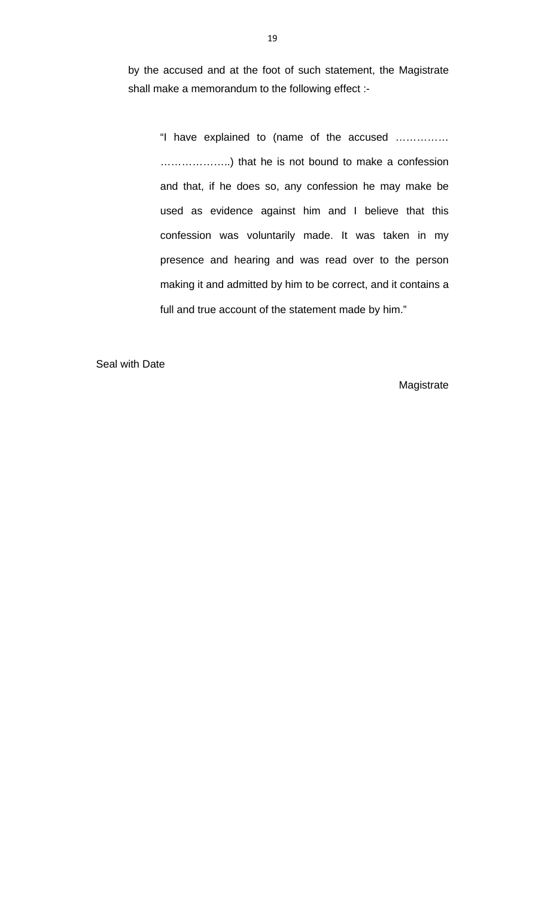by the accused and at the foot of such statement, the Magistrate shall make a memorandum to the following effect :-

> "I have explained to (name of the accused …………… ………………..) that he is not bound to make a confession and that, if he does so, any confession he may make be used as evidence against him and I believe that this confession was voluntarily made. It was taken in my presence and hearing and was read over to the person making it and admitted by him to be correct, and it contains a full and true account of the statement made by him."

Seal with Date

Magistrate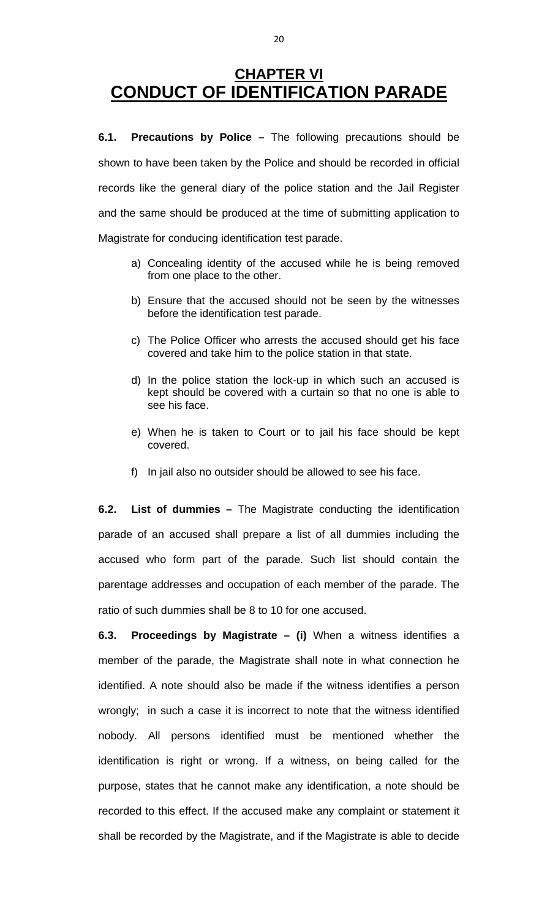# CHAPTER VI
# CONDUCT OF IDENTIFICATION PARADE

**6.1. Precautions by Police –** The following precautions should be shown to have been taken by the Police and should be recorded in official records like the general diary of the police station and the Jail Register and the same should be produced at the time of submitting application to Magistrate for conducing identification test parade.

a) Concealing identity of the accused while he is being removed from one place to the other.

b) Ensure that the accused should not be seen by the witnesses before the identification test parade.

c) The Police Officer who arrests the accused should get his face covered and take him to the police station in that state.

d) In the police station the lock-up in which such an accused is kept should be covered with a curtain so that no one is able to see his face.

e) When he is taken to Court or to jail his face should be kept covered.

f) In jail also no outsider should be allowed to see his face.

**6.2. List of dummies –** The Magistrate conducting the identification parade of an accused shall prepare a list of all dummies including the accused who form part of the parade. Such list should contain the parentage addresses and occupation of each member of the parade. The ratio of such dummies shall be 8 to 10 for one accused.

**6.3. Proceedings by Magistrate – (i)** When a witness identifies a member of the parade, the Magistrate shall note in what connection he identified. A note should also be made if the witness identifies a person wrongly; in such a case it is incorrect to note that the witness identified nobody. All persons identified must be mentioned whether the identification is right or wrong. If a witness, on being called for the purpose, states that he cannot make any identification, a note should be recorded to this effect. If the accused make any complaint or statement it shall be recorded by the Magistrate, and if the Magistrate is able to decide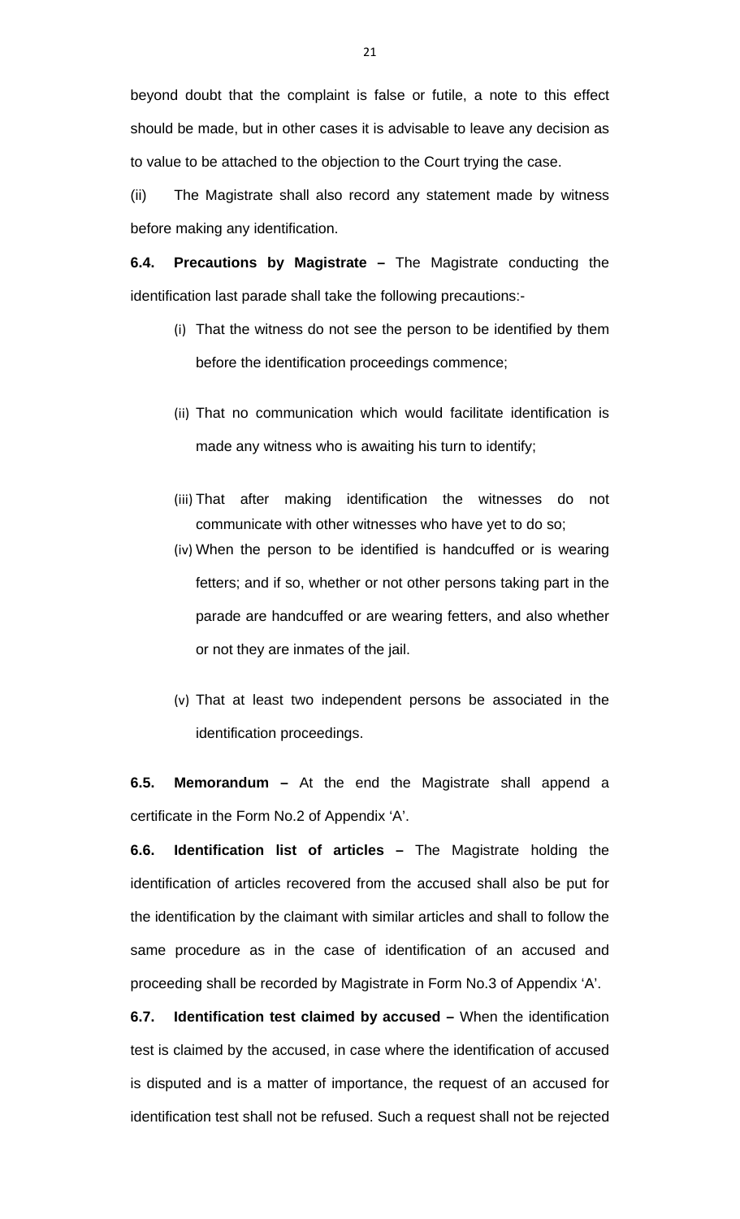beyond doubt that the complaint is false or futile, a note to this effect should be made, but in other cases it is advisable to leave any decision as to value to be attached to the objection to the Court trying the case.

(ii) The Magistrate shall also record any statement made by witness before making any identification.

**6.4. Precautions by Magistrate –** The Magistrate conducting the identification last parade shall take the following precautions:-

(i) That the witness do not see the person to be identified by them before the identification proceedings commence;

(ii) That no communication which would facilitate identification is made any witness who is awaiting his turn to identify;

(iii) That after making identification the witnesses do not communicate with other witnesses who have yet to do so;

(iv) When the person to be identified is handcuffed or is wearing fetters; and if so, whether or not other persons taking part in the parade are handcuffed or are wearing fetters, and also whether or not they are inmates of the jail.

(v) That at least two independent persons be associated in the identification proceedings.

**6.5. Memorandum –** At the end the Magistrate shall append a certificate in the Form No.2 of Appendix 'A'.

**6.6. Identification list of articles –** The Magistrate holding the identification of articles recovered from the accused shall also be put for the identification by the claimant with similar articles and shall to follow the same procedure as in the case of identification of an accused and proceeding shall be recorded by Magistrate in Form No.3 of Appendix 'A'.

**6.7. Identification test claimed by accused –** When the identification test is claimed by the accused, in case where the identification of accused is disputed and is a matter of importance, the request of an accused for identification test shall not be refused. Such a request shall not be rejected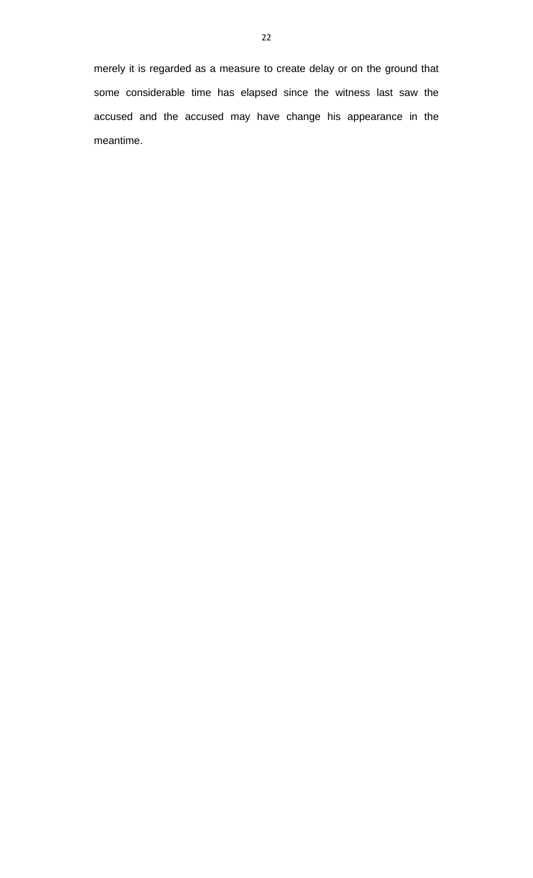merely it is regarded as a measure to create delay or on the ground that some considerable time has elapsed since the witness last saw the accused and the accused may have change his appearance in the meantime.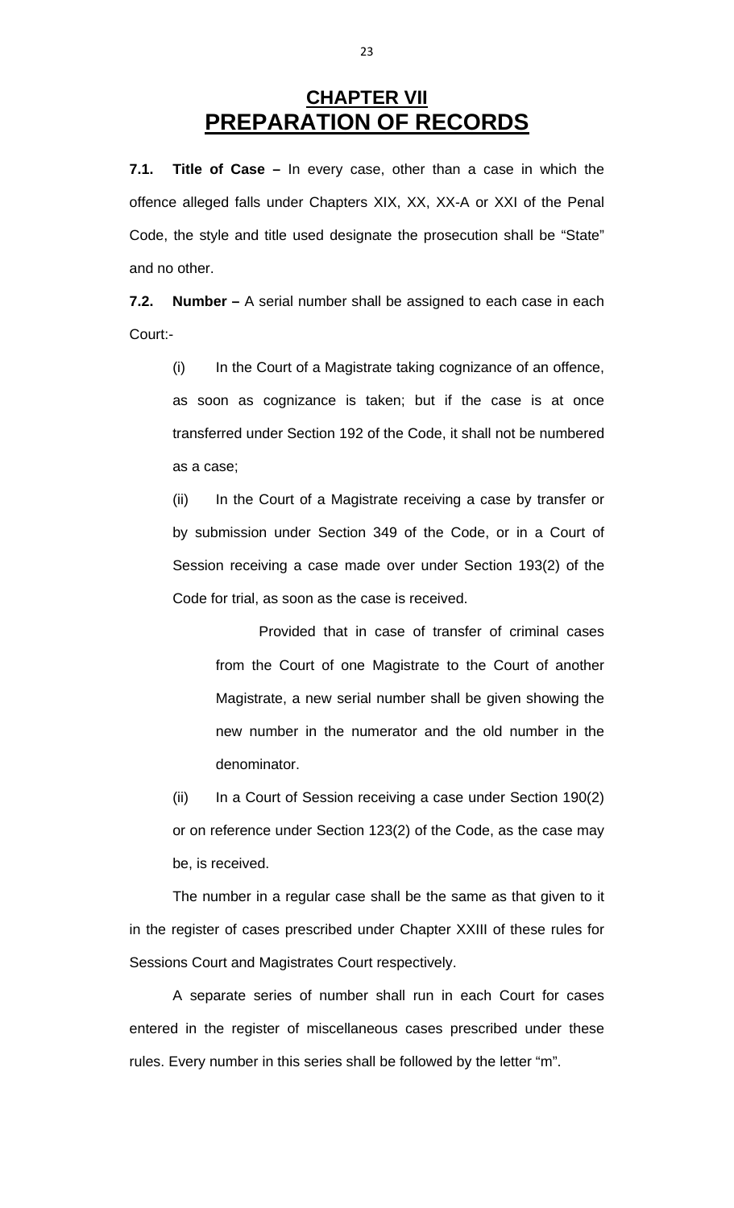# CHAPTER VII
# PREPARATION OF RECORDS

**7.1. Title of Case –** In every case, other than a case in which the offence alleged falls under Chapters XIX, XX, XX-A or XXI of the Penal Code, the style and title used designate the prosecution shall be "State" and no other.

**7.2. Number –** A serial number shall be assigned to each case in each Court:-

(i) In the Court of a Magistrate taking cognizance of an offence, as soon as cognizance is taken; but if the case is at once transferred under Section 192 of the Code, it shall not be numbered as a case;

(ii) In the Court of a Magistrate receiving a case by transfer or by submission under Section 349 of the Code, or in a Court of Session receiving a case made over under Section 193(2) of the Code for trial, as soon as the case is received.

> Provided that in case of transfer of criminal cases from the Court of one Magistrate to the Court of another Magistrate, a new serial number shall be given showing the new number in the numerator and the old number in the denominator.

(ii) In a Court of Session receiving a case under Section 190(2) or on reference under Section 123(2) of the Code, as the case may be, is received.

The number in a regular case shall be the same as that given to it in the register of cases prescribed under Chapter XXIII of these rules for Sessions Court and Magistrates Court respectively.

A separate series of number shall run in each Court for cases entered in the register of miscellaneous cases prescribed under these rules. Every number in this series shall be followed by the letter "m".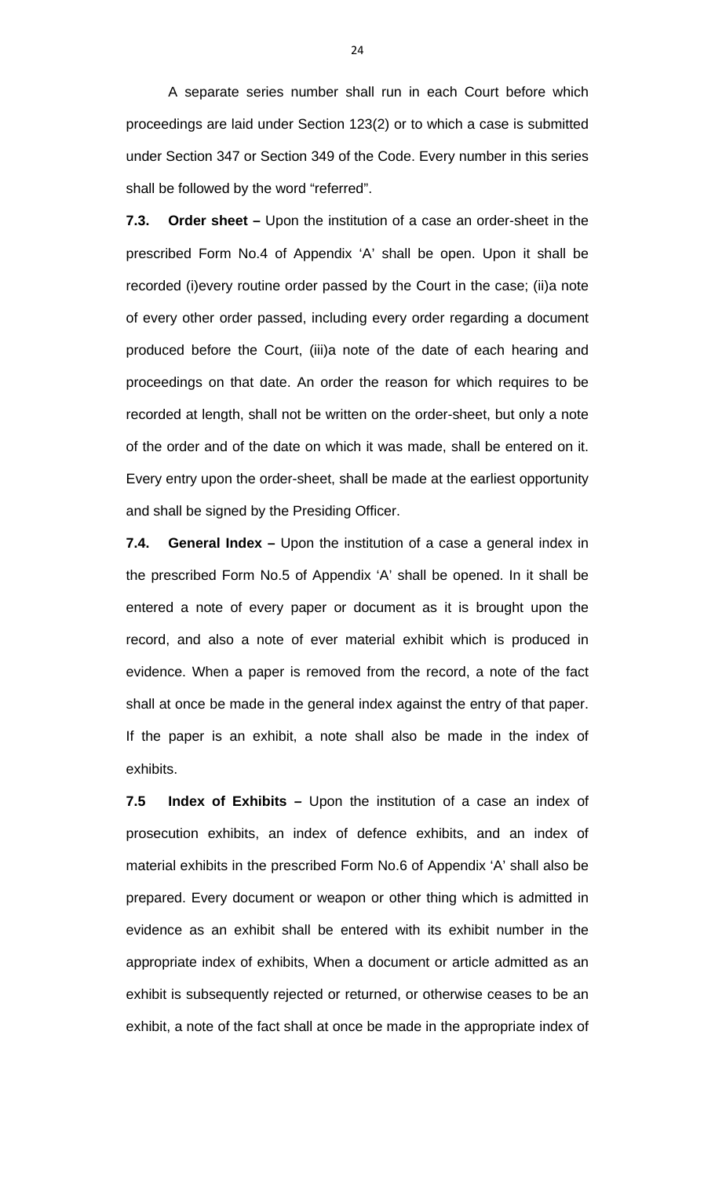A separate series number shall run in each Court before which proceedings are laid under Section 123(2) or to which a case is submitted under Section 347 or Section 349 of the Code. Every number in this series shall be followed by the word "referred".

**7.3. Order sheet –** Upon the institution of a case an order-sheet in the prescribed Form No.4 of Appendix 'A' shall be open. Upon it shall be recorded (i)every routine order passed by the Court in the case; (ii)a note of every other order passed, including every order regarding a document produced before the Court, (iii)a note of the date of each hearing and proceedings on that date. An order the reason for which requires to be recorded at length, shall not be written on the order-sheet, but only a note of the order and of the date on which it was made, shall be entered on it. Every entry upon the order-sheet, shall be made at the earliest opportunity and shall be signed by the Presiding Officer.

**7.4. General Index –** Upon the institution of a case a general index in the prescribed Form No.5 of Appendix 'A' shall be opened. In it shall be entered a note of every paper or document as it is brought upon the record, and also a note of ever material exhibit which is produced in evidence. When a paper is removed from the record, a note of the fact shall at once be made in the general index against the entry of that paper. If the paper is an exhibit, a note shall also be made in the index of exhibits.

**7.5 Index of Exhibits –** Upon the institution of a case an index of prosecution exhibits, an index of defence exhibits, and an index of material exhibits in the prescribed Form No.6 of Appendix 'A' shall also be prepared. Every document or weapon or other thing which is admitted in evidence as an exhibit shall be entered with its exhibit number in the appropriate index of exhibits, When a document or article admitted as an exhibit is subsequently rejected or returned, or otherwise ceases to be an exhibit, a note of the fact shall at once be made in the appropriate index of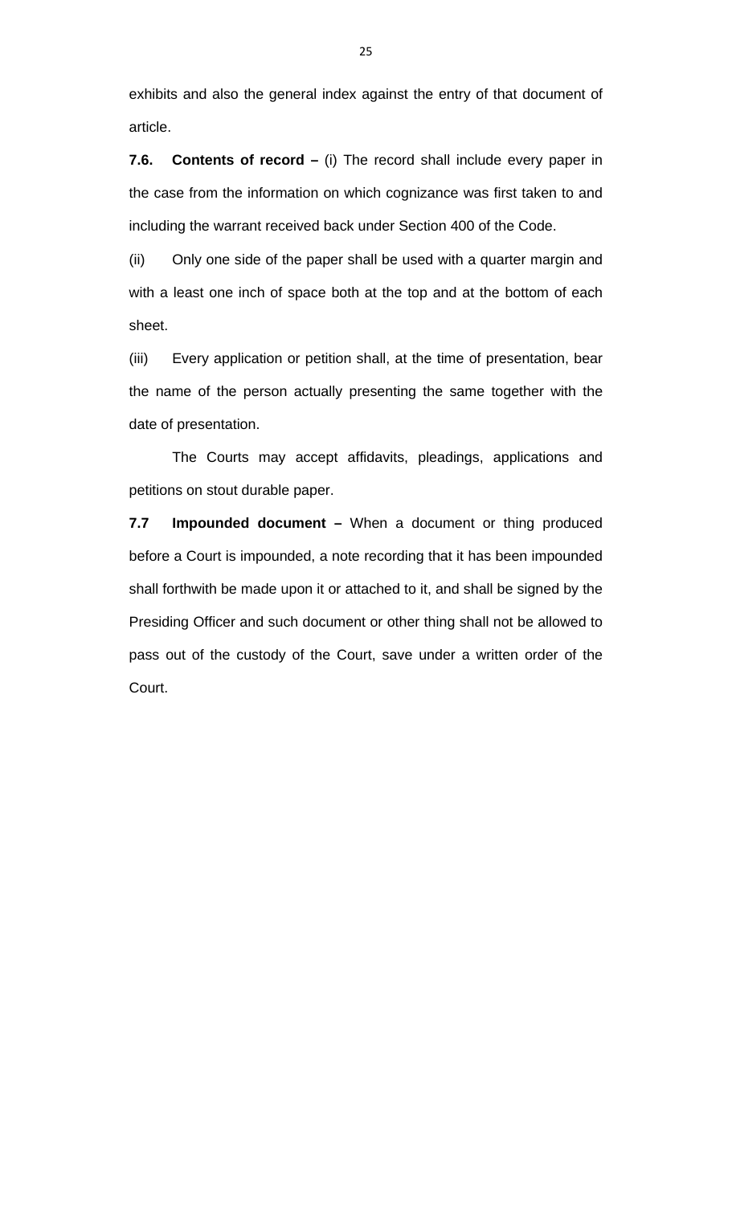exhibits and also the general index against the entry of that document of article.

**7.6. Contents of record –** (i) The record shall include every paper in the case from the information on which cognizance was first taken to and including the warrant received back under Section 400 of the Code.

(ii) Only one side of the paper shall be used with a quarter margin and with a least one inch of space both at the top and at the bottom of each sheet.

(iii) Every application or petition shall, at the time of presentation, bear the name of the person actually presenting the same together with the date of presentation.

The Courts may accept affidavits, pleadings, applications and petitions on stout durable paper.

**7.7 Impounded document –** When a document or thing produced before a Court is impounded, a note recording that it has been impounded shall forthwith be made upon it or attached to it, and shall be signed by the Presiding Officer and such document or other thing shall not be allowed to pass out of the custody of the Court, save under a written order of the Court.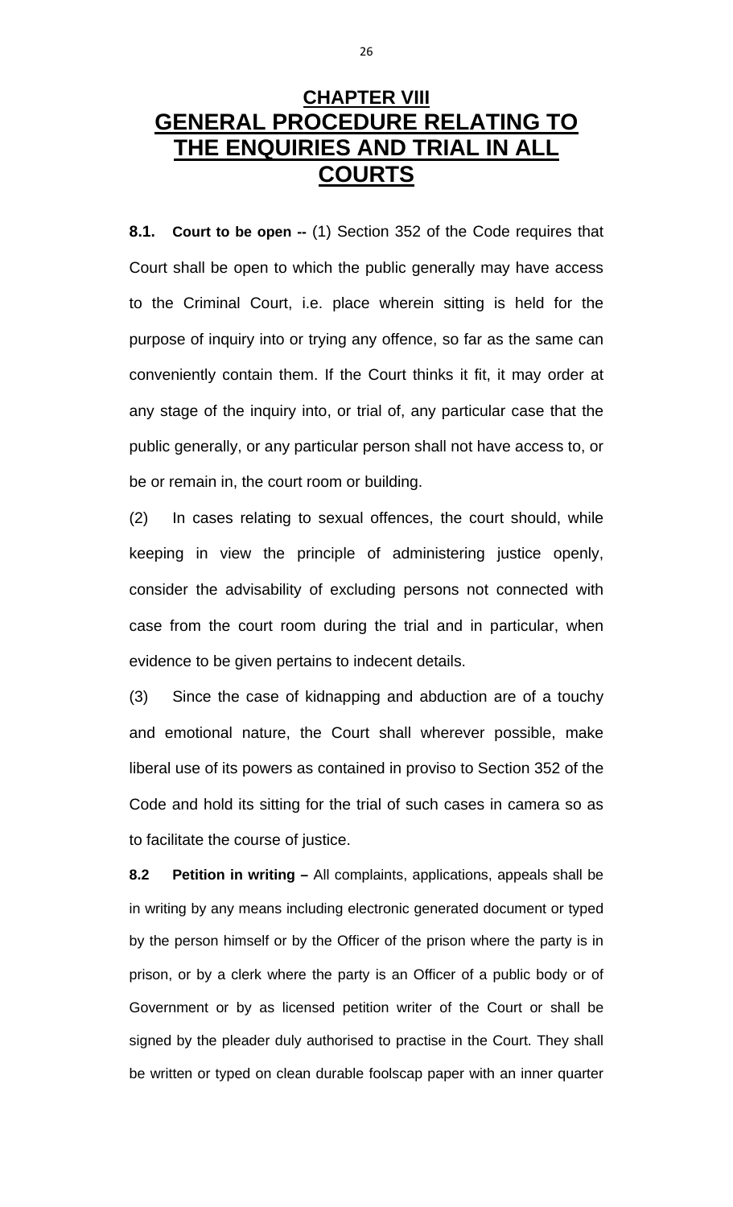# CHAPTER VIII
# GENERAL PROCEDURE RELATING TO THE ENQUIRIES AND TRIAL IN ALL COURTS

**8.1. Court to be open --** (1) Section 352 of the Code requires that Court shall be open to which the public generally may have access to the Criminal Court, i.e. place wherein sitting is held for the purpose of inquiry into or trying any offence, so far as the same can conveniently contain them. If the Court thinks it fit, it may order at any stage of the inquiry into, or trial of, any particular case that the public generally, or any particular person shall not have access to, or be or remain in, the court room or building.

(2) In cases relating to sexual offences, the court should, while keeping in view the principle of administering justice openly, consider the advisability of excluding persons not connected with case from the court room during the trial and in particular, when evidence to be given pertains to indecent details.

(3) Since the case of kidnapping and abduction are of a touchy and emotional nature, the Court shall wherever possible, make liberal use of its powers as contained in proviso to Section 352 of the Code and hold its sitting for the trial of such cases in camera so as to facilitate the course of justice.

**8.2 Petition in writing –** All complaints, applications, appeals shall be in writing by any means including electronic generated document or typed by the person himself or by the Officer of the prison where the party is in prison, or by a clerk where the party is an Officer of a public body or of Government or by as licensed petition writer of the Court or shall be signed by the pleader duly authorised to practise in the Court. They shall be written or typed on clean durable foolscap paper with an inner quarter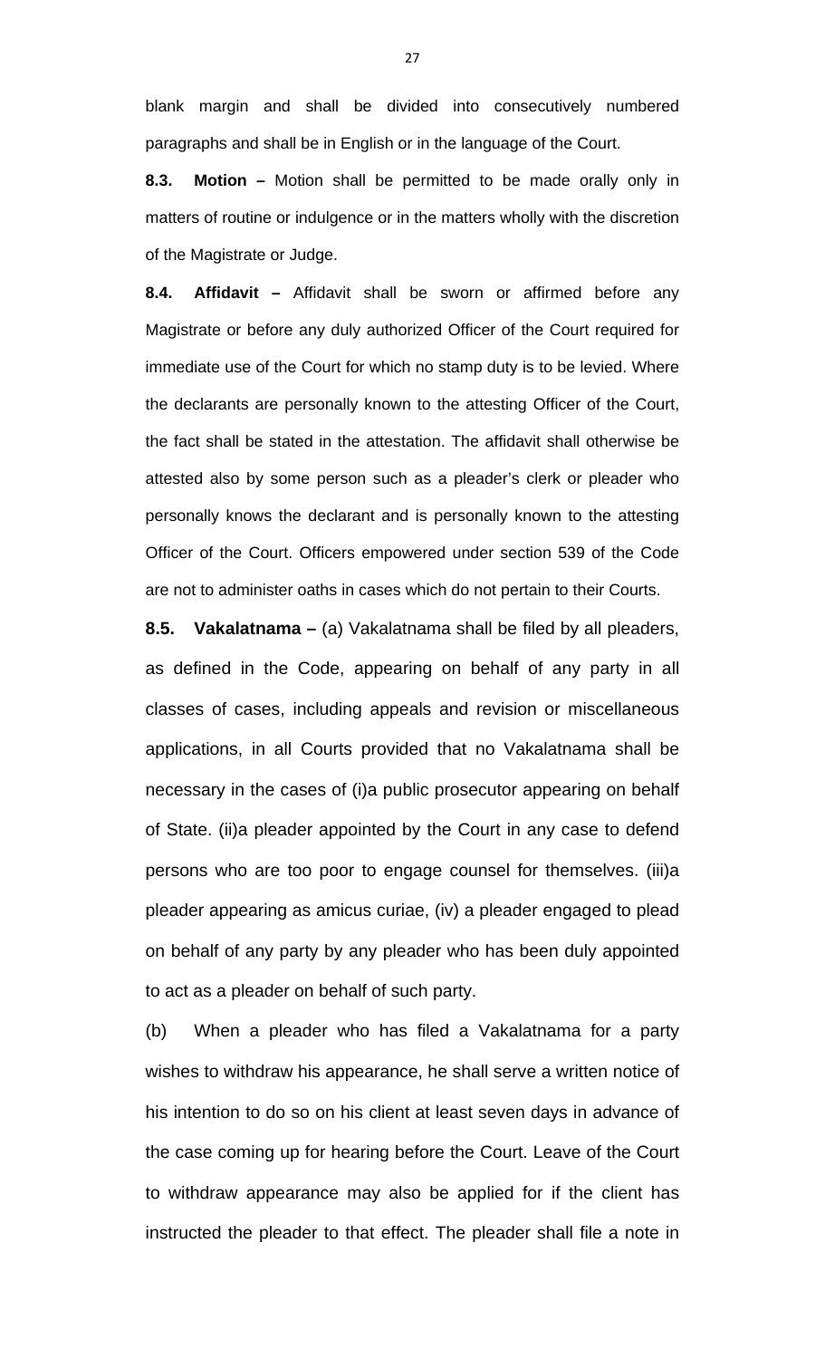blank margin and shall be divided into consecutively numbered paragraphs and shall be in English or in the language of the Court.

**8.3. Motion –** Motion shall be permitted to be made orally only in matters of routine or indulgence or in the matters wholly with the discretion of the Magistrate or Judge.

**8.4. Affidavit –** Affidavit shall be sworn or affirmed before any Magistrate or before any duly authorized Officer of the Court required for immediate use of the Court for which no stamp duty is to be levied. Where the declarants are personally known to the attesting Officer of the Court, the fact shall be stated in the attestation. The affidavit shall otherwise be attested also by some person such as a pleader's clerk or pleader who personally knows the declarant and is personally known to the attesting Officer of the Court. Officers empowered under section 539 of the Code are not to administer oaths in cases which do not pertain to their Courts.

**8.5. Vakalatnama –** (a) Vakalatnama shall be filed by all pleaders, as defined in the Code, appearing on behalf of any party in all classes of cases, including appeals and revision or miscellaneous applications, in all Courts provided that no Vakalatnama shall be necessary in the cases of (i)a public prosecutor appearing on behalf of State. (ii)a pleader appointed by the Court in any case to defend persons who are too poor to engage counsel for themselves. (iii)a pleader appearing as amicus curiae, (iv) a pleader engaged to plead on behalf of any party by any pleader who has been duly appointed to act as a pleader on behalf of such party.

(b) When a pleader who has filed a Vakalatnama for a party wishes to withdraw his appearance, he shall serve a written notice of his intention to do so on his client at least seven days in advance of the case coming up for hearing before the Court. Leave of the Court to withdraw appearance may also be applied for if the client has instructed the pleader to that effect. The pleader shall file a note in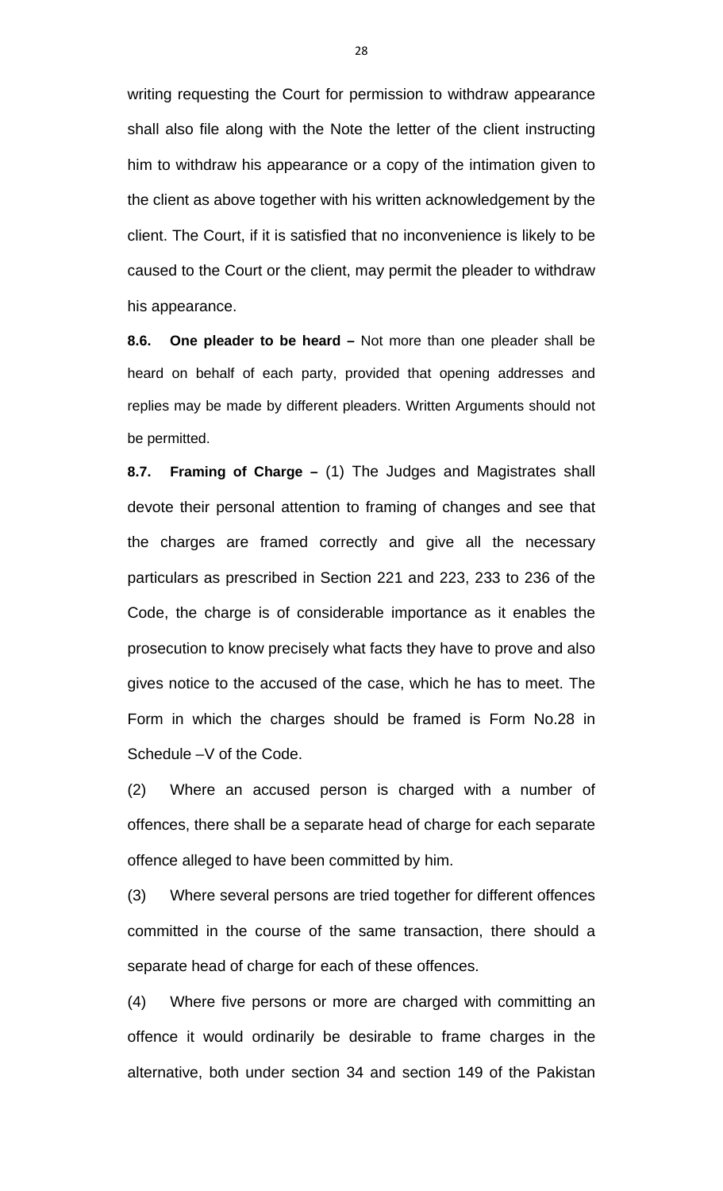writing requesting the Court for permission to withdraw appearance shall also file along with the Note the letter of the client instructing him to withdraw his appearance or a copy of the intimation given to the client as above together with his written acknowledgement by the client. The Court, if it is satisfied that no inconvenience is likely to be caused to the Court or the client, may permit the pleader to withdraw his appearance.

**8.6. One pleader to be heard –** Not more than one pleader shall be heard on behalf of each party, provided that opening addresses and replies may be made by different pleaders. Written Arguments should not be permitted.

**8.7. Framing of Charge –** (1) The Judges and Magistrates shall devote their personal attention to framing of changes and see that the charges are framed correctly and give all the necessary particulars as prescribed in Section 221 and 223, 233 to 236 of the Code, the charge is of considerable importance as it enables the prosecution to know precisely what facts they have to prove and also gives notice to the accused of the case, which he has to meet. The Form in which the charges should be framed is Form No.28 in Schedule –V of the Code.

(2) Where an accused person is charged with a number of offences, there shall be a separate head of charge for each separate offence alleged to have been committed by him.

(3) Where several persons are tried together for different offences committed in the course of the same transaction, there should a separate head of charge for each of these offences.

(4) Where five persons or more are charged with committing an offence it would ordinarily be desirable to frame charges in the alternative, both under section 34 and section 149 of the Pakistan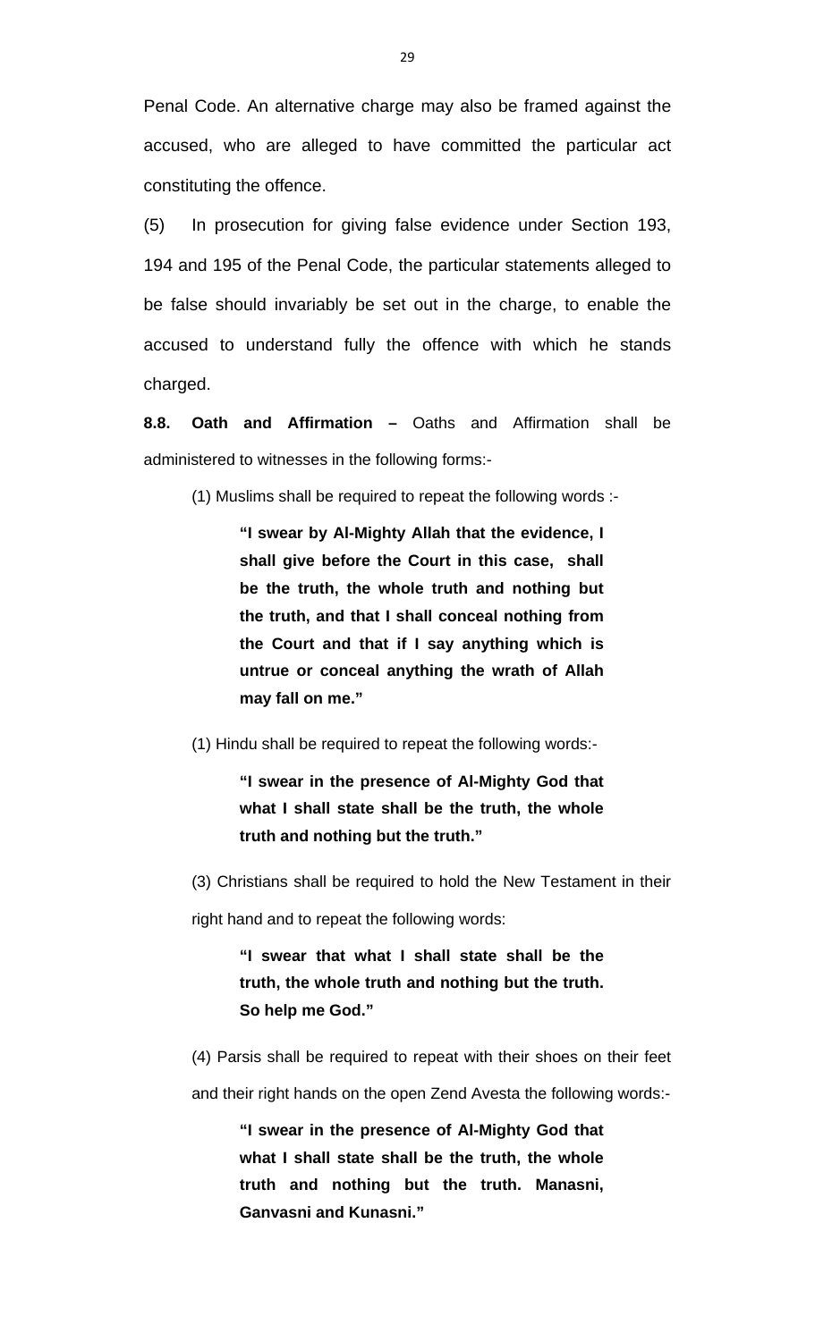Penal Code. An alternative charge may also be framed against the accused, who are alleged to have committed the particular act constituting the offence.

(5) In prosecution for giving false evidence under Section 193, 194 and 195 of the Penal Code, the particular statements alleged to be false should invariably be set out in the charge, to enable the accused to understand fully the offence with which he stands charged.

**8.8. Oath and Affirmation –** Oaths and Affirmation shall be administered to witnesses in the following forms:-

(1) Muslims shall be required to repeat the following words :-

> **"I swear by Al-Mighty Allah that the evidence, I shall give before the Court in this case, shall be the truth, the whole truth and nothing but the truth, and that I shall conceal nothing from the Court and that if I say anything which is untrue or conceal anything the wrath of Allah may fall on me."**

(1) Hindu shall be required to repeat the following words:-

> **"I swear in the presence of Al-Mighty God that what I shall state shall be the truth, the whole truth and nothing but the truth."**

(3) Christians shall be required to hold the New Testament in their right hand and to repeat the following words:

> **"I swear that what I shall state shall be the truth, the whole truth and nothing but the truth. So help me God."**

(4) Parsis shall be required to repeat with their shoes on their feet and their right hands on the open Zend Avesta the following words:-

> **"I swear in the presence of Al-Mighty God that what I shall state shall be the truth, the whole truth and nothing but the truth. Manasni, Ganvasni and Kunasni."**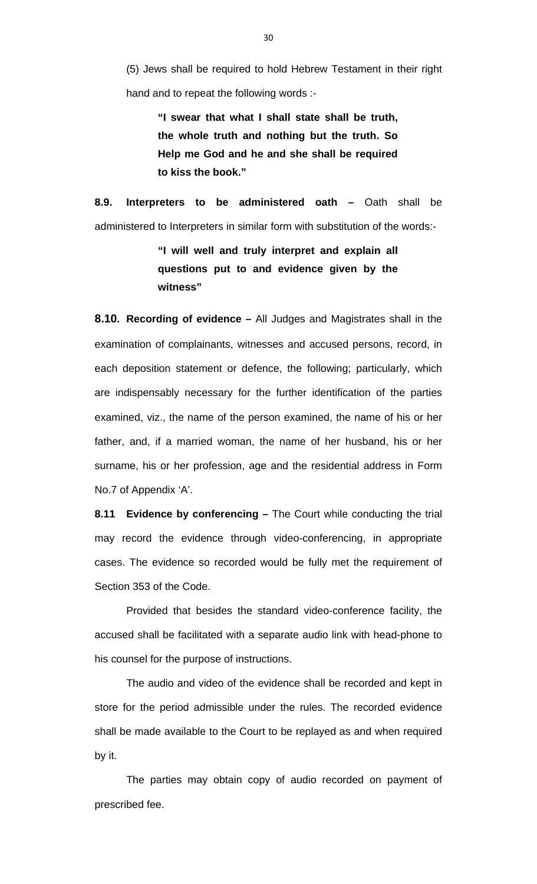(5) Jews shall be required to hold Hebrew Testament in their right hand and to repeat the following words :-

> **"I swear that what I shall state shall be truth, the whole truth and nothing but the truth. So Help me God and he and she shall be required to kiss the book."**

**8.9. Interpreters to be administered oath –** Oath shall be administered to Interpreters in similar form with substitution of the words:-

> **"I will well and truly interpret and explain all questions put to and evidence given by the witness"**

**8.10. Recording of evidence –** All Judges and Magistrates shall in the examination of complainants, witnesses and accused persons, record, in each deposition statement or defence, the following; particularly, which are indispensably necessary for the further identification of the parties examined, viz., the name of the person examined, the name of his or her father, and, if a married woman, the name of her husband, his or her surname, his or her profession, age and the residential address in Form No.7 of Appendix 'A'.

**8.11 Evidence by conferencing –** The Court while conducting the trial may record the evidence through video-conferencing, in appropriate cases. The evidence so recorded would be fully met the requirement of Section 353 of the Code.

Provided that besides the standard video-conference facility, the accused shall be facilitated with a separate audio link with head-phone to his counsel for the purpose of instructions.

The audio and video of the evidence shall be recorded and kept in store for the period admissible under the rules. The recorded evidence shall be made available to the Court to be replayed as and when required by it.

The parties may obtain copy of audio recorded on payment of prescribed fee.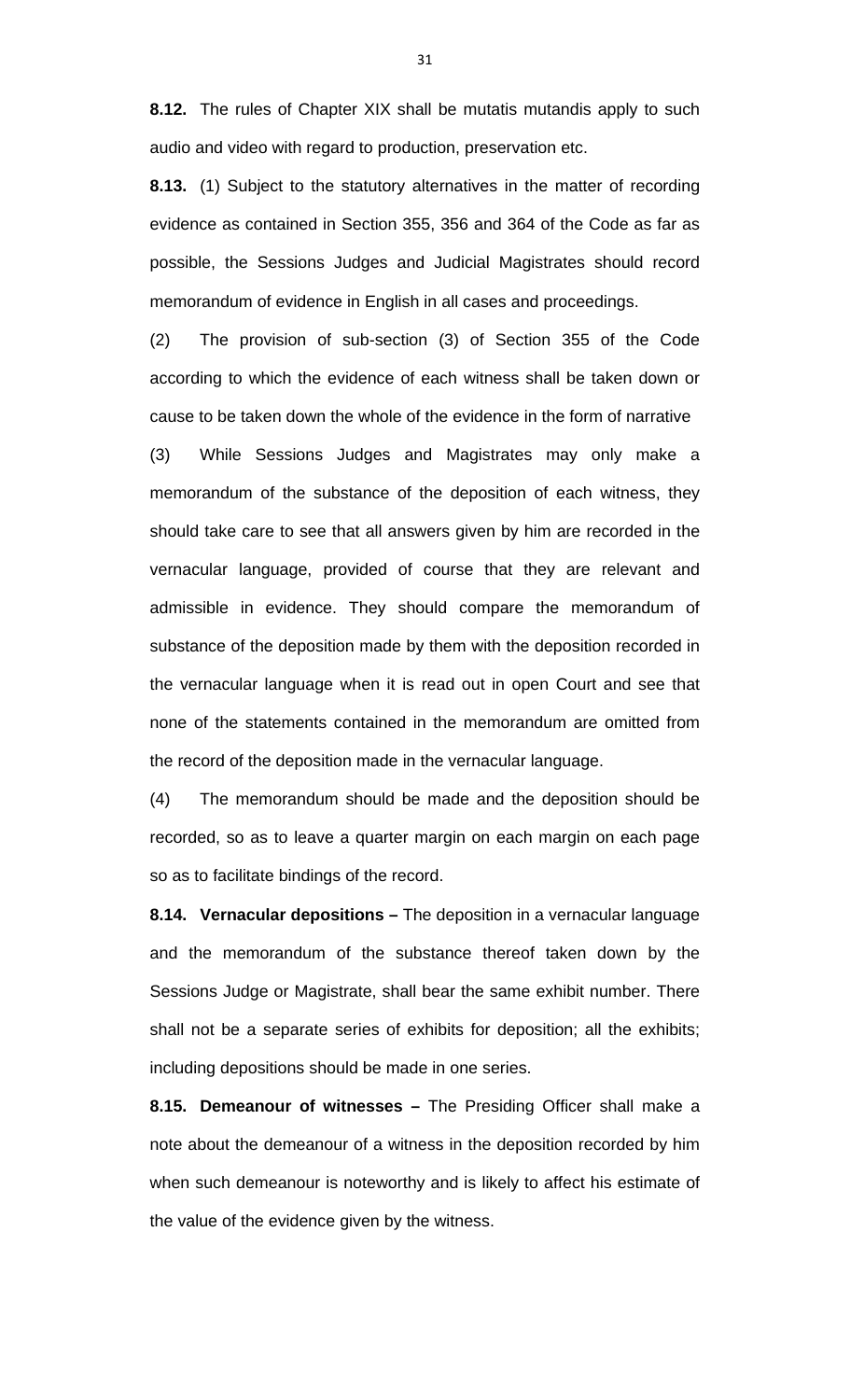**8.12.** The rules of Chapter XIX shall be mutatis mutandis apply to such audio and video with regard to production, preservation etc.

**8.13.** (1) Subject to the statutory alternatives in the matter of recording evidence as contained in Section 355, 356 and 364 of the Code as far as possible, the Sessions Judges and Judicial Magistrates should record memorandum of evidence in English in all cases and proceedings.

(2) The provision of sub-section (3) of Section 355 of the Code according to which the evidence of each witness shall be taken down or cause to be taken down the whole of the evidence in the form of narrative

(3) While Sessions Judges and Magistrates may only make a memorandum of the substance of the deposition of each witness, they should take care to see that all answers given by him are recorded in the vernacular language, provided of course that they are relevant and admissible in evidence. They should compare the memorandum of substance of the deposition made by them with the deposition recorded in the vernacular language when it is read out in open Court and see that none of the statements contained in the memorandum are omitted from the record of the deposition made in the vernacular language.

(4) The memorandum should be made and the deposition should be recorded, so as to leave a quarter margin on each margin on each page so as to facilitate bindings of the record.

**8.14. Vernacular depositions –** The deposition in a vernacular language and the memorandum of the substance thereof taken down by the Sessions Judge or Magistrate, shall bear the same exhibit number. There shall not be a separate series of exhibits for deposition; all the exhibits; including depositions should be made in one series.

**8.15. Demeanour of witnesses –** The Presiding Officer shall make a note about the demeanour of a witness in the deposition recorded by him when such demeanour is noteworthy and is likely to affect his estimate of the value of the evidence given by the witness.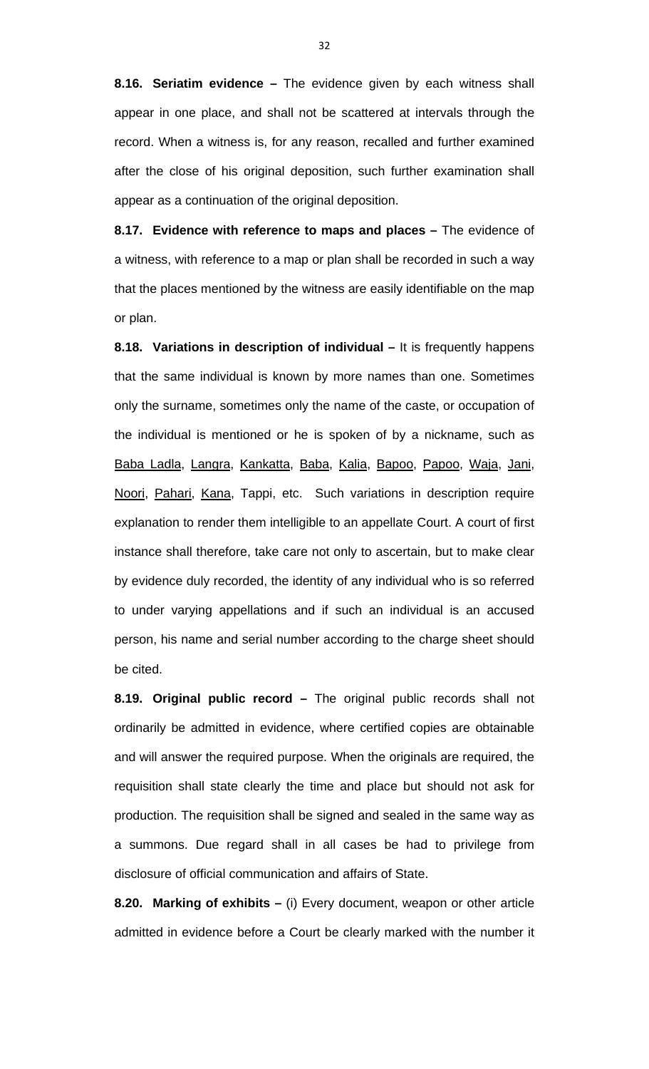**8.16. Seriatim evidence –** The evidence given by each witness shall appear in one place, and shall not be scattered at intervals through the record. When a witness is, for any reason, recalled and further examined after the close of his original deposition, such further examination shall appear as a continuation of the original deposition.

**8.17. Evidence with reference to maps and places –** The evidence of a witness, with reference to a map or plan shall be recorded in such a way that the places mentioned by the witness are easily identifiable on the map or plan.

**8.18. Variations in description of individual –** It is frequently happens that the same individual is known by more names than one. Sometimes only the surname, sometimes only the name of the caste, or occupation of the individual is mentioned or he is spoken of by a nickname, such as <u>Baba Ladla</u>, <u>Langra</u>, <u>Kankatta</u>, <u>Baba</u>, <u>Kalia</u>, <u>Bapoo</u>, <u>Papoo</u>, <u>Waja</u>, <u>Jani</u>, <u>Noori</u>, <u>Pahari</u>, <u>Kana</u>, Tappi, etc. Such variations in description require explanation to render them intelligible to an appellate Court. A court of first instance shall therefore, take care not only to ascertain, but to make clear by evidence duly recorded, the identity of any individual who is so referred to under varying appellations and if such an individual is an accused person, his name and serial number according to the charge sheet should be cited.

**8.19. Original public record –** The original public records shall not ordinarily be admitted in evidence, where certified copies are obtainable and will answer the required purpose. When the originals are required, the requisition shall state clearly the time and place but should not ask for production. The requisition shall be signed and sealed in the same way as a summons. Due regard shall in all cases be had to privilege from disclosure of official communication and affairs of State.

**8.20. Marking of exhibits –** (i) Every document, weapon or other article admitted in evidence before a Court be clearly marked with the number it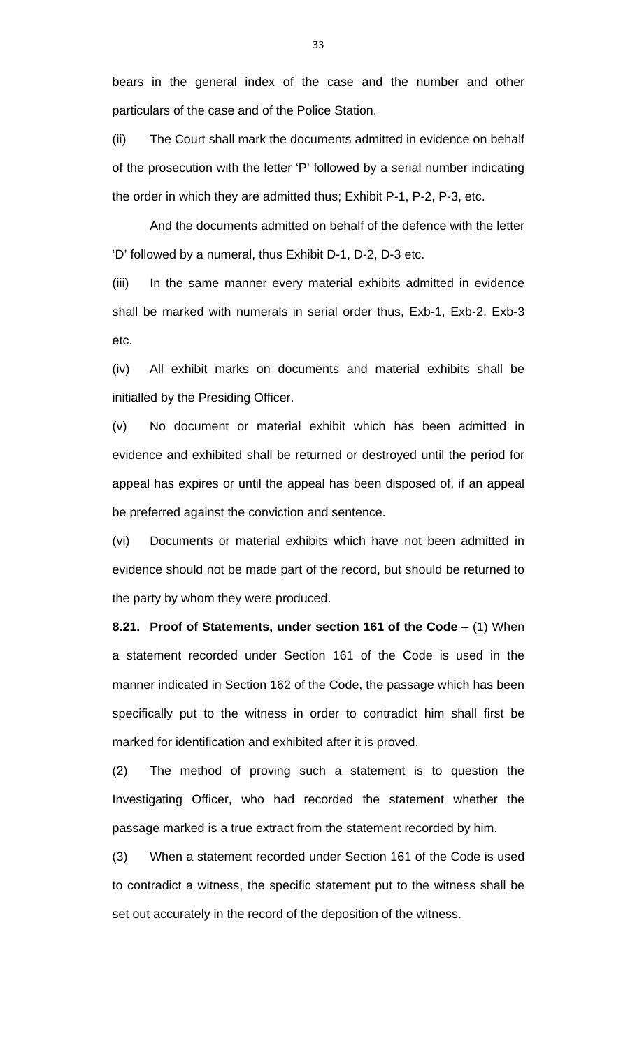bears in the general index of the case and the number and other particulars of the case and of the Police Station.

(ii) The Court shall mark the documents admitted in evidence on behalf of the prosecution with the letter 'P' followed by a serial number indicating the order in which they are admitted thus; Exhibit P-1, P-2, P-3, etc.

And the documents admitted on behalf of the defence with the letter 'D' followed by a numeral, thus Exhibit D-1, D-2, D-3 etc.

(iii) In the same manner every material exhibits admitted in evidence shall be marked with numerals in serial order thus, Exb-1, Exb-2, Exb-3 etc.

(iv) All exhibit marks on documents and material exhibits shall be initialled by the Presiding Officer.

(v) No document or material exhibit which has been admitted in evidence and exhibited shall be returned or destroyed until the period for appeal has expires or until the appeal has been disposed of, if an appeal be preferred against the conviction and sentence.

(vi) Documents or material exhibits which have not been admitted in evidence should not be made part of the record, but should be returned to the party by whom they were produced.

**8.21. Proof of Statements, under section 161 of the Code** – (1) When a statement recorded under Section 161 of the Code is used in the manner indicated in Section 162 of the Code, the passage which has been specifically put to the witness in order to contradict him shall first be marked for identification and exhibited after it is proved.

(2) The method of proving such a statement is to question the Investigating Officer, who had recorded the statement whether the passage marked is a true extract from the statement recorded by him.

(3) When a statement recorded under Section 161 of the Code is used to contradict a witness, the specific statement put to the witness shall be set out accurately in the record of the deposition of the witness.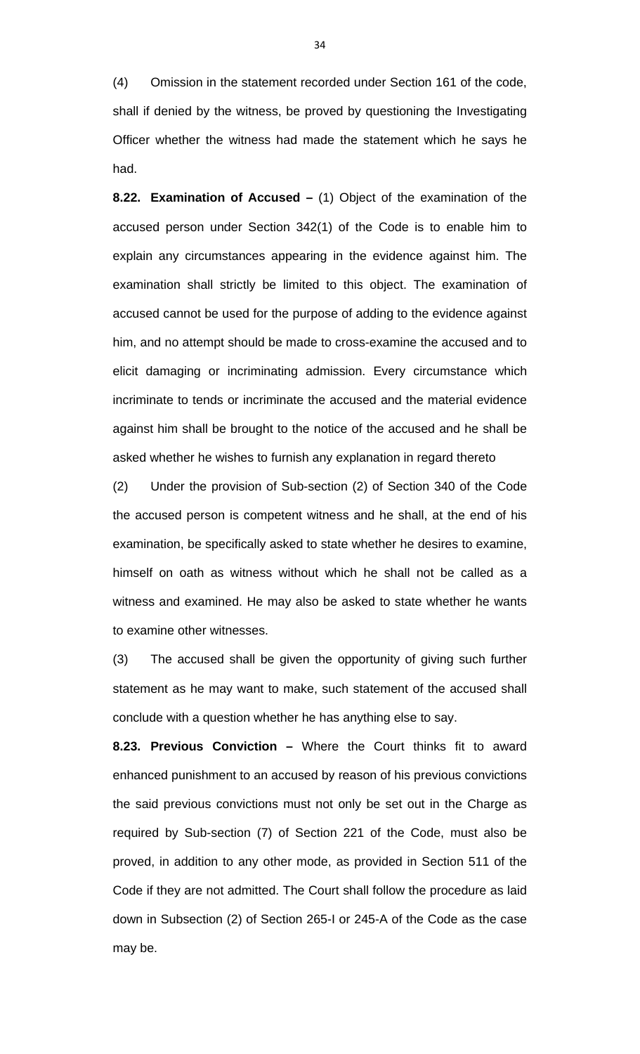(4) Omission in the statement recorded under Section 161 of the code, shall if denied by the witness, be proved by questioning the Investigating Officer whether the witness had made the statement which he says he had.

**8.22. Examination of Accused –** (1) Object of the examination of the accused person under Section 342(1) of the Code is to enable him to explain any circumstances appearing in the evidence against him. The examination shall strictly be limited to this object. The examination of accused cannot be used for the purpose of adding to the evidence against him, and no attempt should be made to cross-examine the accused and to elicit damaging or incriminating admission. Every circumstance which incriminate to tends or incriminate the accused and the material evidence against him shall be brought to the notice of the accused and he shall be asked whether he wishes to furnish any explanation in regard thereto

(2) Under the provision of Sub-section (2) of Section 340 of the Code the accused person is competent witness and he shall, at the end of his examination, be specifically asked to state whether he desires to examine, himself on oath as witness without which he shall not be called as a witness and examined. He may also be asked to state whether he wants to examine other witnesses.

(3) The accused shall be given the opportunity of giving such further statement as he may want to make, such statement of the accused shall conclude with a question whether he has anything else to say.

**8.23. Previous Conviction –** Where the Court thinks fit to award enhanced punishment to an accused by reason of his previous convictions the said previous convictions must not only be set out in the Charge as required by Sub-section (7) of Section 221 of the Code, must also be proved, in addition to any other mode, as provided in Section 511 of the Code if they are not admitted. The Court shall follow the procedure as laid down in Subsection (2) of Section 265-I or 245-A of the Code as the case may be.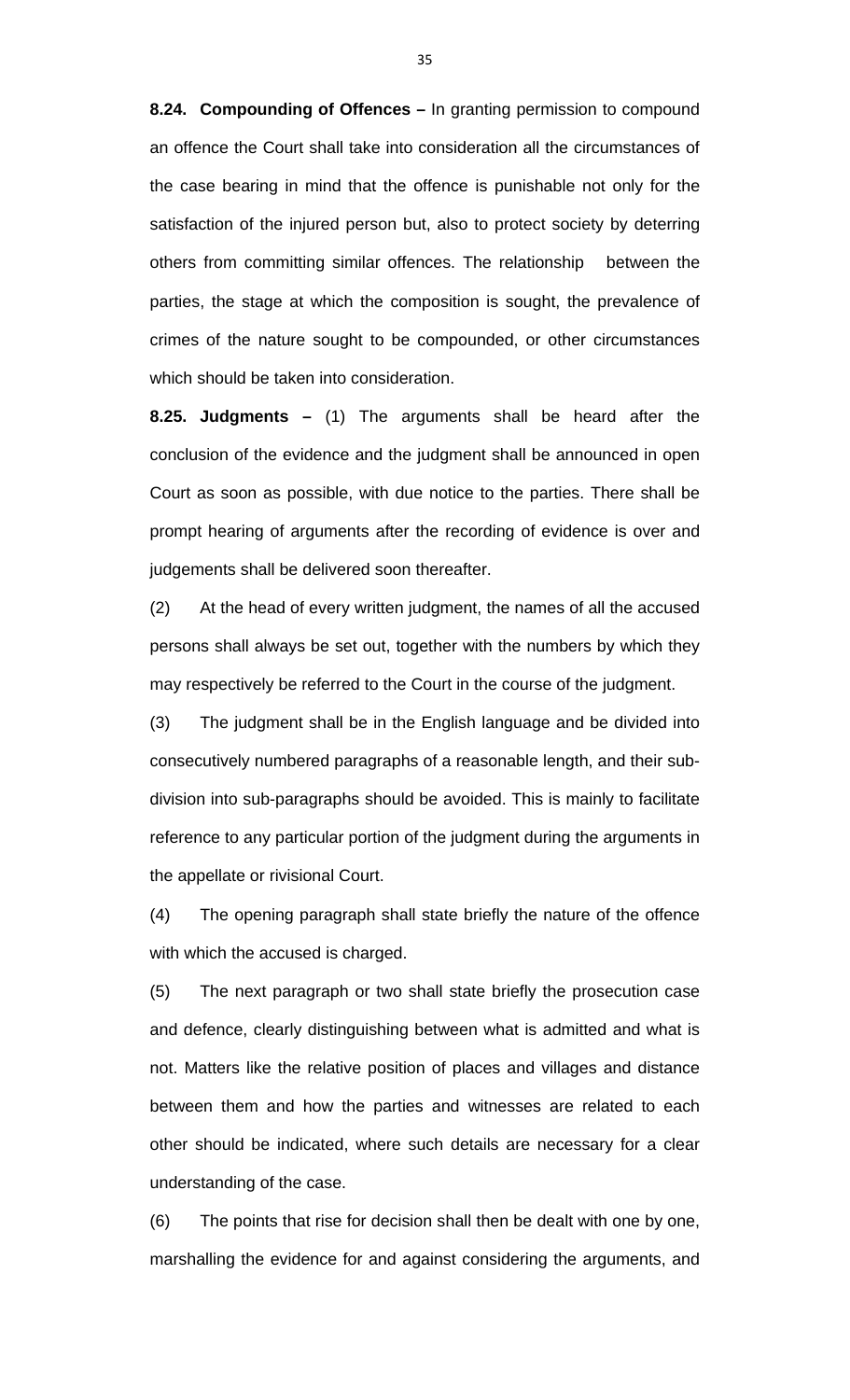**8.24. Compounding of Offences –** In granting permission to compound an offence the Court shall take into consideration all the circumstances of the case bearing in mind that the offence is punishable not only for the satisfaction of the injured person but, also to protect society by deterring others from committing similar offences. The relationship between the parties, the stage at which the composition is sought, the prevalence of crimes of the nature sought to be compounded, or other circumstances which should be taken into consideration.

**8.25. Judgments –** (1) The arguments shall be heard after the conclusion of the evidence and the judgment shall be announced in open Court as soon as possible, with due notice to the parties. There shall be prompt hearing of arguments after the recording of evidence is over and judgements shall be delivered soon thereafter.

(2) At the head of every written judgment, the names of all the accused persons shall always be set out, together with the numbers by which they may respectively be referred to the Court in the course of the judgment.

(3) The judgment shall be in the English language and be divided into consecutively numbered paragraphs of a reasonable length, and their sub-division into sub-paragraphs should be avoided. This is mainly to facilitate reference to any particular portion of the judgment during the arguments in the appellate or rivisional Court.

(4) The opening paragraph shall state briefly the nature of the offence with which the accused is charged.

(5) The next paragraph or two shall state briefly the prosecution case and defence, clearly distinguishing between what is admitted and what is not. Matters like the relative position of places and villages and distance between them and how the parties and witnesses are related to each other should be indicated, where such details are necessary for a clear understanding of the case.

(6) The points that rise for decision shall then be dealt with one by one, marshalling the evidence for and against considering the arguments, and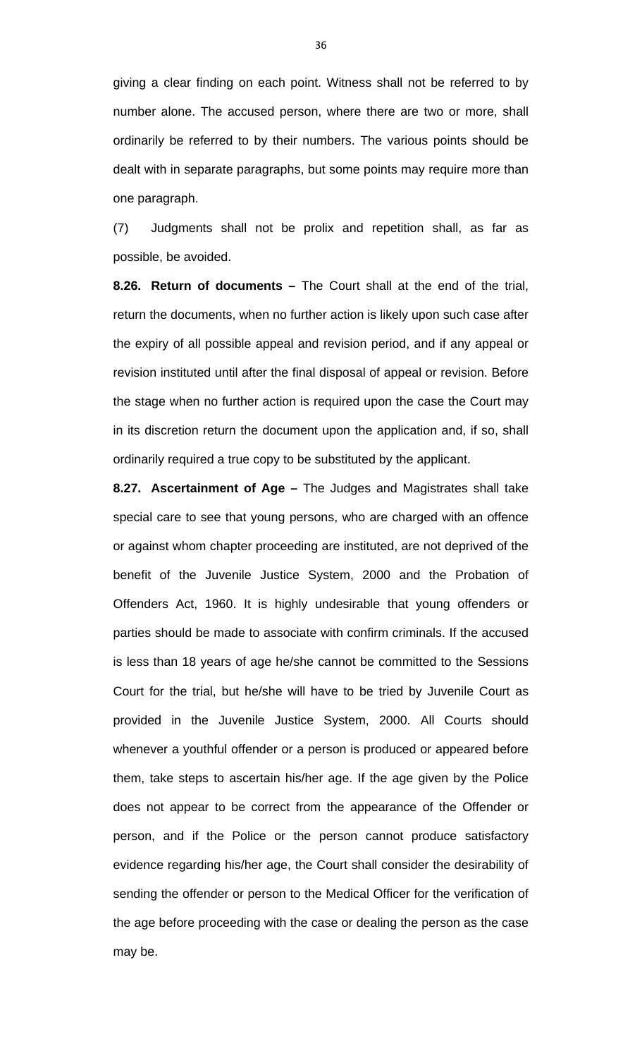giving a clear finding on each point. Witness shall not be referred to by number alone. The accused person, where there are two or more, shall ordinarily be referred to by their numbers. The various points should be dealt with in separate paragraphs, but some points may require more than one paragraph.

(7) Judgments shall not be prolix and repetition shall, as far as possible, be avoided.

**8.26. Return of documents –** The Court shall at the end of the trial, return the documents, when no further action is likely upon such case after the expiry of all possible appeal and revision period, and if any appeal or revision instituted until after the final disposal of appeal or revision. Before the stage when no further action is required upon the case the Court may in its discretion return the document upon the application and, if so, shall ordinarily required a true copy to be substituted by the applicant.

**8.27. Ascertainment of Age –** The Judges and Magistrates shall take special care to see that young persons, who are charged with an offence or against whom chapter proceeding are instituted, are not deprived of the benefit of the Juvenile Justice System, 2000 and the Probation of Offenders Act, 1960. It is highly undesirable that young offenders or parties should be made to associate with confirm criminals. If the accused is less than 18 years of age he/she cannot be committed to the Sessions Court for the trial, but he/she will have to be tried by Juvenile Court as provided in the Juvenile Justice System, 2000. All Courts should whenever a youthful offender or a person is produced or appeared before them, take steps to ascertain his/her age. If the age given by the Police does not appear to be correct from the appearance of the Offender or person, and if the Police or the person cannot produce satisfactory evidence regarding his/her age, the Court shall consider the desirability of sending the offender or person to the Medical Officer for the verification of the age before proceeding with the case or dealing the person as the case may be.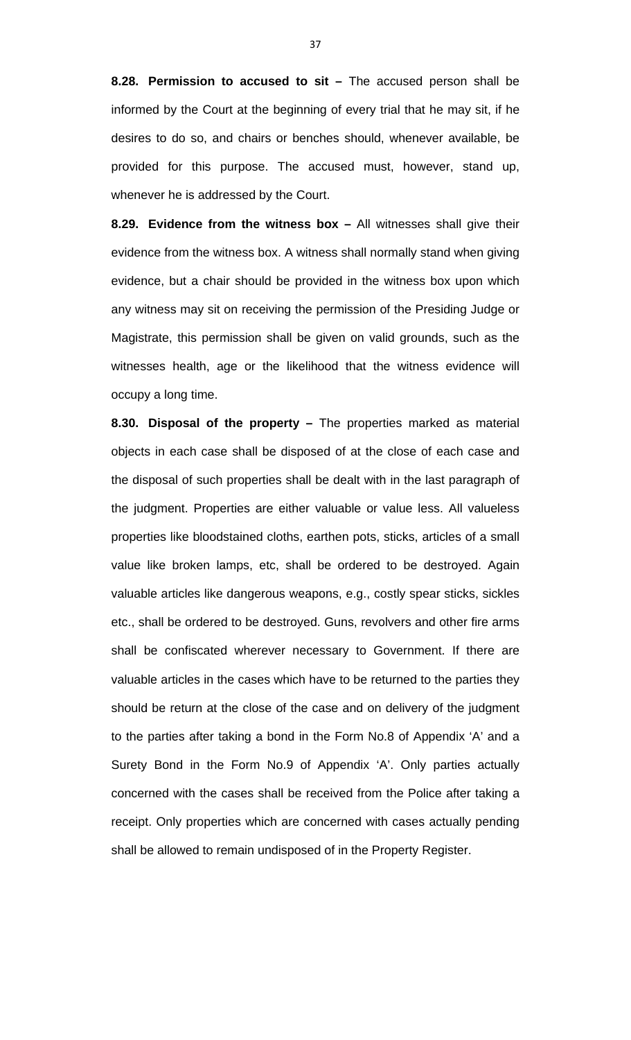**8.28. Permission to accused to sit –** The accused person shall be informed by the Court at the beginning of every trial that he may sit, if he desires to do so, and chairs or benches should, whenever available, be provided for this purpose. The accused must, however, stand up, whenever he is addressed by the Court.

**8.29. Evidence from the witness box –** All witnesses shall give their evidence from the witness box. A witness shall normally stand when giving evidence, but a chair should be provided in the witness box upon which any witness may sit on receiving the permission of the Presiding Judge or Magistrate, this permission shall be given on valid grounds, such as the witnesses health, age or the likelihood that the witness evidence will occupy a long time.

**8.30. Disposal of the property –** The properties marked as material objects in each case shall be disposed of at the close of each case and the disposal of such properties shall be dealt with in the last paragraph of the judgment. Properties are either valuable or value less. All valueless properties like bloodstained cloths, earthen pots, sticks, articles of a small value like broken lamps, etc, shall be ordered to be destroyed. Again valuable articles like dangerous weapons, e.g., costly spear sticks, sickles etc., shall be ordered to be destroyed. Guns, revolvers and other fire arms shall be confiscated wherever necessary to Government. If there are valuable articles in the cases which have to be returned to the parties they should be return at the close of the case and on delivery of the judgment to the parties after taking a bond in the Form No.8 of Appendix 'A' and a Surety Bond in the Form No.9 of Appendix 'A'. Only parties actually concerned with the cases shall be received from the Police after taking a receipt. Only properties which are concerned with cases actually pending shall be allowed to remain undisposed of in the Property Register.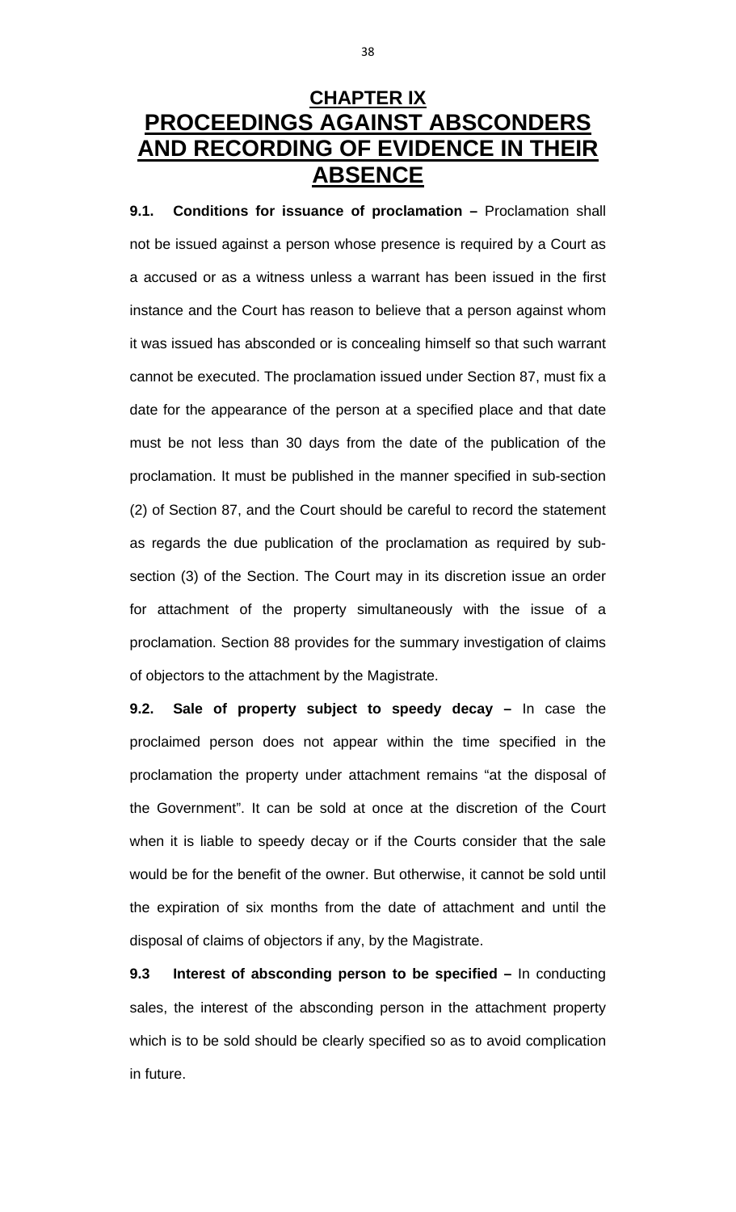# CHAPTER IX
# PROCEEDINGS AGAINST ABSCONDERS AND RECORDING OF EVIDENCE IN THEIR ABSENCE

**9.1. Conditions for issuance of proclamation –** Proclamation shall not be issued against a person whose presence is required by a Court as a accused or as a witness unless a warrant has been issued in the first instance and the Court has reason to believe that a person against whom it was issued has absconded or is concealing himself so that such warrant cannot be executed. The proclamation issued under Section 87, must fix a date for the appearance of the person at a specified place and that date must be not less than 30 days from the date of the publication of the proclamation. It must be published in the manner specified in sub-section (2) of Section 87, and the Court should be careful to record the statement as regards the due publication of the proclamation as required by sub-section (3) of the Section. The Court may in its discretion issue an order for attachment of the property simultaneously with the issue of a proclamation. Section 88 provides for the summary investigation of claims of objectors to the attachment by the Magistrate.

**9.2. Sale of property subject to speedy decay –** In case the proclaimed person does not appear within the time specified in the proclamation the property under attachment remains "at the disposal of the Government". It can be sold at once at the discretion of the Court when it is liable to speedy decay or if the Courts consider that the sale would be for the benefit of the owner. But otherwise, it cannot be sold until the expiration of six months from the date of attachment and until the disposal of claims of objectors if any, by the Magistrate.

**9.3 Interest of absconding person to be specified –** In conducting sales, the interest of the absconding person in the attachment property which is to be sold should be clearly specified so as to avoid complication in future.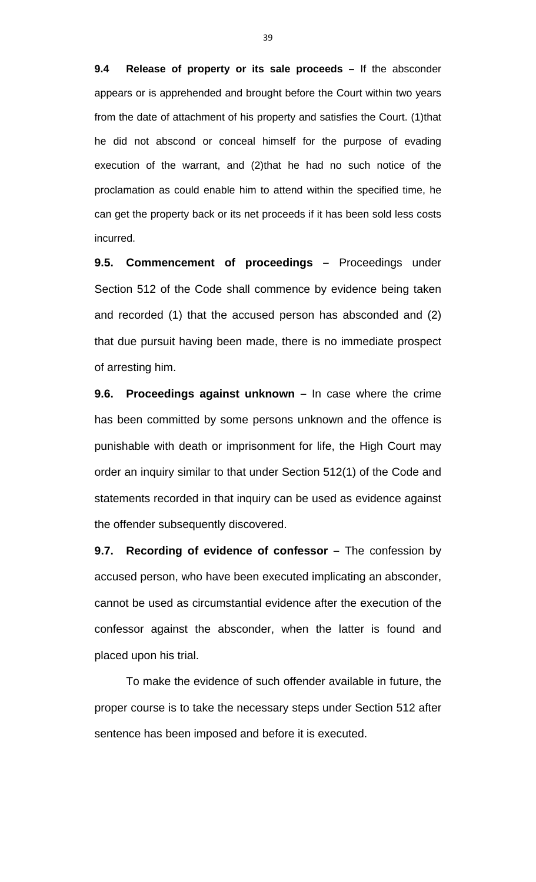**9.4 Release of property or its sale proceeds –** If the absconder appears or is apprehended and brought before the Court within two years from the date of attachment of his property and satisfies the Court. (1)that he did not abscond or conceal himself for the purpose of evading execution of the warrant, and (2)that he had no such notice of the proclamation as could enable him to attend within the specified time, he can get the property back or its net proceeds if it has been sold less costs incurred.

**9.5. Commencement of proceedings –** Proceedings under Section 512 of the Code shall commence by evidence being taken and recorded (1) that the accused person has absconded and (2) that due pursuit having been made, there is no immediate prospect of arresting him.

**9.6. Proceedings against unknown –** In case where the crime has been committed by some persons unknown and the offence is punishable with death or imprisonment for life, the High Court may order an inquiry similar to that under Section 512(1) of the Code and statements recorded in that inquiry can be used as evidence against the offender subsequently discovered.

**9.7. Recording of evidence of confessor –** The confession by accused person, who have been executed implicating an absconder, cannot be used as circumstantial evidence after the execution of the confessor against the absconder, when the latter is found and placed upon his trial.

To make the evidence of such offender available in future, the proper course is to take the necessary steps under Section 512 after sentence has been imposed and before it is executed.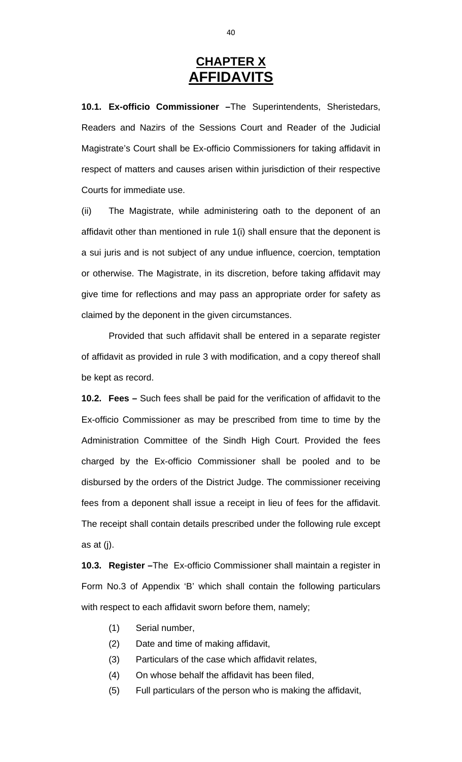# CHAPTER X
# AFFIDAVITS

**10.1. Ex-officio Commissioner –**The Superintendents, Sheristedars, Readers and Nazirs of the Sessions Court and Reader of the Judicial Magistrate's Court shall be Ex-officio Commissioners for taking affidavit in respect of matters and causes arisen within jurisdiction of their respective Courts for immediate use.

(ii) The Magistrate, while administering oath to the deponent of an affidavit other than mentioned in rule 1(i) shall ensure that the deponent is a sui juris and is not subject of any undue influence, coercion, temptation or otherwise. The Magistrate, in its discretion, before taking affidavit may give time for reflections and may pass an appropriate order for safety as claimed by the deponent in the given circumstances.

Provided that such affidavit shall be entered in a separate register of affidavit as provided in rule 3 with modification, and a copy thereof shall be kept as record.

**10.2. Fees –** Such fees shall be paid for the verification of affidavit to the Ex-officio Commissioner as may be prescribed from time to time by the Administration Committee of the Sindh High Court. Provided the fees charged by the Ex-officio Commissioner shall be pooled and to be disbursed by the orders of the District Judge. The commissioner receiving fees from a deponent shall issue a receipt in lieu of fees for the affidavit. The receipt shall contain details prescribed under the following rule except as at (j).

**10.3. Register –**The Ex-officio Commissioner shall maintain a register in Form No.3 of Appendix 'B' which shall contain the following particulars with respect to each affidavit sworn before them, namely;

(1) Serial number,

(2) Date and time of making affidavit,

(3) Particulars of the case which affidavit relates,

(4) On whose behalf the affidavit has been filed,

(5) Full particulars of the person who is making the affidavit,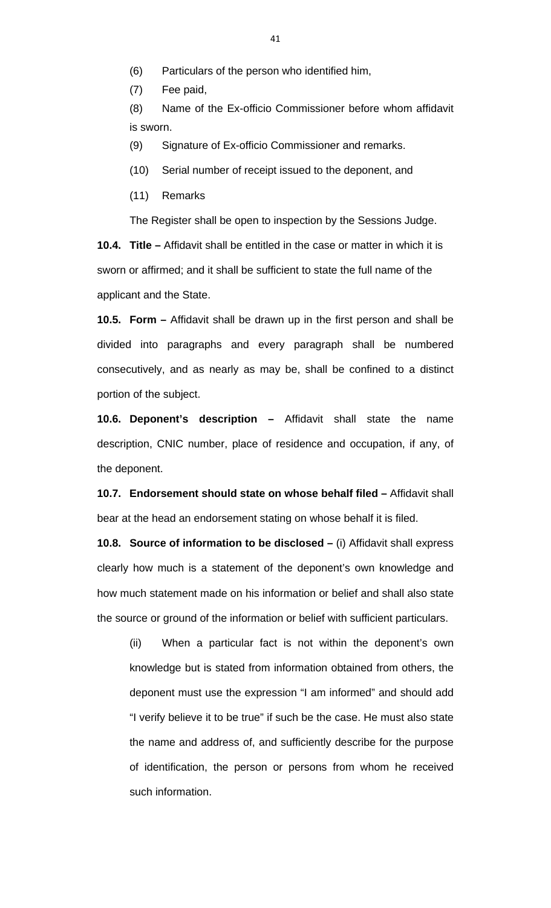(6) Particulars of the person who identified him,

(7) Fee paid,

(8) Name of the Ex-officio Commissioner before whom affidavit is sworn.

(9) Signature of Ex-officio Commissioner and remarks.

(10) Serial number of receipt issued to the deponent, and

(11) Remarks

The Register shall be open to inspection by the Sessions Judge.

**10.4. Title –** Affidavit shall be entitled in the case or matter in which it is sworn or affirmed; and it shall be sufficient to state the full name of the applicant and the State.

**10.5. Form –** Affidavit shall be drawn up in the first person and shall be divided into paragraphs and every paragraph shall be numbered consecutively, and as nearly as may be, shall be confined to a distinct portion of the subject.

**10.6. Deponent's description –** Affidavit shall state the name description, CNIC number, place of residence and occupation, if any, of the deponent.

**10.7. Endorsement should state on whose behalf filed –** Affidavit shall bear at the head an endorsement stating on whose behalf it is filed.

**10.8. Source of information to be disclosed –** (i) Affidavit shall express clearly how much is a statement of the deponent's own knowledge and how much statement made on his information or belief and shall also state the source or ground of the information or belief with sufficient particulars.

(ii) When a particular fact is not within the deponent's own knowledge but is stated from information obtained from others, the deponent must use the expression "I am informed" and should add "I verify believe it to be true" if such be the case. He must also state the name and address of, and sufficiently describe for the purpose of identification, the person or persons from whom he received such information.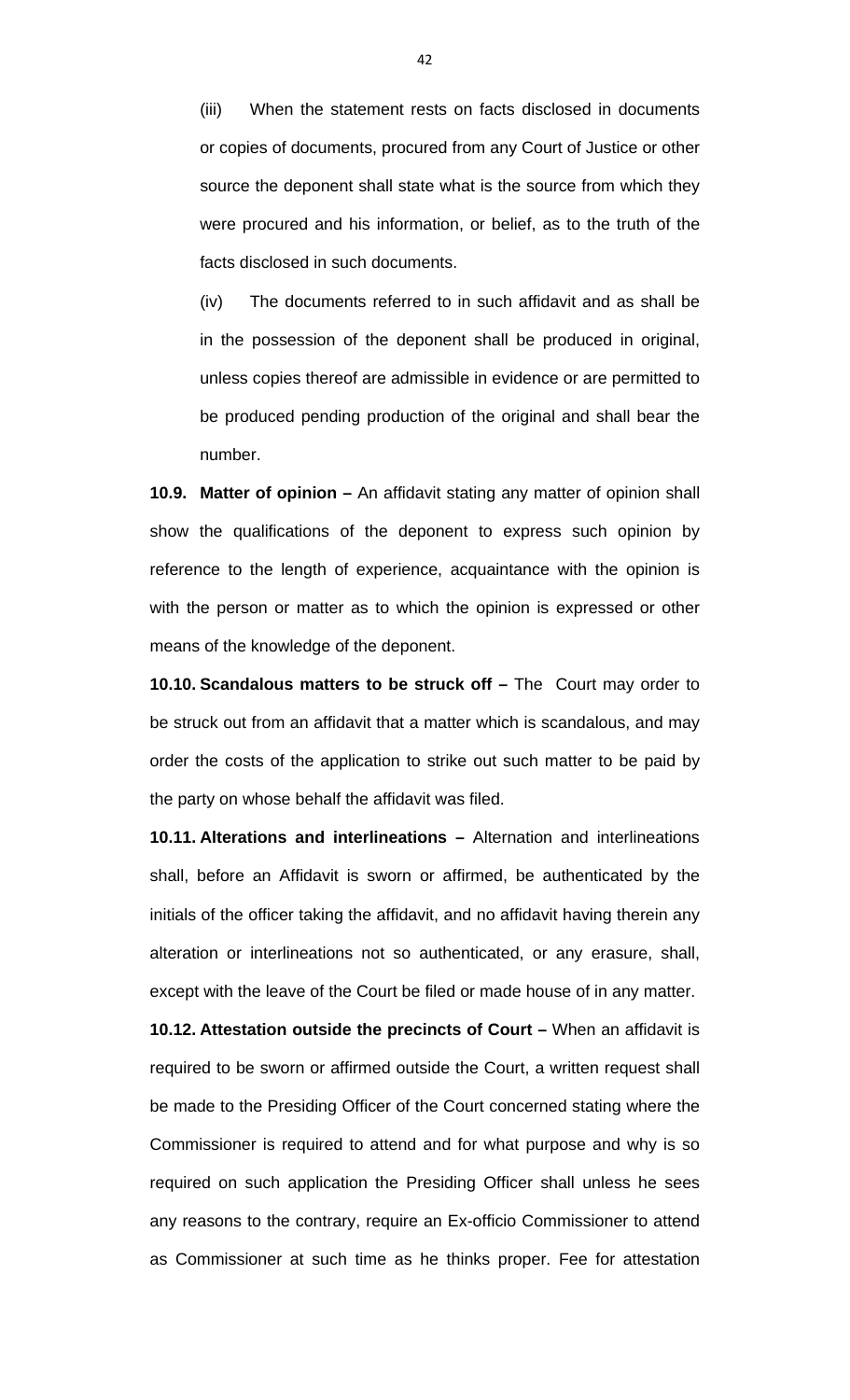(iii) When the statement rests on facts disclosed in documents or copies of documents, procured from any Court of Justice or other source the deponent shall state what is the source from which they were procured and his information, or belief, as to the truth of the facts disclosed in such documents.

(iv) The documents referred to in such affidavit and as shall be in the possession of the deponent shall be produced in original, unless copies thereof are admissible in evidence or are permitted to be produced pending production of the original and shall bear the number.

**10.9. Matter of opinion –** An affidavit stating any matter of opinion shall show the qualifications of the deponent to express such opinion by reference to the length of experience, acquaintance with the opinion is with the person or matter as to which the opinion is expressed or other means of the knowledge of the deponent.

**10.10. Scandalous matters to be struck off –** The Court may order to be struck out from an affidavit that a matter which is scandalous, and may order the costs of the application to strike out such matter to be paid by the party on whose behalf the affidavit was filed.

**10.11. Alterations and interlineations –** Alternation and interlineations shall, before an Affidavit is sworn or affirmed, be authenticated by the initials of the officer taking the affidavit, and no affidavit having therein any alteration or interlineations not so authenticated, or any erasure, shall, except with the leave of the Court be filed or made house of in any matter.

**10.12. Attestation outside the precincts of Court –** When an affidavit is required to be sworn or affirmed outside the Court, a written request shall be made to the Presiding Officer of the Court concerned stating where the Commissioner is required to attend and for what purpose and why is so required on such application the Presiding Officer shall unless he sees any reasons to the contrary, require an Ex-officio Commissioner to attend as Commissioner at such time as he thinks proper. Fee for attestation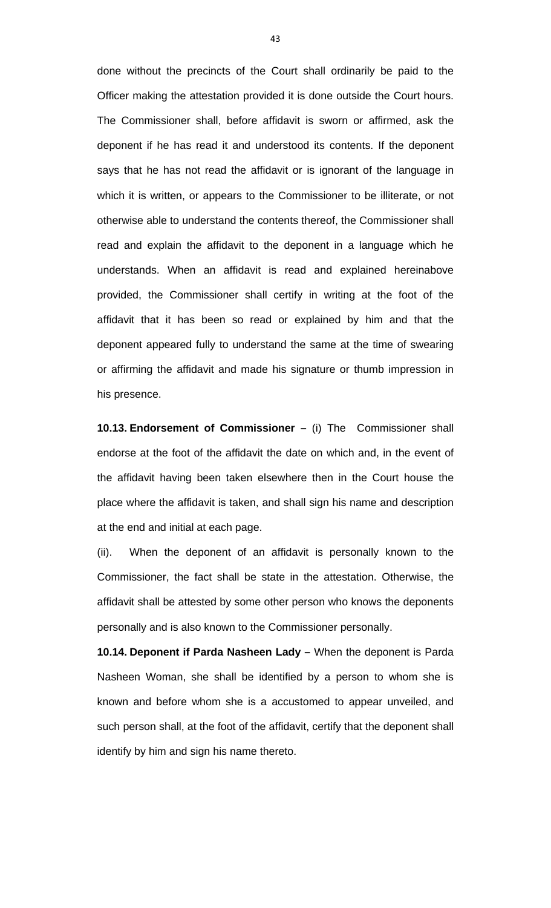done without the precincts of the Court shall ordinarily be paid to the Officer making the attestation provided it is done outside the Court hours. The Commissioner shall, before affidavit is sworn or affirmed, ask the deponent if he has read it and understood its contents. If the deponent says that he has not read the affidavit or is ignorant of the language in which it is written, or appears to the Commissioner to be illiterate, or not otherwise able to understand the contents thereof, the Commissioner shall read and explain the affidavit to the deponent in a language which he understands. When an affidavit is read and explained hereinabove provided, the Commissioner shall certify in writing at the foot of the affidavit that it has been so read or explained by him and that the deponent appeared fully to understand the same at the time of swearing or affirming the affidavit and made his signature or thumb impression in his presence.

**10.13. Endorsement of Commissioner –** (i) The Commissioner shall endorse at the foot of the affidavit the date on which and, in the event of the affidavit having been taken elsewhere then in the Court house the place where the affidavit is taken, and shall sign his name and description at the end and initial at each page.

(ii). When the deponent of an affidavit is personally known to the Commissioner, the fact shall be state in the attestation. Otherwise, the affidavit shall be attested by some other person who knows the deponents personally and is also known to the Commissioner personally.

**10.14. Deponent if Parda Nasheen Lady –** When the deponent is Parda Nasheen Woman, she shall be identified by a person to whom she is known and before whom she is a accustomed to appear unveiled, and such person shall, at the foot of the affidavit, certify that the deponent shall identify by him and sign his name thereto.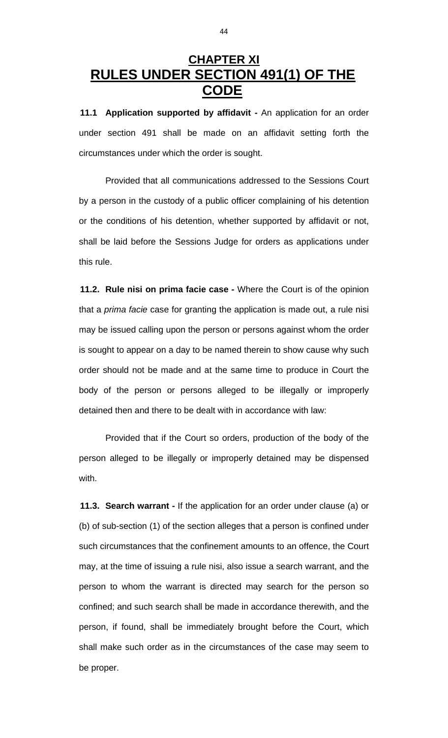# CHAPTER XI
# RULES UNDER SECTION 491(1) OF THE CODE

**11.1 Application supported by affidavit -** An application for an order under section 491 shall be made on an affidavit setting forth the circumstances under which the order is sought.

Provided that all communications addressed to the Sessions Court by a person in the custody of a public officer complaining of his detention or the conditions of his detention, whether supported by affidavit or not, shall be laid before the Sessions Judge for orders as applications under this rule.

**11.2. Rule nisi on prima facie case -** Where the Court is of the opinion that a *prima facie* case for granting the application is made out, a rule nisi may be issued calling upon the person or persons against whom the order is sought to appear on a day to be named therein to show cause why such order should not be made and at the same time to produce in Court the body of the person or persons alleged to be illegally or improperly detained then and there to be dealt with in accordance with law:

Provided that if the Court so orders, production of the body of the person alleged to be illegally or improperly detained may be dispensed with.

**11.3. Search warrant -** If the application for an order under clause (a) or (b) of sub-section (1) of the section alleges that a person is confined under such circumstances that the confinement amounts to an offence, the Court may, at the time of issuing a rule nisi, also issue a search warrant, and the person to whom the warrant is directed may search for the person so confined; and such search shall be made in accordance therewith, and the person, if found, shall be immediately brought before the Court, which shall make such order as in the circumstances of the case may seem to be proper.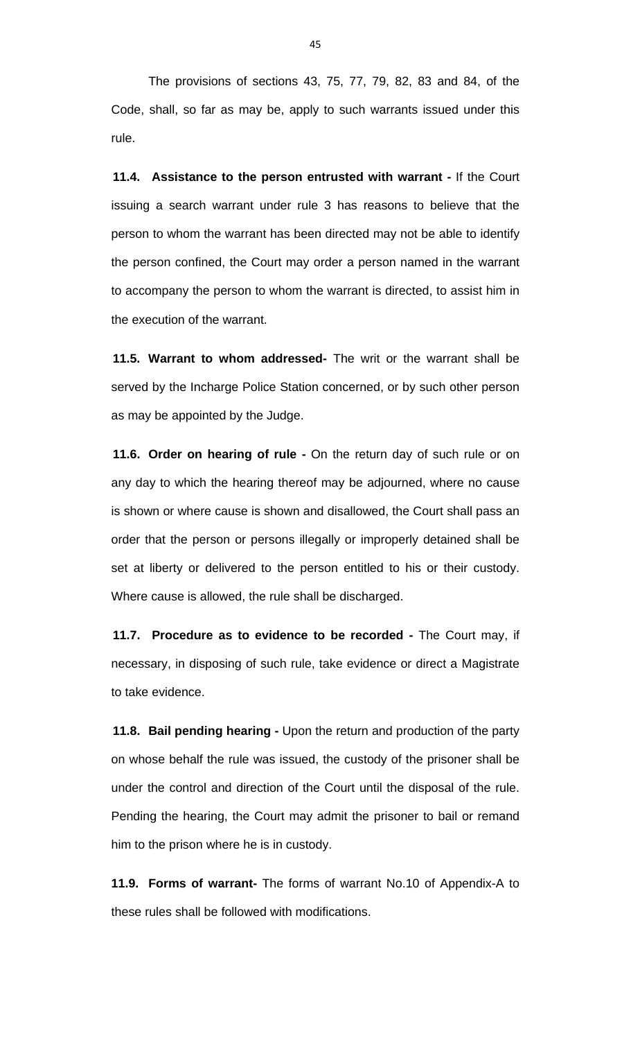The provisions of sections 43, 75, 77, 79, 82, 83 and 84, of the Code, shall, so far as may be, apply to such warrants issued under this rule.

**11.4. Assistance to the person entrusted with warrant -** If the Court issuing a search warrant under rule 3 has reasons to believe that the person to whom the warrant has been directed may not be able to identify the person confined, the Court may order a person named in the warrant to accompany the person to whom the warrant is directed, to assist him in the execution of the warrant.

**11.5. Warrant to whom addressed-** The writ or the warrant shall be served by the Incharge Police Station concerned, or by such other person as may be appointed by the Judge.

**11.6. Order on hearing of rule -** On the return day of such rule or on any day to which the hearing thereof may be adjourned, where no cause is shown or where cause is shown and disallowed, the Court shall pass an order that the person or persons illegally or improperly detained shall be set at liberty or delivered to the person entitled to his or their custody. Where cause is allowed, the rule shall be discharged.

**11.7. Procedure as to evidence to be recorded -** The Court may, if necessary, in disposing of such rule, take evidence or direct a Magistrate to take evidence.

**11.8. Bail pending hearing -** Upon the return and production of the party on whose behalf the rule was issued, the custody of the prisoner shall be under the control and direction of the Court until the disposal of the rule. Pending the hearing, the Court may admit the prisoner to bail or remand him to the prison where he is in custody.

**11.9. Forms of warrant-** The forms of warrant No.10 of Appendix-A to these rules shall be followed with modifications.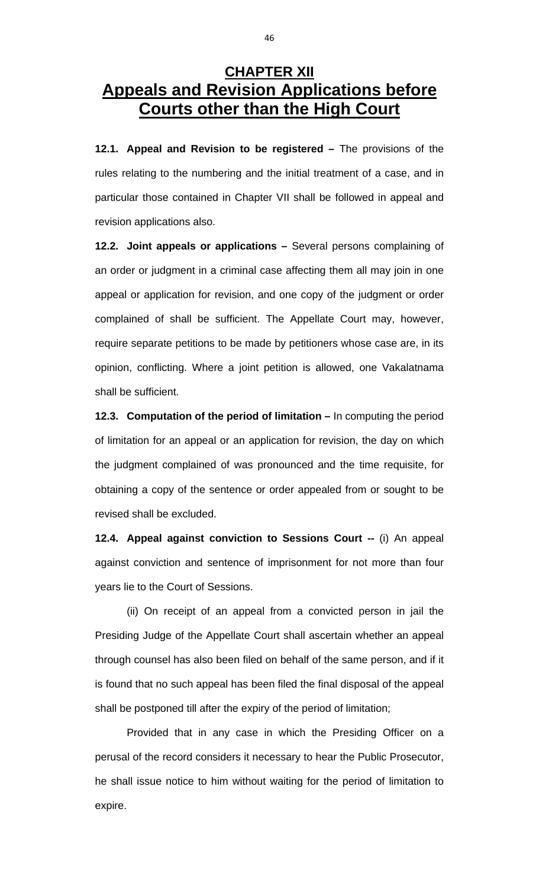# CHAPTER XII
# Appeals and Revision Applications before Courts other than the High Court

**12.1. Appeal and Revision to be registered –** The provisions of the rules relating to the numbering and the initial treatment of a case, and in particular those contained in Chapter VII shall be followed in appeal and revision applications also.

**12.2. Joint appeals or applications –** Several persons complaining of an order or judgment in a criminal case affecting them all may join in one appeal or application for revision, and one copy of the judgment or order complained of shall be sufficient. The Appellate Court may, however, require separate petitions to be made by petitioners whose case are, in its opinion, conflicting. Where a joint petition is allowed, one Vakalatnama shall be sufficient.

**12.3. Computation of the period of limitation –** In computing the period of limitation for an appeal or an application for revision, the day on which the judgment complained of was pronounced and the time requisite, for obtaining a copy of the sentence or order appealed from or sought to be revised shall be excluded.

**12.4. Appeal against conviction to Sessions Court --** (i) An appeal against conviction and sentence of imprisonment for not more than four years lie to the Court of Sessions.

(ii) On receipt of an appeal from a convicted person in jail the Presiding Judge of the Appellate Court shall ascertain whether an appeal through counsel has also been filed on behalf of the same person, and if it is found that no such appeal has been filed the final disposal of the appeal shall be postponed till after the expiry of the period of limitation;

Provided that in any case in which the Presiding Officer on a perusal of the record considers it necessary to hear the Public Prosecutor, he shall issue notice to him without waiting for the period of limitation to expire.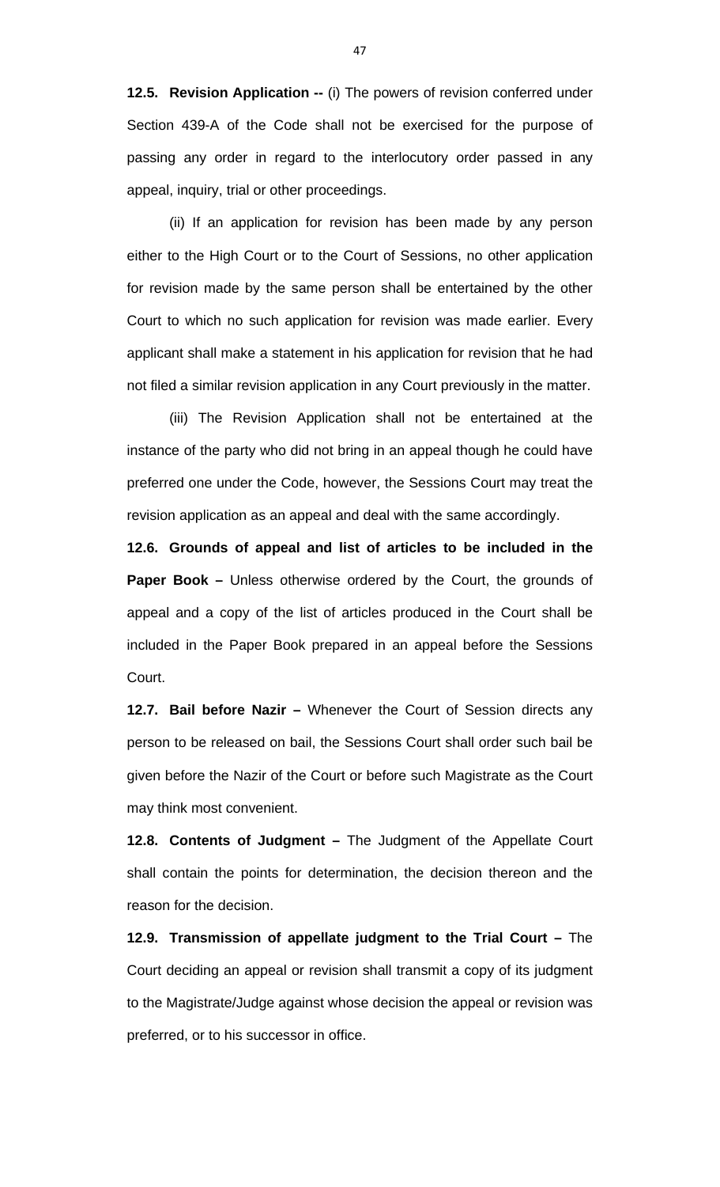**12.5. Revision Application --** (i) The powers of revision conferred under Section 439-A of the Code shall not be exercised for the purpose of passing any order in regard to the interlocutory order passed in any appeal, inquiry, trial or other proceedings.

(ii) If an application for revision has been made by any person either to the High Court or to the Court of Sessions, no other application for revision made by the same person shall be entertained by the other Court to which no such application for revision was made earlier. Every applicant shall make a statement in his application for revision that he had not filed a similar revision application in any Court previously in the matter.

(iii) The Revision Application shall not be entertained at the instance of the party who did not bring in an appeal though he could have preferred one under the Code, however, the Sessions Court may treat the revision application as an appeal and deal with the same accordingly.

**12.6. Grounds of appeal and list of articles to be included in the Paper Book –** Unless otherwise ordered by the Court, the grounds of appeal and a copy of the list of articles produced in the Court shall be included in the Paper Book prepared in an appeal before the Sessions Court.

**12.7. Bail before Nazir –** Whenever the Court of Session directs any person to be released on bail, the Sessions Court shall order such bail be given before the Nazir of the Court or before such Magistrate as the Court may think most convenient.

**12.8. Contents of Judgment –** The Judgment of the Appellate Court shall contain the points for determination, the decision thereon and the reason for the decision.

**12.9. Transmission of appellate judgment to the Trial Court –** The Court deciding an appeal or revision shall transmit a copy of its judgment to the Magistrate/Judge against whose decision the appeal or revision was preferred, or to his successor in office.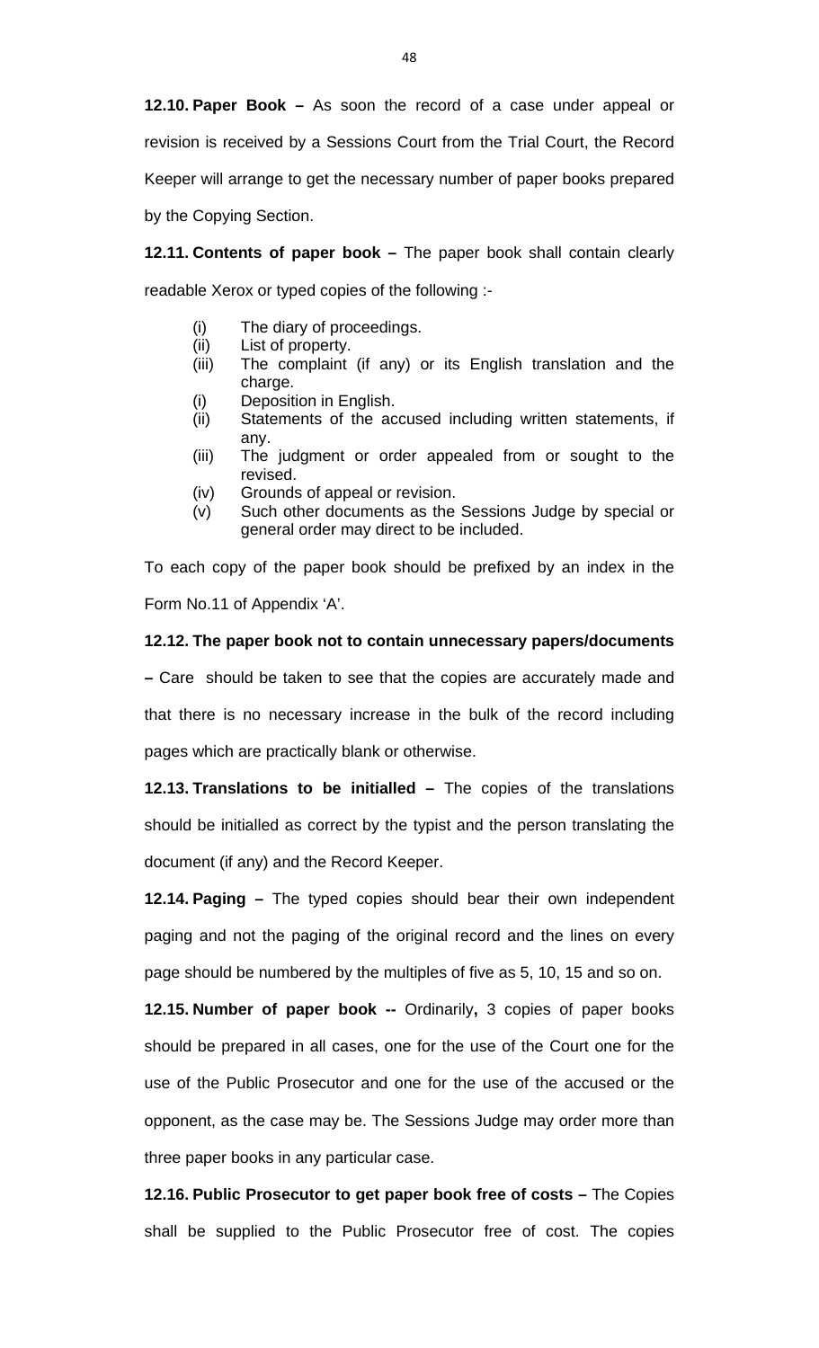**12.10. Paper Book –** As soon the record of a case under appeal or revision is received by a Sessions Court from the Trial Court, the Record Keeper will arrange to get the necessary number of paper books prepared by the Copying Section.

**12.11. Contents of paper book –** The paper book shall contain clearly readable Xerox or typed copies of the following :-

- (i) The diary of proceedings.
- (ii) List of property.
- (iii) The complaint (if any) or its English translation and the charge.
- (i) Deposition in English.
- (ii) Statements of the accused including written statements, if any.
- (iii) The judgment or order appealed from or sought to the revised.
- (iv) Grounds of appeal or revision.
- (v) Such other documents as the Sessions Judge by special or general order may direct to be included.

To each copy of the paper book should be prefixed by an index in the Form No.11 of Appendix 'A'.

**12.12. The paper book not to contain unnecessary papers/documents –** Care should be taken to see that the copies are accurately made and that there is no necessary increase in the bulk of the record including pages which are practically blank or otherwise.

**12.13. Translations to be initialled –** The copies of the translations should be initialled as correct by the typist and the person translating the document (if any) and the Record Keeper.

**12.14. Paging –** The typed copies should bear their own independent paging and not the paging of the original record and the lines on every page should be numbered by the multiples of five as 5, 10, 15 and so on.

**12.15. Number of paper book --** Ordinarily**,** 3 copies of paper books should be prepared in all cases, one for the use of the Court one for the use of the Public Prosecutor and one for the use of the accused or the opponent, as the case may be. The Sessions Judge may order more than three paper books in any particular case.

**12.16. Public Prosecutor to get paper book free of costs –** The Copies shall be supplied to the Public Prosecutor free of cost. The copies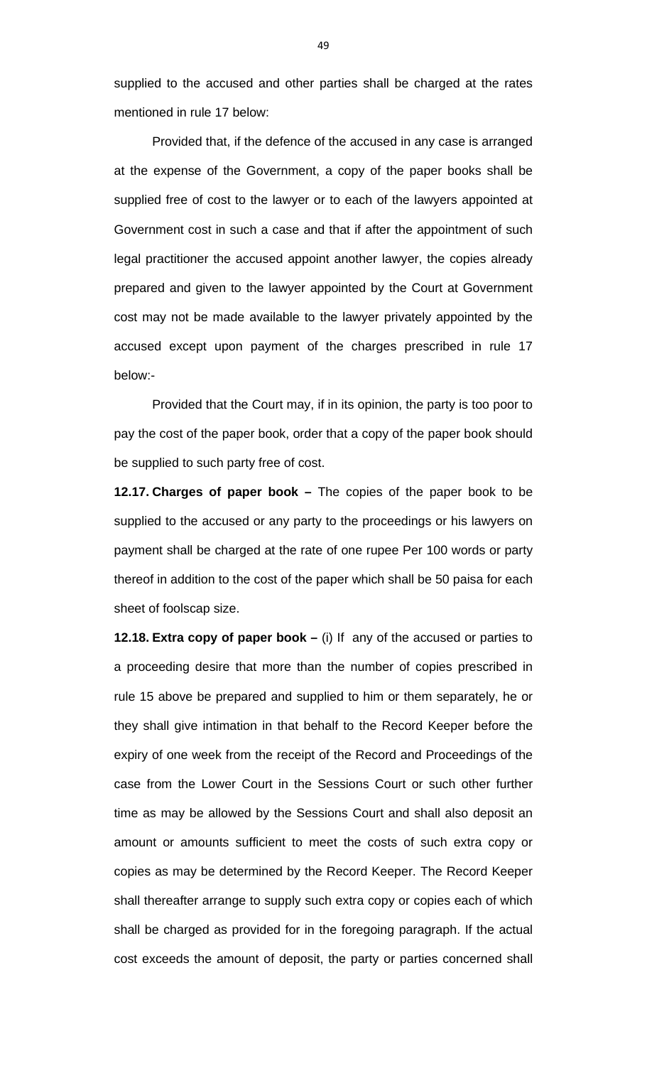supplied to the accused and other parties shall be charged at the rates mentioned in rule 17 below:

Provided that, if the defence of the accused in any case is arranged at the expense of the Government, a copy of the paper books shall be supplied free of cost to the lawyer or to each of the lawyers appointed at Government cost in such a case and that if after the appointment of such legal practitioner the accused appoint another lawyer, the copies already prepared and given to the lawyer appointed by the Court at Government cost may not be made available to the lawyer privately appointed by the accused except upon payment of the charges prescribed in rule 17 below:-

Provided that the Court may, if in its opinion, the party is too poor to pay the cost of the paper book, order that a copy of the paper book should be supplied to such party free of cost.

**12.17. Charges of paper book –** The copies of the paper book to be supplied to the accused or any party to the proceedings or his lawyers on payment shall be charged at the rate of one rupee Per 100 words or party thereof in addition to the cost of the paper which shall be 50 paisa for each sheet of foolscap size.

**12.18. Extra copy of paper book –** (i) If any of the accused or parties to a proceeding desire that more than the number of copies prescribed in rule 15 above be prepared and supplied to him or them separately, he or they shall give intimation in that behalf to the Record Keeper before the expiry of one week from the receipt of the Record and Proceedings of the case from the Lower Court in the Sessions Court or such other further time as may be allowed by the Sessions Court and shall also deposit an amount or amounts sufficient to meet the costs of such extra copy or copies as may be determined by the Record Keeper. The Record Keeper shall thereafter arrange to supply such extra copy or copies each of which shall be charged as provided for in the foregoing paragraph. If the actual cost exceeds the amount of deposit, the party or parties concerned shall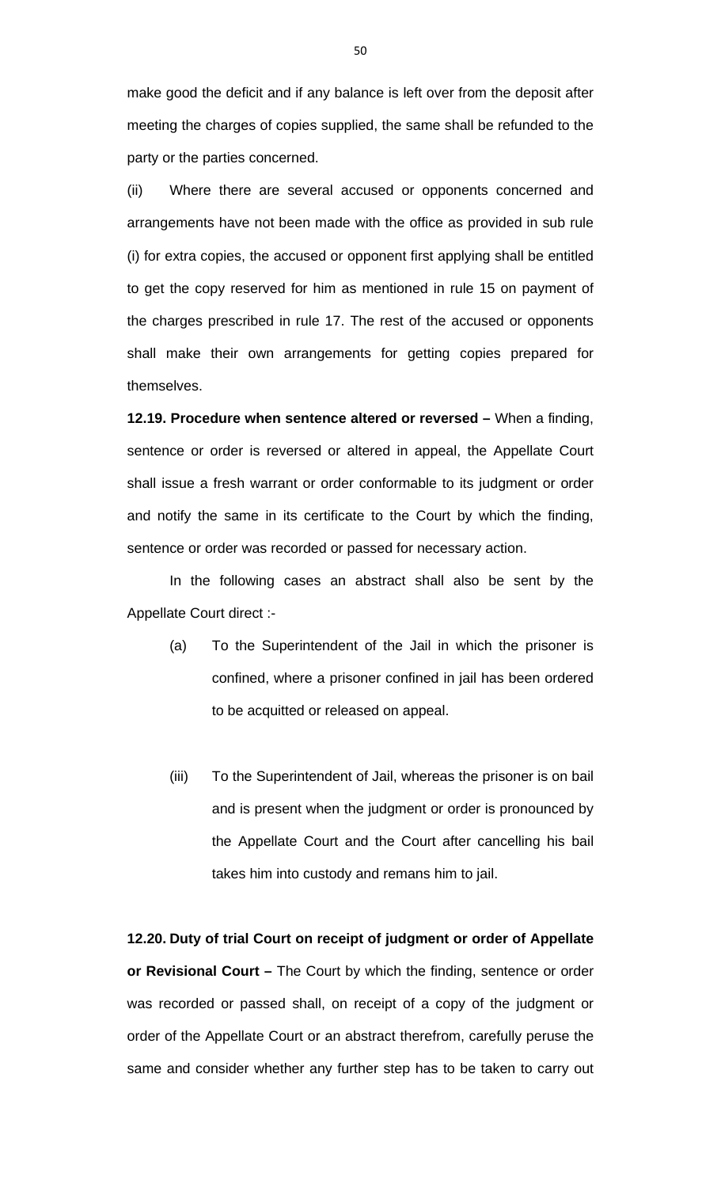make good the deficit and if any balance is left over from the deposit after meeting the charges of copies supplied, the same shall be refunded to the party or the parties concerned.

(ii) Where there are several accused or opponents concerned and arrangements have not been made with the office as provided in sub rule (i) for extra copies, the accused or opponent first applying shall be entitled to get the copy reserved for him as mentioned in rule 15 on payment of the charges prescribed in rule 17. The rest of the accused or opponents shall make their own arrangements for getting copies prepared for themselves.

**12.19. Procedure when sentence altered or reversed –** When a finding, sentence or order is reversed or altered in appeal, the Appellate Court shall issue a fresh warrant or order conformable to its judgment or order and notify the same in its certificate to the Court by which the finding, sentence or order was recorded or passed for necessary action.

In the following cases an abstract shall also be sent by the Appellate Court direct :-

(a) To the Superintendent of the Jail in which the prisoner is confined, where a prisoner confined in jail has been ordered to be acquitted or released on appeal.

(iii) To the Superintendent of Jail, whereas the prisoner is on bail and is present when the judgment or order is pronounced by the Appellate Court and the Court after cancelling his bail takes him into custody and remans him to jail.

**12.20. Duty of trial Court on receipt of judgment or order of Appellate or Revisional Court –** The Court by which the finding, sentence or order was recorded or passed shall, on receipt of a copy of the judgment or order of the Appellate Court or an abstract therefrom, carefully peruse the same and consider whether any further step has to be taken to carry out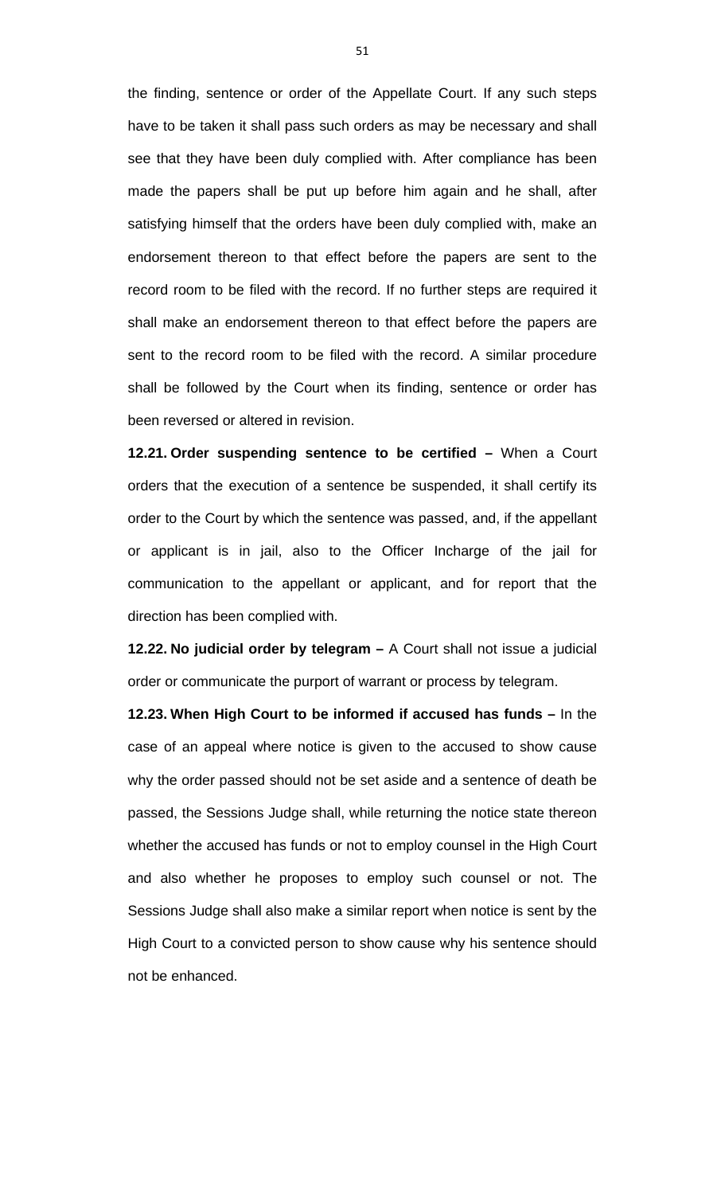the finding, sentence or order of the Appellate Court. If any such steps have to be taken it shall pass such orders as may be necessary and shall see that they have been duly complied with. After compliance has been made the papers shall be put up before him again and he shall, after satisfying himself that the orders have been duly complied with, make an endorsement thereon to that effect before the papers are sent to the record room to be filed with the record. If no further steps are required it shall make an endorsement thereon to that effect before the papers are sent to the record room to be filed with the record. A similar procedure shall be followed by the Court when its finding, sentence or order has been reversed or altered in revision.

**12.21. Order suspending sentence to be certified –** When a Court orders that the execution of a sentence be suspended, it shall certify its order to the Court by which the sentence was passed, and, if the appellant or applicant is in jail, also to the Officer Incharge of the jail for communication to the appellant or applicant, and for report that the direction has been complied with.

**12.22. No judicial order by telegram –** A Court shall not issue a judicial order or communicate the purport of warrant or process by telegram.

**12.23. When High Court to be informed if accused has funds –** In the case of an appeal where notice is given to the accused to show cause why the order passed should not be set aside and a sentence of death be passed, the Sessions Judge shall, while returning the notice state thereon whether the accused has funds or not to employ counsel in the High Court and also whether he proposes to employ such counsel or not. The Sessions Judge shall also make a similar report when notice is sent by the High Court to a convicted person to show cause why his sentence should not be enhanced.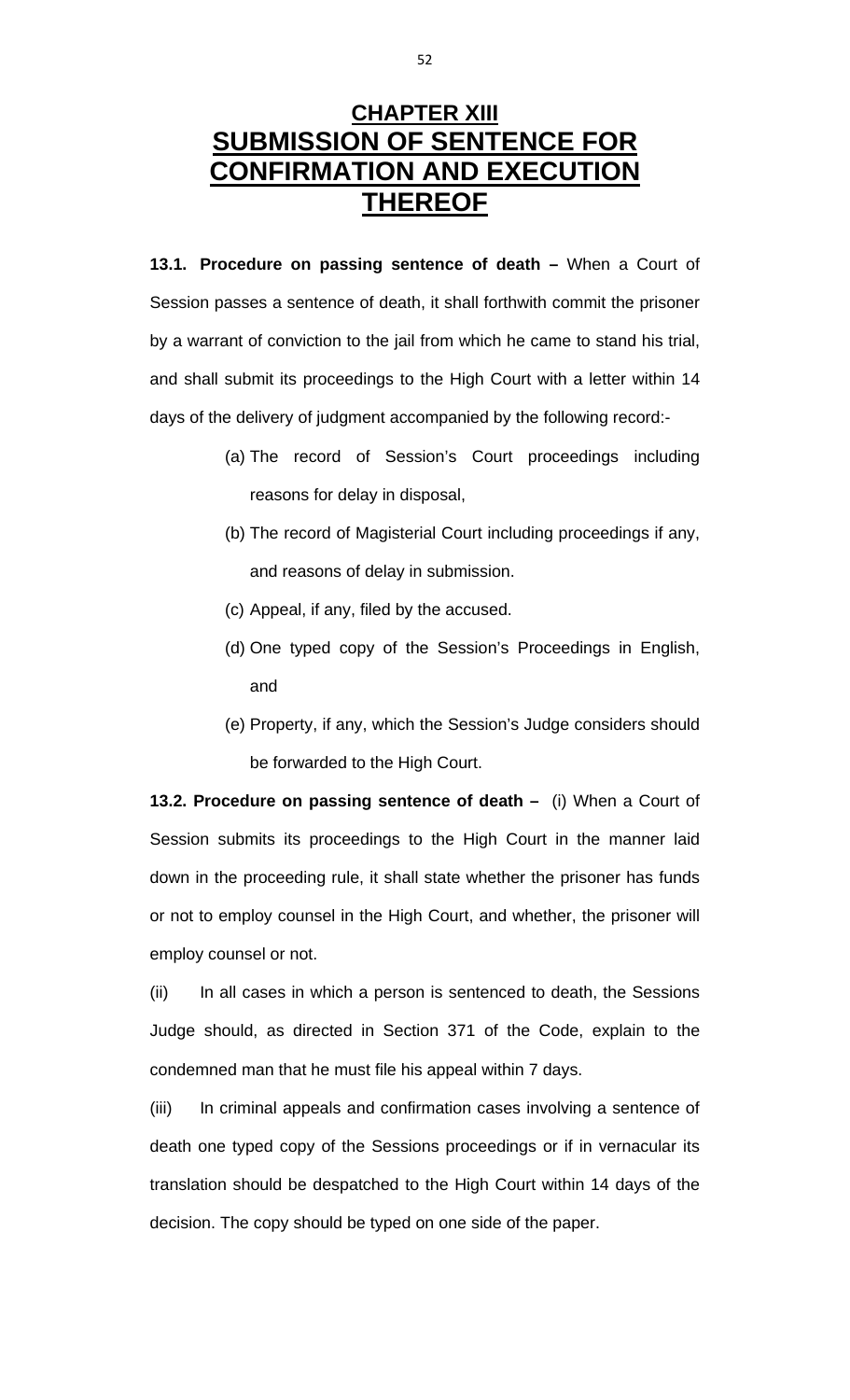# CHAPTER XIII
# SUBMISSION OF SENTENCE FOR CONFIRMATION AND EXECUTION THEREOF

**13.1. Procedure on passing sentence of death –** When a Court of Session passes a sentence of death, it shall forthwith commit the prisoner by a warrant of conviction to the jail from which he came to stand his trial, and shall submit its proceedings to the High Court with a letter within 14 days of the delivery of judgment accompanied by the following record:-

(a) The record of Session's Court proceedings including reasons for delay in disposal,

(b) The record of Magisterial Court including proceedings if any, and reasons of delay in submission.

(c) Appeal, if any, filed by the accused.

(d) One typed copy of the Session's Proceedings in English, and

(e) Property, if any, which the Session's Judge considers should be forwarded to the High Court.

**13.2. Procedure on passing sentence of death –** (i) When a Court of Session submits its proceedings to the High Court in the manner laid down in the proceeding rule, it shall state whether the prisoner has funds or not to employ counsel in the High Court, and whether, the prisoner will employ counsel or not.

(ii) In all cases in which a person is sentenced to death, the Sessions Judge should, as directed in Section 371 of the Code, explain to the condemned man that he must file his appeal within 7 days.

(iii) In criminal appeals and confirmation cases involving a sentence of death one typed copy of the Sessions proceedings or if in vernacular its translation should be despatched to the High Court within 14 days of the decision. The copy should be typed on one side of the paper.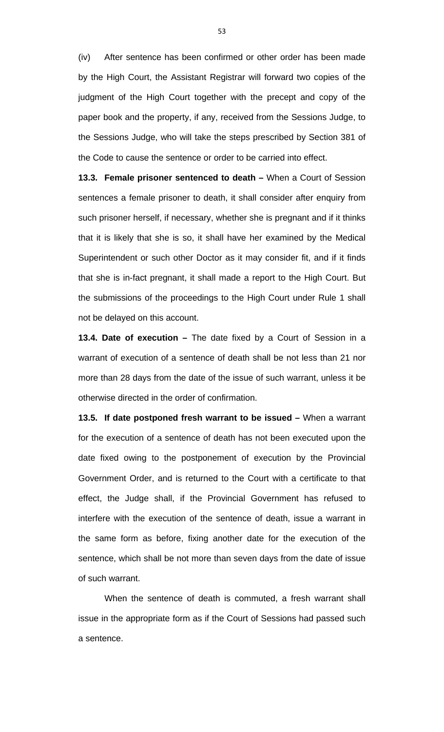(iv) After sentence has been confirmed or other order has been made by the High Court, the Assistant Registrar will forward two copies of the judgment of the High Court together with the precept and copy of the paper book and the property, if any, received from the Sessions Judge, to the Sessions Judge, who will take the steps prescribed by Section 381 of the Code to cause the sentence or order to be carried into effect.

**13.3. Female prisoner sentenced to death –** When a Court of Session sentences a female prisoner to death, it shall consider after enquiry from such prisoner herself, if necessary, whether she is pregnant and if it thinks that it is likely that she is so, it shall have her examined by the Medical Superintendent or such other Doctor as it may consider fit, and if it finds that she is in-fact pregnant, it shall made a report to the High Court. But the submissions of the proceedings to the High Court under Rule 1 shall not be delayed on this account.

**13.4. Date of execution –** The date fixed by a Court of Session in a warrant of execution of a sentence of death shall be not less than 21 nor more than 28 days from the date of the issue of such warrant, unless it be otherwise directed in the order of confirmation.

**13.5. If date postponed fresh warrant to be issued –** When a warrant for the execution of a sentence of death has not been executed upon the date fixed owing to the postponement of execution by the Provincial Government Order, and is returned to the Court with a certificate to that effect, the Judge shall, if the Provincial Government has refused to interfere with the execution of the sentence of death, issue a warrant in the same form as before, fixing another date for the execution of the sentence, which shall be not more than seven days from the date of issue of such warrant.

When the sentence of death is commuted, a fresh warrant shall issue in the appropriate form as if the Court of Sessions had passed such a sentence.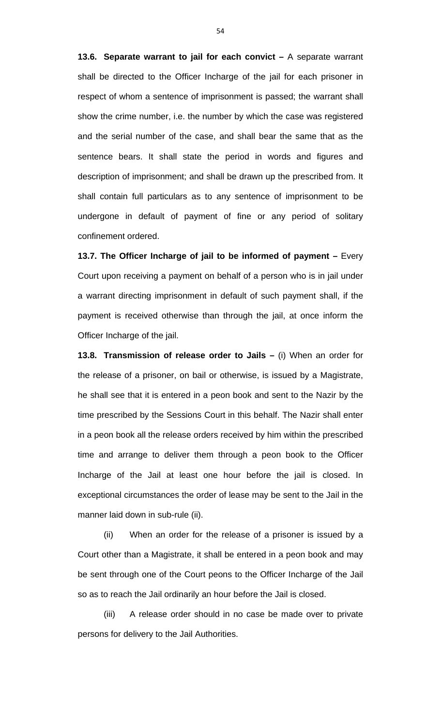**13.6. Separate warrant to jail for each convict –** A separate warrant shall be directed to the Officer Incharge of the jail for each prisoner in respect of whom a sentence of imprisonment is passed; the warrant shall show the crime number, i.e. the number by which the case was registered and the serial number of the case, and shall bear the same that as the sentence bears. It shall state the period in words and figures and description of imprisonment; and shall be drawn up the prescribed from. It shall contain full particulars as to any sentence of imprisonment to be undergone in default of payment of fine or any period of solitary confinement ordered.

**13.7. The Officer Incharge of jail to be informed of payment –** Every Court upon receiving a payment on behalf of a person who is in jail under a warrant directing imprisonment in default of such payment shall, if the payment is received otherwise than through the jail, at once inform the Officer Incharge of the jail.

**13.8. Transmission of release order to Jails –** (i) When an order for the release of a prisoner, on bail or otherwise, is issued by a Magistrate, he shall see that it is entered in a peon book and sent to the Nazir by the time prescribed by the Sessions Court in this behalf. The Nazir shall enter in a peon book all the release orders received by him within the prescribed time and arrange to deliver them through a peon book to the Officer Incharge of the Jail at least one hour before the jail is closed. In exceptional circumstances the order of lease may be sent to the Jail in the manner laid down in sub-rule (ii).

(ii) When an order for the release of a prisoner is issued by a Court other than a Magistrate, it shall be entered in a peon book and may be sent through one of the Court peons to the Officer Incharge of the Jail so as to reach the Jail ordinarily an hour before the Jail is closed.

(iii) A release order should in no case be made over to private persons for delivery to the Jail Authorities.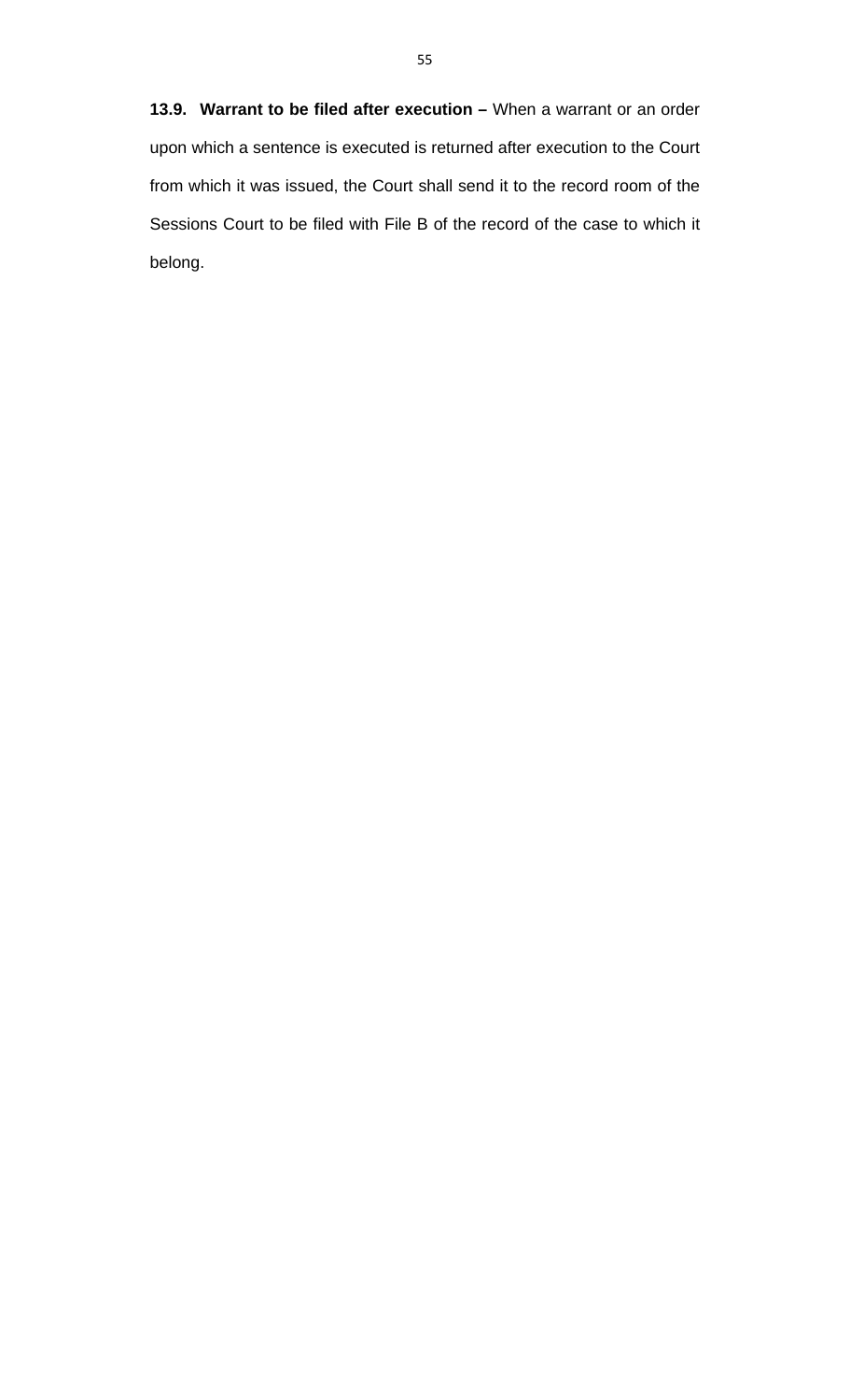**13.9. Warrant to be filed after execution –** When a warrant or an order upon which a sentence is executed is returned after execution to the Court from which it was issued, the Court shall send it to the record room of the Sessions Court to be filed with File B of the record of the case to which it belong.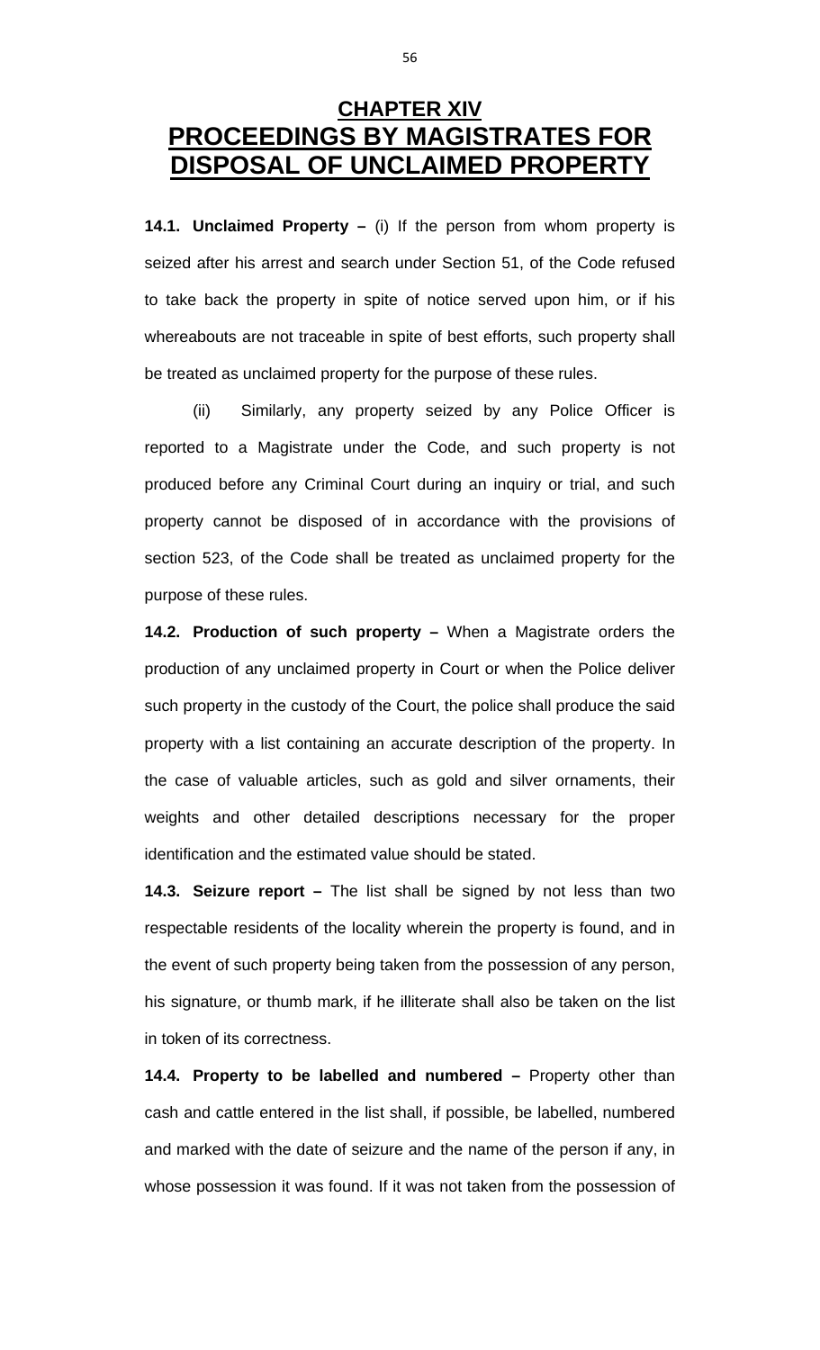# CHAPTER XIV
# PROCEEDINGS BY MAGISTRATES FOR DISPOSAL OF UNCLAIMED PROPERTY

**14.1. Unclaimed Property –** (i) If the person from whom property is seized after his arrest and search under Section 51, of the Code refused to take back the property in spite of notice served upon him, or if his whereabouts are not traceable in spite of best efforts, such property shall be treated as unclaimed property for the purpose of these rules.

(ii) Similarly, any property seized by any Police Officer is reported to a Magistrate under the Code, and such property is not produced before any Criminal Court during an inquiry or trial, and such property cannot be disposed of in accordance with the provisions of section 523, of the Code shall be treated as unclaimed property for the purpose of these rules.

**14.2. Production of such property –** When a Magistrate orders the production of any unclaimed property in Court or when the Police deliver such property in the custody of the Court, the police shall produce the said property with a list containing an accurate description of the property. In the case of valuable articles, such as gold and silver ornaments, their weights and other detailed descriptions necessary for the proper identification and the estimated value should be stated.

**14.3. Seizure report –** The list shall be signed by not less than two respectable residents of the locality wherein the property is found, and in the event of such property being taken from the possession of any person, his signature, or thumb mark, if he illiterate shall also be taken on the list in token of its correctness.

**14.4. Property to be labelled and numbered –** Property other than cash and cattle entered in the list shall, if possible, be labelled, numbered and marked with the date of seizure and the name of the person if any, in whose possession it was found. If it was not taken from the possession of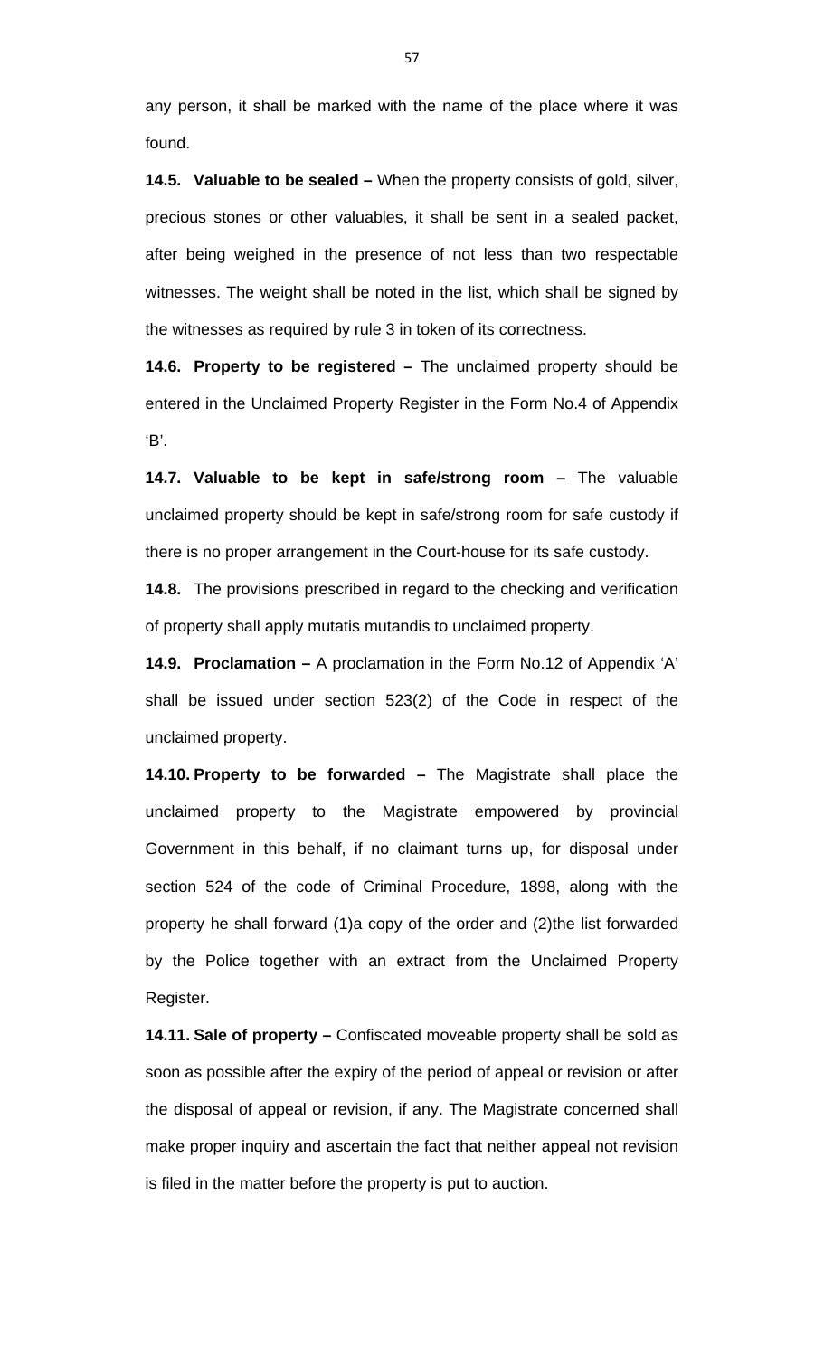any person, it shall be marked with the name of the place where it was found.

**14.5. Valuable to be sealed –** When the property consists of gold, silver, precious stones or other valuables, it shall be sent in a sealed packet, after being weighed in the presence of not less than two respectable witnesses. The weight shall be noted in the list, which shall be signed by the witnesses as required by rule 3 in token of its correctness.

**14.6. Property to be registered –** The unclaimed property should be entered in the Unclaimed Property Register in the Form No.4 of Appendix 'B'.

**14.7. Valuable to be kept in safe/strong room –** The valuable unclaimed property should be kept in safe/strong room for safe custody if there is no proper arrangement in the Court-house for its safe custody.

**14.8.** The provisions prescribed in regard to the checking and verification of property shall apply mutatis mutandis to unclaimed property.

**14.9. Proclamation –** A proclamation in the Form No.12 of Appendix 'A' shall be issued under section 523(2) of the Code in respect of the unclaimed property.

**14.10. Property to be forwarded –** The Magistrate shall place the unclaimed property to the Magistrate empowered by provincial Government in this behalf, if no claimant turns up, for disposal under section 524 of the code of Criminal Procedure, 1898, along with the property he shall forward (1)a copy of the order and (2)the list forwarded by the Police together with an extract from the Unclaimed Property Register.

**14.11. Sale of property –** Confiscated moveable property shall be sold as soon as possible after the expiry of the period of appeal or revision or after the disposal of appeal or revision, if any. The Magistrate concerned shall make proper inquiry and ascertain the fact that neither appeal not revision is filed in the matter before the property is put to auction.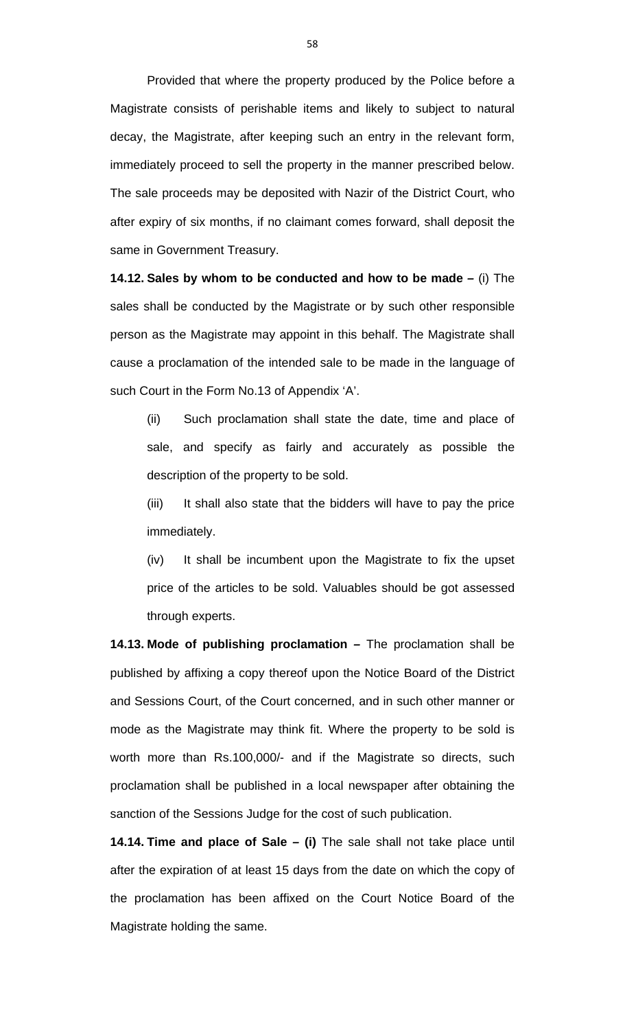Provided that where the property produced by the Police before a Magistrate consists of perishable items and likely to subject to natural decay, the Magistrate, after keeping such an entry in the relevant form, immediately proceed to sell the property in the manner prescribed below. The sale proceeds may be deposited with Nazir of the District Court, who after expiry of six months, if no claimant comes forward, shall deposit the same in Government Treasury.

**14.12. Sales by whom to be conducted and how to be made –** (i) The sales shall be conducted by the Magistrate or by such other responsible person as the Magistrate may appoint in this behalf. The Magistrate shall cause a proclamation of the intended sale to be made in the language of such Court in the Form No.13 of Appendix 'A'.

(ii) Such proclamation shall state the date, time and place of sale, and specify as fairly and accurately as possible the description of the property to be sold.

(iii) It shall also state that the bidders will have to pay the price immediately.

(iv) It shall be incumbent upon the Magistrate to fix the upset price of the articles to be sold. Valuables should be got assessed through experts.

**14.13. Mode of publishing proclamation –** The proclamation shall be published by affixing a copy thereof upon the Notice Board of the District and Sessions Court, of the Court concerned, and in such other manner or mode as the Magistrate may think fit. Where the property to be sold is worth more than Rs.100,000/- and if the Magistrate so directs, such proclamation shall be published in a local newspaper after obtaining the sanction of the Sessions Judge for the cost of such publication.

**14.14. Time and place of Sale – (i)** The sale shall not take place until after the expiration of at least 15 days from the date on which the copy of the proclamation has been affixed on the Court Notice Board of the Magistrate holding the same.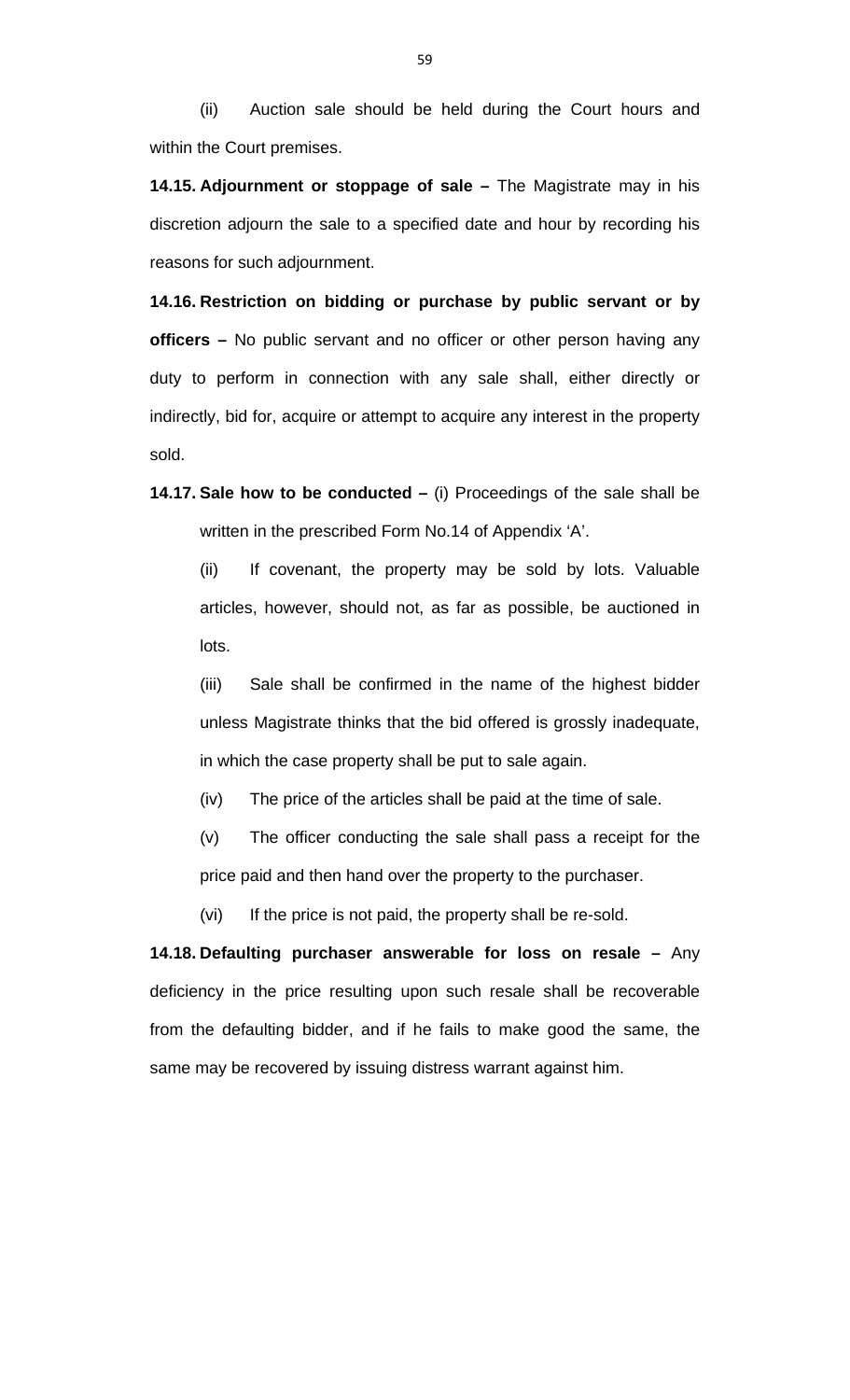(ii) Auction sale should be held during the Court hours and within the Court premises.

**14.15. Adjournment or stoppage of sale –** The Magistrate may in his discretion adjourn the sale to a specified date and hour by recording his reasons for such adjournment.

**14.16. Restriction on bidding or purchase by public servant or by officers –** No public servant and no officer or other person having any duty to perform in connection with any sale shall, either directly or indirectly, bid for, acquire or attempt to acquire any interest in the property sold.

**14.17. Sale how to be conducted –** (i) Proceedings of the sale shall be written in the prescribed Form No.14 of Appendix 'A'.

(ii) If covenant, the property may be sold by lots. Valuable articles, however, should not, as far as possible, be auctioned in lots.

(iii) Sale shall be confirmed in the name of the highest bidder unless Magistrate thinks that the bid offered is grossly inadequate, in which the case property shall be put to sale again.

(iv) The price of the articles shall be paid at the time of sale.

(v) The officer conducting the sale shall pass a receipt for the price paid and then hand over the property to the purchaser.

(vi) If the price is not paid, the property shall be re-sold.

**14.18. Defaulting purchaser answerable for loss on resale –** Any deficiency in the price resulting upon such resale shall be recoverable from the defaulting bidder, and if he fails to make good the same, the same may be recovered by issuing distress warrant against him.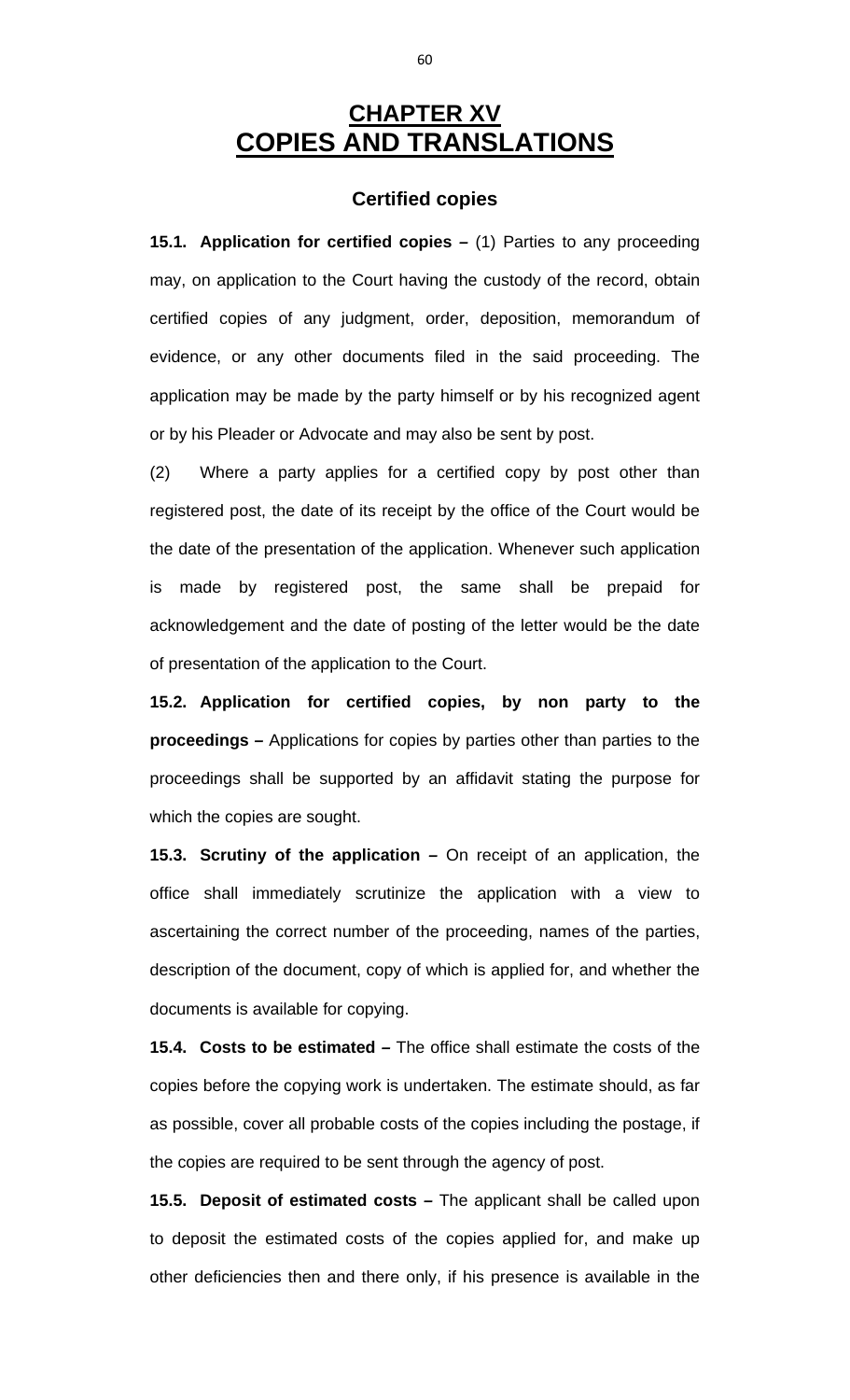# CHAPTER XV
# COPIES AND TRANSLATIONS

### Certified copies

**15.1. Application for certified copies –** (1) Parties to any proceeding may, on application to the Court having the custody of the record, obtain certified copies of any judgment, order, deposition, memorandum of evidence, or any other documents filed in the said proceeding. The application may be made by the party himself or by his recognized agent or by his Pleader or Advocate and may also be sent by post.

(2) Where a party applies for a certified copy by post other than registered post, the date of its receipt by the office of the Court would be the date of the presentation of the application. Whenever such application is made by registered post, the same shall be prepaid for acknowledgement and the date of posting of the letter would be the date of presentation of the application to the Court.

**15.2. Application for certified copies, by non party to the proceedings –** Applications for copies by parties other than parties to the proceedings shall be supported by an affidavit stating the purpose for which the copies are sought.

**15.3. Scrutiny of the application –** On receipt of an application, the office shall immediately scrutinize the application with a view to ascertaining the correct number of the proceeding, names of the parties, description of the document, copy of which is applied for, and whether the documents is available for copying.

**15.4. Costs to be estimated –** The office shall estimate the costs of the copies before the copying work is undertaken. The estimate should, as far as possible, cover all probable costs of the copies including the postage, if the copies are required to be sent through the agency of post.

**15.5. Deposit of estimated costs –** The applicant shall be called upon to deposit the estimated costs of the copies applied for, and make up other deficiencies then and there only, if his presence is available in the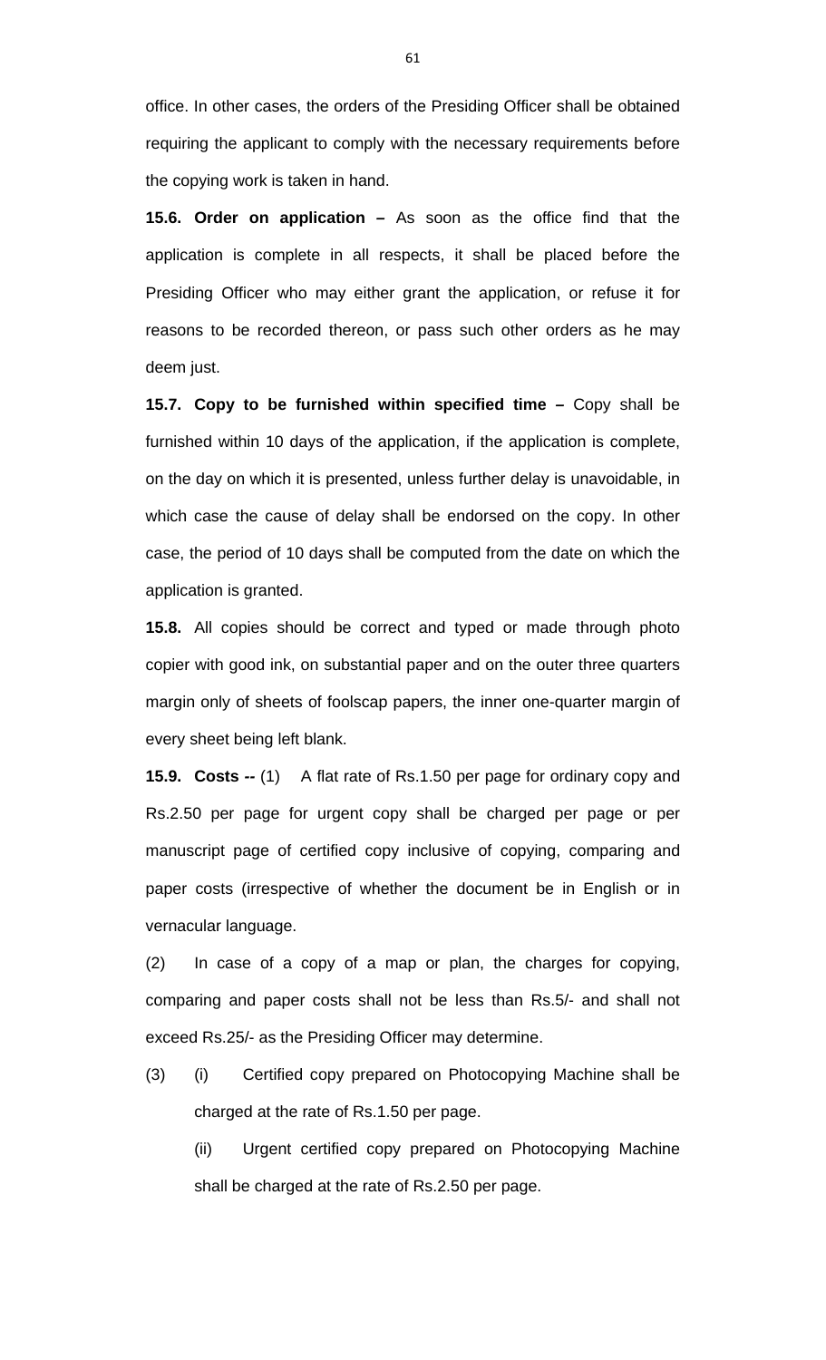office. In other cases, the orders of the Presiding Officer shall be obtained requiring the applicant to comply with the necessary requirements before the copying work is taken in hand.

**15.6. Order on application –** As soon as the office find that the application is complete in all respects, it shall be placed before the Presiding Officer who may either grant the application, or refuse it for reasons to be recorded thereon, or pass such other orders as he may deem just.

**15.7. Copy to be furnished within specified time –** Copy shall be furnished within 10 days of the application, if the application is complete, on the day on which it is presented, unless further delay is unavoidable, in which case the cause of delay shall be endorsed on the copy. In other case, the period of 10 days shall be computed from the date on which the application is granted.

**15.8.** All copies should be correct and typed or made through photo copier with good ink, on substantial paper and on the outer three quarters margin only of sheets of foolscap papers, the inner one-quarter margin of every sheet being left blank.

**15.9. Costs --** (1) A flat rate of Rs.1.50 per page for ordinary copy and Rs.2.50 per page for urgent copy shall be charged per page or per manuscript page of certified copy inclusive of copying, comparing and paper costs (irrespective of whether the document be in English or in vernacular language.

(2) In case of a copy of a map or plan, the charges for copying, comparing and paper costs shall not be less than Rs.5/- and shall not exceed Rs.25/- as the Presiding Officer may determine.

(3) (i) Certified copy prepared on Photocopying Machine shall be charged at the rate of Rs.1.50 per page.

(ii) Urgent certified copy prepared on Photocopying Machine shall be charged at the rate of Rs.2.50 per page.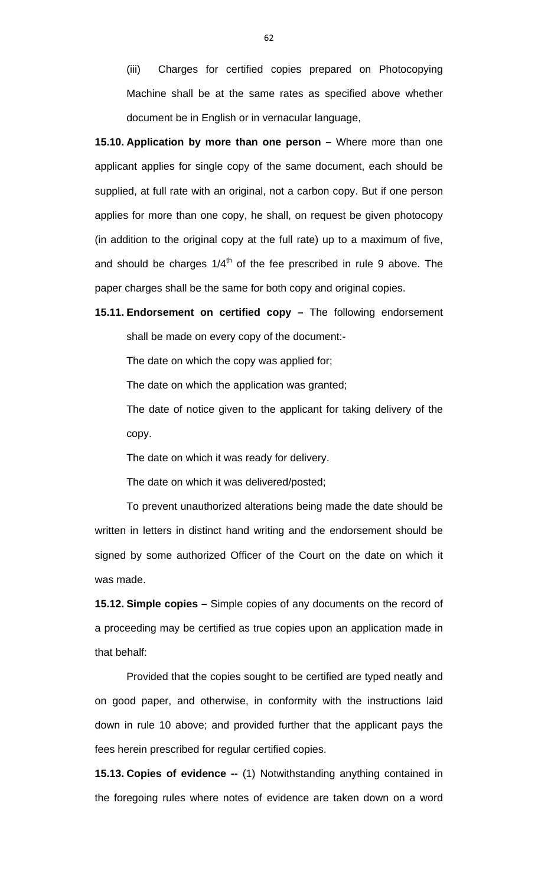(iii) Charges for certified copies prepared on Photocopying Machine shall be at the same rates as specified above whether document be in English or in vernacular language,

**15.10. Application by more than one person –** Where more than one applicant applies for single copy of the same document, each should be supplied, at full rate with an original, not a carbon copy. But if one person applies for more than one copy, he shall, on request be given photocopy (in addition to the original copy at the full rate) up to a maximum of five, and should be charges 1/4th of the fee prescribed in rule 9 above. The paper charges shall be the same for both copy and original copies.

**15.11. Endorsement on certified copy –** The following endorsement shall be made on every copy of the document:-

The date on which the copy was applied for;

The date on which the application was granted;

The date of notice given to the applicant for taking delivery of the copy.

The date on which it was ready for delivery.

The date on which it was delivered/posted;

To prevent unauthorized alterations being made the date should be written in letters in distinct hand writing and the endorsement should be signed by some authorized Officer of the Court on the date on which it was made.

**15.12. Simple copies –** Simple copies of any documents on the record of a proceeding may be certified as true copies upon an application made in that behalf:

Provided that the copies sought to be certified are typed neatly and on good paper, and otherwise, in conformity with the instructions laid down in rule 10 above; and provided further that the applicant pays the fees herein prescribed for regular certified copies.

**15.13. Copies of evidence --** (1) Notwithstanding anything contained in the foregoing rules where notes of evidence are taken down on a word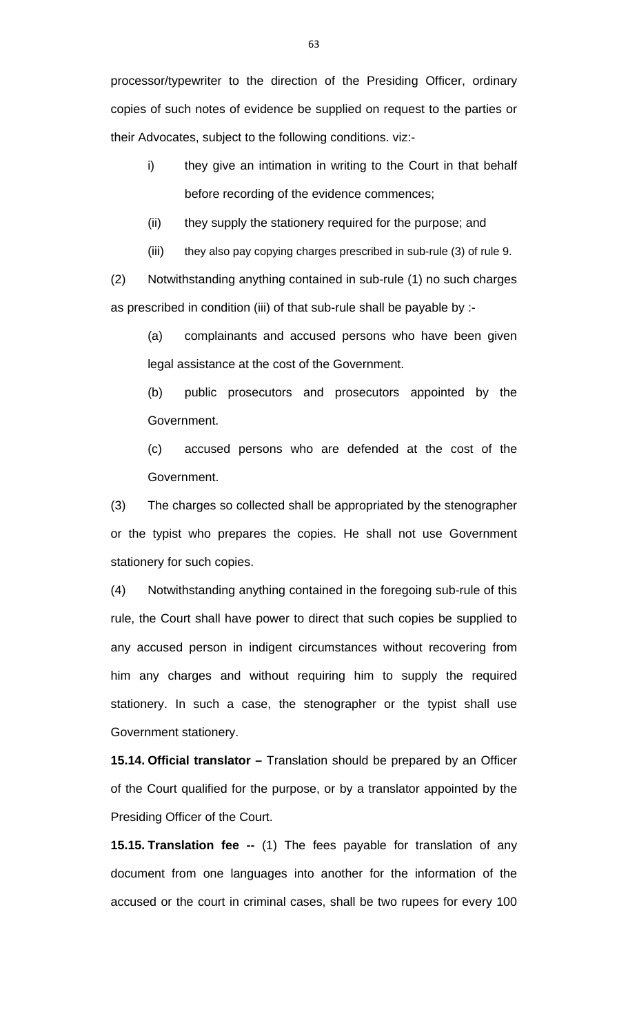processor/typewriter to the direction of the Presiding Officer, ordinary copies of such notes of evidence be supplied on request to the parties or their Advocates, subject to the following conditions. viz:-

i) they give an intimation in writing to the Court in that behalf before recording of the evidence commences;

(ii) they supply the stationery required for the purpose; and

(iii) they also pay copying charges prescribed in sub-rule (3) of rule 9.

(2) Notwithstanding anything contained in sub-rule (1) no such charges as prescribed in condition (iii) of that sub-rule shall be payable by :-

(a) complainants and accused persons who have been given legal assistance at the cost of the Government.

(b) public prosecutors and prosecutors appointed by the Government.

(c) accused persons who are defended at the cost of the Government.

(3) The charges so collected shall be appropriated by the stenographer or the typist who prepares the copies. He shall not use Government stationery for such copies.

(4) Notwithstanding anything contained in the foregoing sub-rule of this rule, the Court shall have power to direct that such copies be supplied to any accused person in indigent circumstances without recovering from him any charges and without requiring him to supply the required stationery. In such a case, the stenographer or the typist shall use Government stationery.

**15.14. Official translator –** Translation should be prepared by an Officer of the Court qualified for the purpose, or by a translator appointed by the Presiding Officer of the Court.

**15.15. Translation fee --** (1) The fees payable for translation of any document from one languages into another for the information of the accused or the court in criminal cases, shall be two rupees for every 100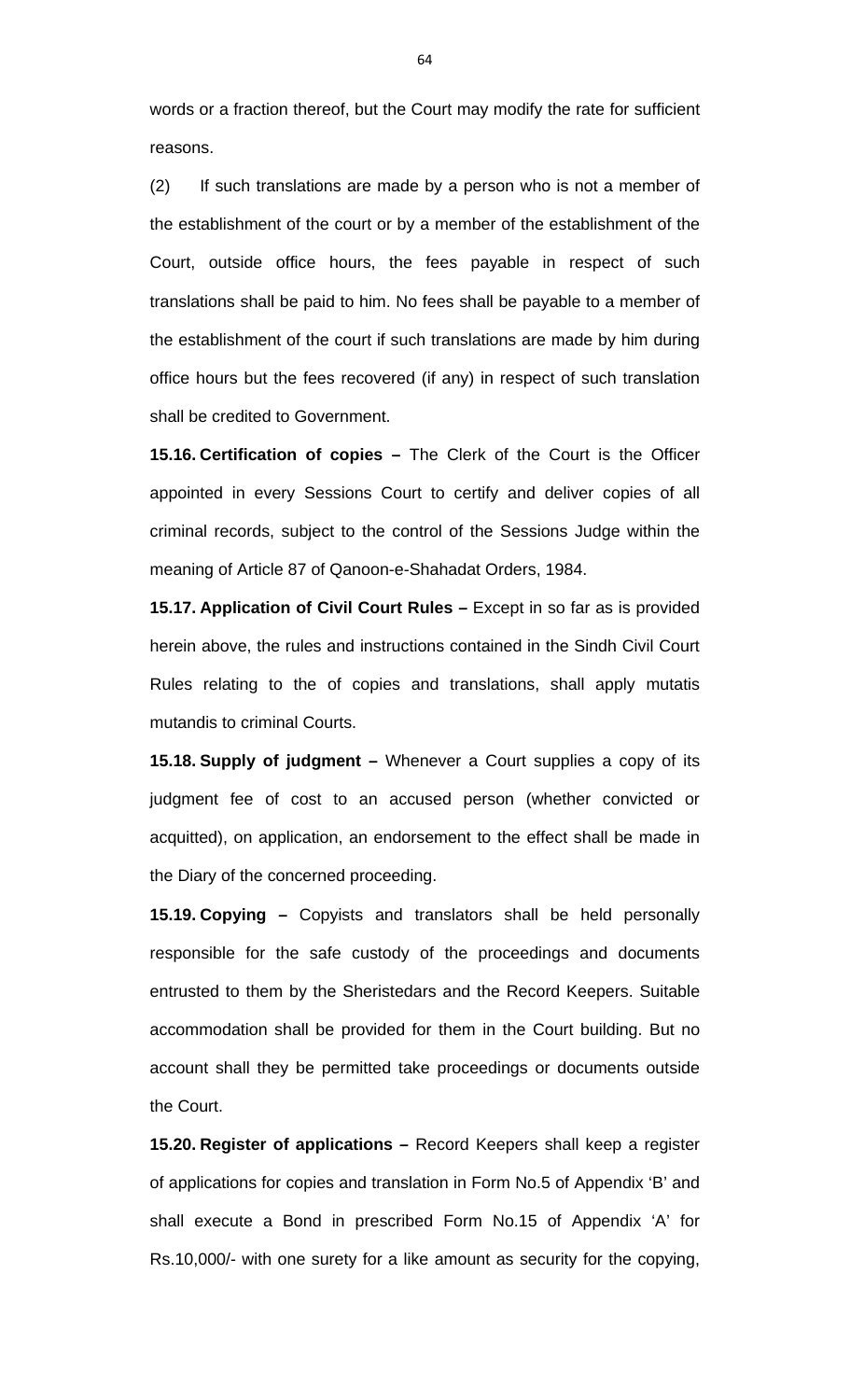words or a fraction thereof, but the Court may modify the rate for sufficient reasons.

(2) If such translations are made by a person who is not a member of the establishment of the court or by a member of the establishment of the Court, outside office hours, the fees payable in respect of such translations shall be paid to him. No fees shall be payable to a member of the establishment of the court if such translations are made by him during office hours but the fees recovered (if any) in respect of such translation shall be credited to Government.

**15.16. Certification of copies –** The Clerk of the Court is the Officer appointed in every Sessions Court to certify and deliver copies of all criminal records, subject to the control of the Sessions Judge within the meaning of Article 87 of Qanoon-e-Shahadat Orders, 1984.

**15.17. Application of Civil Court Rules –** Except in so far as is provided herein above, the rules and instructions contained in the Sindh Civil Court Rules relating to the of copies and translations, shall apply mutatis mutandis to criminal Courts.

**15.18. Supply of judgment –** Whenever a Court supplies a copy of its judgment fee of cost to an accused person (whether convicted or acquitted), on application, an endorsement to the effect shall be made in the Diary of the concerned proceeding.

**15.19. Copying –** Copyists and translators shall be held personally responsible for the safe custody of the proceedings and documents entrusted to them by the Sheristedars and the Record Keepers. Suitable accommodation shall be provided for them in the Court building. But no account shall they be permitted take proceedings or documents outside the Court.

**15.20. Register of applications –** Record Keepers shall keep a register of applications for copies and translation in Form No.5 of Appendix 'B' and shall execute a Bond in prescribed Form No.15 of Appendix 'A' for Rs.10,000/- with one surety for a like amount as security for the copying,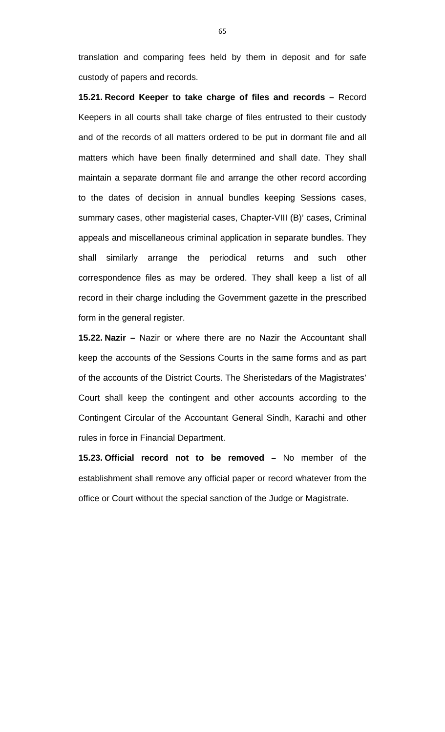translation and comparing fees held by them in deposit and for safe custody of papers and records.

**15.21. Record Keeper to take charge of files and records –** Record Keepers in all courts shall take charge of files entrusted to their custody and of the records of all matters ordered to be put in dormant file and all matters which have been finally determined and shall date. They shall maintain a separate dormant file and arrange the other record according to the dates of decision in annual bundles keeping Sessions cases, summary cases, other magisterial cases, Chapter-VIII (B)' cases, Criminal appeals and miscellaneous criminal application in separate bundles. They shall similarly arrange the periodical returns and such other correspondence files as may be ordered. They shall keep a list of all record in their charge including the Government gazette in the prescribed form in the general register.

**15.22. Nazir –** Nazir or where there are no Nazir the Accountant shall keep the accounts of the Sessions Courts in the same forms and as part of the accounts of the District Courts. The Sheristedars of the Magistrates' Court shall keep the contingent and other accounts according to the Contingent Circular of the Accountant General Sindh, Karachi and other rules in force in Financial Department.

**15.23. Official record not to be removed –** No member of the establishment shall remove any official paper or record whatever from the office or Court without the special sanction of the Judge or Magistrate.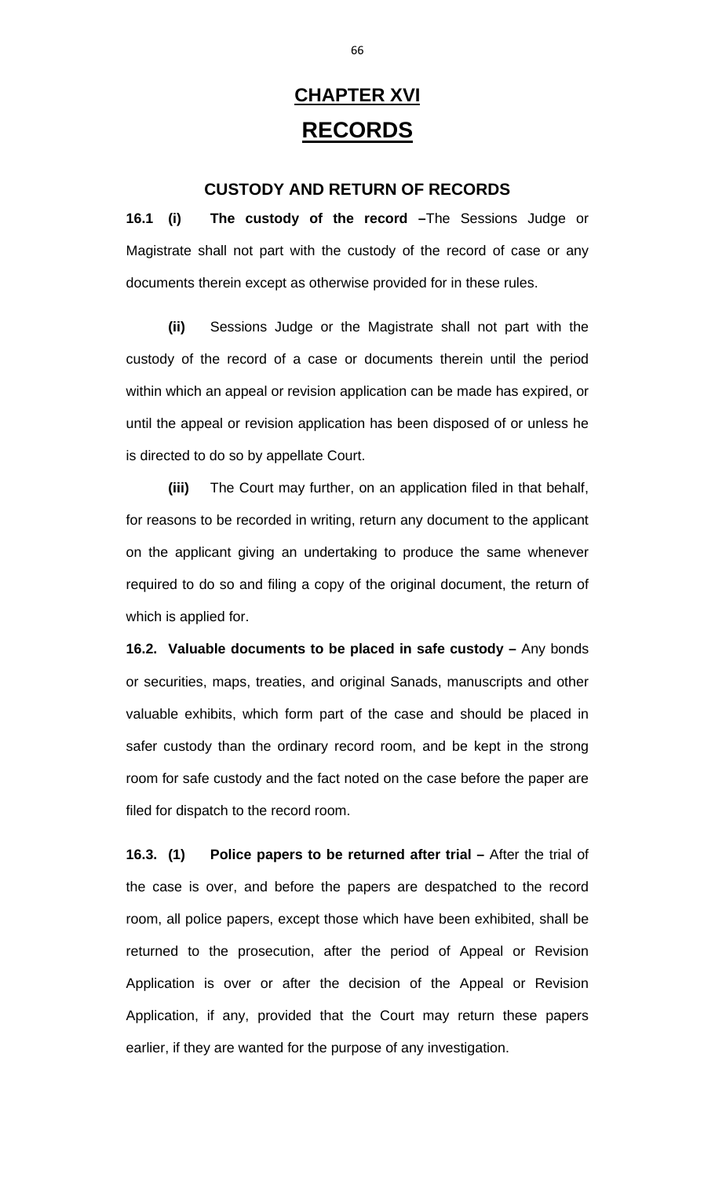# CHAPTER XVI

# RECORDS

### CUSTODY AND RETURN OF RECORDS

**16.1 (i) The custody of the record –**The Sessions Judge or Magistrate shall not part with the custody of the record of case or any documents therein except as otherwise provided for in these rules.

**(ii)** Sessions Judge or the Magistrate shall not part with the custody of the record of a case or documents therein until the period within which an appeal or revision application can be made has expired, or until the appeal or revision application has been disposed of or unless he is directed to do so by appellate Court.

**(iii)** The Court may further, on an application filed in that behalf, for reasons to be recorded in writing, return any document to the applicant on the applicant giving an undertaking to produce the same whenever required to do so and filing a copy of the original document, the return of which is applied for.

**16.2. Valuable documents to be placed in safe custody –** Any bonds or securities, maps, treaties, and original Sanads, manuscripts and other valuable exhibits, which form part of the case and should be placed in safer custody than the ordinary record room, and be kept in the strong room for safe custody and the fact noted on the case before the paper are filed for dispatch to the record room.

**16.3. (1) Police papers to be returned after trial –** After the trial of the case is over, and before the papers are despatched to the record room, all police papers, except those which have been exhibited, shall be returned to the prosecution, after the period of Appeal or Revision Application is over or after the decision of the Appeal or Revision Application, if any, provided that the Court may return these papers earlier, if they are wanted for the purpose of any investigation.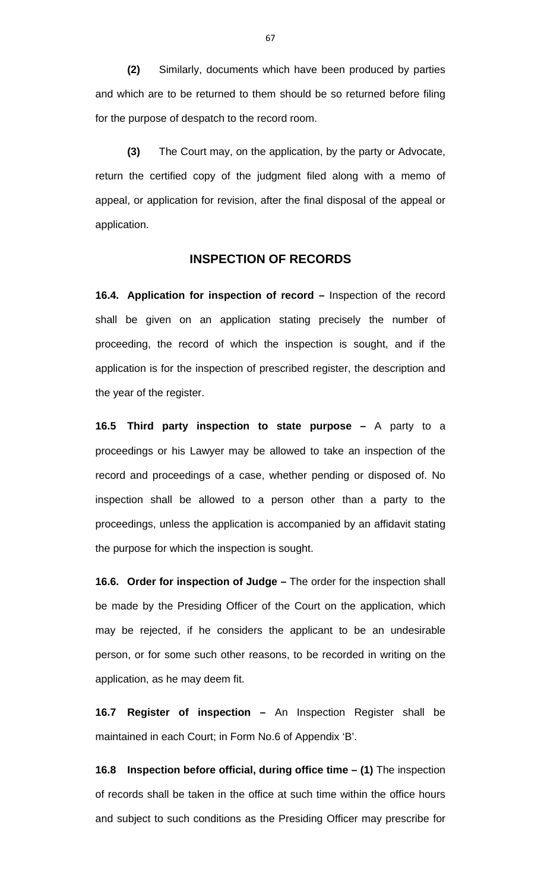**(2)** Similarly, documents which have been produced by parties and which are to be returned to them should be so returned before filing for the purpose of despatch to the record room.

**(3)** The Court may, on the application, by the party or Advocate, return the certified copy of the judgment filed along with a memo of appeal, or application for revision, after the final disposal of the appeal or application.

## INSPECTION OF RECORDS

**16.4. Application for inspection of record –** Inspection of the record shall be given on an application stating precisely the number of proceeding, the record of which the inspection is sought, and if the application is for the inspection of prescribed register, the description and the year of the register.

**16.5 Third party inspection to state purpose –** A party to a proceedings or his Lawyer may be allowed to take an inspection of the record and proceedings of a case, whether pending or disposed of. No inspection shall be allowed to a person other than a party to the proceedings, unless the application is accompanied by an affidavit stating the purpose for which the inspection is sought.

**16.6. Order for inspection of Judge –** The order for the inspection shall be made by the Presiding Officer of the Court on the application, which may be rejected, if he considers the applicant to be an undesirable person, or for some such other reasons, to be recorded in writing on the application, as he may deem fit.

**16.7 Register of inspection –** An Inspection Register shall be maintained in each Court; in Form No.6 of Appendix 'B'.

**16.8 Inspection before official, during office time – (1)** The inspection of records shall be taken in the office at such time within the office hours and subject to such conditions as the Presiding Officer may prescribe for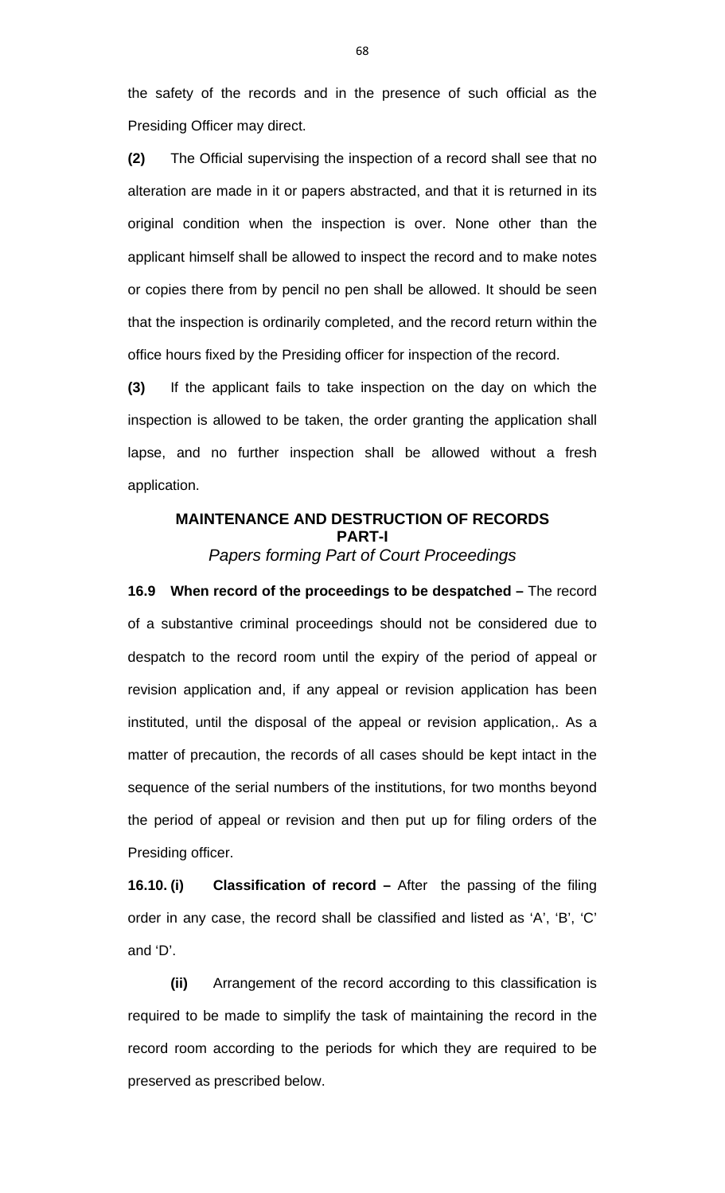the safety of the records and in the presence of such official as the Presiding Officer may direct.

**(2)** The Official supervising the inspection of a record shall see that no alteration are made in it or papers abstracted, and that it is returned in its original condition when the inspection is over. None other than the applicant himself shall be allowed to inspect the record and to make notes or copies there from by pencil no pen shall be allowed. It should be seen that the inspection is ordinarily completed, and the record return within the office hours fixed by the Presiding officer for inspection of the record.

**(3)** If the applicant fails to take inspection on the day on which the inspection is allowed to be taken, the order granting the application shall lapse, and no further inspection shall be allowed without a fresh application.

## MAINTENANCE AND DESTRUCTION OF RECORDS
## PART-I
### *Papers forming Part of Court Proceedings*

**16.9 When record of the proceedings to be despatched –** The record of a substantive criminal proceedings should not be considered due to despatch to the record room until the expiry of the period of appeal or revision application and, if any appeal or revision application has been instituted, until the disposal of the appeal or revision application,. As a matter of precaution, the records of all cases should be kept intact in the sequence of the serial numbers of the institutions, for two months beyond the period of appeal or revision and then put up for filing orders of the Presiding officer.

**16.10. (i) Classification of record –** After the passing of the filing order in any case, the record shall be classified and listed as ‘A’, ‘B’, ‘C’ and ‘D’.

**(ii)** Arrangement of the record according to this classification is required to be made to simplify the task of maintaining the record in the record room according to the periods for which they are required to be preserved as prescribed below.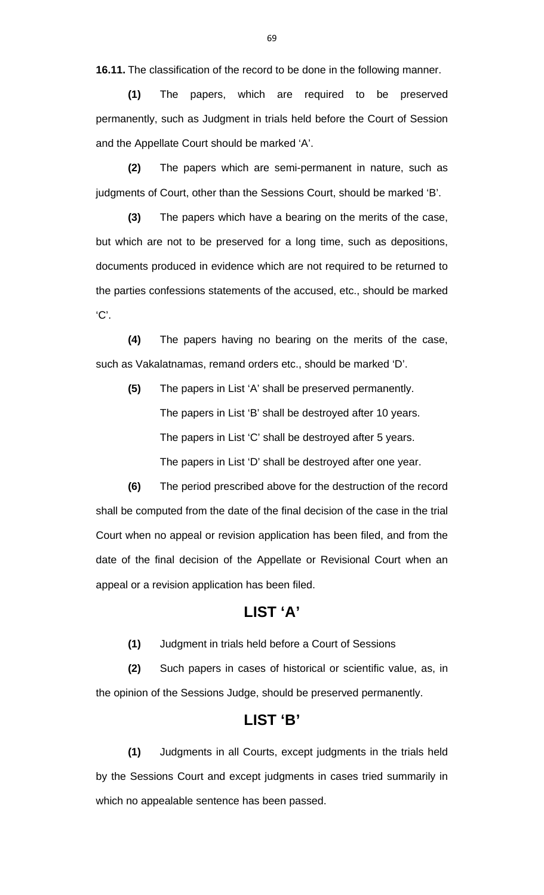**16.11.** The classification of the record to be done in the following manner.

**(1)** The papers, which are required to be preserved permanently, such as Judgment in trials held before the Court of Session and the Appellate Court should be marked 'A'.

**(2)** The papers which are semi-permanent in nature, such as judgments of Court, other than the Sessions Court, should be marked 'B'.

**(3)** The papers which have a bearing on the merits of the case, but which are not to be preserved for a long time, such as depositions, documents produced in evidence which are not required to be returned to the parties confessions statements of the accused, etc., should be marked 'C'.

**(4)** The papers having no bearing on the merits of the case, such as Vakalatnamas, remand orders etc., should be marked 'D'.

**(5)** The papers in List 'A' shall be preserved permanently.
The papers in List 'B' shall be destroyed after 10 years.
The papers in List 'C' shall be destroyed after 5 years.
The papers in List 'D' shall be destroyed after one year.

**(6)** The period prescribed above for the destruction of the record shall be computed from the date of the final decision of the case in the trial Court when no appeal or revision application has been filed, and from the date of the final decision of the Appellate or Revisional Court when an appeal or a revision application has been filed.

## LIST 'A'

**(1)** Judgment in trials held before a Court of Sessions

**(2)** Such papers in cases of historical or scientific value, as, in the opinion of the Sessions Judge, should be preserved permanently.

## LIST 'B'

**(1)** Judgments in all Courts, except judgments in the trials held by the Sessions Court and except judgments in cases tried summarily in which no appealable sentence has been passed.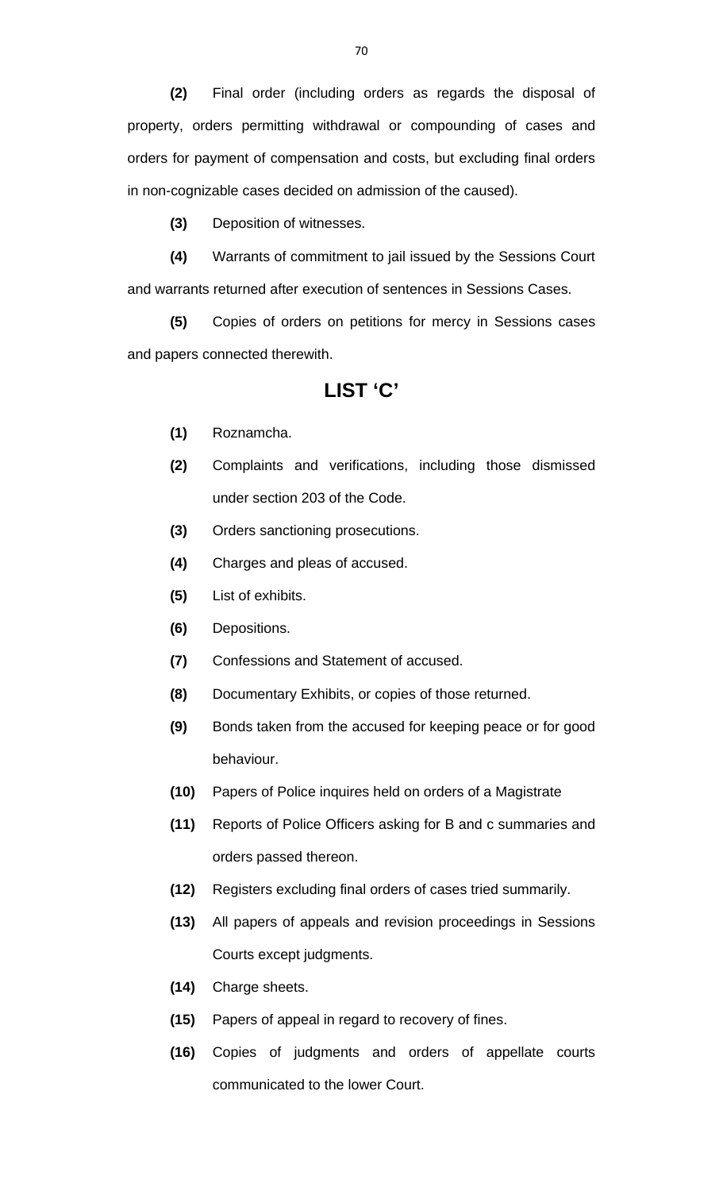**(2)** Final order (including orders as regards the disposal of property, orders permitting withdrawal or compounding of cases and orders for payment of compensation and costs, but excluding final orders in non-cognizable cases decided on admission of the caused).

**(3)** Deposition of witnesses.

**(4)** Warrants of commitment to jail issued by the Sessions Court and warrants returned after execution of sentences in Sessions Cases.

**(5)** Copies of orders on petitions for mercy in Sessions cases and papers connected therewith.

## LIST 'C'

**(1)** Roznamcha.

**(2)** Complaints and verifications, including those dismissed under section 203 of the Code.

**(3)** Orders sanctioning prosecutions.

**(4)** Charges and pleas of accused.

**(5)** List of exhibits.

**(6)** Depositions.

**(7)** Confessions and Statement of accused.

**(8)** Documentary Exhibits, or copies of those returned.

**(9)** Bonds taken from the accused for keeping peace or for good behaviour.

**(10)** Papers of Police inquires held on orders of a Magistrate

**(11)** Reports of Police Officers asking for B and c summaries and orders passed thereon.

**(12)** Registers excluding final orders of cases tried summarily.

**(13)** All papers of appeals and revision proceedings in Sessions Courts except judgments.

**(14)** Charge sheets.

**(15)** Papers of appeal in regard to recovery of fines.

**(16)** Copies of judgments and orders of appellate courts communicated to the lower Court.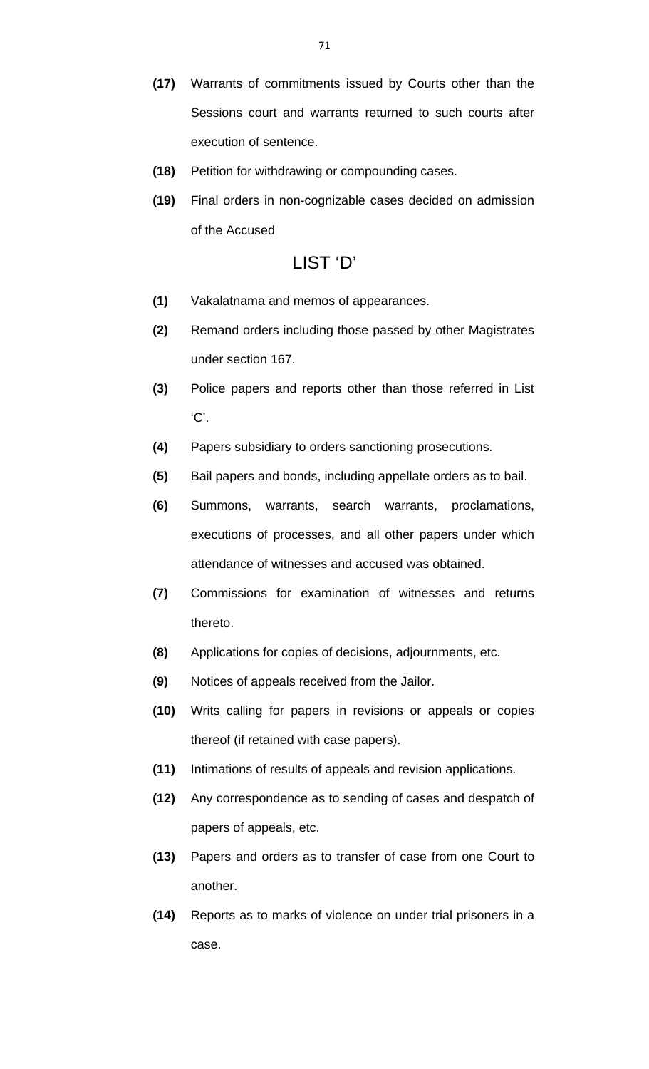**(17)** Warrants of commitments issued by Courts other than the Sessions court and warrants returned to such courts after execution of sentence.

**(18)** Petition for withdrawing or compounding cases.

**(19)** Final orders in non-cognizable cases decided on admission of the Accused

## LIST 'D'

**(1)** Vakalatnama and memos of appearances.

**(2)** Remand orders including those passed by other Magistrates under section 167.

**(3)** Police papers and reports other than those referred in List 'C'.

**(4)** Papers subsidiary to orders sanctioning prosecutions.

**(5)** Bail papers and bonds, including appellate orders as to bail.

**(6)** Summons, warrants, search warrants, proclamations, executions of processes, and all other papers under which attendance of witnesses and accused was obtained.

**(7)** Commissions for examination of witnesses and returns thereto.

**(8)** Applications for copies of decisions, adjournments, etc.

**(9)** Notices of appeals received from the Jailor.

**(10)** Writs calling for papers in revisions or appeals or copies thereof (if retained with case papers).

**(11)** Intimations of results of appeals and revision applications.

**(12)** Any correspondence as to sending of cases and despatch of papers of appeals, etc.

**(13)** Papers and orders as to transfer of case from one Court to another.

**(14)** Reports as to marks of violence on under trial prisoners in a case.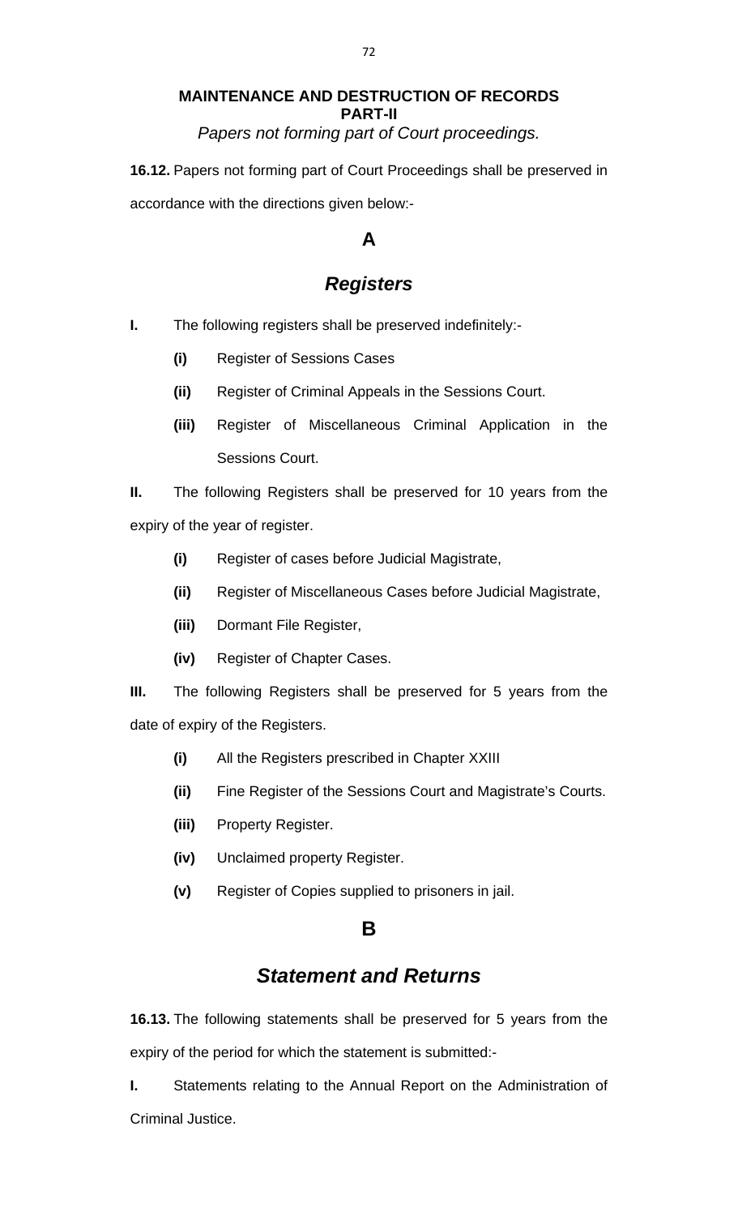## MAINTENANCE AND DESTRUCTION OF RECORDS
## PART-II

*Papers not forming part of Court proceedings.*

**16.12.** Papers not forming part of Court Proceedings shall be preserved in accordance with the directions given below:-

### A

### *Registers*

**I.** The following registers shall be preserved indefinitely:-

- **(i)** Register of Sessions Cases
- **(ii)** Register of Criminal Appeals in the Sessions Court.
- **(iii)** Register of Miscellaneous Criminal Application in the Sessions Court.

**II.** The following Registers shall be preserved for 10 years from the expiry of the year of register.

- **(i)** Register of cases before Judicial Magistrate,
- **(ii)** Register of Miscellaneous Cases before Judicial Magistrate,
- **(iii)** Dormant File Register,
- **(iv)** Register of Chapter Cases.

**III.** The following Registers shall be preserved for 5 years from the date of expiry of the Registers.

- **(i)** All the Registers prescribed in Chapter XXIII
- **(ii)** Fine Register of the Sessions Court and Magistrate's Courts.
- **(iii)** Property Register.
- **(iv)** Unclaimed property Register.
- **(v)** Register of Copies supplied to prisoners in jail.

### B

### *Statement and Returns*

**16.13.** The following statements shall be preserved for 5 years from the expiry of the period for which the statement is submitted:-

**I.** Statements relating to the Annual Report on the Administration of Criminal Justice.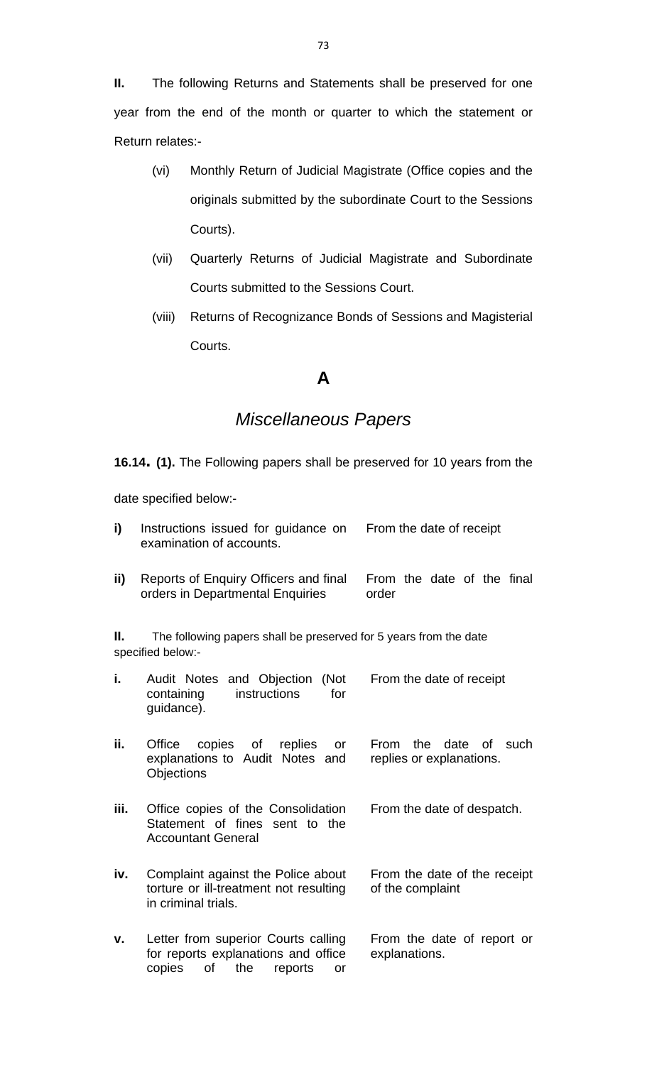**II.** The following Returns and Statements shall be preserved for one year from the end of the month or quarter to which the statement or Return relates:-

(vi) Monthly Return of Judicial Magistrate (Office copies and the originals submitted by the subordinate Court to the Sessions Courts).

(vii) Quarterly Returns of Judicial Magistrate and Subordinate Courts submitted to the Sessions Court.

(viii) Returns of Recognizance Bonds of Sessions and Magisterial Courts.

## A

## *Miscellaneous Papers*

**16.14. (1).** The Following papers shall be preserved for 10 years from the date specified below:-

| | | |
|---|---|---|
| **i)** | Instructions issued for guidance on examination of accounts. | From the date of receipt |
| **ii)** | Reports of Enquiry Officers and final orders in Departmental Enquiries | From the date of the final order |

**II.** The following papers shall be preserved for 5 years from the date specified below:-

| | | |
|---|---|---|
| **i.** | Audit Notes and Objection (Not containing instructions for guidance). | From the date of receipt |
| **ii.** | Office copies of replies or explanations to Audit Notes and Objections | From the date of such replies or explanations. |
| **iii.** | Office copies of the Consolidation Statement of fines sent to the Accountant General | From the date of despatch. |
| **iv.** | Complaint against the Police about torture or ill-treatment not resulting in criminal trials. | From the date of the receipt of the complaint |
| **v.** | Letter from superior Courts calling for reports explanations and office copies of the reports or | From the date of report or explanations. |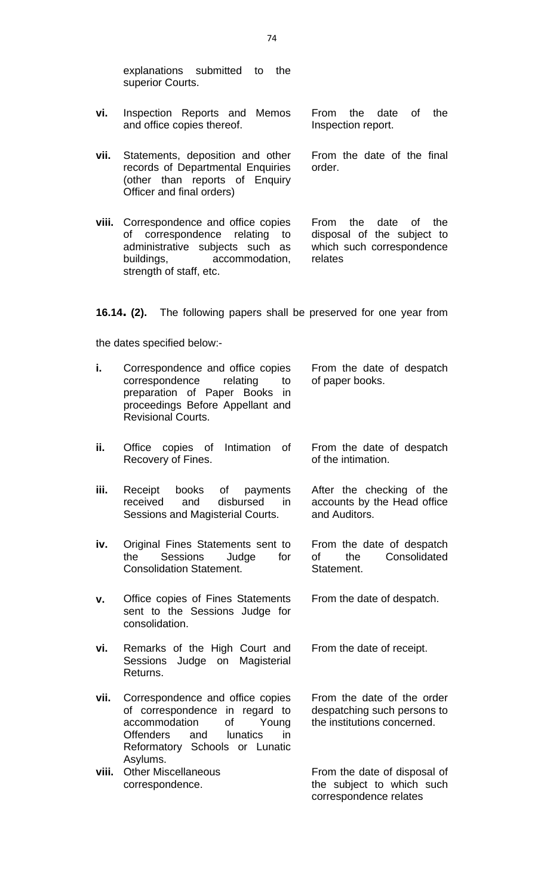explanations submitted to the superior Courts.

| | | |
|---|---|---|
| **vi.** | Inspection Reports and Memos and office copies thereof. | From the date of the Inspection report. |
| **vii.** | Statements, deposition and other records of Departmental Enquiries (other than reports of Enquiry Officer and final orders) | From the date of the final order. |
| **viii.** | Correspondence and office copies of correspondence relating to administrative subjects such as buildings, accommodation, strength of staff, etc. | From the date of the disposal of the subject to which such correspondence relates |

**16.14. (2).** The following papers shall be preserved for one year from the dates specified below:-

| | | |
|---|---|---|
| **i.** | Correspondence and office copies correspondence relating to preparation of Paper Books in proceedings Before Appellant and Revisional Courts. | From the date of despatch of paper books. |
| **ii.** | Office copies of Intimation of Recovery of Fines. | From the date of despatch of the intimation. |
| **iii.** | Receipt books of payments received and disbursed in Sessions and Magisterial Courts. | After the checking of the accounts by the Head office and Auditors. |
| **iv.** | Original Fines Statements sent to the Sessions Judge for Consolidation Statement. | From the date of despatch of the Consolidated Statement. |
| **v.** | Office copies of Fines Statements sent to the Sessions Judge for consolidation. | From the date of despatch. |
| **vi.** | Remarks of the High Court and Sessions Judge on Magisterial Returns. | From the date of receipt. |
| **vii.** | Correspondence and office copies of correspondence in regard to accommodation of Young Offenders and lunatics in Reformatory Schools or Lunatic Asylums. | From the date of the order despatching such persons to the institutions concerned. |
| **viii.** | Other Miscellaneous correspondence. | From the date of disposal of the subject to which such correspondence relates |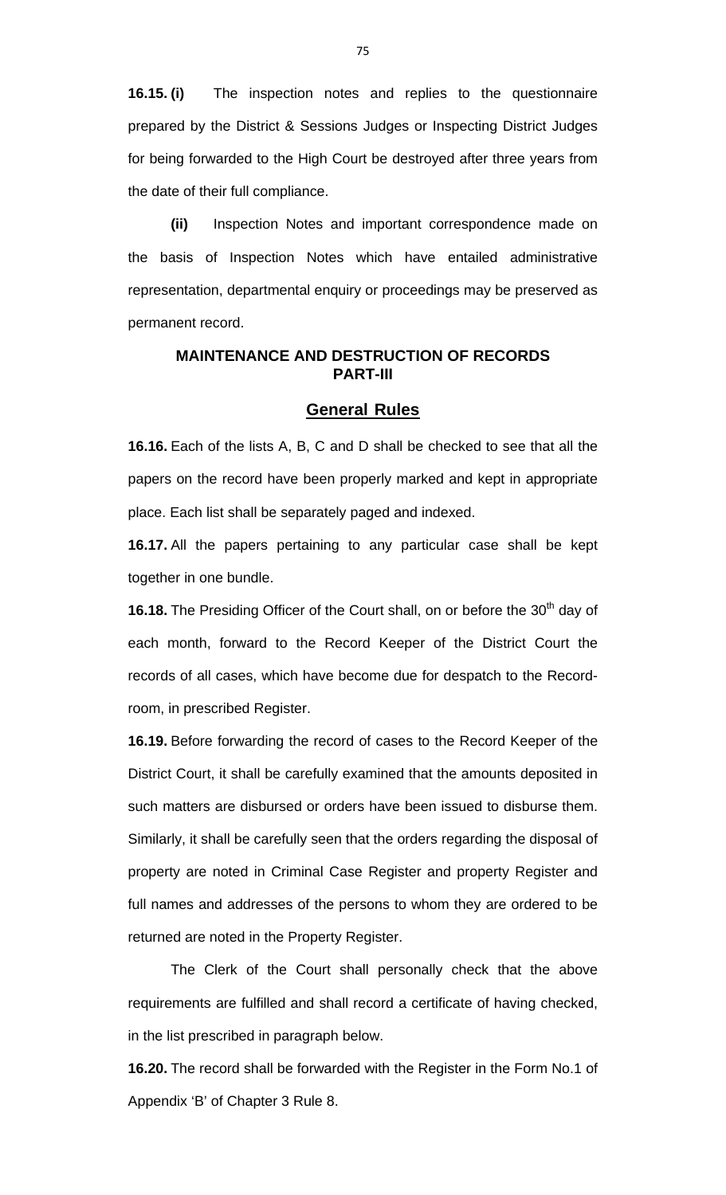**16.15. (i)** The inspection notes and replies to the questionnaire prepared by the District & Sessions Judges or Inspecting District Judges for being forwarded to the High Court be destroyed after three years from the date of their full compliance.

**(ii)** Inspection Notes and important correspondence made on the basis of Inspection Notes which have entailed administrative representation, departmental enquiry or proceedings may be preserved as permanent record.

## MAINTENANCE AND DESTRUCTION OF RECORDS PART-III

### General Rules

**16.16.** Each of the lists A, B, C and D shall be checked to see that all the papers on the record have been properly marked and kept in appropriate place. Each list shall be separately paged and indexed.

**16.17.** All the papers pertaining to any particular case shall be kept together in one bundle.

**16.18.** The Presiding Officer of the Court shall, on or before the 30th day of each month, forward to the Record Keeper of the District Court the records of all cases, which have become due for despatch to the Record-room, in prescribed Register.

**16.19.** Before forwarding the record of cases to the Record Keeper of the District Court, it shall be carefully examined that the amounts deposited in such matters are disbursed or orders have been issued to disburse them. Similarly, it shall be carefully seen that the orders regarding the disposal of property are noted in Criminal Case Register and property Register and full names and addresses of the persons to whom they are ordered to be returned are noted in the Property Register.

The Clerk of the Court shall personally check that the above requirements are fulfilled and shall record a certificate of having checked, in the list prescribed in paragraph below.

**16.20.** The record shall be forwarded with the Register in the Form No.1 of Appendix 'B' of Chapter 3 Rule 8.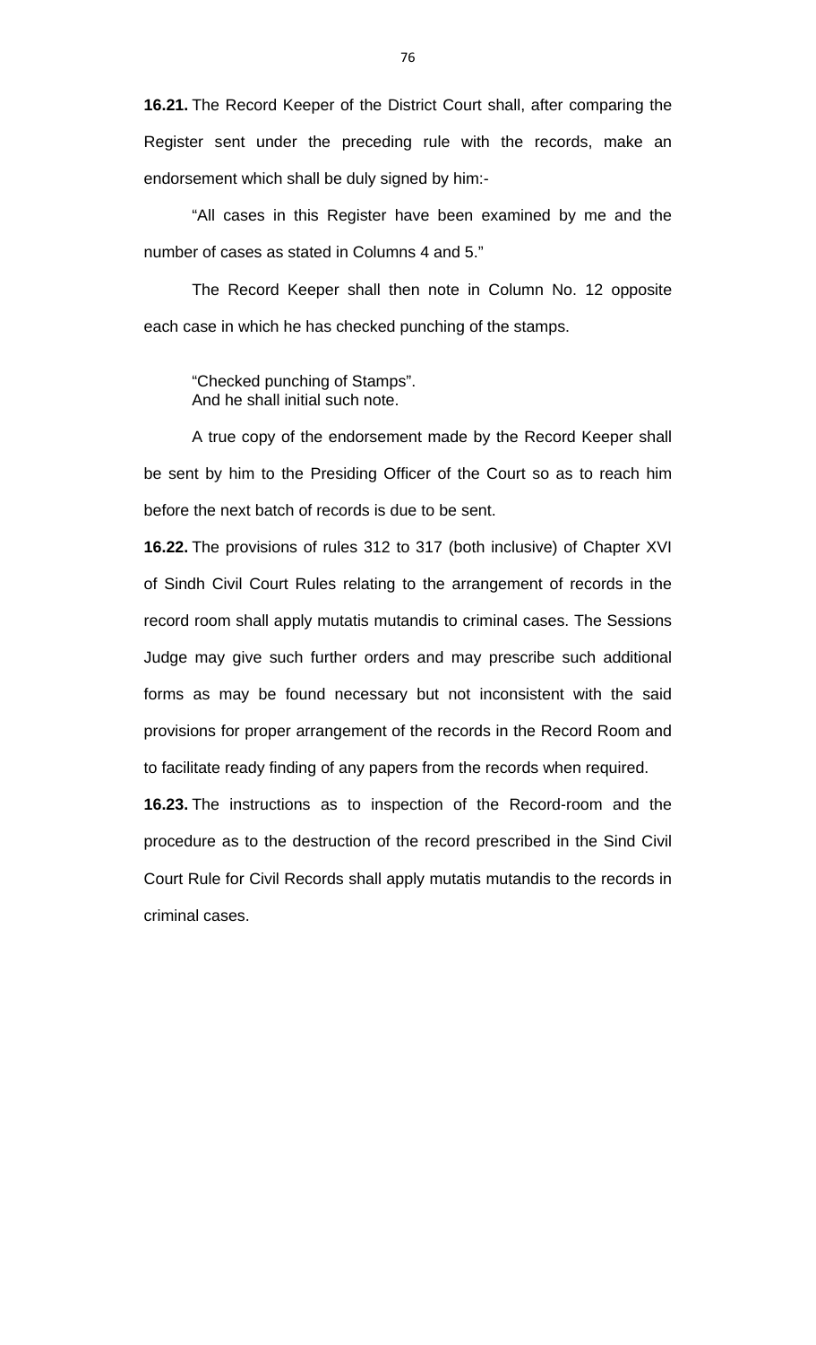**16.21.** The Record Keeper of the District Court shall, after comparing the Register sent under the preceding rule with the records, make an endorsement which shall be duly signed by him:-

"All cases in this Register have been examined by me and the number of cases as stated in Columns 4 and 5."

The Record Keeper shall then note in Column No. 12 opposite each case in which he has checked punching of the stamps.

"Checked punching of Stamps".
And he shall initial such note.

A true copy of the endorsement made by the Record Keeper shall be sent by him to the Presiding Officer of the Court so as to reach him before the next batch of records is due to be sent.

**16.22.** The provisions of rules 312 to 317 (both inclusive) of Chapter XVI of Sindh Civil Court Rules relating to the arrangement of records in the record room shall apply mutatis mutandis to criminal cases. The Sessions Judge may give such further orders and may prescribe such additional forms as may be found necessary but not inconsistent with the said provisions for proper arrangement of the records in the Record Room and to facilitate ready finding of any papers from the records when required.

**16.23.** The instructions as to inspection of the Record-room and the procedure as to the destruction of the record prescribed in the Sind Civil Court Rule for Civil Records shall apply mutatis mutandis to the records in criminal cases.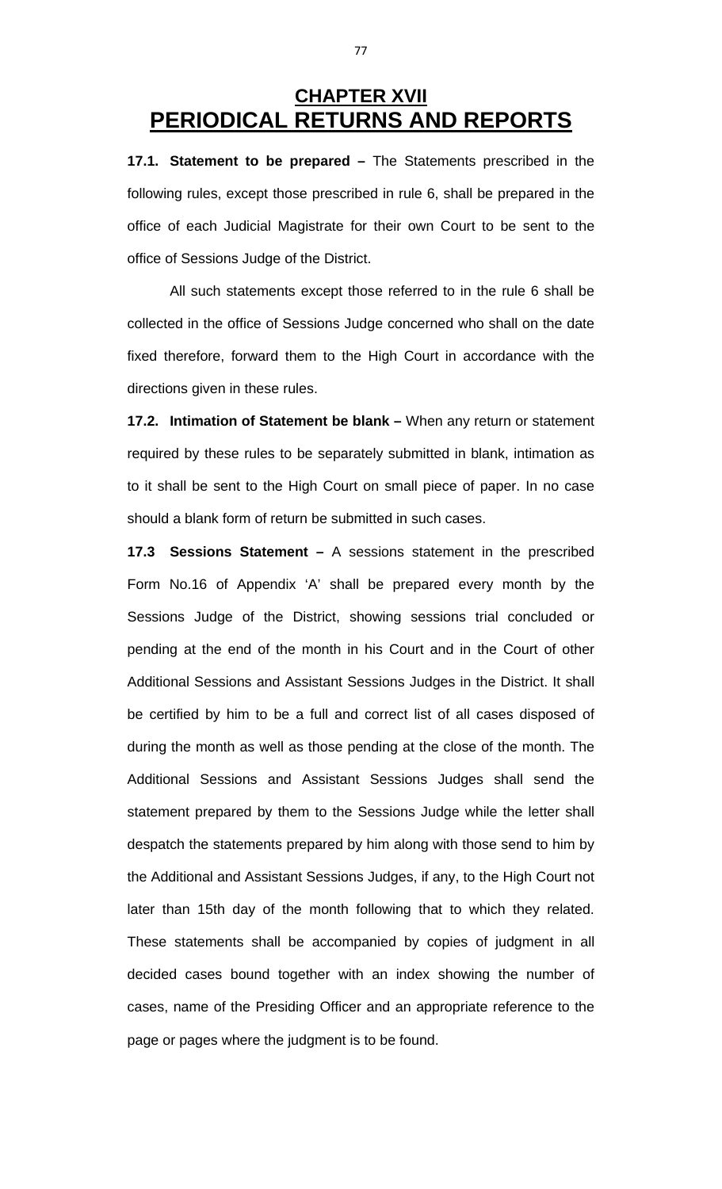# CHAPTER XVII
# PERIODICAL RETURNS AND REPORTS

**17.1. Statement to be prepared –** The Statements prescribed in the following rules, except those prescribed in rule 6, shall be prepared in the office of each Judicial Magistrate for their own Court to be sent to the office of Sessions Judge of the District.

All such statements except those referred to in the rule 6 shall be collected in the office of Sessions Judge concerned who shall on the date fixed therefore, forward them to the High Court in accordance with the directions given in these rules.

**17.2. Intimation of Statement be blank –** When any return or statement required by these rules to be separately submitted in blank, intimation as to it shall be sent to the High Court on small piece of paper. In no case should a blank form of return be submitted in such cases.

**17.3 Sessions Statement –** A sessions statement in the prescribed Form No.16 of Appendix 'A' shall be prepared every month by the Sessions Judge of the District, showing sessions trial concluded or pending at the end of the month in his Court and in the Court of other Additional Sessions and Assistant Sessions Judges in the District. It shall be certified by him to be a full and correct list of all cases disposed of during the month as well as those pending at the close of the month. The Additional Sessions and Assistant Sessions Judges shall send the statement prepared by them to the Sessions Judge while the letter shall despatch the statements prepared by him along with those send to him by the Additional and Assistant Sessions Judges, if any, to the High Court not later than 15th day of the month following that to which they related. These statements shall be accompanied by copies of judgment in all decided cases bound together with an index showing the number of cases, name of the Presiding Officer and an appropriate reference to the page or pages where the judgment is to be found.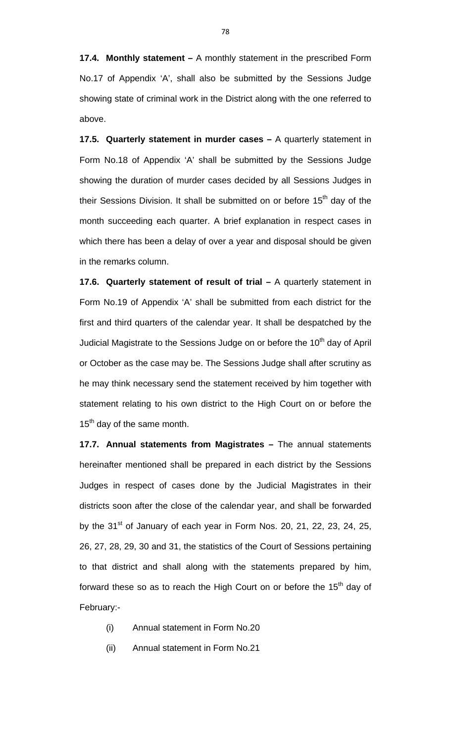**17.4. Monthly statement –** A monthly statement in the prescribed Form No.17 of Appendix 'A', shall also be submitted by the Sessions Judge showing state of criminal work in the District along with the one referred to above.

**17.5. Quarterly statement in murder cases –** A quarterly statement in Form No.18 of Appendix 'A' shall be submitted by the Sessions Judge showing the duration of murder cases decided by all Sessions Judges in their Sessions Division. It shall be submitted on or before 15th day of the month succeeding each quarter. A brief explanation in respect cases in which there has been a delay of over a year and disposal should be given in the remarks column.

**17.6. Quarterly statement of result of trial –** A quarterly statement in Form No.19 of Appendix 'A' shall be submitted from each district for the first and third quarters of the calendar year. It shall be despatched by the Judicial Magistrate to the Sessions Judge on or before the 10th day of April or October as the case may be. The Sessions Judge shall after scrutiny as he may think necessary send the statement received by him together with statement relating to his own district to the High Court on or before the 15th day of the same month.

**17.7. Annual statements from Magistrates –** The annual statements hereinafter mentioned shall be prepared in each district by the Sessions Judges in respect of cases done by the Judicial Magistrates in their districts soon after the close of the calendar year, and shall be forwarded by the 31st of January of each year in Form Nos. 20, 21, 22, 23, 24, 25, 26, 27, 28, 29, 30 and 31, the statistics of the Court of Sessions pertaining to that district and shall along with the statements prepared by him, forward these so as to reach the High Court on or before the 15th day of February:-

(i) Annual statement in Form No.20

(ii) Annual statement in Form No.21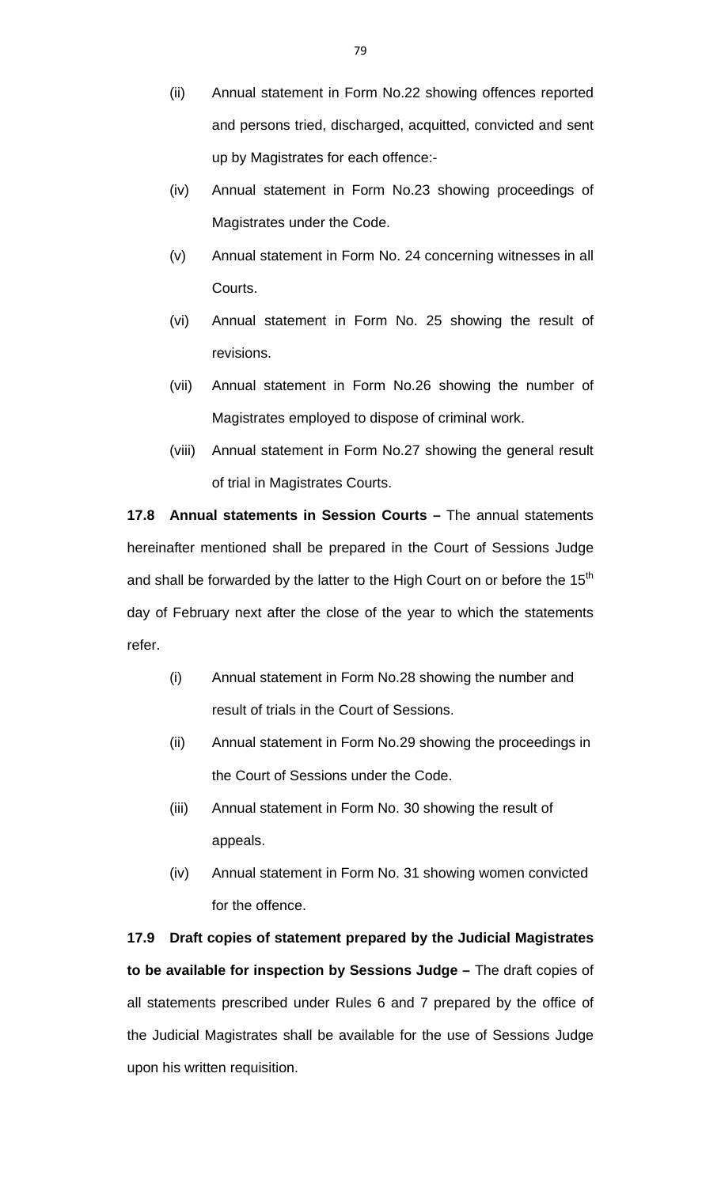(ii) Annual statement in Form No.22 showing offences reported and persons tried, discharged, acquitted, convicted and sent up by Magistrates for each offence:-

(iv) Annual statement in Form No.23 showing proceedings of Magistrates under the Code.

(v) Annual statement in Form No. 24 concerning witnesses in all Courts.

(vi) Annual statement in Form No. 25 showing the result of revisions.

(vii) Annual statement in Form No.26 showing the number of Magistrates employed to dispose of criminal work.

(viii) Annual statement in Form No.27 showing the general result of trial in Magistrates Courts.

**17.8 Annual statements in Session Courts –** The annual statements hereinafter mentioned shall be prepared in the Court of Sessions Judge and shall be forwarded by the latter to the High Court on or before the 15th day of February next after the close of the year to which the statements refer.

(i) Annual statement in Form No.28 showing the number and result of trials in the Court of Sessions.

(ii) Annual statement in Form No.29 showing the proceedings in the Court of Sessions under the Code.

(iii) Annual statement in Form No. 30 showing the result of appeals.

(iv) Annual statement in Form No. 31 showing women convicted for the offence.

**17.9 Draft copies of statement prepared by the Judicial Magistrates to be available for inspection by Sessions Judge –** The draft copies of all statements prescribed under Rules 6 and 7 prepared by the office of the Judicial Magistrates shall be available for the use of Sessions Judge upon his written requisition.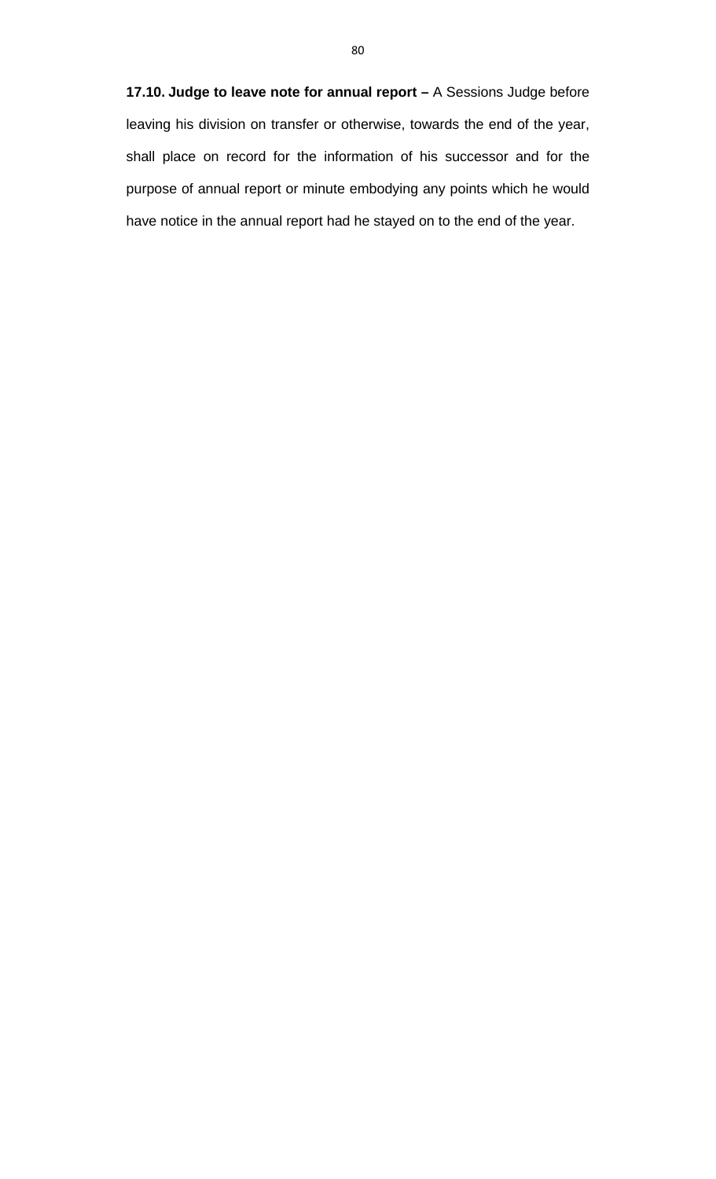**17.10. Judge to leave note for annual report –** A Sessions Judge before leaving his division on transfer or otherwise, towards the end of the year, shall place on record for the information of his successor and for the purpose of annual report or minute embodying any points which he would have notice in the annual report had he stayed on to the end of the year.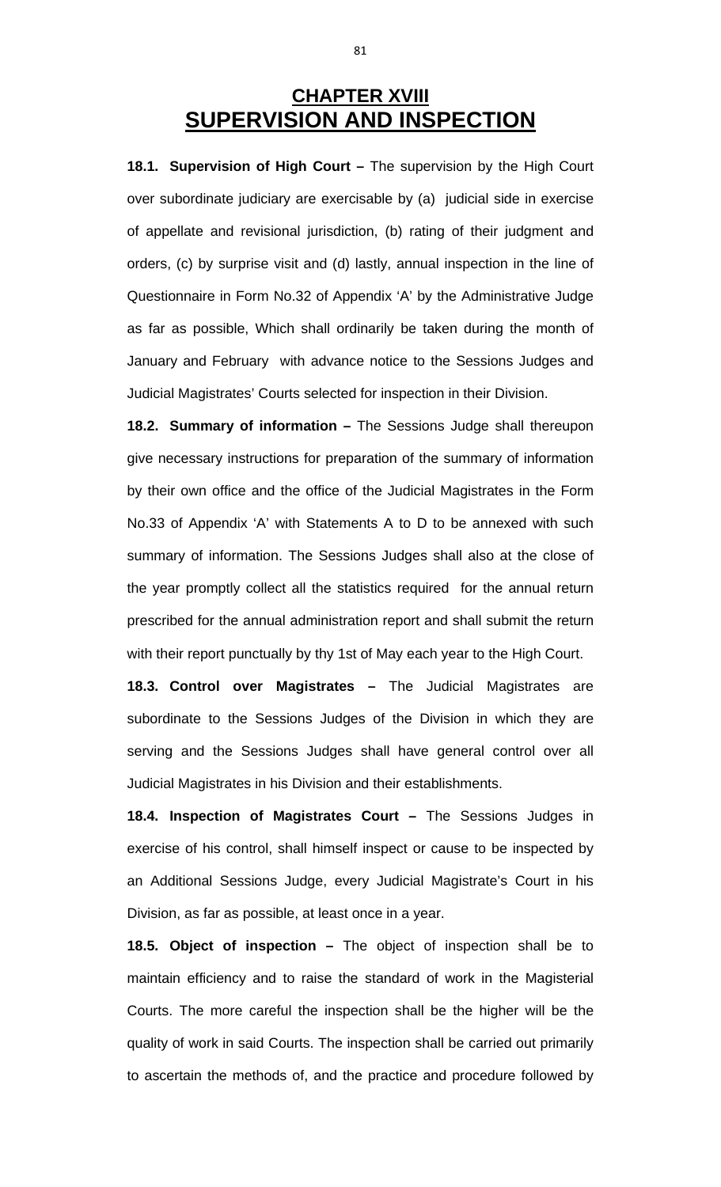# CHAPTER XVIII
# SUPERVISION AND INSPECTION

**18.1. Supervision of High Court –** The supervision by the High Court over subordinate judiciary are exercisable by (a) judicial side in exercise of appellate and revisional jurisdiction, (b) rating of their judgment and orders, (c) by surprise visit and (d) lastly, annual inspection in the line of Questionnaire in Form No.32 of Appendix 'A' by the Administrative Judge as far as possible, Which shall ordinarily be taken during the month of January and February with advance notice to the Sessions Judges and Judicial Magistrates' Courts selected for inspection in their Division.

**18.2. Summary of information –** The Sessions Judge shall thereupon give necessary instructions for preparation of the summary of information by their own office and the office of the Judicial Magistrates in the Form No.33 of Appendix 'A' with Statements A to D to be annexed with such summary of information. The Sessions Judges shall also at the close of the year promptly collect all the statistics required for the annual return prescribed for the annual administration report and shall submit the return with their report punctually by thy 1st of May each year to the High Court.

**18.3. Control over Magistrates –** The Judicial Magistrates are subordinate to the Sessions Judges of the Division in which they are serving and the Sessions Judges shall have general control over all Judicial Magistrates in his Division and their establishments.

**18.4. Inspection of Magistrates Court –** The Sessions Judges in exercise of his control, shall himself inspect or cause to be inspected by an Additional Sessions Judge, every Judicial Magistrate's Court in his Division, as far as possible, at least once in a year.

**18.5. Object of inspection –** The object of inspection shall be to maintain efficiency and to raise the standard of work in the Magisterial Courts. The more careful the inspection shall be the higher will be the quality of work in said Courts. The inspection shall be carried out primarily to ascertain the methods of, and the practice and procedure followed by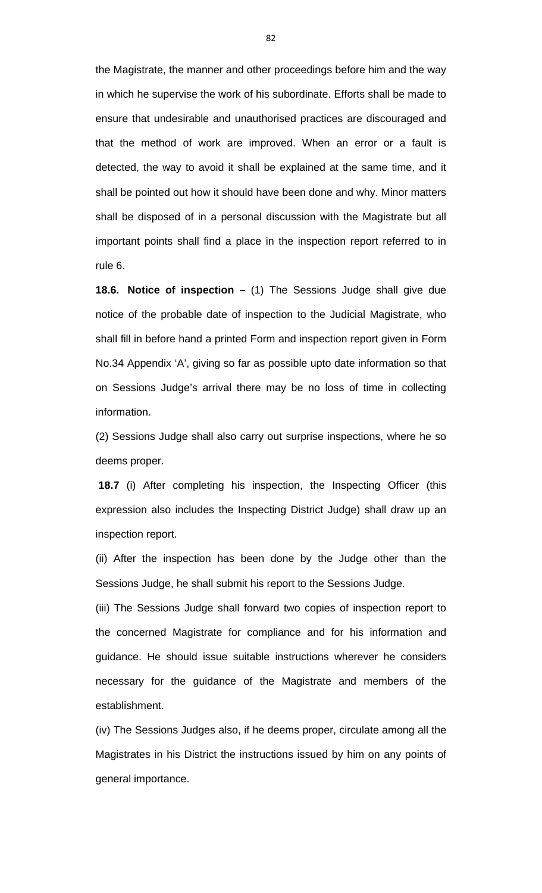the Magistrate, the manner and other proceedings before him and the way in which he supervise the work of his subordinate. Efforts shall be made to ensure that undesirable and unauthorised practices are discouraged and that the method of work are improved. When an error or a fault is detected, the way to avoid it shall be explained at the same time, and it shall be pointed out how it should have been done and why. Minor matters shall be disposed of in a personal discussion with the Magistrate but all important points shall find a place in the inspection report referred to in rule 6.

**18.6. Notice of inspection –** (1) The Sessions Judge shall give due notice of the probable date of inspection to the Judicial Magistrate, who shall fill in before hand a printed Form and inspection report given in Form No.34 Appendix 'A', giving so far as possible upto date information so that on Sessions Judge's arrival there may be no loss of time in collecting information.

(2) Sessions Judge shall also carry out surprise inspections, where he so deems proper.

**18.7** (i) After completing his inspection, the Inspecting Officer (this expression also includes the Inspecting District Judge) shall draw up an inspection report.

(ii) After the inspection has been done by the Judge other than the Sessions Judge, he shall submit his report to the Sessions Judge.

(iii) The Sessions Judge shall forward two copies of inspection report to the concerned Magistrate for compliance and for his information and guidance. He should issue suitable instructions wherever he considers necessary for the guidance of the Magistrate and members of the establishment.

(iv) The Sessions Judges also, if he deems proper, circulate among all the Magistrates in his District the instructions issued by him on any points of general importance.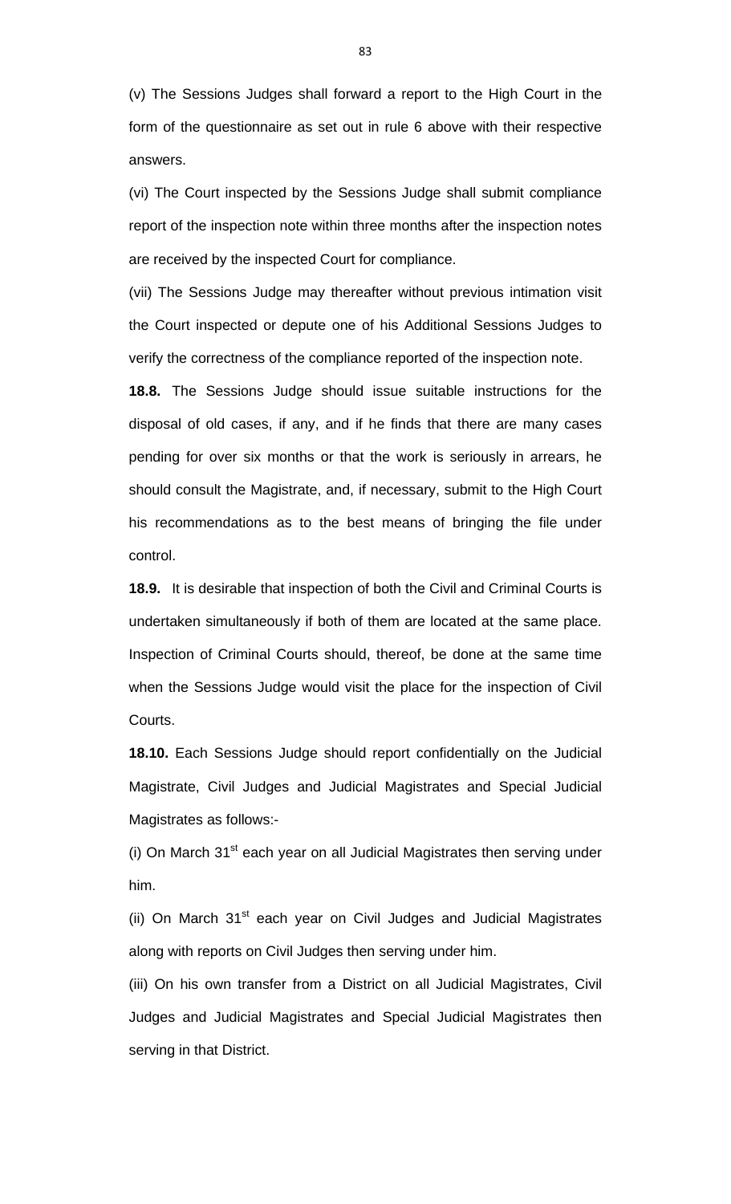(v) The Sessions Judges shall forward a report to the High Court in the form of the questionnaire as set out in rule 6 above with their respective answers.

(vi) The Court inspected by the Sessions Judge shall submit compliance report of the inspection note within three months after the inspection notes are received by the inspected Court for compliance.

(vii) The Sessions Judge may thereafter without previous intimation visit the Court inspected or depute one of his Additional Sessions Judges to verify the correctness of the compliance reported of the inspection note.

**18.8.** The Sessions Judge should issue suitable instructions for the disposal of old cases, if any, and if he finds that there are many cases pending for over six months or that the work is seriously in arrears, he should consult the Magistrate, and, if necessary, submit to the High Court his recommendations as to the best means of bringing the file under control.

**18.9.** It is desirable that inspection of both the Civil and Criminal Courts is undertaken simultaneously if both of them are located at the same place. Inspection of Criminal Courts should, thereof, be done at the same time when the Sessions Judge would visit the place for the inspection of Civil Courts.

**18.10.** Each Sessions Judge should report confidentially on the Judicial Magistrate, Civil Judges and Judicial Magistrates and Special Judicial Magistrates as follows:-

(i) On March 31st each year on all Judicial Magistrates then serving under him.

(ii) On March 31st each year on Civil Judges and Judicial Magistrates along with reports on Civil Judges then serving under him.

(iii) On his own transfer from a District on all Judicial Magistrates, Civil Judges and Judicial Magistrates and Special Judicial Magistrates then serving in that District.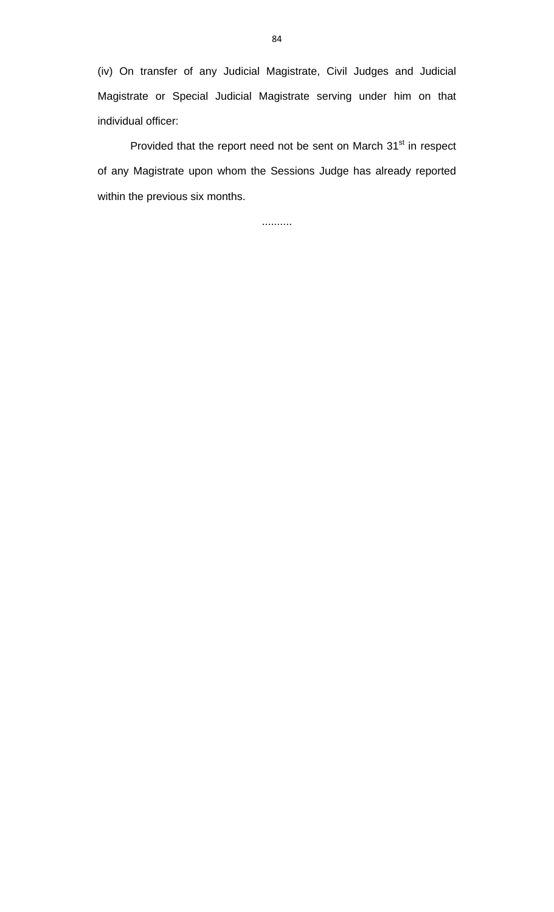(iv) On transfer of any Judicial Magistrate, Civil Judges and Judicial Magistrate or Special Judicial Magistrate serving under him on that individual officer:

Provided that the report need not be sent on March 31st in respect of any Magistrate upon whom the Sessions Judge has already reported within the previous six months.

..........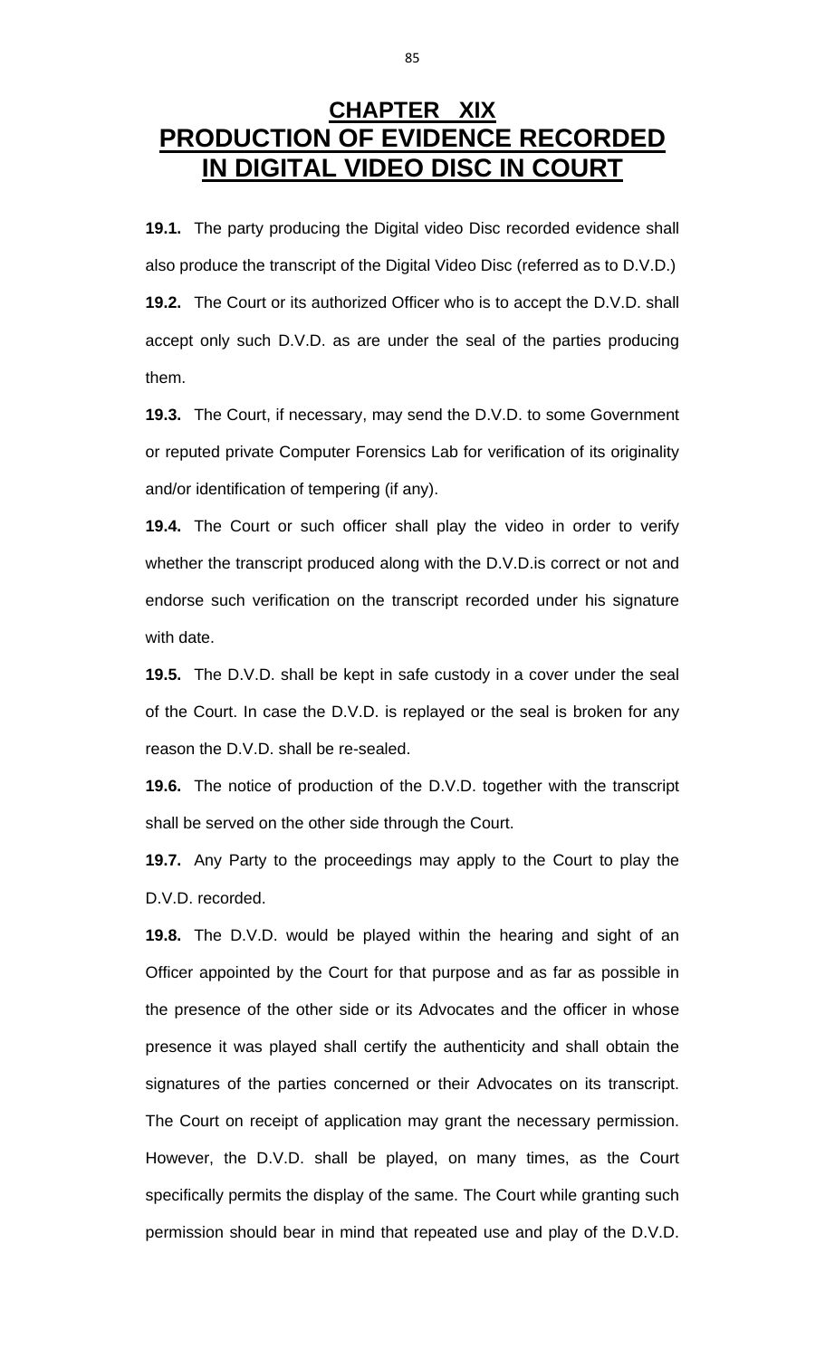# CHAPTER XIX
# PRODUCTION OF EVIDENCE RECORDED IN DIGITAL VIDEO DISC IN COURT

**19.1.** The party producing the Digital video Disc recorded evidence shall also produce the transcript of the Digital Video Disc (referred as to D.V.D.)

**19.2.** The Court or its authorized Officer who is to accept the D.V.D. shall accept only such D.V.D. as are under the seal of the parties producing them.

**19.3.** The Court, if necessary, may send the D.V.D. to some Government or reputed private Computer Forensics Lab for verification of its originality and/or identification of tempering (if any).

**19.4.** The Court or such officer shall play the video in order to verify whether the transcript produced along with the D.V.D.is correct or not and endorse such verification on the transcript recorded under his signature with date.

**19.5.** The D.V.D. shall be kept in safe custody in a cover under the seal of the Court. In case the D.V.D. is replayed or the seal is broken for any reason the D.V.D. shall be re-sealed.

**19.6.** The notice of production of the D.V.D. together with the transcript shall be served on the other side through the Court.

**19.7.** Any Party to the proceedings may apply to the Court to play the D.V.D. recorded.

**19.8.** The D.V.D. would be played within the hearing and sight of an Officer appointed by the Court for that purpose and as far as possible in the presence of the other side or its Advocates and the officer in whose presence it was played shall certify the authenticity and shall obtain the signatures of the parties concerned or their Advocates on its transcript. The Court on receipt of application may grant the necessary permission. However, the D.V.D. shall be played, on many times, as the Court specifically permits the display of the same. The Court while granting such permission should bear in mind that repeated use and play of the D.V.D.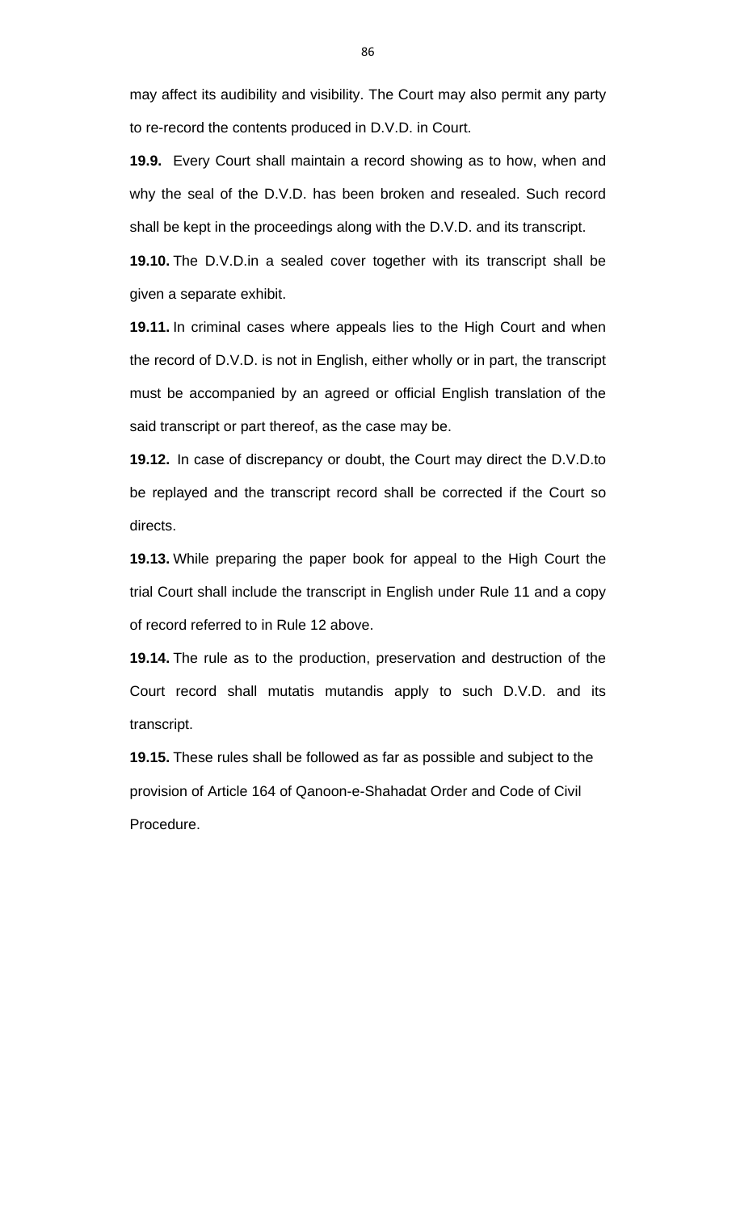may affect its audibility and visibility. The Court may also permit any party to re-record the contents produced in D.V.D. in Court.

**19.9.** Every Court shall maintain a record showing as to how, when and why the seal of the D.V.D. has been broken and resealed. Such record shall be kept in the proceedings along with the D.V.D. and its transcript.

**19.10.** The D.V.D.in a sealed cover together with its transcript shall be given a separate exhibit.

**19.11.** In criminal cases where appeals lies to the High Court and when the record of D.V.D. is not in English, either wholly or in part, the transcript must be accompanied by an agreed or official English translation of the said transcript or part thereof, as the case may be.

**19.12.** In case of discrepancy or doubt, the Court may direct the D.V.D.to be replayed and the transcript record shall be corrected if the Court so directs.

**19.13.** While preparing the paper book for appeal to the High Court the trial Court shall include the transcript in English under Rule 11 and a copy of record referred to in Rule 12 above.

**19.14.** The rule as to the production, preservation and destruction of the Court record shall mutatis mutandis apply to such D.V.D. and its transcript.

**19.15.** These rules shall be followed as far as possible and subject to the provision of Article 164 of Qanoon-e-Shahadat Order and Code of Civil Procedure.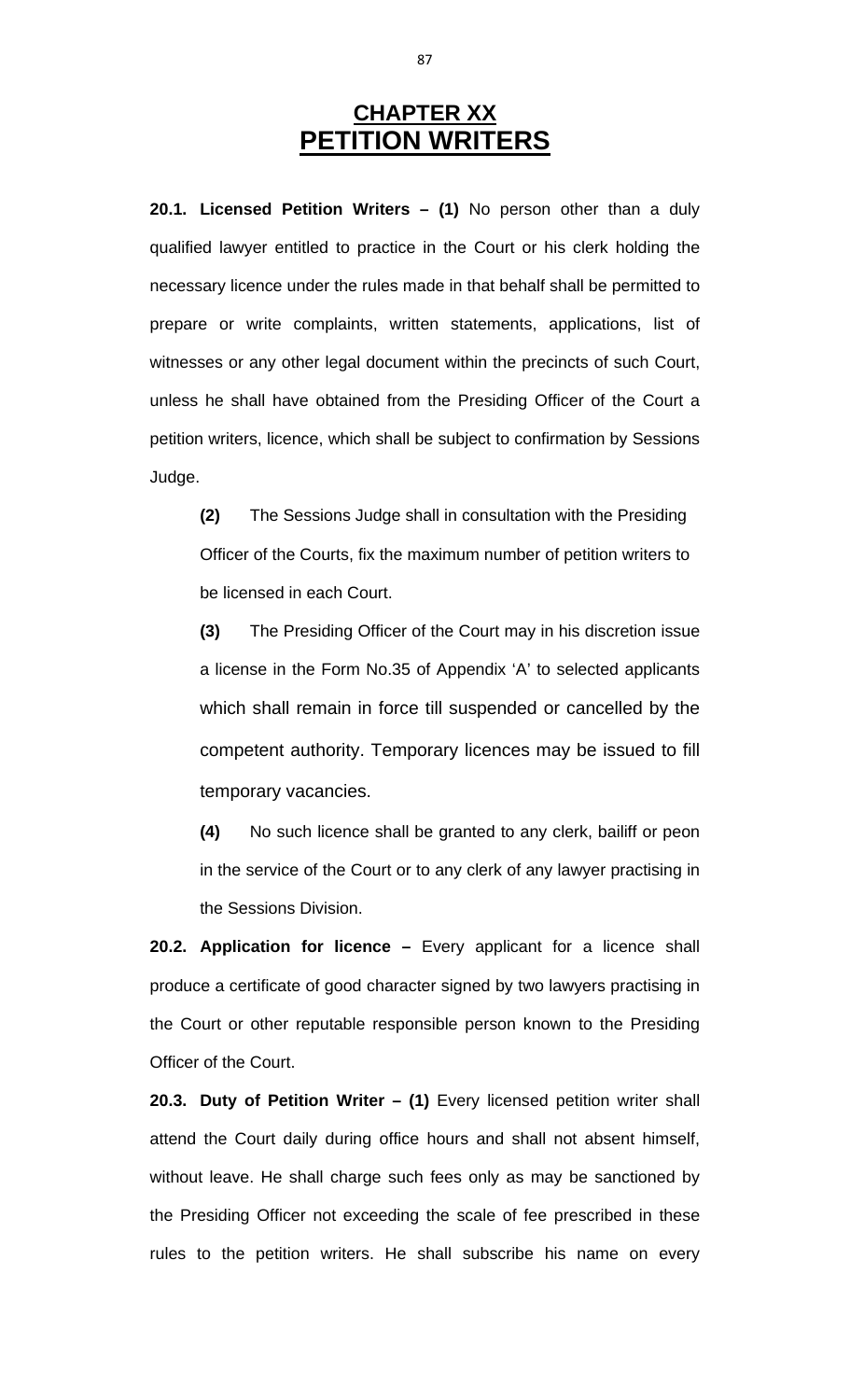# CHAPTER XX
# PETITION WRITERS

**20.1. Licensed Petition Writers – (1)** No person other than a duly qualified lawyer entitled to practice in the Court or his clerk holding the necessary licence under the rules made in that behalf shall be permitted to prepare or write complaints, written statements, applications, list of witnesses or any other legal document within the precincts of such Court, unless he shall have obtained from the Presiding Officer of the Court a petition writers, licence, which shall be subject to confirmation by Sessions Judge.

**(2)** The Sessions Judge shall in consultation with the Presiding Officer of the Courts, fix the maximum number of petition writers to be licensed in each Court.

**(3)** The Presiding Officer of the Court may in his discretion issue a license in the Form No.35 of Appendix 'A' to selected applicants which shall remain in force till suspended or cancelled by the competent authority. Temporary licences may be issued to fill temporary vacancies.

**(4)** No such licence shall be granted to any clerk, bailiff or peon in the service of the Court or to any clerk of any lawyer practising in the Sessions Division.

**20.2. Application for licence –** Every applicant for a licence shall produce a certificate of good character signed by two lawyers practising in the Court or other reputable responsible person known to the Presiding Officer of the Court.

**20.3. Duty of Petition Writer – (1)** Every licensed petition writer shall attend the Court daily during office hours and shall not absent himself, without leave. He shall charge such fees only as may be sanctioned by the Presiding Officer not exceeding the scale of fee prescribed in these rules to the petition writers. He shall subscribe his name on every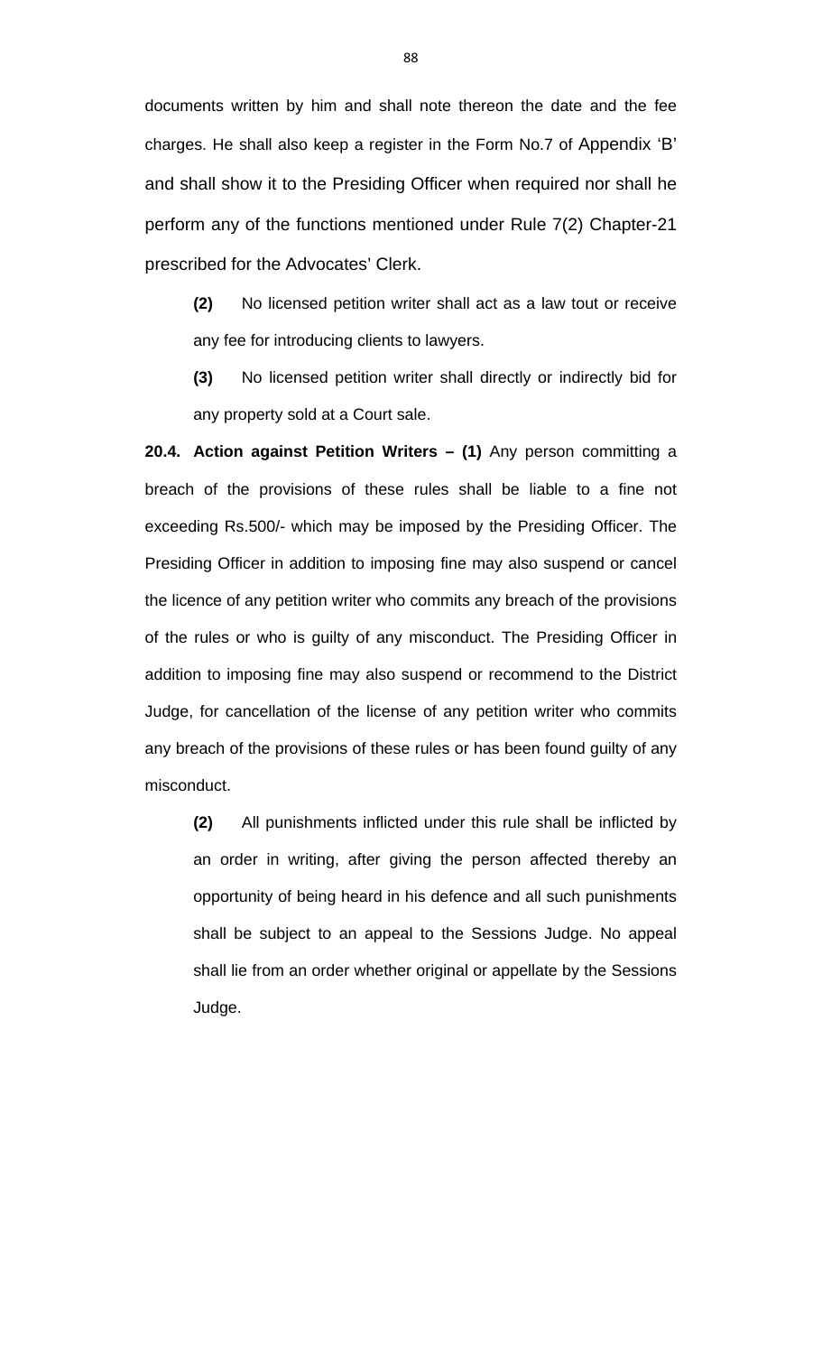documents written by him and shall note thereon the date and the fee charges. He shall also keep a register in the Form No.7 of Appendix 'B' and shall show it to the Presiding Officer when required nor shall he perform any of the functions mentioned under Rule 7(2) Chapter-21 prescribed for the Advocates' Clerk.

**(2)** No licensed petition writer shall act as a law tout or receive any fee for introducing clients to lawyers.

**(3)** No licensed petition writer shall directly or indirectly bid for any property sold at a Court sale.

**20.4. Action against Petition Writers – (1)** Any person committing a breach of the provisions of these rules shall be liable to a fine not exceeding Rs.500/- which may be imposed by the Presiding Officer. The Presiding Officer in addition to imposing fine may also suspend or cancel the licence of any petition writer who commits any breach of the provisions of the rules or who is guilty of any misconduct. The Presiding Officer in addition to imposing fine may also suspend or recommend to the District Judge, for cancellation of the license of any petition writer who commits any breach of the provisions of these rules or has been found guilty of any misconduct.

**(2)** All punishments inflicted under this rule shall be inflicted by an order in writing, after giving the person affected thereby an opportunity of being heard in his defence and all such punishments shall be subject to an appeal to the Sessions Judge. No appeal shall lie from an order whether original or appellate by the Sessions Judge.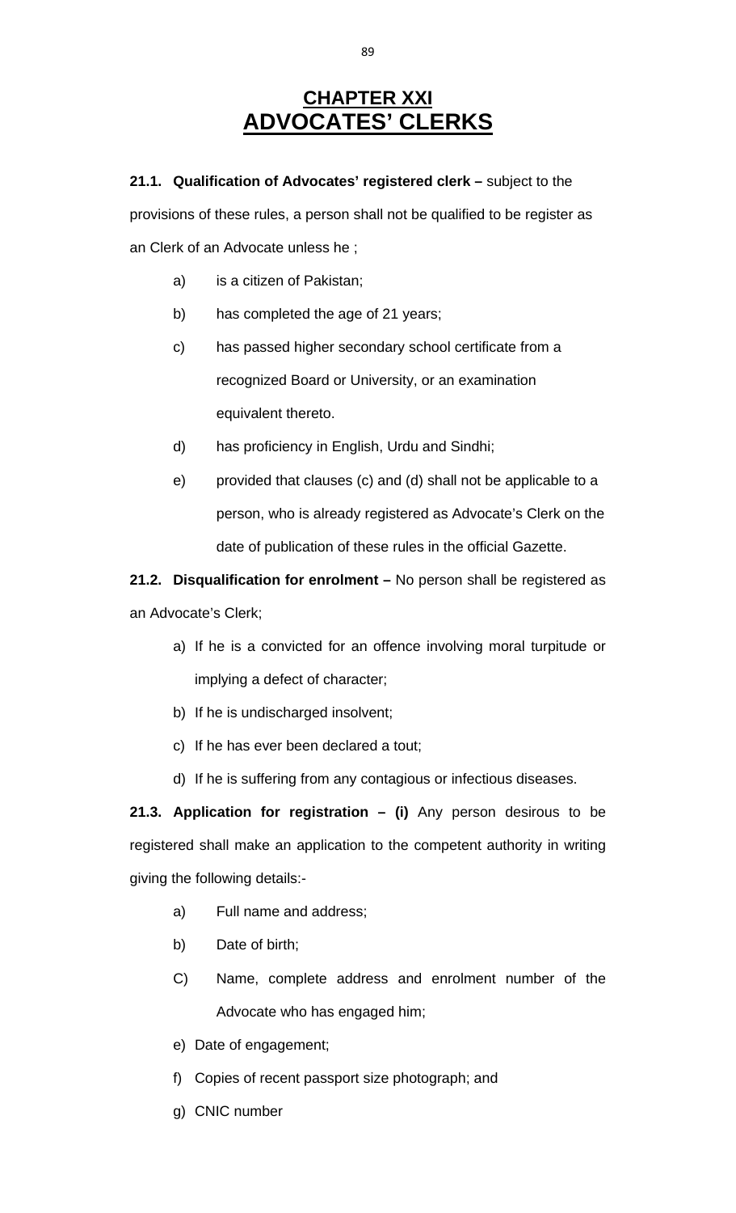# CHAPTER XXI
# ADVOCATES' CLERKS

**21.1. Qualification of Advocates' registered clerk –** subject to the provisions of these rules, a person shall not be qualified to be register as an Clerk of an Advocate unless he ;

a) is a citizen of Pakistan;

b) has completed the age of 21 years;

c) has passed higher secondary school certificate from a recognized Board or University, or an examination equivalent thereto.

d) has proficiency in English, Urdu and Sindhi;

e) provided that clauses (c) and (d) shall not be applicable to a person, who is already registered as Advocate's Clerk on the date of publication of these rules in the official Gazette.

**21.2. Disqualification for enrolment –** No person shall be registered as an Advocate's Clerk;

a) If he is a convicted for an offence involving moral turpitude or implying a defect of character;

b) If he is undischarged insolvent;

c) If he has ever been declared a tout;

d) If he is suffering from any contagious or infectious diseases.

**21.3. Application for registration – (i)** Any person desirous to be registered shall make an application to the competent authority in writing giving the following details:-

a) Full name and address;

b) Date of birth;

C) Name, complete address and enrolment number of the Advocate who has engaged him;

e) Date of engagement;

f) Copies of recent passport size photograph; and

g) CNIC number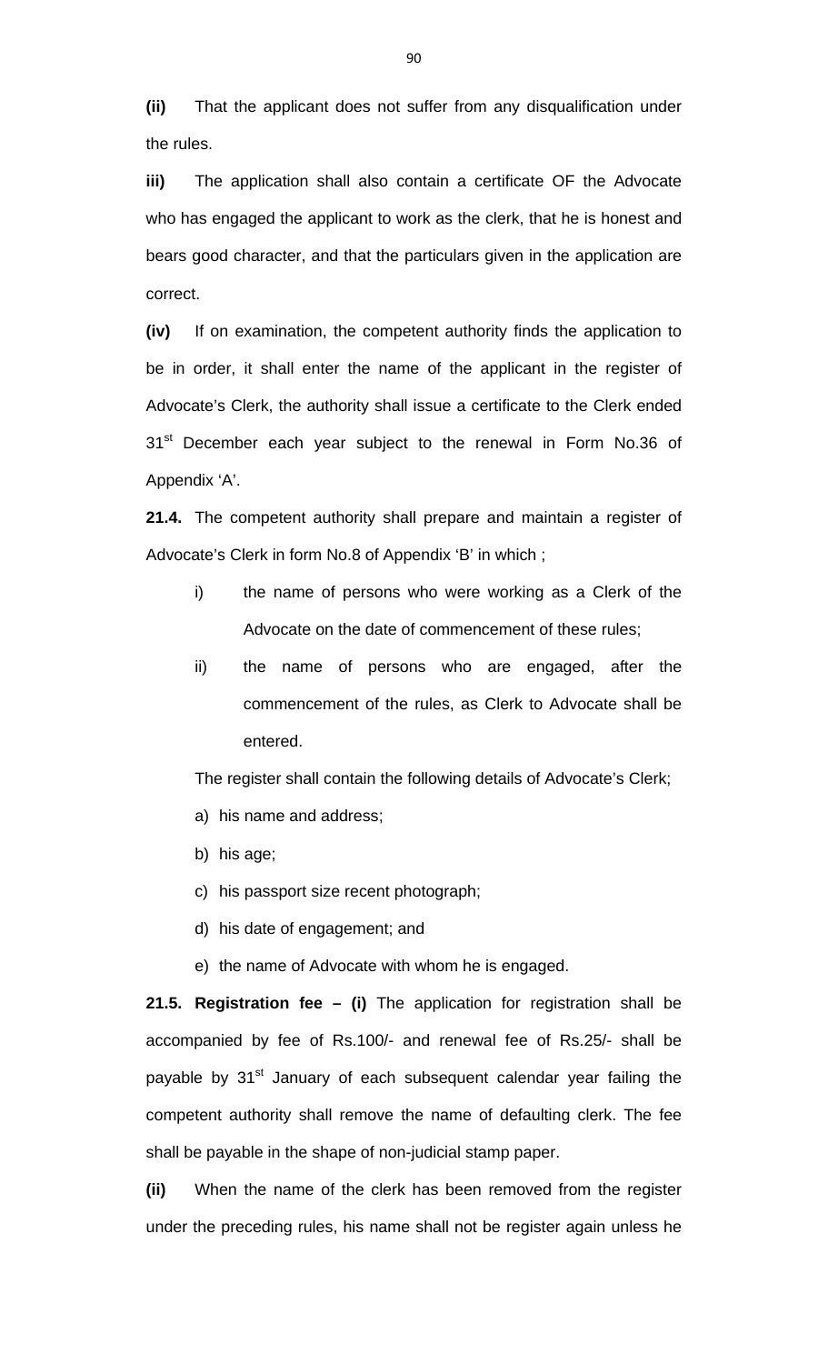**(ii)** That the applicant does not suffer from any disqualification under the rules.

**iii)** The application shall also contain a certificate OF the Advocate who has engaged the applicant to work as the clerk, that he is honest and bears good character, and that the particulars given in the application are correct.

**(iv)** If on examination, the competent authority finds the application to be in order, it shall enter the name of the applicant in the register of Advocate's Clerk, the authority shall issue a certificate to the Clerk ended 31st December each year subject to the renewal in Form No.36 of Appendix 'A'.

**21.4.** The competent authority shall prepare and maintain a register of Advocate's Clerk in form No.8 of Appendix 'B' in which ;

i) the name of persons who were working as a Clerk of the Advocate on the date of commencement of these rules;

ii) the name of persons who are engaged, after the commencement of the rules, as Clerk to Advocate shall be entered.

The register shall contain the following details of Advocate's Clerk;

a) his name and address;

b) his age;

c) his passport size recent photograph;

d) his date of engagement; and

e) the name of Advocate with whom he is engaged.

**21.5. Registration fee – (i)** The application for registration shall be accompanied by fee of Rs.100/- and renewal fee of Rs.25/- shall be payable by 31st January of each subsequent calendar year failing the competent authority shall remove the name of defaulting clerk. The fee shall be payable in the shape of non-judicial stamp paper.

**(ii)** When the name of the clerk has been removed from the register under the preceding rules, his name shall not be register again unless he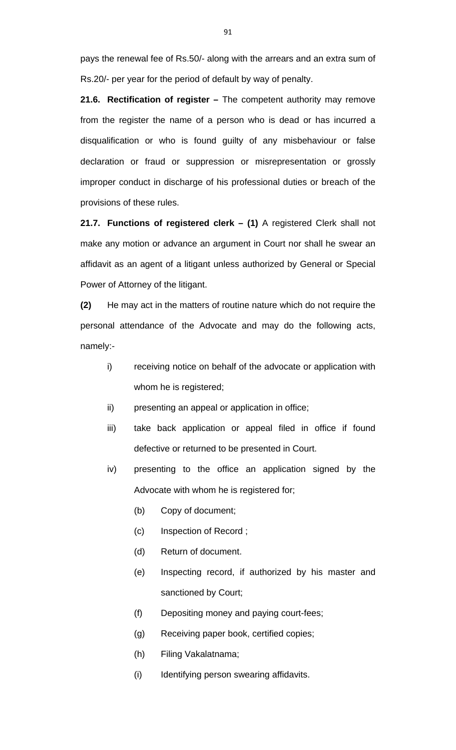pays the renewal fee of Rs.50/- along with the arrears and an extra sum of Rs.20/- per year for the period of default by way of penalty.

**21.6. Rectification of register –** The competent authority may remove from the register the name of a person who is dead or has incurred a disqualification or who is found guilty of any misbehaviour or false declaration or fraud or suppression or misrepresentation or grossly improper conduct in discharge of his professional duties or breach of the provisions of these rules.

**21.7. Functions of registered clerk – (1)** A registered Clerk shall not make any motion or advance an argument in Court nor shall he swear an affidavit as an agent of a litigant unless authorized by General or Special Power of Attorney of the litigant.

**(2)** He may act in the matters of routine nature which do not require the personal attendance of the Advocate and may do the following acts, namely:-

- i) receiving notice on behalf of the advocate or application with whom he is registered;
- ii) presenting an appeal or application in office;
- iii) take back application or appeal filed in office if found defective or returned to be presented in Court.
- iv) presenting to the office an application signed by the Advocate with whom he is registered for;
    - (b) Copy of document;
    - (c) Inspection of Record ;
    - (d) Return of document.
    - (e) Inspecting record, if authorized by his master and sanctioned by Court;
    - (f) Depositing money and paying court-fees;
    - (g) Receiving paper book, certified copies;
    - (h) Filing Vakalatnama;
    - (i) Identifying person swearing affidavits.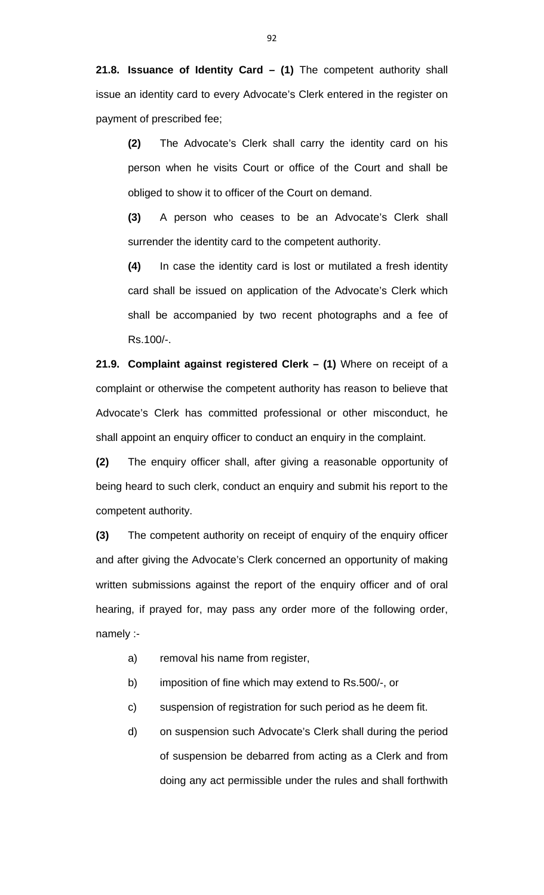**21.8. Issuance of Identity Card – (1)** The competent authority shall issue an identity card to every Advocate's Clerk entered in the register on payment of prescribed fee;

**(2)** The Advocate's Clerk shall carry the identity card on his person when he visits Court or office of the Court and shall be obliged to show it to officer of the Court on demand.

**(3)** A person who ceases to be an Advocate's Clerk shall surrender the identity card to the competent authority.

**(4)** In case the identity card is lost or mutilated a fresh identity card shall be issued on application of the Advocate's Clerk which shall be accompanied by two recent photographs and a fee of Rs.100/-.

**21.9. Complaint against registered Clerk – (1)** Where on receipt of a complaint or otherwise the competent authority has reason to believe that Advocate's Clerk has committed professional or other misconduct, he shall appoint an enquiry officer to conduct an enquiry in the complaint.

**(2)** The enquiry officer shall, after giving a reasonable opportunity of being heard to such clerk, conduct an enquiry and submit his report to the competent authority.

**(3)** The competent authority on receipt of enquiry of the enquiry officer and after giving the Advocate's Clerk concerned an opportunity of making written submissions against the report of the enquiry officer and of oral hearing, if prayed for, may pass any order more of the following order, namely :-

a) removal his name from register,

b) imposition of fine which may extend to Rs.500/-, or

c) suspension of registration for such period as he deem fit.

d) on suspension such Advocate's Clerk shall during the period of suspension be debarred from acting as a Clerk and from doing any act permissible under the rules and shall forthwith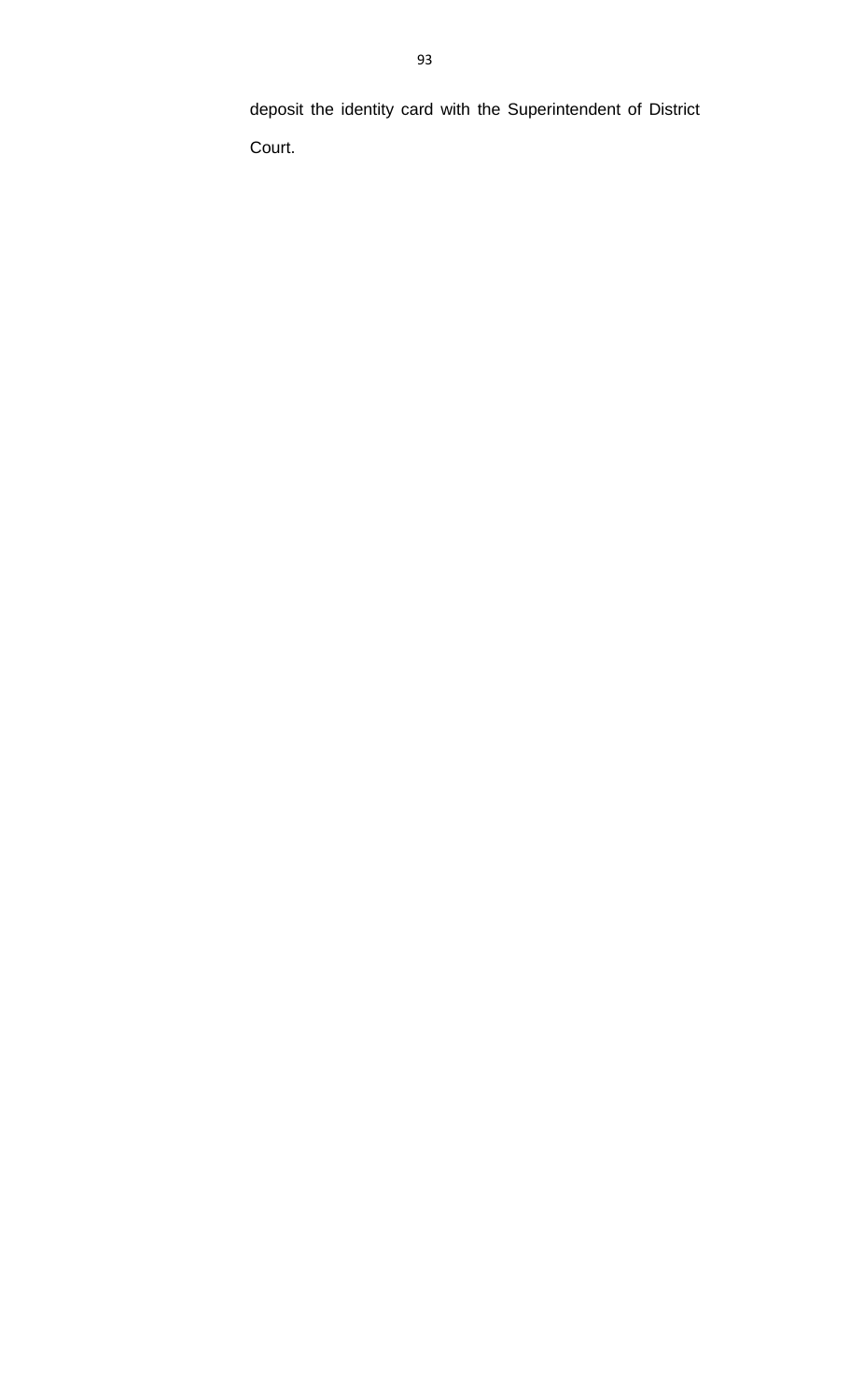deposit the identity card with the Superintendent of District Court.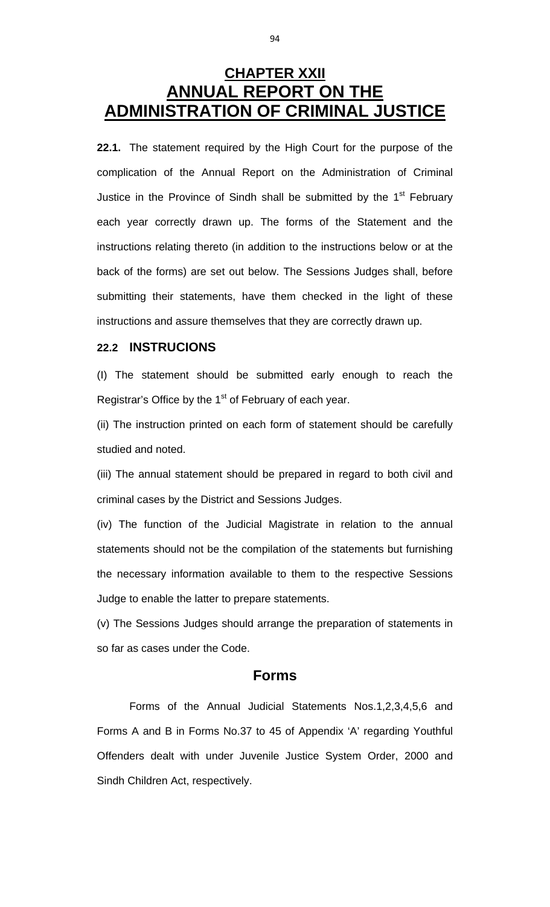# CHAPTER XXII
# ANNUAL REPORT ON THE ADMINISTRATION OF CRIMINAL JUSTICE

**22.1.** The statement required by the High Court for the purpose of the complication of the Annual Report on the Administration of Criminal Justice in the Province of Sindh shall be submitted by the 1st February each year correctly drawn up. The forms of the Statement and the instructions relating thereto (in addition to the instructions below or at the back of the forms) are set out below. The Sessions Judges shall, before submitting their statements, have them checked in the light of these instructions and assure themselves that they are correctly drawn up.

### 22.2 INSTRUCIONS

(I) The statement should be submitted early enough to reach the Registrar's Office by the 1st of February of each year.

(ii) The instruction printed on each form of statement should be carefully studied and noted.

(iii) The annual statement should be prepared in regard to both civil and criminal cases by the District and Sessions Judges.

(iv) The function of the Judicial Magistrate in relation to the annual statements should not be the compilation of the statements but furnishing the necessary information available to them to the respective Sessions Judge to enable the latter to prepare statements.

(v) The Sessions Judges should arrange the preparation of statements in so far as cases under the Code.

## Forms

Forms of the Annual Judicial Statements Nos.1,2,3,4,5,6 and Forms A and B in Forms No.37 to 45 of Appendix 'A' regarding Youthful Offenders dealt with under Juvenile Justice System Order, 2000 and Sindh Children Act, respectively.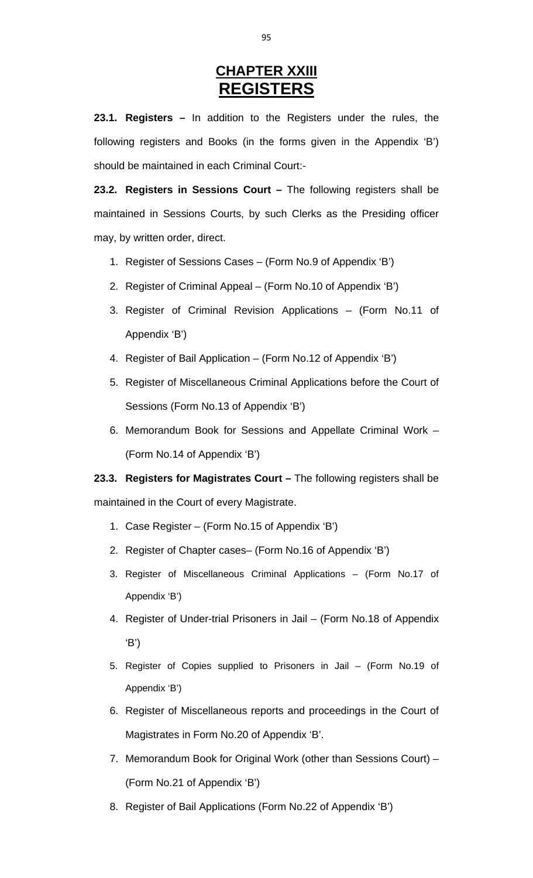# CHAPTER XXIII
# REGISTERS

**23.1. Registers –** In addition to the Registers under the rules, the following registers and Books (in the forms given in the Appendix 'B') should be maintained in each Criminal Court:-

**23.2. Registers in Sessions Court –** The following registers shall be maintained in Sessions Courts, by such Clerks as the Presiding officer may, by written order, direct.

1. Register of Sessions Cases – (Form No.9 of Appendix 'B')
2. Register of Criminal Appeal – (Form No.10 of Appendix 'B')
3. Register of Criminal Revision Applications – (Form No.11 of Appendix 'B')
4. Register of Bail Application – (Form No.12 of Appendix 'B')
5. Register of Miscellaneous Criminal Applications before the Court of Sessions (Form No.13 of Appendix 'B')
6. Memorandum Book for Sessions and Appellate Criminal Work – (Form No.14 of Appendix 'B')

**23.3. Registers for Magistrates Court –** The following registers shall be maintained in the Court of every Magistrate.

1. Case Register – (Form No.15 of Appendix 'B')
2. Register of Chapter cases– (Form No.16 of Appendix 'B')
3. Register of Miscellaneous Criminal Applications – (Form No.17 of Appendix 'B')
4. Register of Under-trial Prisoners in Jail – (Form No.18 of Appendix 'B')
5. Register of Copies supplied to Prisoners in Jail – (Form No.19 of Appendix 'B')
6. Register of Miscellaneous reports and proceedings in the Court of Magistrates in Form No.20 of Appendix 'B'.
7. Memorandum Book for Original Work (other than Sessions Court) – (Form No.21 of Appendix 'B')
8. Register of Bail Applications (Form No.22 of Appendix 'B')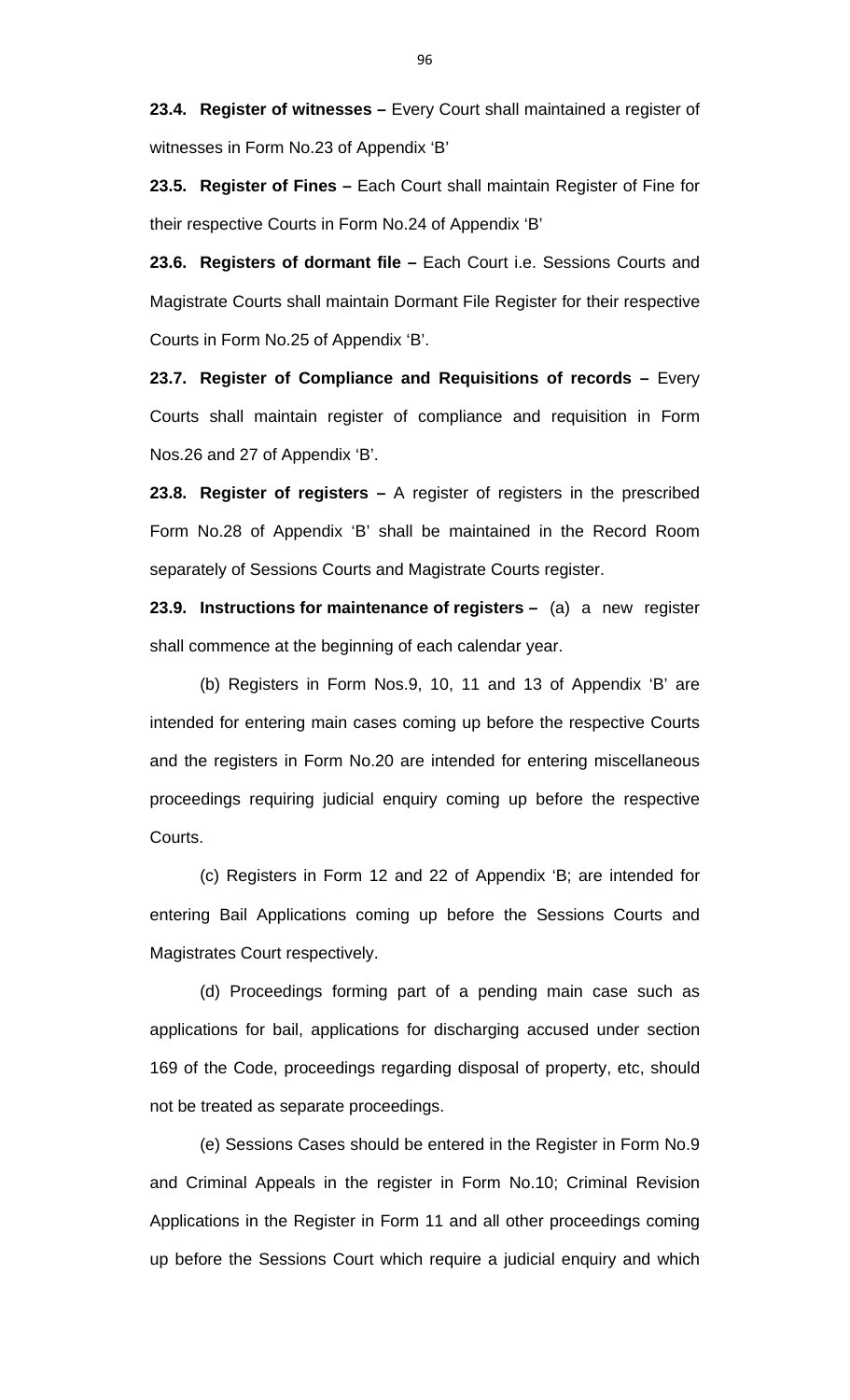**23.4. Register of witnesses –** Every Court shall maintained a register of witnesses in Form No.23 of Appendix 'B'

**23.5. Register of Fines –** Each Court shall maintain Register of Fine for their respective Courts in Form No.24 of Appendix 'B'

**23.6. Registers of dormant file –** Each Court i.e. Sessions Courts and Magistrate Courts shall maintain Dormant File Register for their respective Courts in Form No.25 of Appendix 'B'.

**23.7. Register of Compliance and Requisitions of records –** Every Courts shall maintain register of compliance and requisition in Form Nos.26 and 27 of Appendix 'B'.

**23.8. Register of registers –** A register of registers in the prescribed Form No.28 of Appendix 'B' shall be maintained in the Record Room separately of Sessions Courts and Magistrate Courts register.

**23.9. Instructions for maintenance of registers –** (a) a new register shall commence at the beginning of each calendar year.

(b) Registers in Form Nos.9, 10, 11 and 13 of Appendix 'B' are intended for entering main cases coming up before the respective Courts and the registers in Form No.20 are intended for entering miscellaneous proceedings requiring judicial enquiry coming up before the respective Courts.

(c) Registers in Form 12 and 22 of Appendix 'B; are intended for entering Bail Applications coming up before the Sessions Courts and Magistrates Court respectively.

(d) Proceedings forming part of a pending main case such as applications for bail, applications for discharging accused under section 169 of the Code, proceedings regarding disposal of property, etc, should not be treated as separate proceedings.

(e) Sessions Cases should be entered in the Register in Form No.9 and Criminal Appeals in the register in Form No.10; Criminal Revision Applications in the Register in Form 11 and all other proceedings coming up before the Sessions Court which require a judicial enquiry and which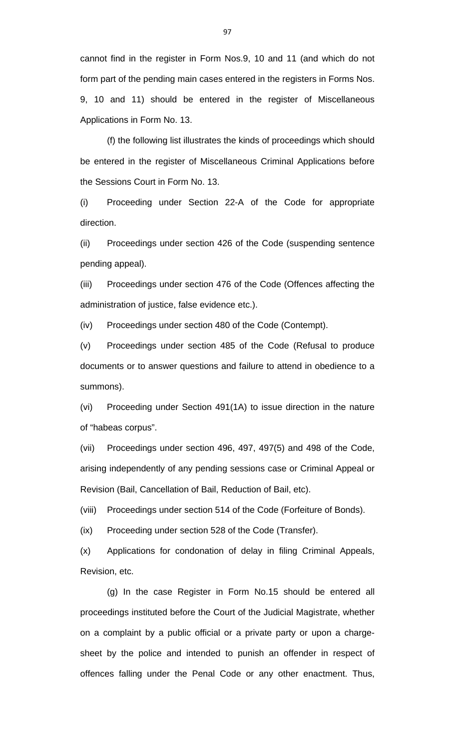cannot find in the register in Form Nos.9, 10 and 11 (and which do not form part of the pending main cases entered in the registers in Forms Nos. 9, 10 and 11) should be entered in the register of Miscellaneous Applications in Form No. 13.

(f) the following list illustrates the kinds of proceedings which should be entered in the register of Miscellaneous Criminal Applications before the Sessions Court in Form No. 13.

(i) Proceeding under Section 22-A of the Code for appropriate direction.

(ii) Proceedings under section 426 of the Code (suspending sentence pending appeal).

(iii) Proceedings under section 476 of the Code (Offences affecting the administration of justice, false evidence etc.).

(iv) Proceedings under section 480 of the Code (Contempt).

(v) Proceedings under section 485 of the Code (Refusal to produce documents or to answer questions and failure to attend in obedience to a summons).

(vi) Proceeding under Section 491(1A) to issue direction in the nature of "habeas corpus".

(vii) Proceedings under section 496, 497, 497(5) and 498 of the Code, arising independently of any pending sessions case or Criminal Appeal or Revision (Bail, Cancellation of Bail, Reduction of Bail, etc).

(viii) Proceedings under section 514 of the Code (Forfeiture of Bonds).

(ix) Proceeding under section 528 of the Code (Transfer).

(x) Applications for condonation of delay in filing Criminal Appeals, Revision, etc.

(g) In the case Register in Form No.15 should be entered all proceedings instituted before the Court of the Judicial Magistrate, whether on a complaint by a public official or a private party or upon a charge-sheet by the police and intended to punish an offender in respect of offences falling under the Penal Code or any other enactment. Thus,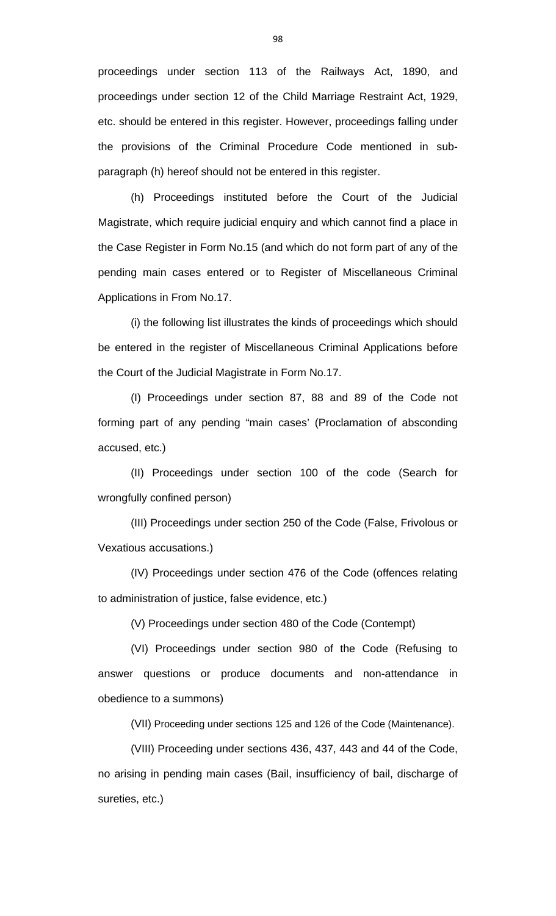proceedings under section 113 of the Railways Act, 1890, and proceedings under section 12 of the Child Marriage Restraint Act, 1929, etc. should be entered in this register. However, proceedings falling under the provisions of the Criminal Procedure Code mentioned in sub-paragraph (h) hereof should not be entered in this register.

(h) Proceedings instituted before the Court of the Judicial Magistrate, which require judicial enquiry and which cannot find a place in the Case Register in Form No.15 (and which do not form part of any of the pending main cases entered or to Register of Miscellaneous Criminal Applications in From No.17.

(i) the following list illustrates the kinds of proceedings which should be entered in the register of Miscellaneous Criminal Applications before the Court of the Judicial Magistrate in Form No.17.

(I) Proceedings under section 87, 88 and 89 of the Code not forming part of any pending "main cases' (Proclamation of absconding accused, etc.)

(II) Proceedings under section 100 of the code (Search for wrongfully confined person)

(III) Proceedings under section 250 of the Code (False, Frivolous or Vexatious accusations.)

(IV) Proceedings under section 476 of the Code (offences relating to administration of justice, false evidence, etc.)

(V) Proceedings under section 480 of the Code (Contempt)

(VI) Proceedings under section 980 of the Code (Refusing to answer questions or produce documents and non-attendance in obedience to a summons)

(VII) Proceeding under sections 125 and 126 of the Code (Maintenance).

(VIII) Proceeding under sections 436, 437, 443 and 44 of the Code, no arising in pending main cases (Bail, insufficiency of bail, discharge of sureties, etc.)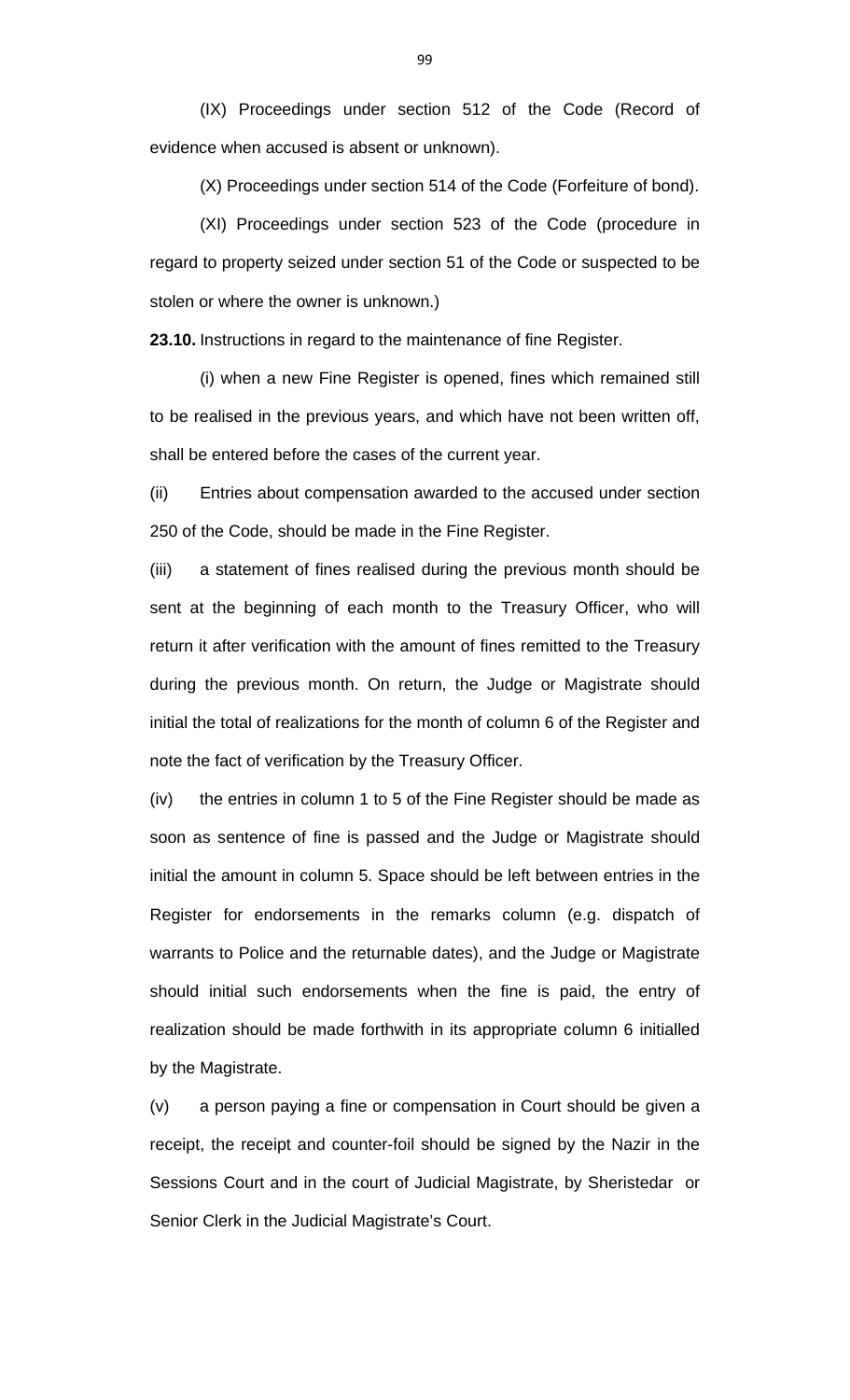(IX) Proceedings under section 512 of the Code (Record of evidence when accused is absent or unknown).

(X) Proceedings under section 514 of the Code (Forfeiture of bond).

(XI) Proceedings under section 523 of the Code (procedure in regard to property seized under section 51 of the Code or suspected to be stolen or where the owner is unknown.)

**23.10.** Instructions in regard to the maintenance of fine Register.

(i) when a new Fine Register is opened, fines which remained still to be realised in the previous years, and which have not been written off, shall be entered before the cases of the current year.

(ii) Entries about compensation awarded to the accused under section 250 of the Code, should be made in the Fine Register.

(iii) a statement of fines realised during the previous month should be sent at the beginning of each month to the Treasury Officer, who will return it after verification with the amount of fines remitted to the Treasury during the previous month. On return, the Judge or Magistrate should initial the total of realizations for the month of column 6 of the Register and note the fact of verification by the Treasury Officer.

(iv) the entries in column 1 to 5 of the Fine Register should be made as soon as sentence of fine is passed and the Judge or Magistrate should initial the amount in column 5. Space should be left between entries in the Register for endorsements in the remarks column (e.g. dispatch of warrants to Police and the returnable dates), and the Judge or Magistrate should initial such endorsements when the fine is paid, the entry of realization should be made forthwith in its appropriate column 6 initialled by the Magistrate.

(v) a person paying a fine or compensation in Court should be given a receipt, the receipt and counter-foil should be signed by the Nazir in the Sessions Court and in the court of Judicial Magistrate, by Sheristedar or Senior Clerk in the Judicial Magistrate's Court.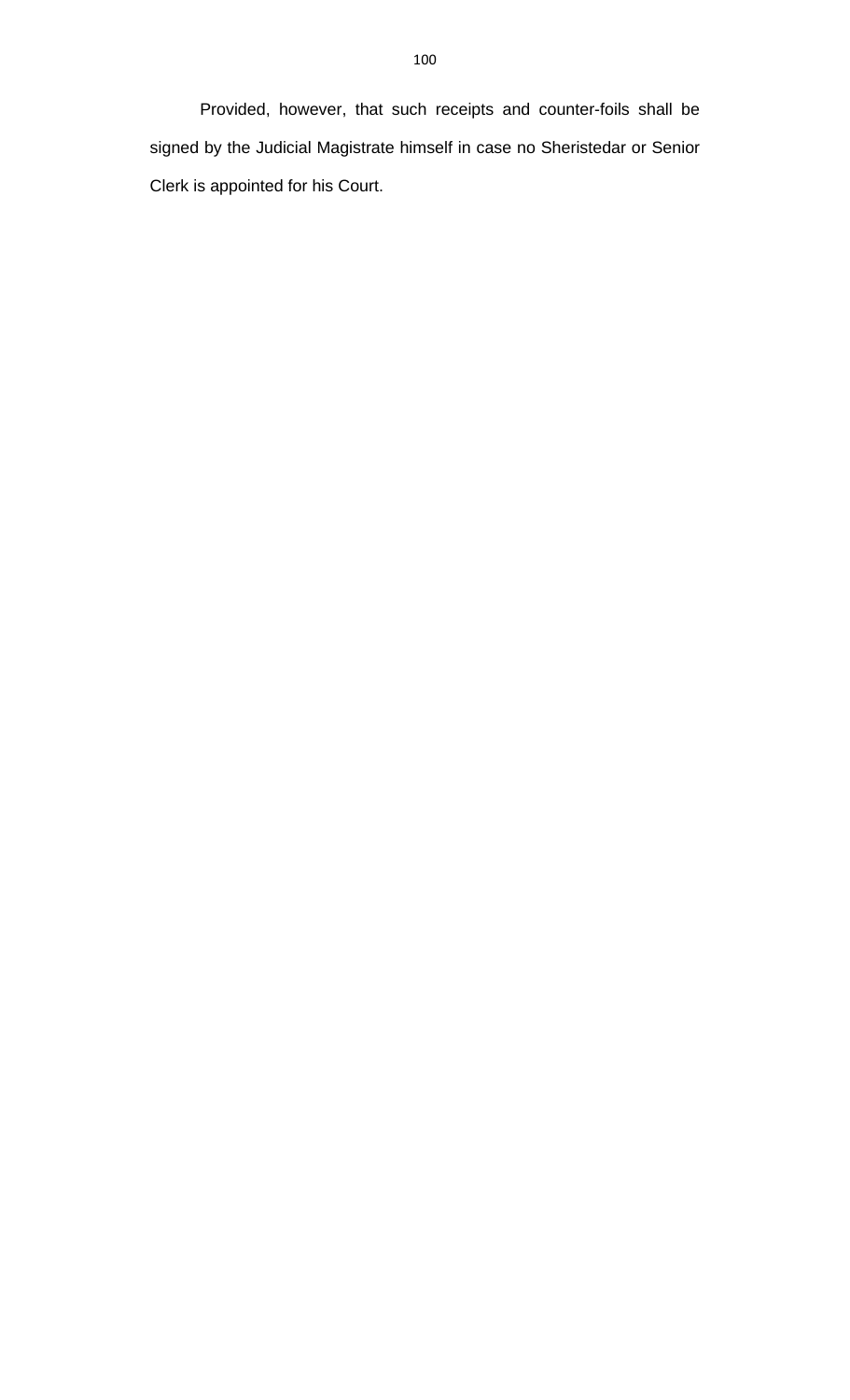Provided, however, that such receipts and counter-foils shall be signed by the Judicial Magistrate himself in case no Sheristedar or Senior Clerk is appointed for his Court.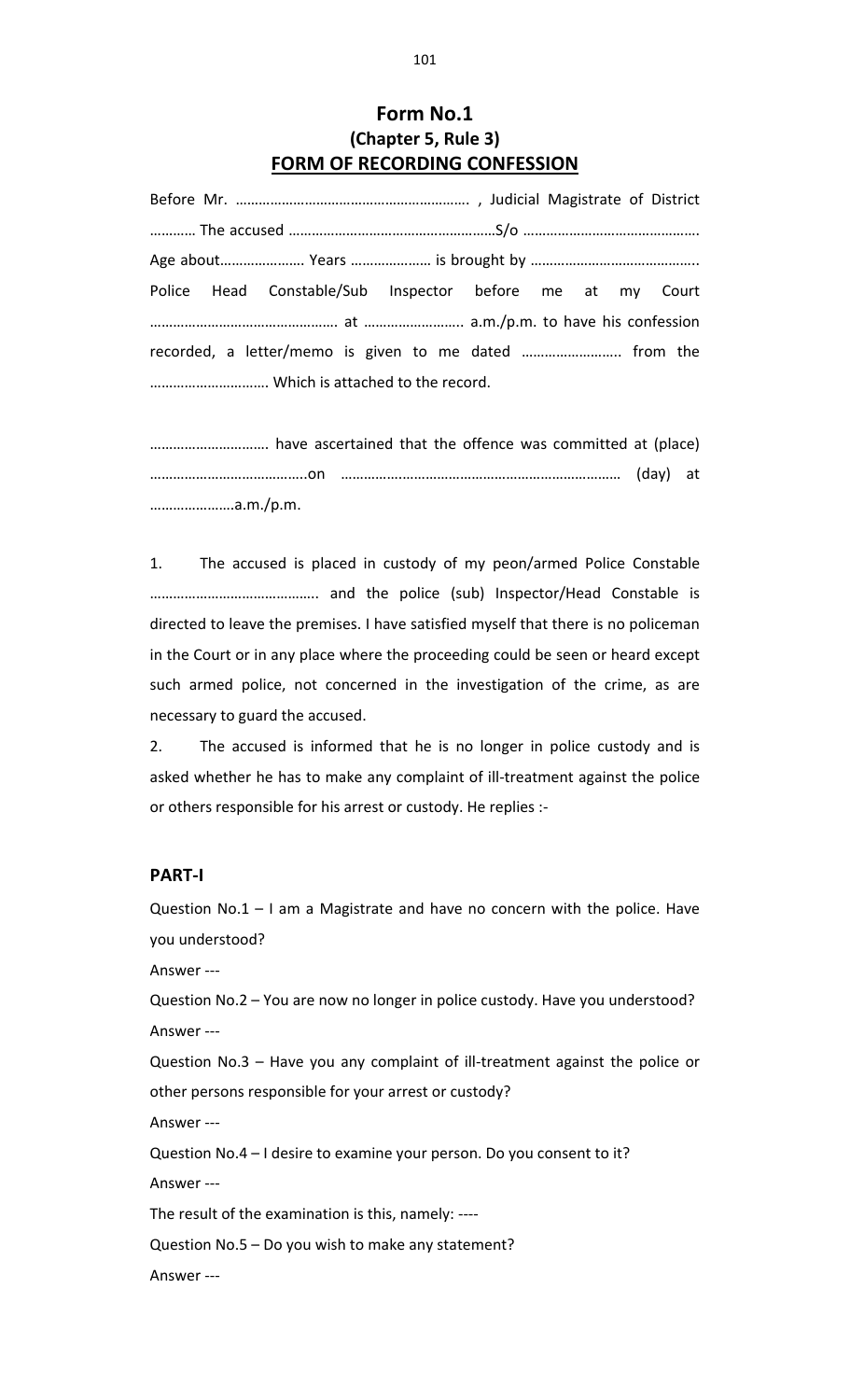# Form No.1
## (Chapter 5, Rule 3)
## FORM OF RECORDING CONFESSION

Before Mr. ………………………………………………….. , Judicial Magistrate of District ………… The accused ………………………………………………S/o ………………………………………. Age about…………………. Years ………………… is brought by …………………………………….. Police Head Constable/Sub Inspector before me at my Court ……………………………………….. at …………………….. a.m./p.m. to have his confession recorded, a letter/memo is given to me dated …………………….. from the …………………………. Which is attached to the record.

…………………………. have ascertained that the offence was committed at (place) …………………………………..on ……………………………………………………………… (day) at ………………….a.m./p.m.

1. The accused is placed in custody of my peon/armed Police Constable ……………………………………. and the police (sub) Inspector/Head Constable is directed to leave the premises. I have satisfied myself that there is no policeman in the Court or in any place where the proceeding could be seen or heard except such armed police, not concerned in the investigation of the crime, as are necessary to guard the accused.

2. The accused is informed that he is no longer in police custody and is asked whether he has to make any complaint of ill-treatment against the police or others responsible for his arrest or custody. He replies :-

### PART-I

Question No.1 – I am a Magistrate and have no concern with the police. Have you understood?

Answer ---

Question No.2 – You are now no longer in police custody. Have you understood?

Answer ---

Question No.3 – Have you any complaint of ill-treatment against the police or other persons responsible for your arrest or custody?

Answer ---

Question No.4 – I desire to examine your person. Do you consent to it?

Answer ---

The result of the examination is this, namely: ----

Question No.5 – Do you wish to make any statement?

Answer ---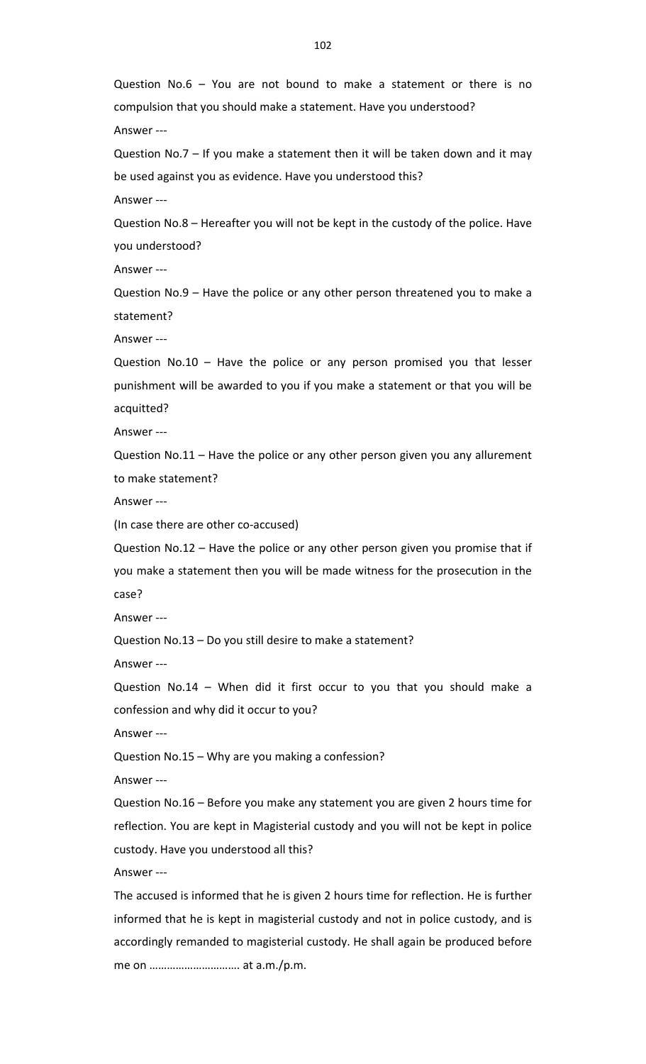Question No.6 – You are not bound to make a statement or there is no compulsion that you should make a statement. Have you understood?

Answer ---

Question No.7 – If you make a statement then it will be taken down and it may be used against you as evidence. Have you understood this?

Answer ---

Question No.8 – Hereafter you will not be kept in the custody of the police. Have you understood?

Answer ---

Question No.9 – Have the police or any other person threatened you to make a statement?

Answer ---

Question No.10 – Have the police or any person promised you that lesser punishment will be awarded to you if you make a statement or that you will be acquitted?

Answer ---

Question No.11 – Have the police or any other person given you any allurement to make statement?

Answer ---

(In case there are other co-accused)

Question No.12 – Have the police or any other person given you promise that if you make a statement then you will be made witness for the prosecution in the case?

Answer ---

Question No.13 – Do you still desire to make a statement?

Answer ---

Question No.14 – When did it first occur to you that you should make a confession and why did it occur to you?

Answer ---

Question No.15 – Why are you making a confession?

Answer ---

Question No.16 – Before you make any statement you are given 2 hours time for reflection. You are kept in Magisterial custody and you will not be kept in police custody. Have you understood all this?

Answer ---

The accused is informed that he is given 2 hours time for reflection. He is further informed that he is kept in magisterial custody and not in police custody, and is accordingly remanded to magisterial custody. He shall again be produced before me on ………………………… at a.m./p.m.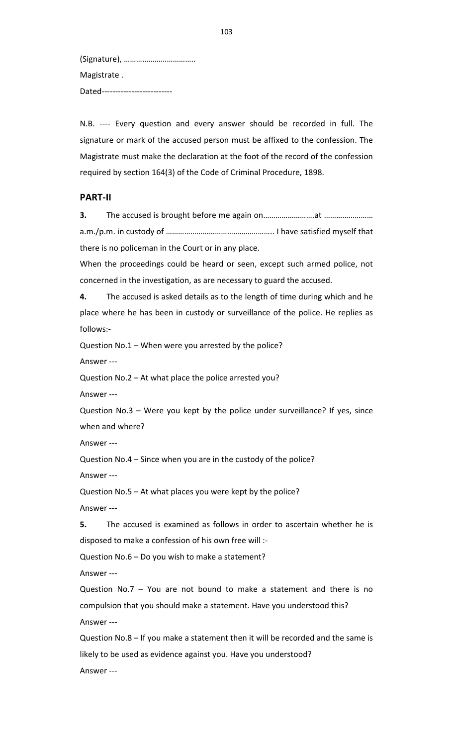(Signature), ……………………………..

Magistrate .

Dated-------------------------

N.B. ---- Every question and every answer should be recorded in full. The signature or mark of the accused person must be affixed to the confession. The Magistrate must make the declaration at the foot of the record of the confession required by section 164(3) of the Code of Criminal Procedure, 1898.

## PART-II

**3.** The accused is brought before me again on…………………….at …………………… a.m./p.m. in custody of …………………………………………….. I have satisfied myself that there is no policeman in the Court or in any place.

When the proceedings could be heard or seen, except such armed police, not concerned in the investigation, as are necessary to guard the accused.

**4.** The accused is asked details as to the length of time during which and he place where he has been in custody or surveillance of the police. He replies as follows:-

Question No.1 – When were you arrested by the police?

Answer ---

Question No.2 – At what place the police arrested you?

Answer ---

Question No.3 – Were you kept by the police under surveillance? If yes, since when and where?

Answer ---

Question No.4 – Since when you are in the custody of the police?

Answer ---

Question No.5 – At what places you were kept by the police?

Answer ---

**5.** The accused is examined as follows in order to ascertain whether he is disposed to make a confession of his own free will :-

Question No.6 – Do you wish to make a statement?

Answer ---

Question No.7 – You are not bound to make a statement and there is no compulsion that you should make a statement. Have you understood this?

Answer ---

Question No.8 – If you make a statement then it will be recorded and the same is likely to be used as evidence against you. Have you understood?

Answer ---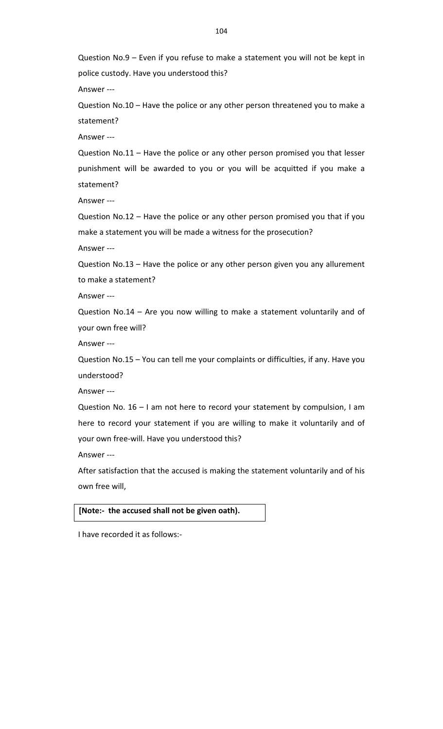Question No.9 – Even if you refuse to make a statement you will not be kept in police custody. Have you understood this?

Answer ---

Question No.10 – Have the police or any other person threatened you to make a statement?

Answer ---

Question No.11 – Have the police or any other person promised you that lesser punishment will be awarded to you or you will be acquitted if you make a statement?

Answer ---

Question No.12 – Have the police or any other person promised you that if you make a statement you will be made a witness for the prosecution?

Answer ---

Question No.13 – Have the police or any other person given you any allurement to make a statement?

Answer ---

Question No.14 – Are you now willing to make a statement voluntarily and of your own free will?

Answer ---

Question No.15 – You can tell me your complaints or difficulties, if any. Have you understood?

Answer ---

Question No. 16 – I am not here to record your statement by compulsion, I am here to record your statement if you are willing to make it voluntarily and of your own free-will. Have you understood this?

Answer ---

After satisfaction that the accused is making the statement voluntarily and of his own free will,

**[Note:- the accused shall not be given oath).**

I have recorded it as follows:-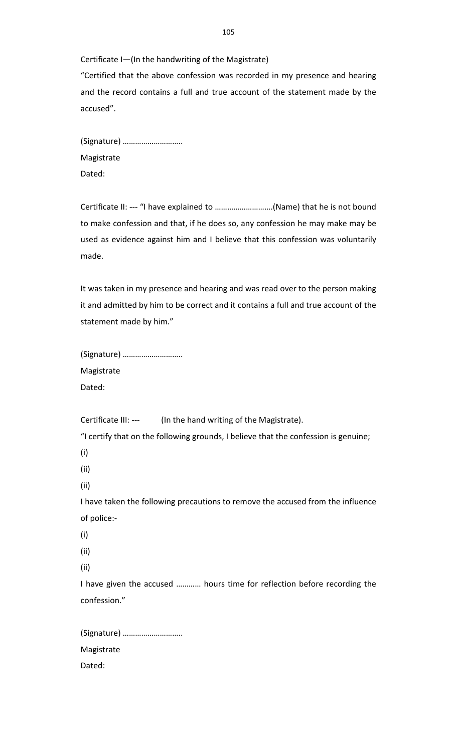Certificate I—(In the handwriting of the Magistrate)

"Certified that the above confession was recorded in my presence and hearing and the record contains a full and true account of the statement made by the accused".

(Signature) ………………………..

Magistrate

Dated:

Certificate II: --- "I have explained to ………………………(Name) that he is not bound to make confession and that, if he does so, any confession he may make may be used as evidence against him and I believe that this confession was voluntarily made.

It was taken in my presence and hearing and was read over to the person making it and admitted by him to be correct and it contains a full and true account of the statement made by him."

(Signature) ………………………..

Magistrate

Dated:

Certificate III: --- (In the hand writing of the Magistrate).

"I certify that on the following grounds, I believe that the confession is genuine;

(i)

(ii)

(ii)

I have taken the following precautions to remove the accused from the influence of police:-

(i)

(ii)

(ii)

I have given the accused ………… hours time for reflection before recording the confession."

(Signature) ………………………..

Magistrate

Dated: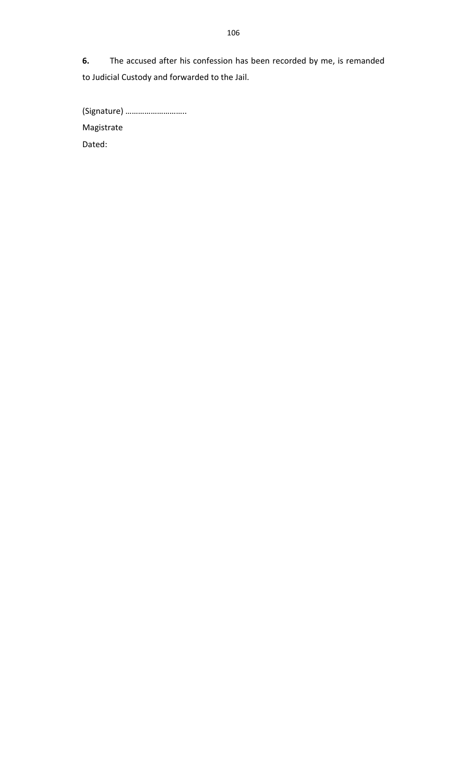**6.** The accused after his confession has been recorded by me, is remanded to Judicial Custody and forwarded to the Jail.

(Signature) ………………………..

Magistrate

Dated: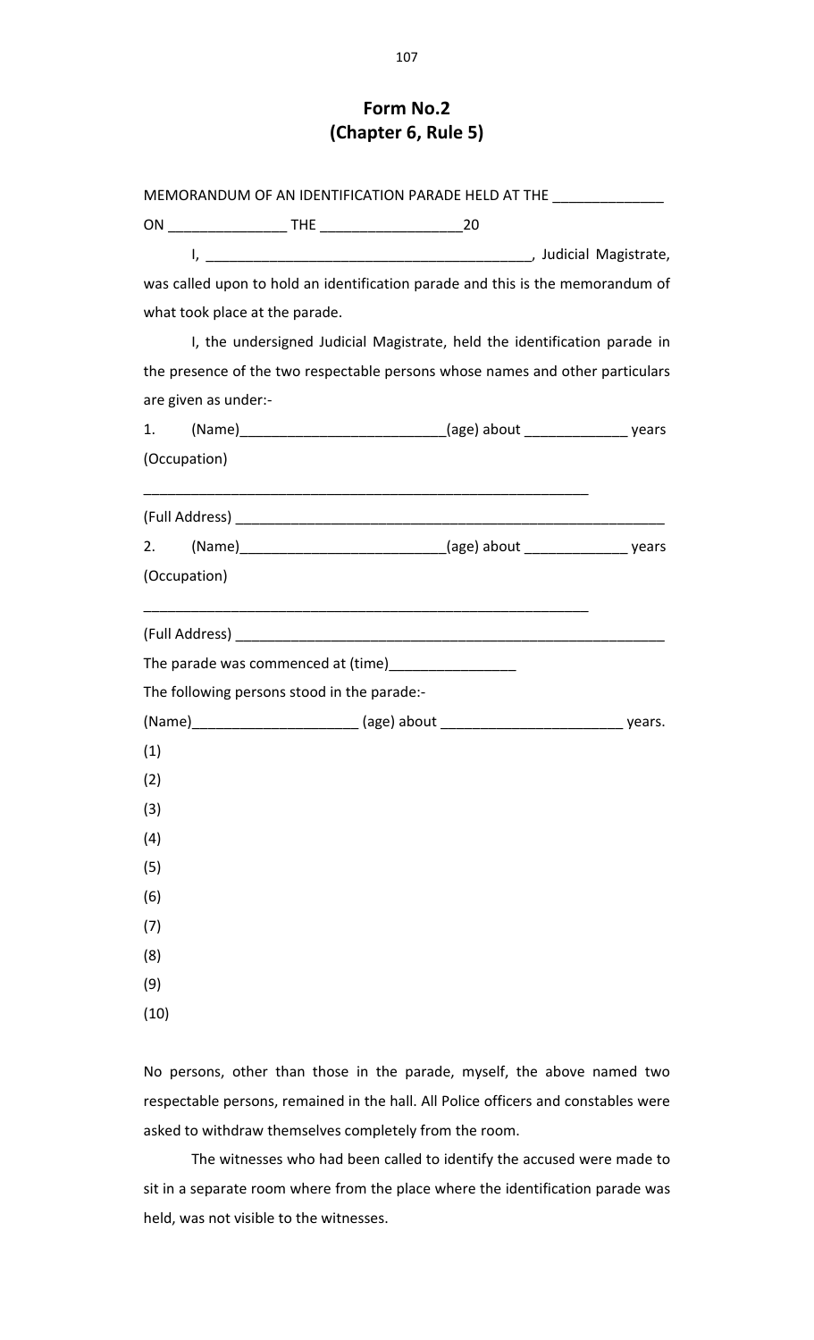# Form No.2
# (Chapter 6, Rule 5)

MEMORANDUM OF AN IDENTIFICATION PARADE HELD AT THE _____________

ON _______________ THE _________________20

I, ________________________________________, Judicial Magistrate, was called upon to hold an identification parade and this is the memorandum of what took place at the parade.

I, the undersigned Judicial Magistrate, held the identification parade in the presence of the two respectable persons whose names and other particulars are given as under:-

1. (Name)_________________________(age) about _____________ years (Occupation)

_________________________________________________________

(Full Address) _______________________________________________________

2. (Name)_________________________(age) about _____________ years (Occupation)

_________________________________________________________

(Full Address) _______________________________________________________

The parade was commenced at (time)________________

The following persons stood in the parade:-

(Name)____________________ (age) about ______________________ years.

(1)

(2)

(3)

(4)

(5)

(6)

(7)

(8)

(9)

(10)

No persons, other than those in the parade, myself, the above named two respectable persons, remained in the hall. All Police officers and constables were asked to withdraw themselves completely from the room.

The witnesses who had been called to identify the accused were made to sit in a separate room where from the place where the identification parade was held, was not visible to the witnesses.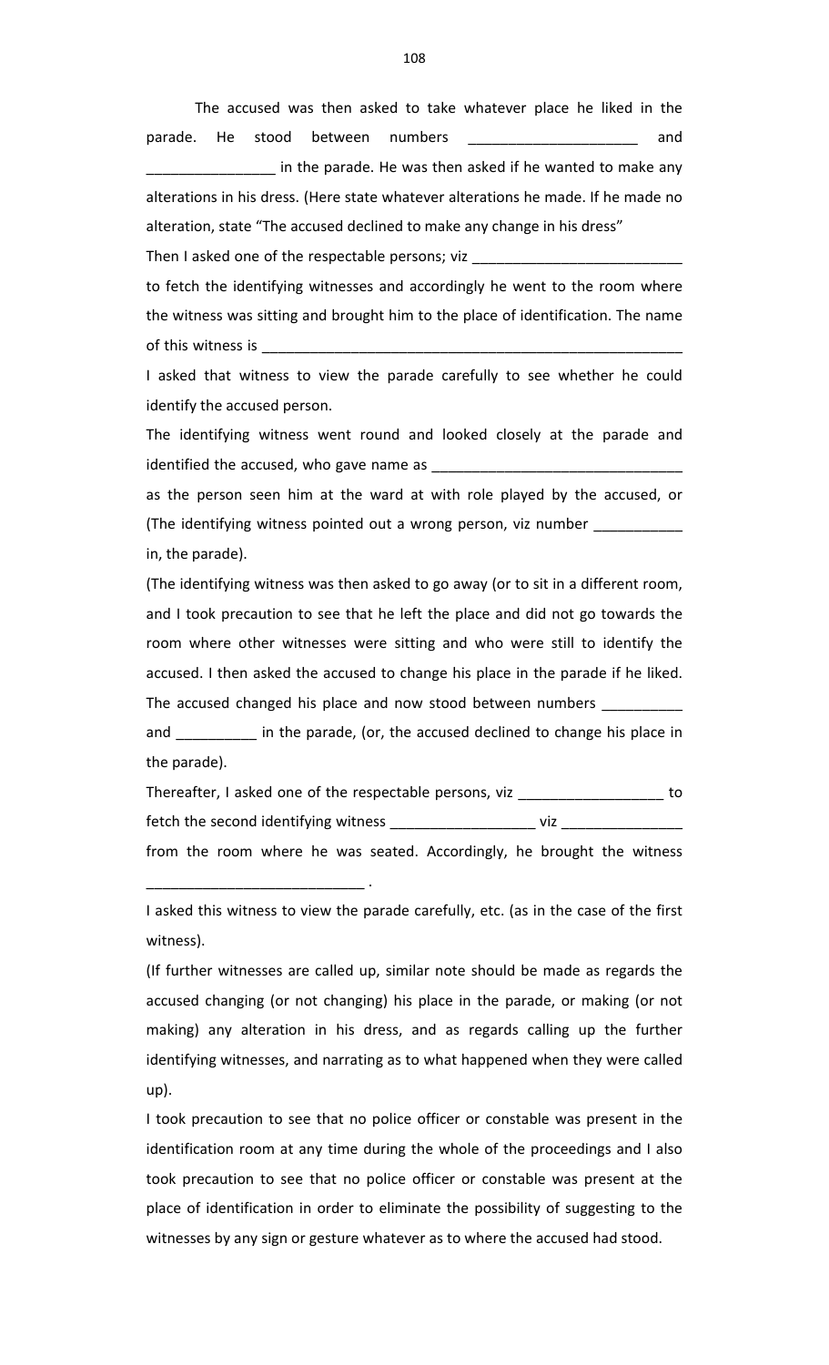The accused was then asked to take whatever place he liked in the parade. He stood between numbers _____________________ and ________________ in the parade. He was then asked if he wanted to make any alterations in his dress. (Here state whatever alterations he made. If he made no alteration, state "The accused declined to make any change in his dress"

Then I asked one of the respectable persons; viz __________________________ to fetch the identifying witnesses and accordingly he went to the room where the witness was sitting and brought him to the place of identification. The name of this witness is ______________________________________________________

I asked that witness to view the parade carefully to see whether he could identify the accused person.

The identifying witness went round and looked closely at the parade and identified the accused, who gave name as _______________________________ as the person seen him at the ward at with role played by the accused, or (The identifying witness pointed out a wrong person, viz number ___________ in, the parade).

(The identifying witness was then asked to go away (or to sit in a different room, and I took precaution to see that he left the place and did not go towards the room where other witnesses were sitting and who were still to identify the accused. I then asked the accused to change his place in the parade if he liked. The accused changed his place and now stood between numbers __________ and __________ in the parade, (or, the accused declined to change his place in the parade).

Thereafter, I asked one of the respectable persons, viz __________________ to fetch the second identifying witness __________________ viz _______________ from the room where he was seated. Accordingly, he brought the witness ___________________________ .

I asked this witness to view the parade carefully, etc. (as in the case of the first witness).

(If further witnesses are called up, similar note should be made as regards the accused changing (or not changing) his place in the parade, or making (or not making) any alteration in his dress, and as regards calling up the further identifying witnesses, and narrating as to what happened when they were called up).

I took precaution to see that no police officer or constable was present in the identification room at any time during the whole of the proceedings and I also took precaution to see that no police officer or constable was present at the place of identification in order to eliminate the possibility of suggesting to the witnesses by any sign or gesture whatever as to where the accused had stood.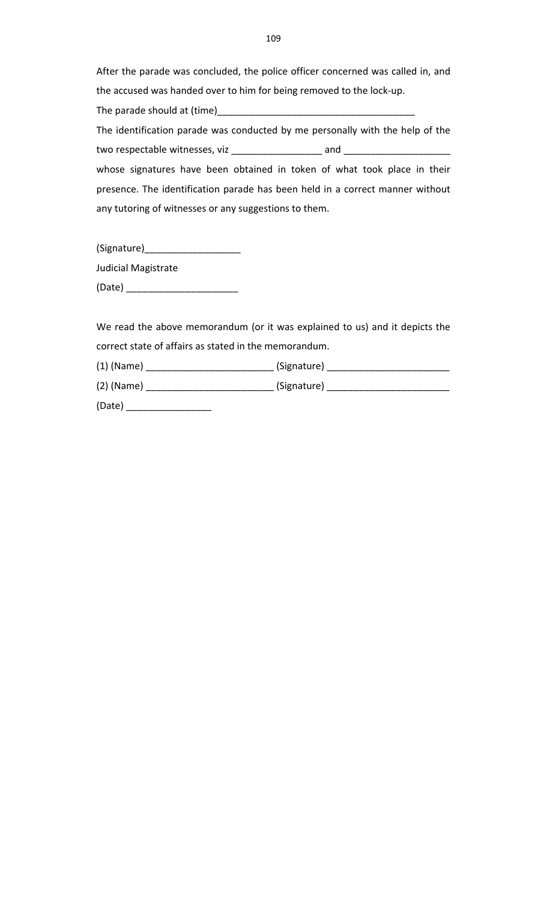After the parade was concluded, the police officer concerned was called in, and the accused was handed over to him for being removed to the lock-up.

The parade should at (time)_____________________________________

The identification parade was conducted by me personally with the help of the two respectable witnesses, viz _________________ and ____________________ whose signatures have been obtained in token of what took place in their presence. The identification parade has been held in a correct manner without any tutoring of witnesses or any suggestions to them.

(Signature)__________________

Judicial Magistrate

(Date) _____________________

We read the above memorandum (or it was explained to us) and it depicts the correct state of affairs as stated in the memorandum.

(1) (Name) ________________________ (Signature) _______________________

(2) (Name) ________________________ (Signature) _______________________

(Date) ________________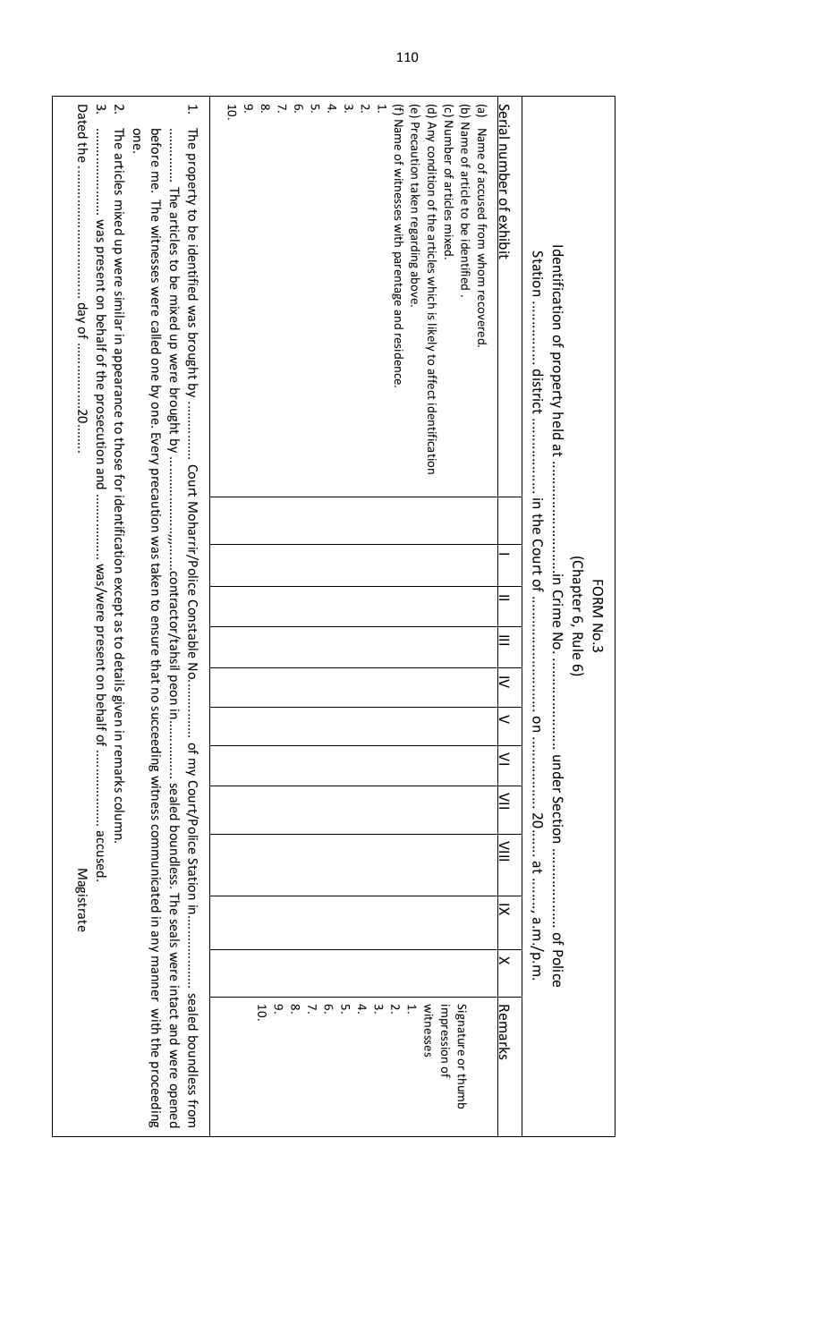# FORM No.3

(Chapter 6, Rule 6)

Identification of property held at ……………………in Crime No. ………………. under Section ……………. of Police Station ………….. district …………….. in the Court of ……………………. on …………..20…… at ……, a.m./p.m.

| Serial number of exhibit | I | II | III | IV | V | VI | VII | VIII | IX | X | Remarks |
|---|---|---|---|---|---|---|---|---|---|---|---|
| (a) Name of accused from whom recovered. | | | | | | | | | | | |
| (b) Name of article to be identified . | | | | | | | | | | | |
| (c) Number of articles mixed. | | | | | | | | | | | |
| (d) Any condition of the articles which is likely to affect identification | | | | | | | | | | | |
| (e) Precaution taken regarding above. | | | | | | | | | | | |
| (f) Name of witnesses with parentage and residence. | | | | | | | | | | | Signature or thumb impression of witnesses |
| 1. | | | | | | | | | | | 1. |
| 2. | | | | | | | | | | | 2. |
| 3. | | | | | | | | | | | 3. |
| 4. | | | | | | | | | | | 4. |
| 5. | | | | | | | | | | | 5. |
| 6. | | | | | | | | | | | 6. |
| 7. | | | | | | | | | | | 7. |
| 8. | | | | | | | | | | | 8. |
| 9. | | | | | | | | | | | 9. |
| 10. | | | | | | | | | | | 10. |

1. The property to be identified was brought by …………. Court Moharrir/Police Constable No……….. of my Court/Police Station in………….. sealed boundless from ………… The articles to be mixed up were brought by ………………,……contractor/tahsil peon in………… sealed boundless. The seals were intact and were opened before me. The witnesses were called one by one. Every precaution was taken to ensure that no succeeding witness communicated in any manner with the proceeding one.
2. The articles mixed up were similar in appearance to those for identification except as to details given in remarks column.
3. ………………. was present on behalf of the prosecution and …………….. was/were present on behalf of ……………. accused.

Dated the …………….. day of ………….. 20……

Magistrate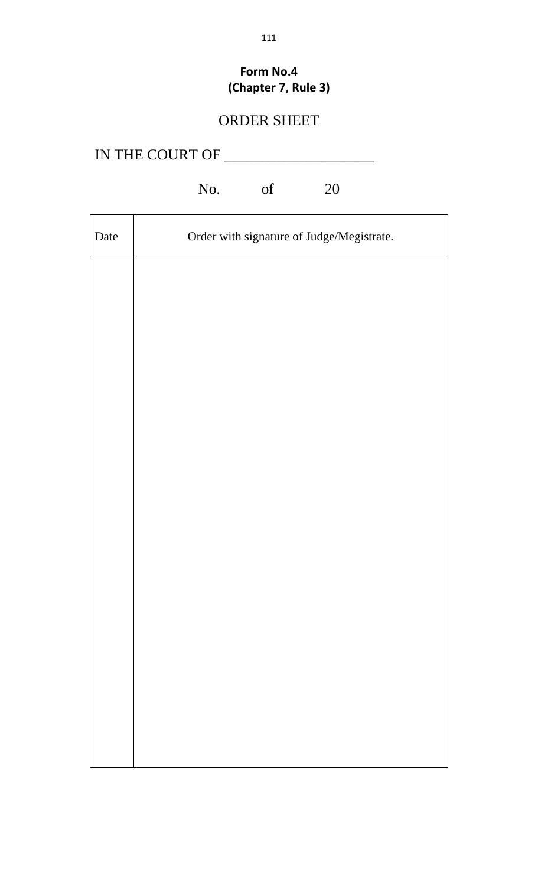**Form No.4**
**(Chapter 7, Rule 3)**

# ORDER SHEET

IN THE COURT OF ____________________

No. of 20

| Date | Order with signature of Judge/Megistrate. |
|---|---|
| | |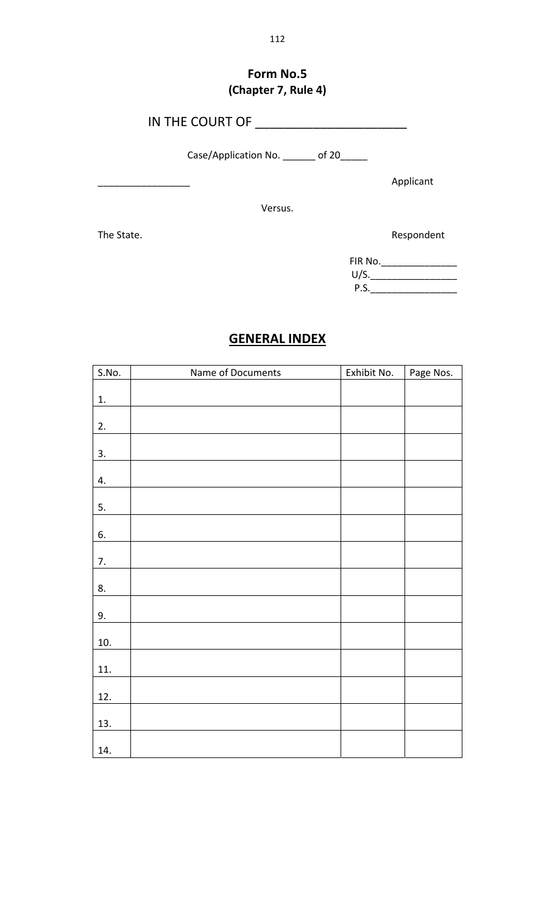**Form No.5**
**(Chapter 7, Rule 4)**

IN THE COURT OF ______________________

Case/Application No. ______ of 20_____

_________________ Applicant

Versus.

The State. Respondent

FIR No.______________
U/S.________________
P.S.________________

## GENERAL INDEX

| S.No. | Name of Documents | Exhibit No. | Page Nos. |
|---|---|---|---|
| 1. | | | |
| 2. | | | |
| 3. | | | |
| 4. | | | |
| 5. | | | |
| 6. | | | |
| 7. | | | |
| 8. | | | |
| 9. | | | |
| 10. | | | |
| 11. | | | |
| 12. | | | |
| 13. | | | |
| 14. | | | |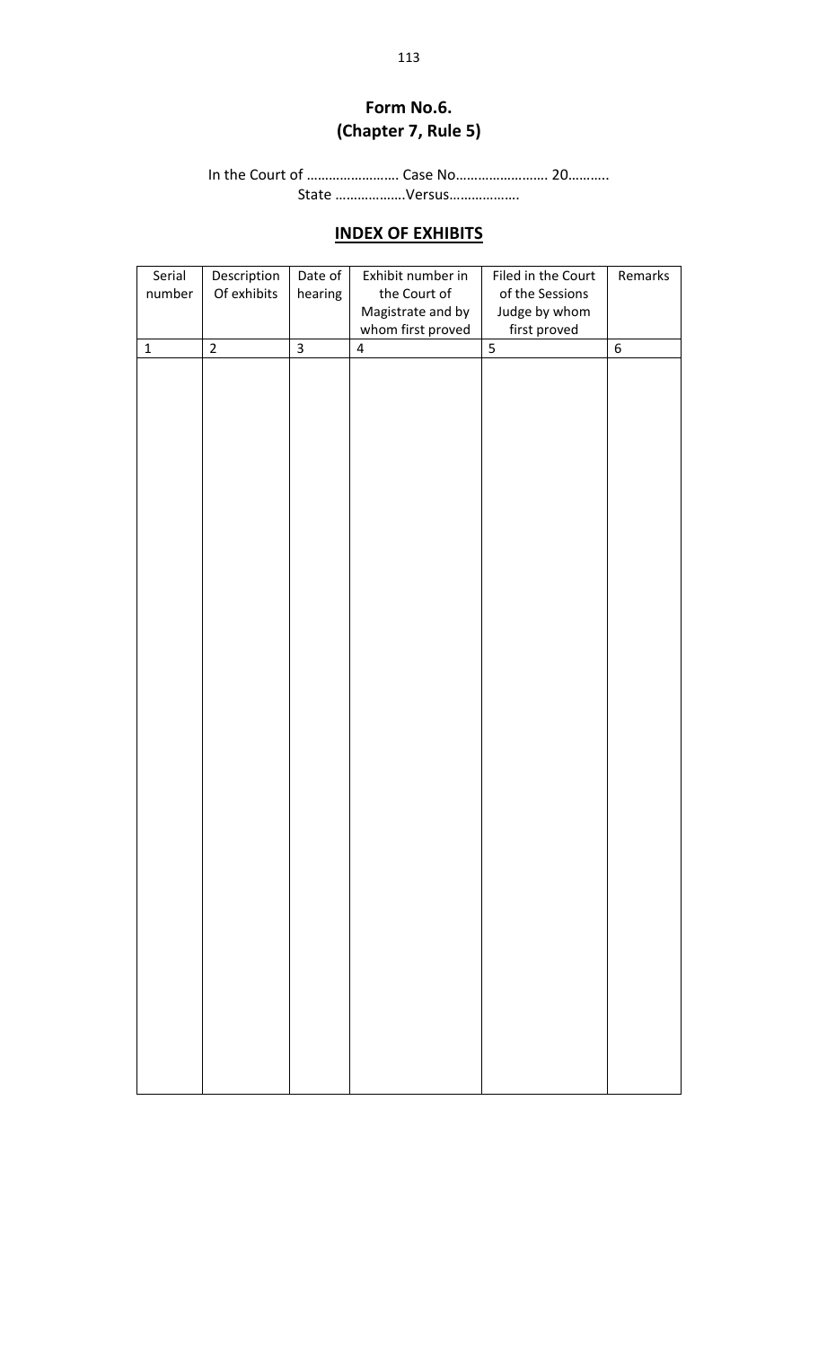**Form No.6.**
**(Chapter 7, Rule 5)**

In the Court of ……………………. Case No……………………. 20………..
State ……………….Versus……………….

**INDEX OF EXHIBITS**

| Serial number | Description Of exhibits | Date of hearing | Exhibit number in the Court of Magistrate and by whom first proved | Filed in the Court of the Sessions Judge by whom first proved | Remarks |
|---|---|---|---|---|---|
| 1 | 2 | 3 | 4 | 5 | 6 |
| | | | | | |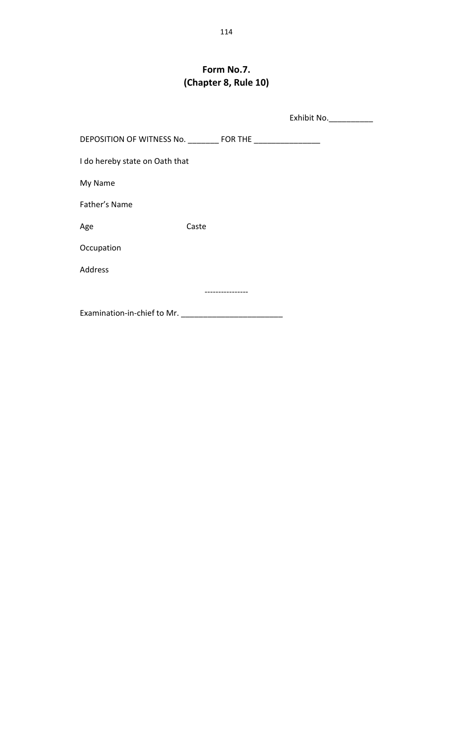# Form No.7.
## (Chapter 8, Rule 10)

Exhibit No.__________

DEPOSITION OF WITNESS No. _______ FOR THE _______________

I do hereby state on Oath that

My Name

Father's Name

Age Caste

Occupation

Address

----------------

Examination-in-chief to Mr. _______________________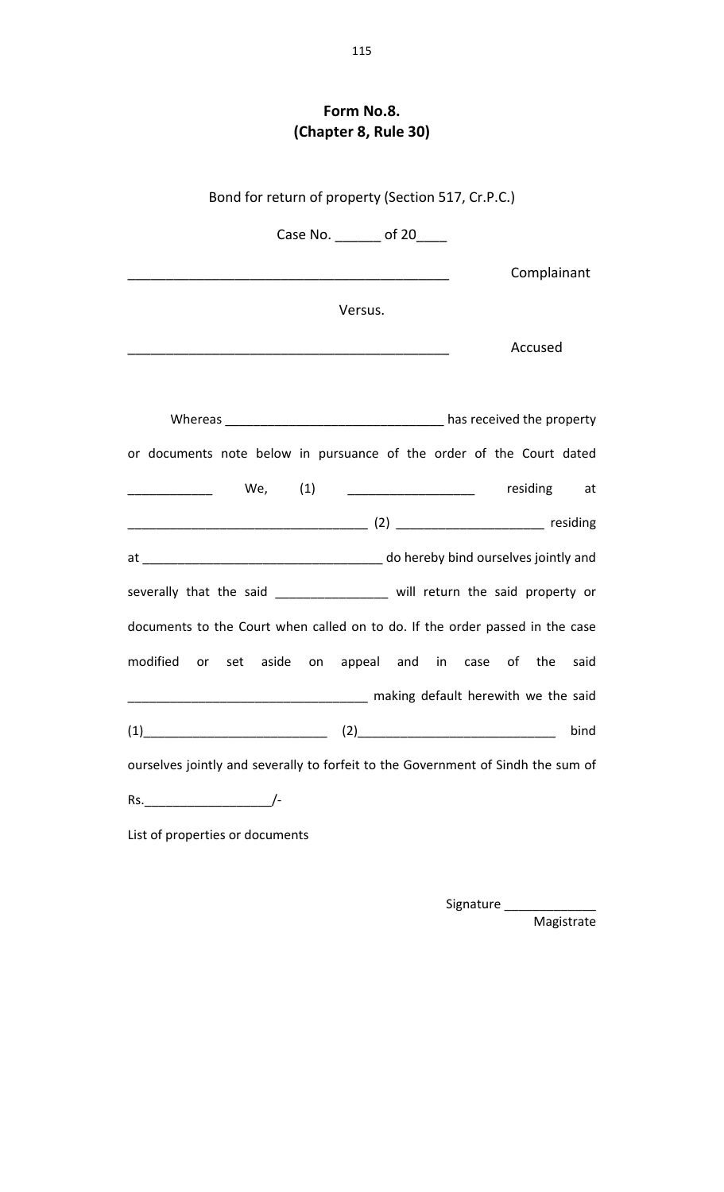**Form No.8.**
**(Chapter 8, Rule 30)**

Bond for return of property (Section 517, Cr.P.C.)

Case No. ______ of 20____

____________________________________________ Complainant

Versus.

____________________________________________ Accused

Whereas ______________________________ has received the property or documents note below in pursuance of the order of the Court dated ____________ We, (1) __________________ residing at __________________________________ (2) ____________________ residing at __________________________________ do hereby bind ourselves jointly and severally that the said ________________ will return the said property or documents to the Court when called on to do. If the order passed in the case modified or set aside on appeal and in case of the said __________________________________ making default herewith we the said (1)__________________________ (2)____________________________ bind ourselves jointly and severally to forfeit to the Government of Sindh the sum of Rs.__________________/-

List of properties or documents

Signature _____________
Magistrate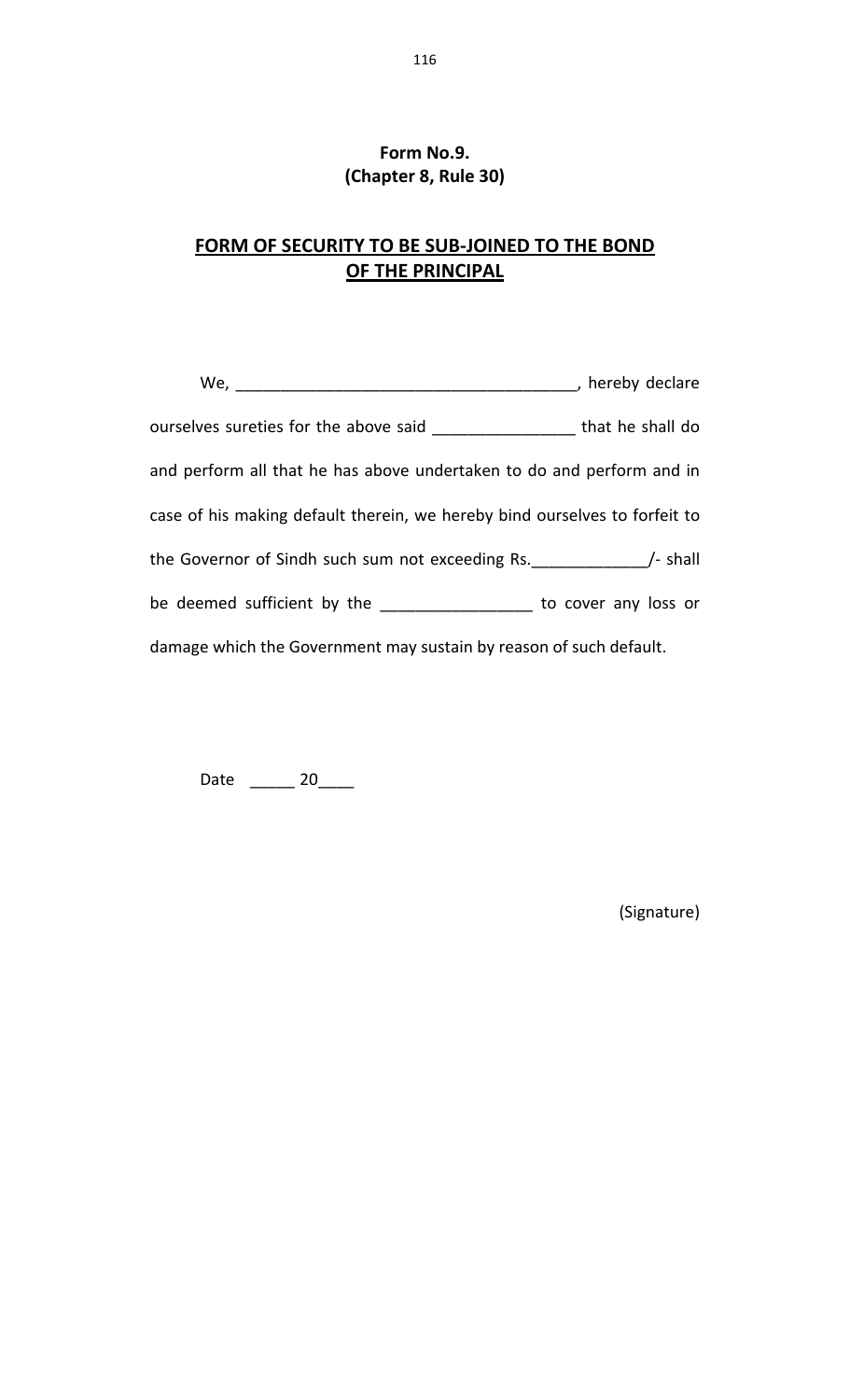**Form No.9.**
**(Chapter 8, Rule 30)**

## FORM OF SECURITY TO BE SUB-JOINED TO THE BOND OF THE PRINCIPAL

We, _____________________________________, hereby declare ourselves sureties for the above said _______________ that he shall do and perform all that he has above undertaken to do and perform and in case of his making default therein, we hereby bind ourselves to forfeit to the Governor of Sindh such sum not exceeding Rs.____________/- shall be deemed sufficient by the ________________ to cover any loss or damage which the Government may sustain by reason of such default.

Date _____ 20____

(Signature)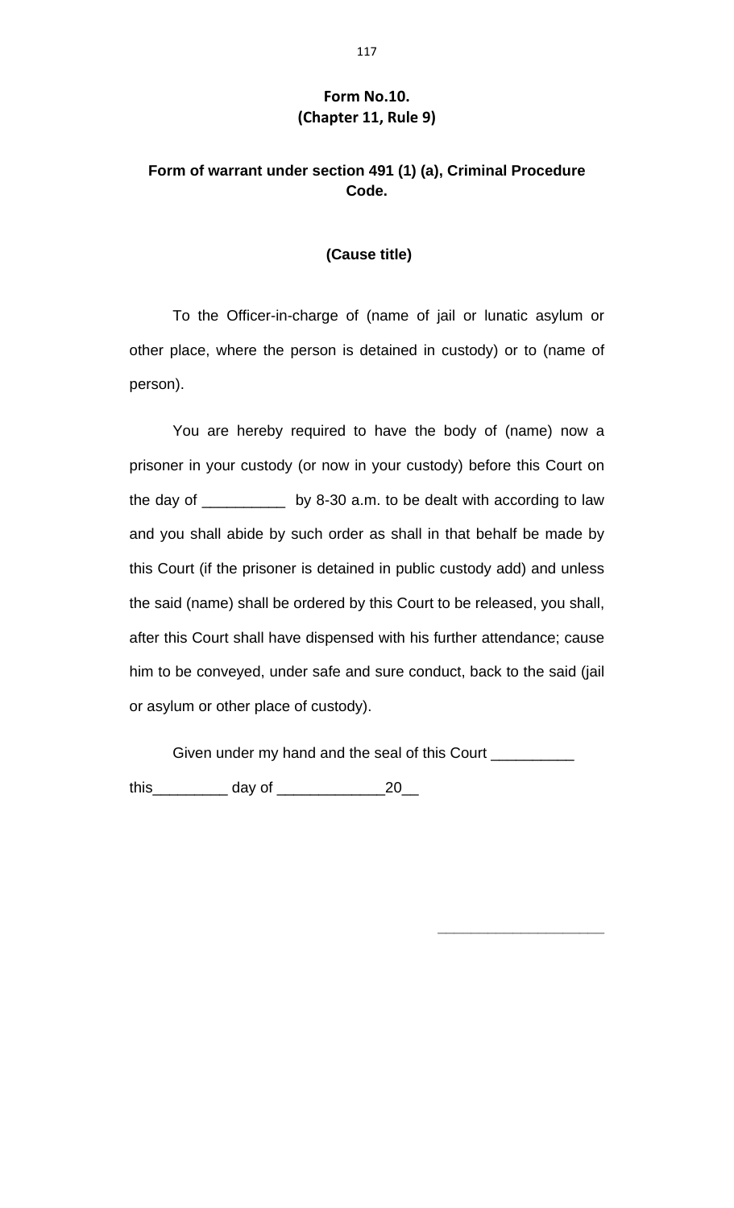**Form No.10.**
**(Chapter 11, Rule 9)**

## Form of warrant under section 491 (1) (a), Criminal Procedure Code.

**(Cause title)**

To the Officer-in-charge of (name of jail or lunatic asylum or other place, where the person is detained in custody) or to (name of person).

You are hereby required to have the body of (name) now a prisoner in your custody (or now in your custody) before this Court on the day of __________ by 8-30 a.m. to be dealt with according to law and you shall abide by such order as shall in that behalf be made by this Court (if the prisoner is detained in public custody add) and unless the said (name) shall be ordered by this Court to be released, you shall, after this Court shall have dispensed with his further attendance; cause him to be conveyed, under safe and sure conduct, back to the said (jail or asylum or other place of custody).

Given under my hand and the seal of this Court __________ this_________ day of _____________20__

_____________________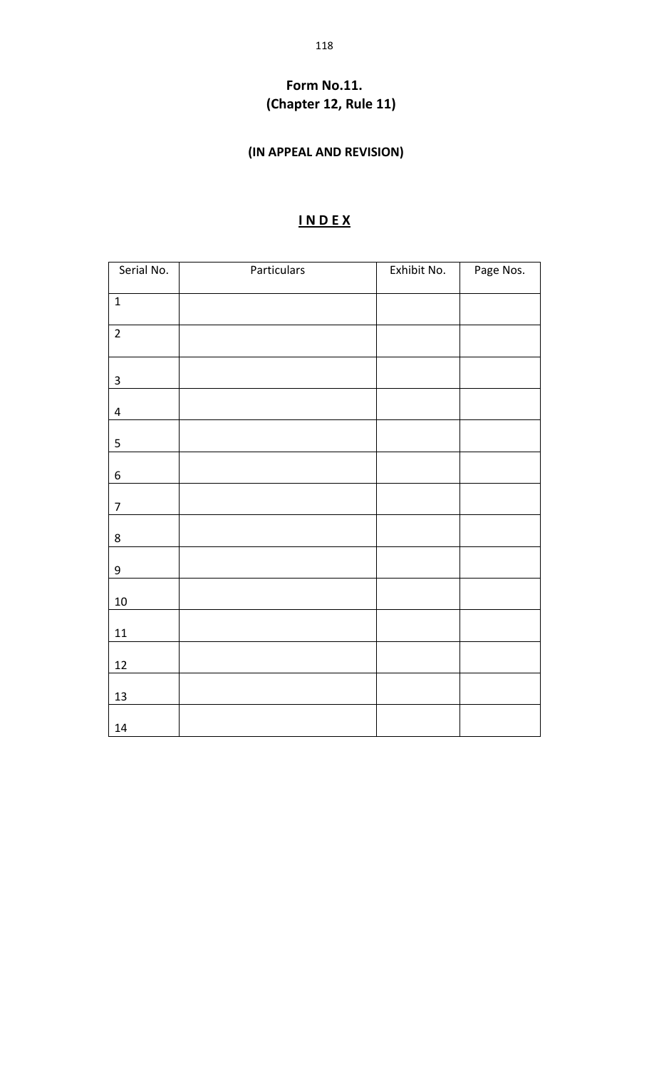**Form No.11.**
**(Chapter 12, Rule 11)**

**(IN APPEAL AND REVISION)**

## I N D E X

| Serial No. | Particulars | Exhibit No. | Page Nos. |
|---|---|---|---|
| 1 | | | |
| 2 | | | |
| 3 | | | |
| 4 | | | |
| 5 | | | |
| 6 | | | |
| 7 | | | |
| 8 | | | |
| 9 | | | |
| 10 | | | |
| 11 | | | |
| 12 | | | |
| 13 | | | |
| 14 | | | |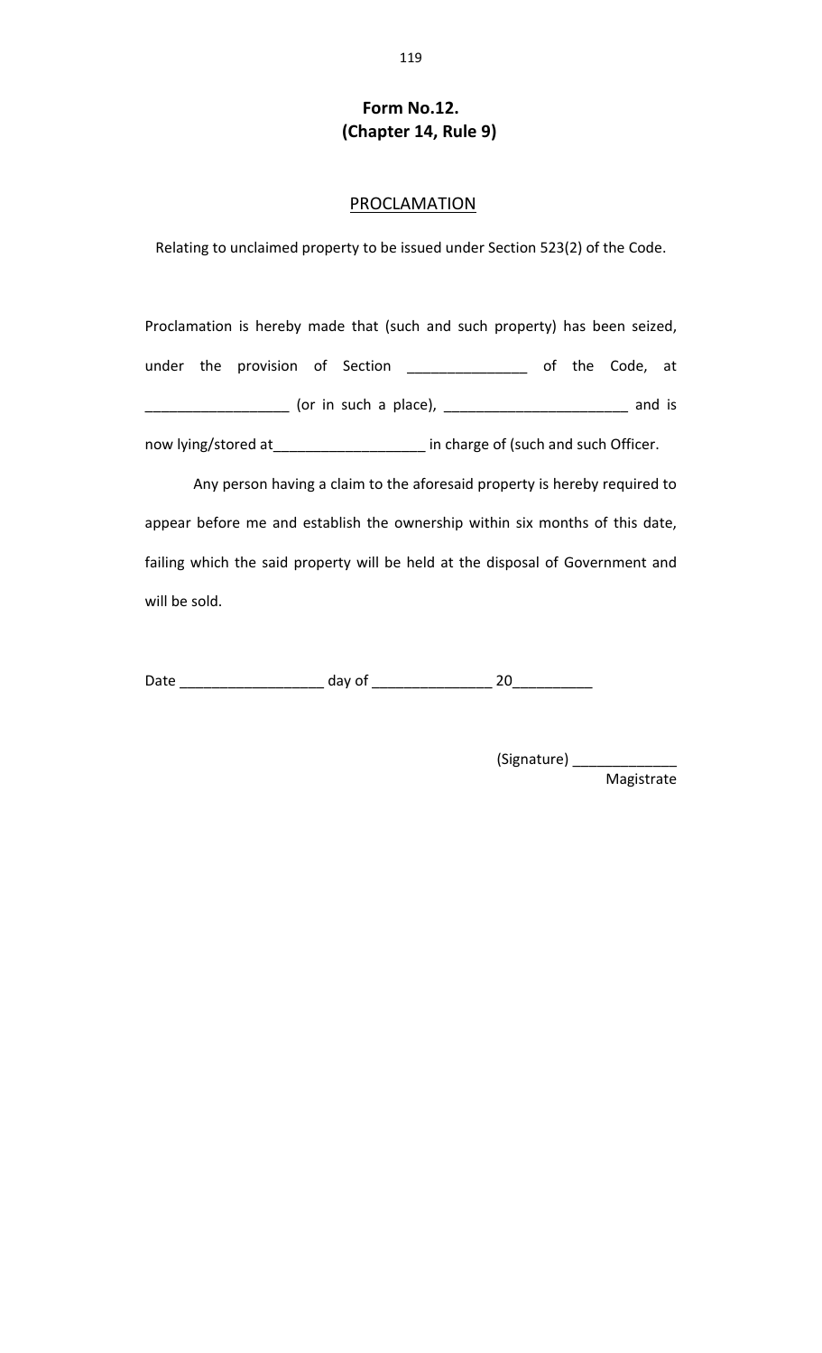# Form No.12.
## (Chapter 14, Rule 9)

### PROCLAMATION

Relating to unclaimed property to be issued under Section 523(2) of the Code.

Proclamation is hereby made that (such and such property) has been seized, under the provision of Section _______________ of the Code, at __________________ (or in such a place), _______________________ and is now lying/stored at___________________ in charge of (such and such Officer.

Any person having a claim to the aforesaid property is hereby required to appear before me and establish the ownership within six months of this date, failing which the said property will be held at the disposal of Government and will be sold.

Date __________________ day of _______________ 20__________

(Signature) _____________
Magistrate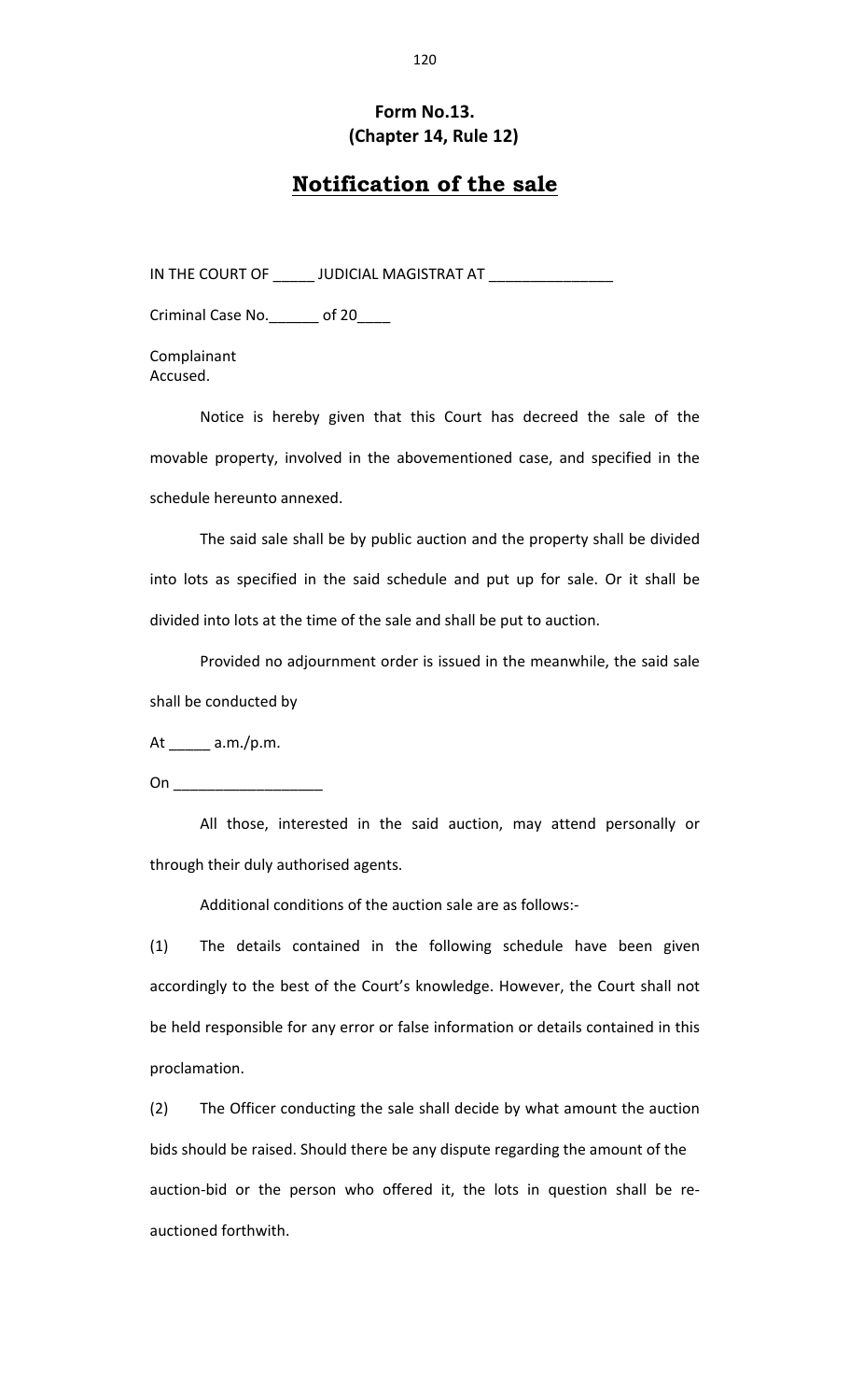**Form No.13.**
**(Chapter 14, Rule 12)**

# Notification of the sale

IN THE COURT OF _____ JUDICIAL MAGISTRAT AT _______________

Criminal Case No.______ of 20____

Complainant
Accused.

Notice is hereby given that this Court has decreed the sale of the movable property, involved in the abovementioned case, and specified in the schedule hereunto annexed.

The said sale shall be by public auction and the property shall be divided into lots as specified in the said schedule and put up for sale. Or it shall be divided into lots at the time of the sale and shall be put to auction.

Provided no adjournment order is issued in the meanwhile, the said sale shall be conducted by

At _____ a.m./p.m.

On __________________

All those, interested in the said auction, may attend personally or through their duly authorised agents.

Additional conditions of the auction sale are as follows:-

(1) The details contained in the following schedule have been given accordingly to the best of the Court's knowledge. However, the Court shall not be held responsible for any error or false information or details contained in this proclamation.

(2) The Officer conducting the sale shall decide by what amount the auction bids should be raised. Should there be any dispute regarding the amount of the auction-bid or the person who offered it, the lots in question shall be re-auctioned forthwith.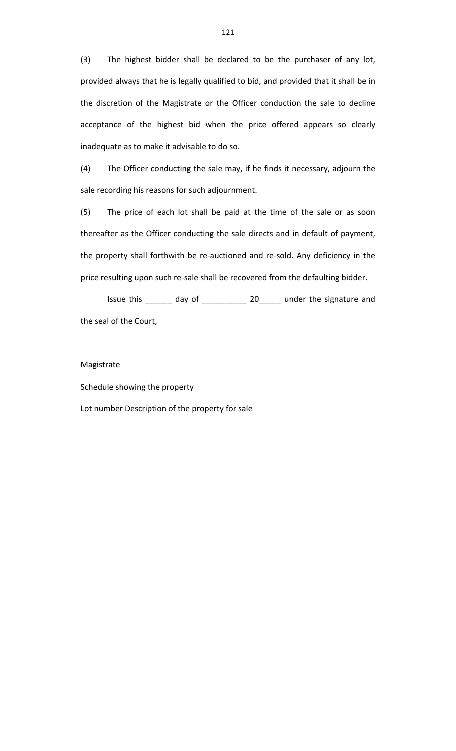(3) The highest bidder shall be declared to be the purchaser of any lot, provided always that he is legally qualified to bid, and provided that it shall be in the discretion of the Magistrate or the Officer conduction the sale to decline acceptance of the highest bid when the price offered appears so clearly inadequate as to make it advisable to do so.

(4) The Officer conducting the sale may, if he finds it necessary, adjourn the sale recording his reasons for such adjournment.

(5) The price of each lot shall be paid at the time of the sale or as soon thereafter as the Officer conducting the sale directs and in default of payment, the property shall forthwith be re-auctioned and re-sold. Any deficiency in the price resulting upon such re-sale shall be recovered from the defaulting bidder.

Issue this ______ day of __________ 20_____ under the signature and the seal of the Court,

Magistrate

Schedule showing the property

Lot number Description of the property for sale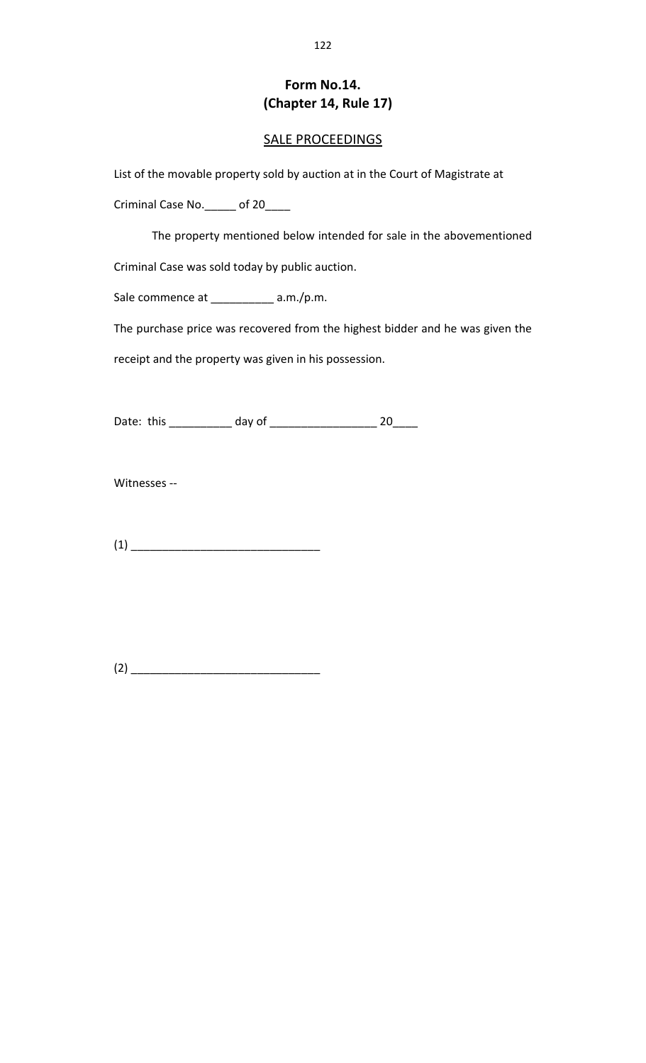**Form No.14.**
**(Chapter 14, Rule 17)**

SALE PROCEEDINGS

List of the movable property sold by auction at in the Court of Magistrate at

Criminal Case No._____ of 20____

The property mentioned below intended for sale in the abovementioned Criminal Case was sold today by public auction.

Sale commence at __________ a.m./p.m.

The purchase price was recovered from the highest bidder and he was given the receipt and the property was given in his possession.

Date: this __________ day of _________________ 20____

Witnesses --

(1) ______________________________

(2) ______________________________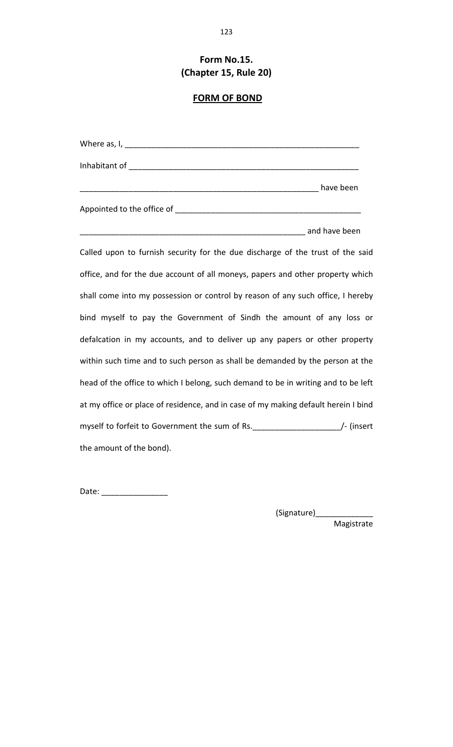**Form No.15.**
**(Chapter 15, Rule 20)**

**FORM OF BOND**

Where as, I, ______________________________________________________

Inhabitant of ______________________________________________________

_______________________________________________________ have been

Appointed to the office of __________________________________________

____________________________________________________ and have been

Called upon to furnish security for the due discharge of the trust of the said office, and for the due account of all moneys, papers and other property which shall come into my possession or control by reason of any such office, I hereby bind myself to pay the Government of Sindh the amount of any loss or defalcation in my accounts, and to deliver up any papers or other property within such time and to such person as shall be demanded by the person at the head of the office to which I belong, such demand to be in writing and to be left at my office or place of residence, and in case of my making default herein I bind myself to forfeit to Government the sum of Rs.___________________/- (insert the amount of the bond).

Date: _______________

(Signature)_____________
Magistrate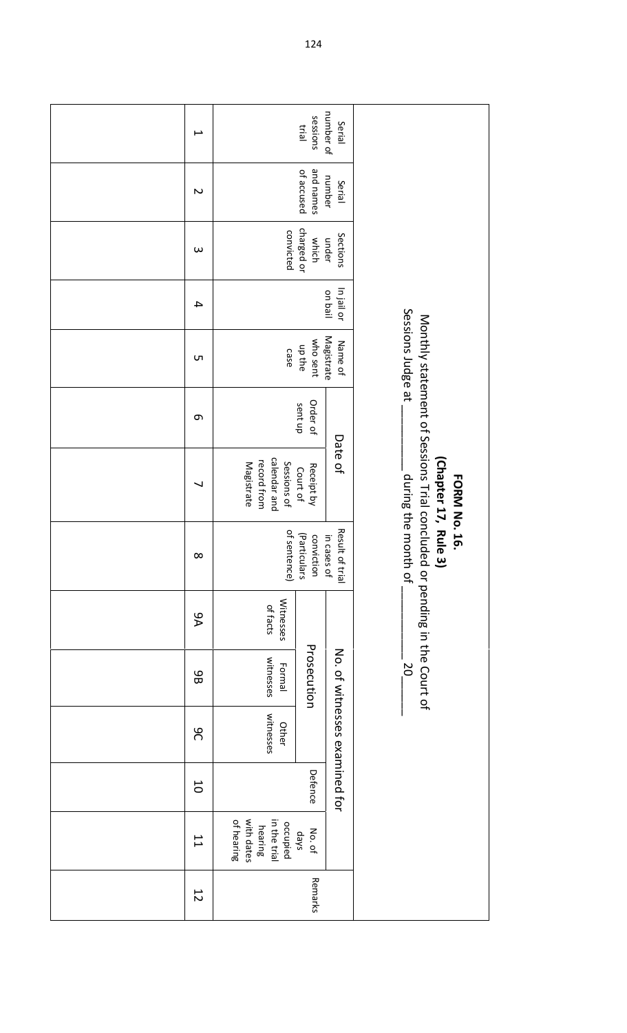**FORM No. 16.**

**(Chapter 17, Rule 3)**

Monthly statement of Sessions Trial concluded or pending in the Court of Sessions Judge at __________ during the month of __________ 20_____

| Serial number of sessions trial | Serial number and names of accused | Sections under which charged or convicted | In jail or on bail | Name of Magistrate who sent up the case | Date of | | Result of trial in cases of conviction (Particulars of sentence) | No. of witnesses examined for | | | | No. of days occupied in the trial hearing with dates of hearing | Remarks |
|---|---|---|---|---|---|---|---|---|---|---|---|---|---|
| | | | | | | | | Prosecution | | | Defence | | |
| | | | | | Order of sent up | Receipt by Court of Sessions of calendar and record from Magistrate | | Witnesses of facts | Formal witnesses | Other witnesses | | | |
| 1 | 2 | 3 | 4 | 5 | 6 | 7 | 8 | 9A | 9B | 9C | 10 | 11 | 12 |
| | | | | | | | | | | | | | |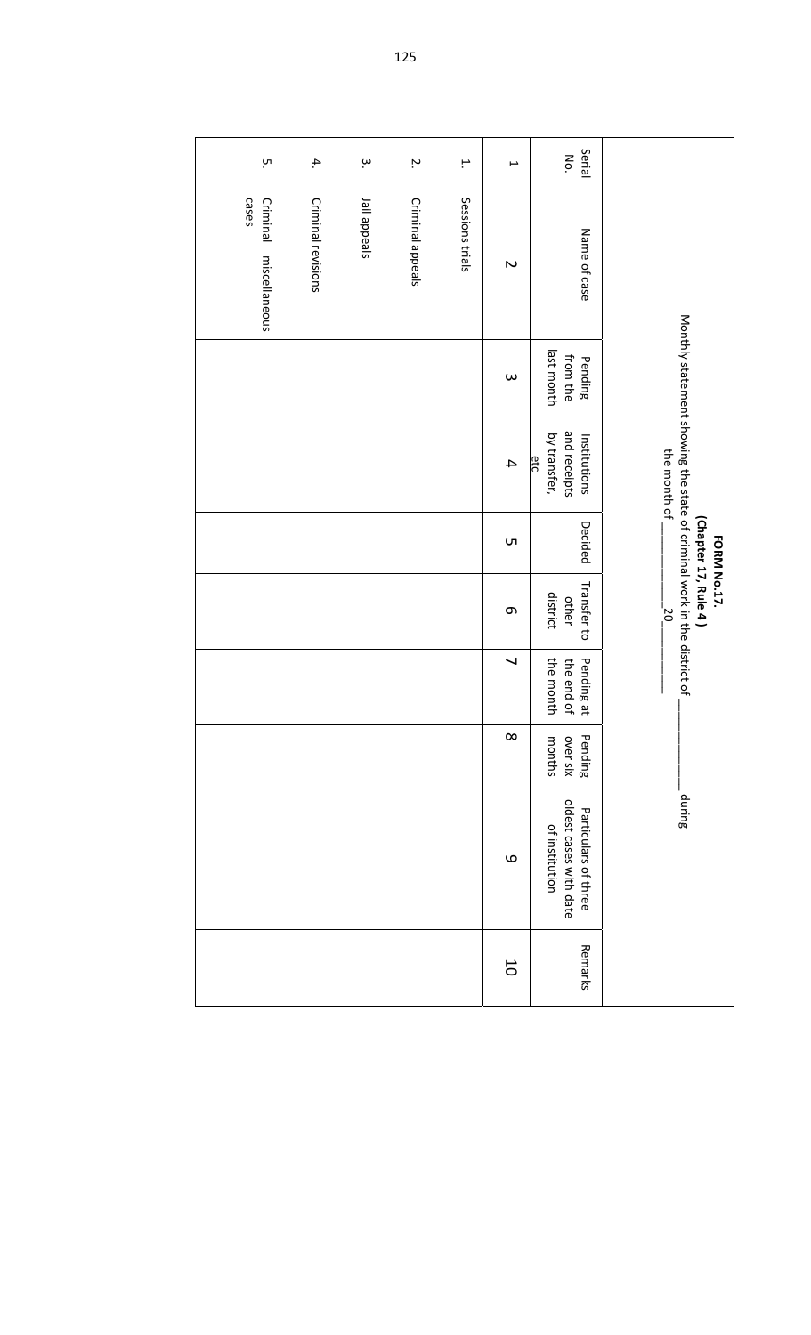**FORM No.17.**
**(Chapter 17, Rule 4 )**

Monthly statement showing the state of criminal work in the district of \_\_\_\_\_\_\_\_\_\_ during the month of \_\_\_\_\_\_\_\_\_\_ 20\_\_\_\_\_\_

| Serial No. | Name of case | Pending from the last month | Institutions and receipts by transfer, etc | Decided | Transfer to other district | Pending at the end of the month | Pending over six months | Particulars of three oldest cases with date of institution | Remarks |
|---|---|---|---|---|---|---|---|---|---|
| 1 | 2 | 3 | 4 | 5 | 6 | 7 | 8 | 9 | 10 |
| 1. | Sessions trials | | | | | | | | |
| 2. | Criminal appeals | | | | | | | | |
| 3. | Jail appeals | | | | | | | | |
| 4. | Criminal revisions | | | | | | | | |
| 5. | Criminal miscellaneous cases | | | | | | | | |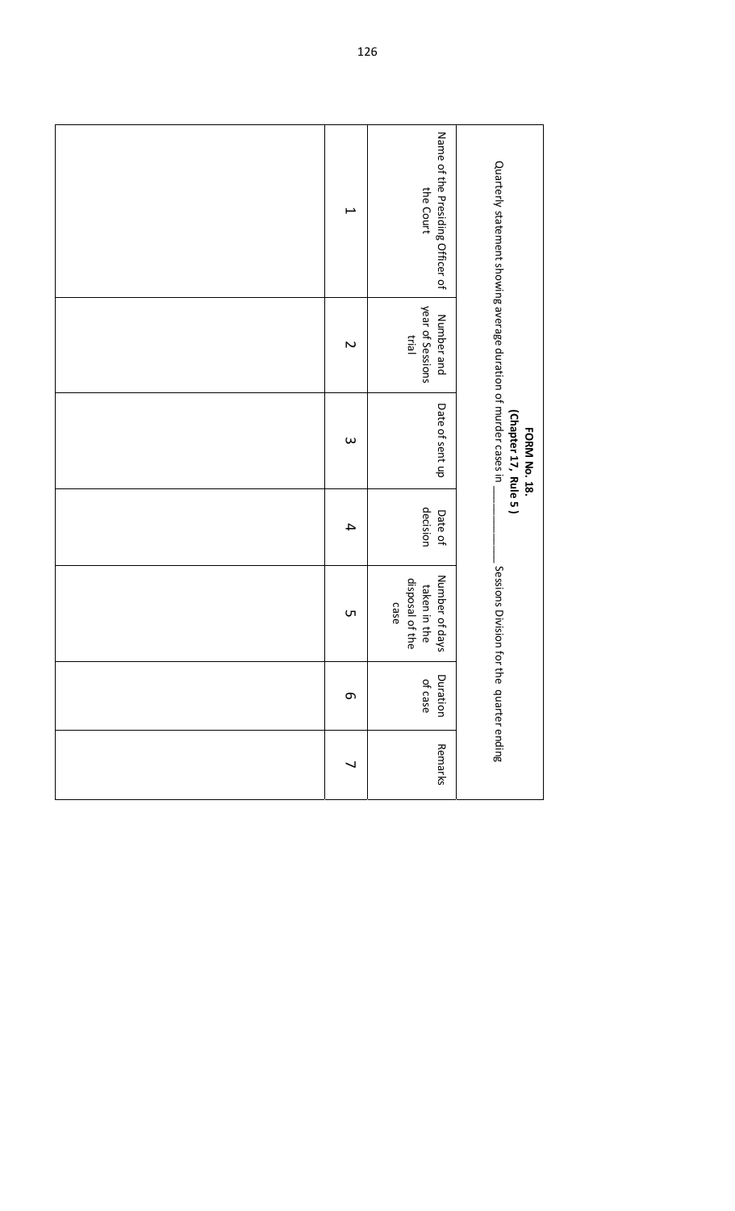**FORM No. 18.**
**(Chapter 17, Rule 5 )**

Quarterly statement showing average duration of murder cases in __________ Sessions Division for the quarter ending

| Name of the Presiding Officer of the Court | Number and year of Sessions trial | Date of sent up | Date of decision | Number of days taken in the disposal of the case | Duration of case | Remarks |
|---|---|---|---|---|---|---|
| 1 | 2 | 3 | 4 | 5 | 6 | 7 |
| | | | | | | |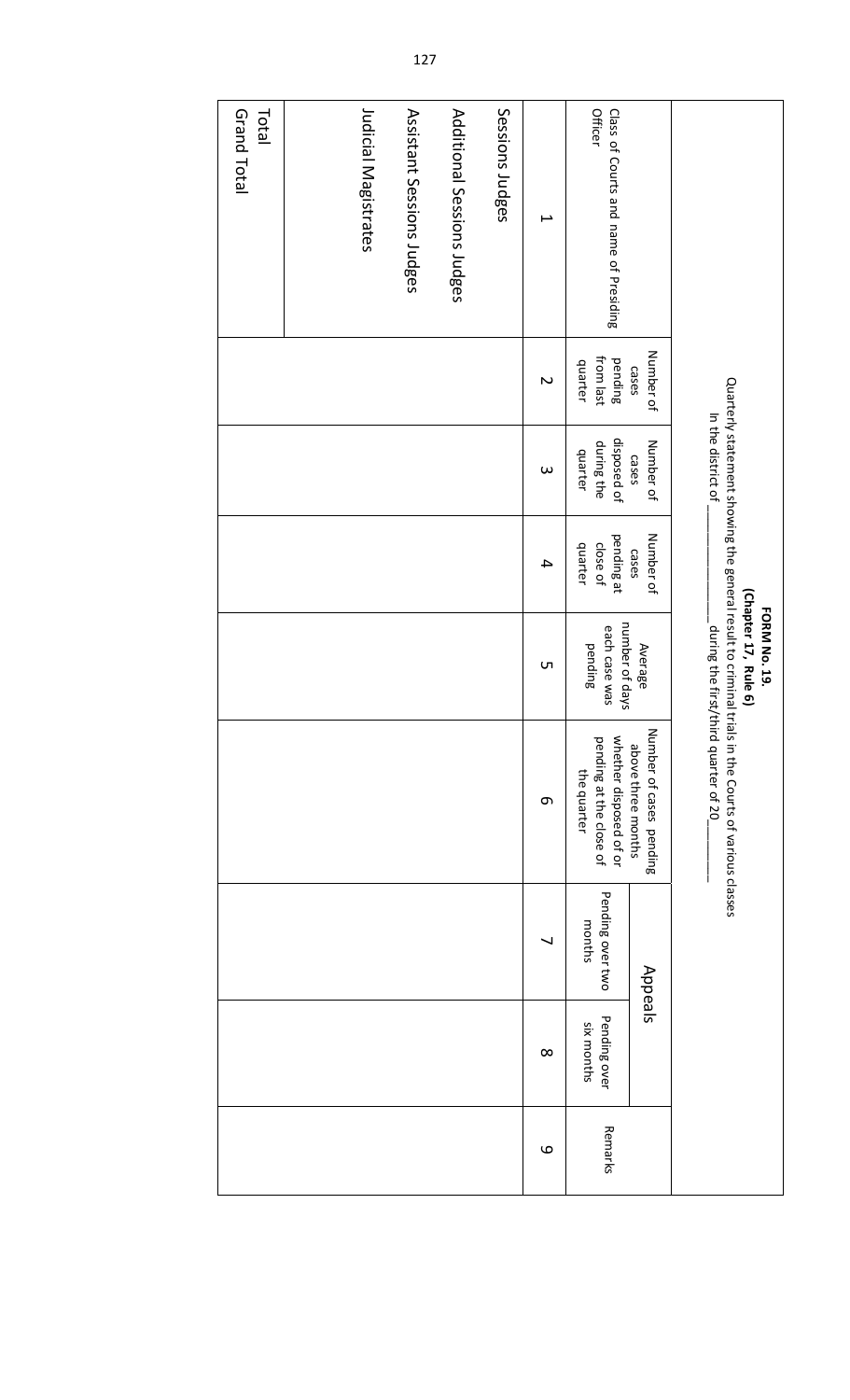**FORM No. 19.**

**(Chapter 17, Rule 6)**

Quarterly statement showing the general result to criminal trials in the Courts of various classes

In the district of ______________ during the first/third quarter of 20________

| Class of Courts and name of Presiding Officer | Number of cases pending from last quarter | Number of cases disposed of during the quarter | Number of cases pending at close of quarter | Average number of days each case was pending | Number of cases pending above three months whether disposed of or pending at the close of the quarter | Appeals | | Remarks |
|---|---|---|---|---|---|---|---|---|
| | | | | | | Pending over two months | Pending over six months | |
| 1 | 2 | 3 | 4 | 5 | 6 | 7 | 8 | 9 |
| Sessions Judges | | | | | | | | |
| Additional Sessions Judges | | | | | | | | |
| Assistant Sessions Judges | | | | | | | | |
| Judicial Magistrates | | | | | | | | |
| Total | | | | | | | | |
| Grand Total | | | | | | | | |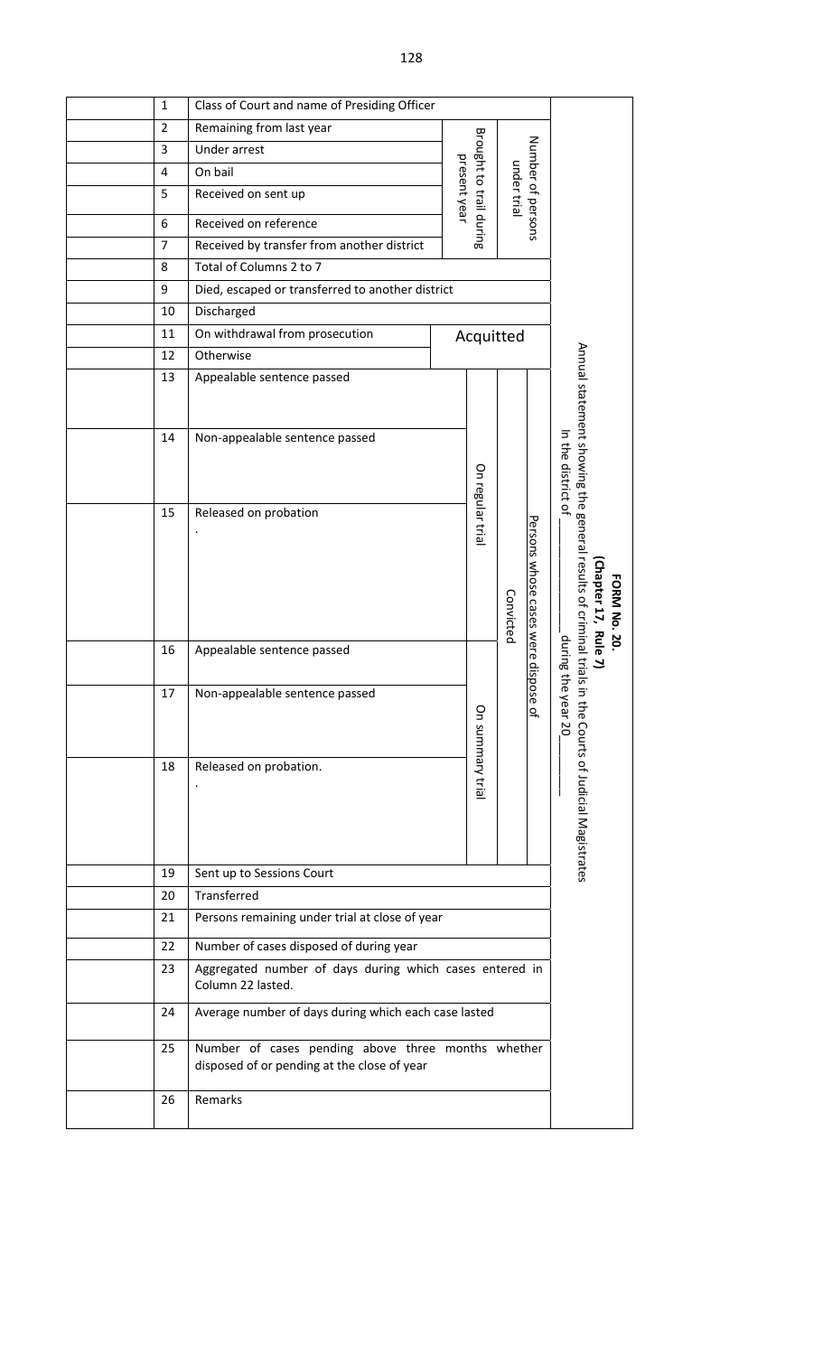**FORM No. 20.**

**(Chapter 17, Rule 7)**

Annual statement showing the general results of criminal trials in the Courts of Judicial Magistrates

In the district of __________ during the year 20____

| | No. | Particulars | | | | |
|---|---|---|---|---|---|---|
| | 1 | Class of Court and name of Presiding Officer | | | | |
| | 2 | Remaining from last year | | | Number of persons under trial | |
| | 3 | Under arrest | Brought to trail during present year | | | |
| | 4 | On bail | | | | |
| | 5 | Received on sent up | | | | |
| | 6 | Received on reference | | | | |
| | 7 | Received by transfer from another district | | | | |
| | 8 | Total of Columns 2 to 7 | | | | |
| | 9 | Died, escaped or transferred to another district | | | Persons whose cases were dispose of | |
| | 10 | Discharged | | | | |
| | 11 | On withdrawal from prosecution | Acquitted | | | |
| | 12 | Otherwise | | | | |
| | 13 | Appealable sentence passed | On regular trial | Convicted | | |
| | 14 | Non-appealable sentence passed | | | | |
| | 15 | Released on probation. | | | | |
| | 16 | Appealable sentence passed | On summary trial | | | |
| | 17 | Non-appealable sentence passed | | | | |
| | 18 | Released on probation. | | | | |
| | 19 | Sent up to Sessions Court | | | | |
| | 20 | Transferred | | | | |
| | 21 | Persons remaining under trial at close of year | | | | |
| | 22 | Number of cases disposed of during year | | | | |
| | 23 | Aggregated number of days during which cases entered in Column 22 lasted. | | | | |
| | 24 | Average number of days during which each case lasted | | | | |
| | 25 | Number of cases pending above three months whether disposed of or pending at the close of year | | | | |
| | 26 | Remarks | | | | |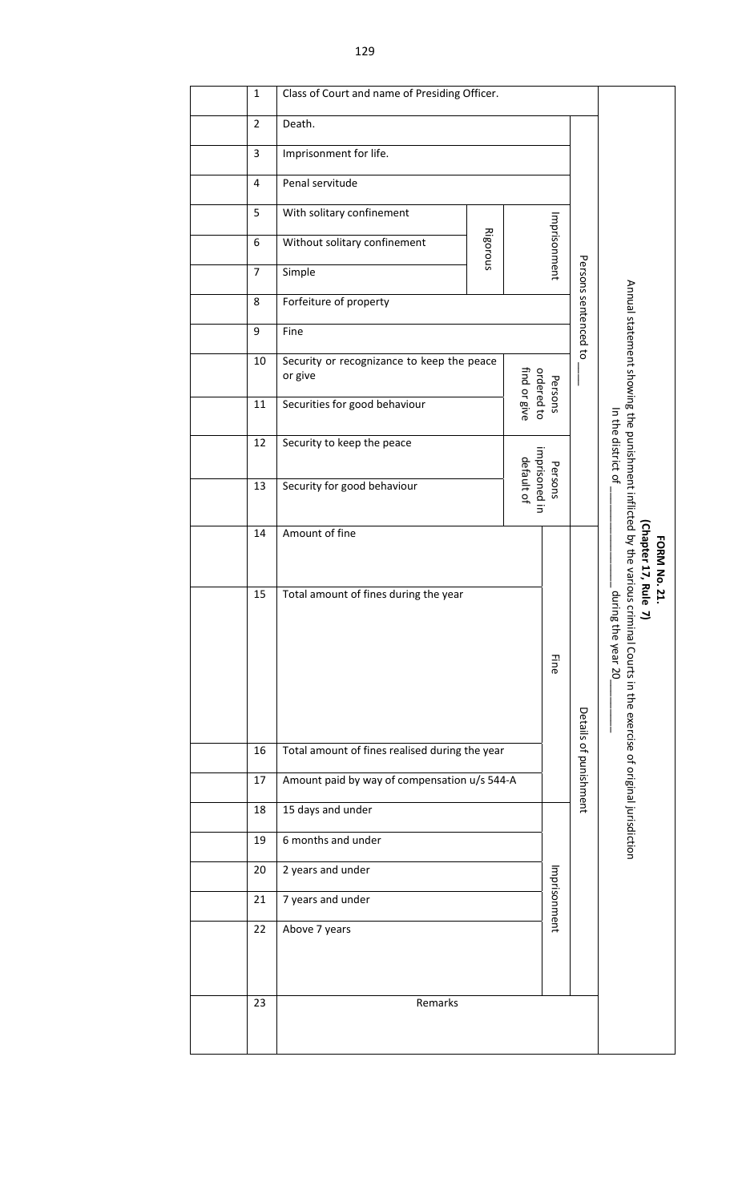**FORM No. 21.**

**(Chapter 17, Rule 7)**

Annual statement showing the punishment inflicted by the various criminal Courts in the exercise of original jurisdiction

In the district of ________________ during the year 20______

| No. | Group | Sub-group | Column | Entry |
|---|---|---|---|---|
| 1 | | | Class of Court and name of Presiding Officer. | |
| 2 | Persons sentenced to ___ | | Death. | |
| 3 | | | Imprisonment for life. | |
| 4 | | | Penal servitude | |
| 5 | | Imprisonment — Rigorous | With solitary confinement | |
| 6 | | | Without solitary confinement | |
| 7 | | Imprisonment | Simple | |
| 8 | | | Forfeiture of property | |
| 9 | | | Fine | |
| 10 | | Persons ordered to find or give | Security or recognizance to keep the peace or give | |
| 11 | | | Securities for good behaviour | |
| 12 | | Persons imprisoned in default of | Security to keep the peace | |
| 13 | | | Security for good behaviour | |
| 14 | Details of punishment | Fine | Amount of fine | |
| 15 | | | Total amount of fines during the year | |
| 16 | | | Total amount of fines realised during the year | |
| 17 | | | Amount paid by way of compensation u/s 544-A | |
| 18 | | Imprisonment | 15 days and under | |
| 19 | | | 6 months and under | |
| 20 | | | 2 years and under | |
| 21 | | | 7 years and under | |
| 22 | | | Above 7 years | |
| 23 | | | Remarks | |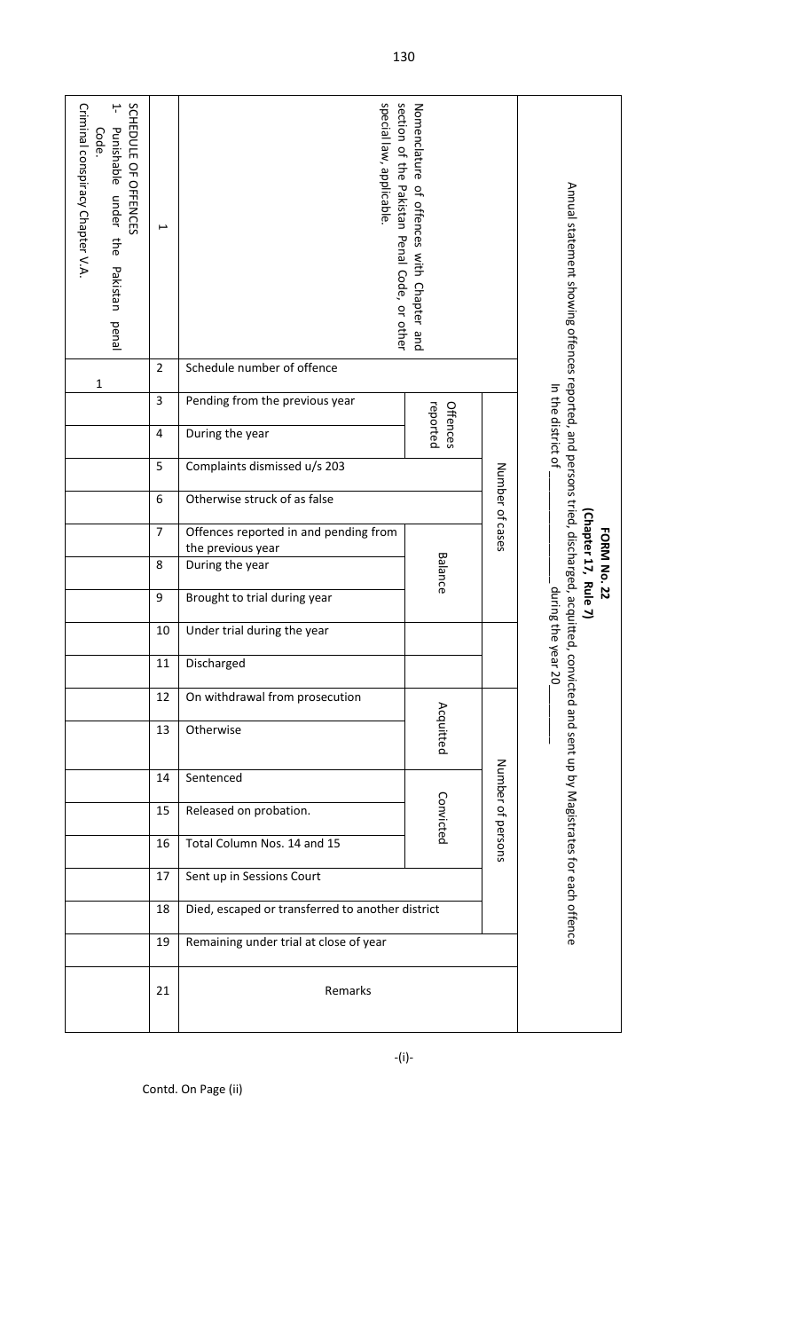**FORM No. 22**
**(Chapter 17, Rule 7)**

Annual statement showing offences reported, and persons tried, discharged, acquitted, convicted and sent up by Magistrates for each offence

In the district of ________________ during the year 20 ______

| 1 | Nomenclature of offences with Chapter and section of the Pakistan Penal Code, or other special law, applicable. | | | SCHEDULE OF OFFENCES 1- Punishable under the Pakistan penal Code. Criminal conspiracy Chapter V.A. |
|---|---|---|---|---|
| 2 | Schedule number of offence | | | 1 |
| 3 | Pending from the previous year | Offences reported | Number of cases | |
| 4 | During the year | | | |
| 5 | Complaints dismissed u/s 203 | | | |
| 6 | Otherwise struck of as false | | | |
| 7 | Offences reported in and pending from the previous year | Balance | | |
| 8 | During the year | | | |
| 9 | Brought to trial during year | | | |
| 10 | Under trial during the year | | Number of persons | |
| 11 | Discharged | | | |
| 12 | On withdrawal from prosecution | Acquitted | | |
| 13 | Otherwise | | | |
| 14 | Sentenced | Convicted | | |
| 15 | Released on probation. | | | |
| 16 | Total Column Nos. 14 and 15 | | | |
| 17 | Sent up in Sessions Court | | | |
| 18 | Died, escaped or transferred to another district | | | |
| 19 | Remaining under trial at close of year | | | |
| 21 | Remarks | | | |

-(i)-

Contd. On Page (ii)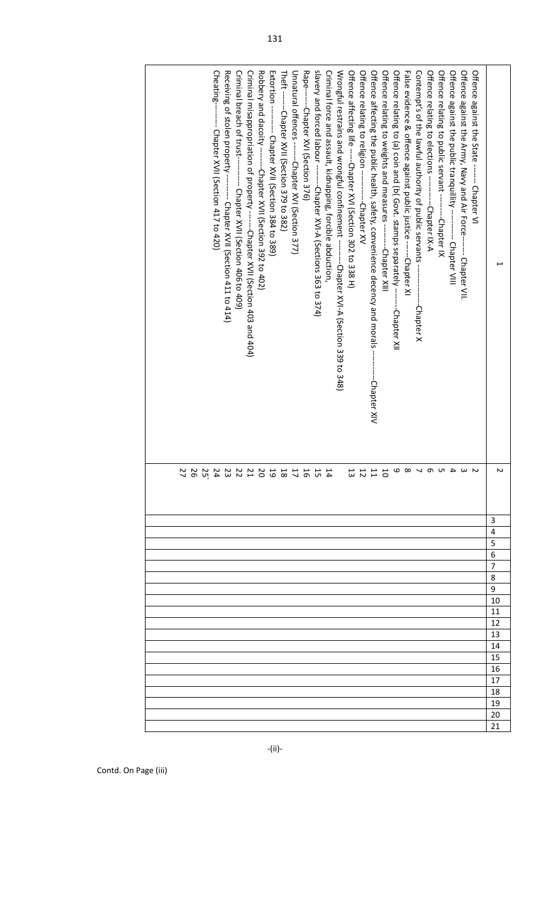| 1 | 2 | 3 | 4 | 5 | 6 | 7 | 8 | 9 | 10 | 11 | 12 | 13 | 14 | 15 | 16 | 17 | 18 | 19 | 20 | 21 |
|---|---|---|---|---|---|---|---|---|---|---|---|---|---|---|---|---|---|---|---|---|
| Offence against the State ------ Chapter VI | 2 | | | | | | | | | | | | | | | | | | | |
| Offence against the Army, Navy and Air Force------ Chapter VII. | 3 | | | | | | | | | | | | | | | | | | | |
| Offence against the public tranquility --------- Chapter VIII | 4 | | | | | | | | | | | | | | | | | | | |
| Offence relating to public servant --------Chapter IX | 5 | | | | | | | | | | | | | | | | | | | |
| Offence relating to elections ----------Chapter IX-A | 6 | | | | | | | | | | | | | | | | | | | |
| Contempt's of the lawful authority of public servants --------------Chapter X | 7 | | | | | | | | | | | | | | | | | | | |
| False evidence & offence against public justice -----Chapter XI | 8 | | | | | | | | | | | | | | | | | | | |
| Offence relating to (a) coin and (b) Govt. stamps separately --------Chapter XII | 9 | | | | | | | | | | | | | | | | | | | |
| Offence relating to weights and measures --------Chapter XIII | 10 | | | | | | | | | | | | | | | | | | | |
| Offence affecting the public health, safety, convenience decency and morals ----------Chapter XIV | 11 | | | | | | | | | | | | | | | | | | | |
| Offence relating to religion -----------Chapter XV | 12 | | | | | | | | | | | | | | | | | | | |
| Offence affecting life -----Chapter XVI (Section 302 to 338 H) | 13 | | | | | | | | | | | | | | | | | | | |
| Wrongful restrains and wrongful confinement --------Chapter XVI-A (Section 339 to 348) | | | | | | | | | | | | | | | | | | | | |
| Criminal force and assault, kidnapping, forcible abduction, | 14 | | | | | | | | | | | | | | | | | | | |
| slavery and forced labour -------Chapter XVI-A (Sections 363 to 374) | 15 | | | | | | | | | | | | | | | | | | | |
| Rape------Chapter XVI (Section 376) | 16 | | | | | | | | | | | | | | | | | | | |
| Unnatural offences --------Chapter XVI (Section 377) | 17 | | | | | | | | | | | | | | | | | | | |
| Theft ------Chapter XVII (Section 379 to 382) | 18 | | | | | | | | | | | | | | | | | | | |
| Extortion ---------- Chapter XVII (Section 384 to 389) | 19 | | | | | | | | | | | | | | | | | | | |
| Robbery and dacoity --------Chapter XVII (Section 392 to 402) | 20 | | | | | | | | | | | | | | | | | | | |
| Criminal misappropriation of property ------Chapter XVII (Section 403 and 404) | 21 | | | | | | | | | | | | | | | | | | | |
| Criminal breach of trust---------- Chapter XVII (Section 406 to 409) | 22 | | | | | | | | | | | | | | | | | | | |
| Receiving of stolen property --------- Chapter XVII (Section 411 to 414) | 23 | | | | | | | | | | | | | | | | | | | |
| Cheating--------- Chapter XVII (Section 417 to 420) | 24 | | | | | | | | | | | | | | | | | | | |
| | 25` | | | | | | | | | | | | | | | | | | | |
| | 26 | | | | | | | | | | | | | | | | | | | |
| | 27 | | | | | | | | | | | | | | | | | | | |

Contd. On Page (iii)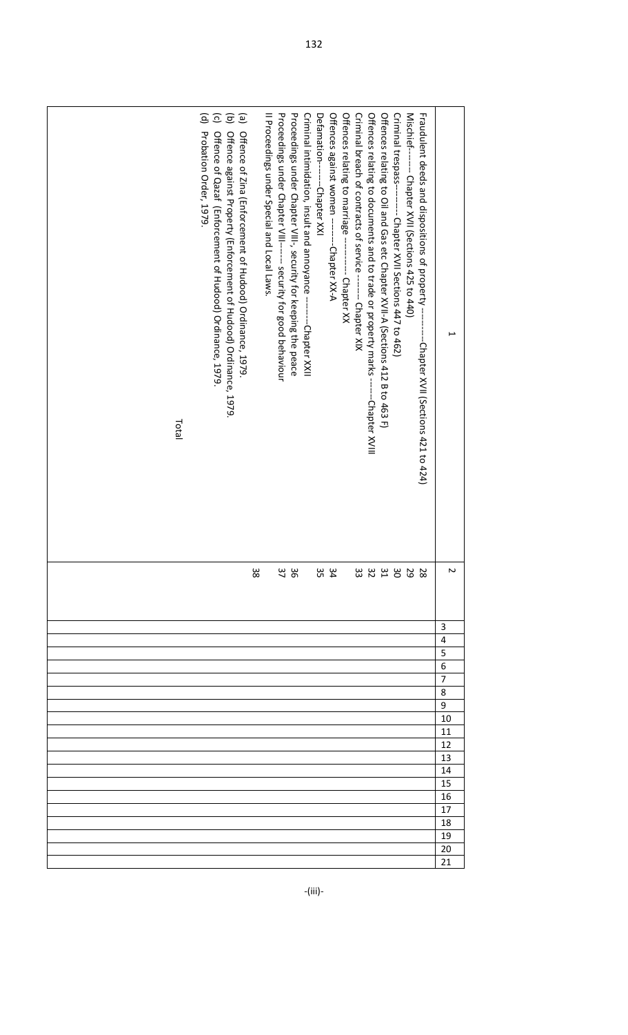| 1 | 2 | 3 | 4 | 5 | 6 | 7 | 8 | 9 | 10 | 11 | 12 | 13 | 14 | 15 | 16 | 17 | 18 | 19 | 20 | 21 |
|---|---|---|---|---|---|---|---|---|---|---|---|---|---|---|---|---|---|---|---|---|
| Fraudulent deeds and dispositions of property ---------Chapter XVII (Sections 421 to 424) | 28 | | | | | | | | | | | | | | | | | | | |
| Mischief------- Chapter XVII (Sections 425 to 440) | 29 | | | | | | | | | | | | | | | | | | | |
| Criminal trespass--------- Chapter XVII Sections 447 to 462) | 30 | | | | | | | | | | | | | | | | | | | |
| Offences relating to Oil and Gas etc Chapter XVII-A (Sections 412 B to 463 F) | 31 | | | | | | | | | | | | | | | | | | | |
| Offences relating to documents and to trade or property marks -------Chapter XVIII | 32 | | | | | | | | | | | | | | | | | | | |
| Criminal breach of contracts of service --------- Chapter XIX | 33 | | | | | | | | | | | | | | | | | | | |
| Offences relating to marriage ----------- Chapter XX | | | | | | | | | | | | | | | | | | | | |
| Offences against women ---------Chapter XX-A | 34 | | | | | | | | | | | | | | | | | | | |
| Defamation-------Chapter XXI | 35 | | | | | | | | | | | | | | | | | | | |
| Criminal intimidation, insult and annoyance --------Chapter XXII | | | | | | | | | | | | | | | | | | | | |
| Proceedings under Chapter VIII-, security for keeping the peace | 36 | | | | | | | | | | | | | | | | | | | |
| Proceedings under Chapter VIII------ security for good behaviour | 37 | | | | | | | | | | | | | | | | | | | |
| II Proceedings under Special and Local Laws. | 38 | | | | | | | | | | | | | | | | | | | |
| (a) Offence of Zina (Enforcement of Hudood) Ordinance, 1979. | | | | | | | | | | | | | | | | | | | | |
| (b) Offence against Property (Enforcement of Hudood) Ordinance, 1979. | | | | | | | | | | | | | | | | | | | | |
| (c) Offence of Qazaf (Enforcement of Hudood) Ordinance, 1979. | | | | | | | | | | | | | | | | | | | | |
| (d) Probation Order, 1979. | | | | | | | | | | | | | | | | | | | | |
| Total | | | | | | | | | | | | | | | | | | | | |

-(iii)-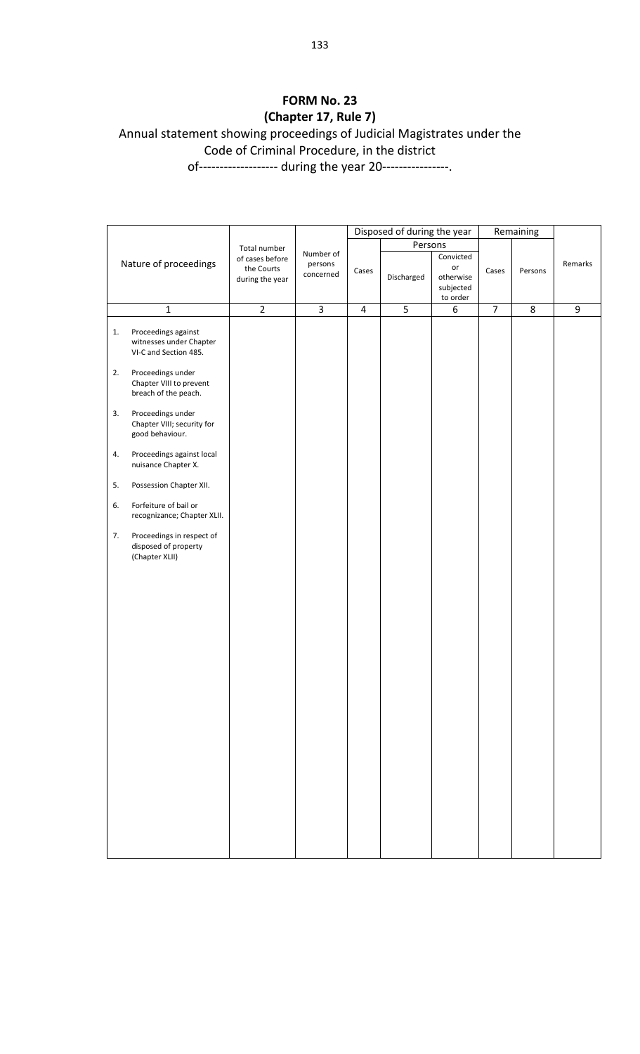# FORM No. 23
## (Chapter 17, Rule 7)

Annual statement showing proceedings of Judicial Magistrates under the Code of Criminal Procedure, in the district of------------------- during the year 20----------------.

| Nature of proceedings | Total number of cases before the Courts during the year | Number of persons concerned | Disposed of during the year | | | Remaining | | Remarks |
|---|---|---|---|---|---|---|---|---|
| | | | Cases | Persons | | Cases | Persons | |
| | | | | Discharged | Convicted or otherwise subjected to order | | | |
| 1 | 2 | 3 | 4 | 5 | 6 | 7 | 8 | 9 |
| 1. Proceedings against witnesses under Chapter VI-C and Section 485. | | | | | | | | |
| 2. Proceedings under Chapter VIII to prevent breach of the peach. | | | | | | | | |
| 3. Proceedings under Chapter VIII; security for good behaviour. | | | | | | | | |
| 4. Proceedings against local nuisance Chapter X. | | | | | | | | |
| 5. Possession Chapter XII. | | | | | | | | |
| 6. Forfeiture of bail or recognizance; Chapter XLII. | | | | | | | | |
| 7. Proceedings in respect of disposed of property (Chapter XLII) | | | | | | | | |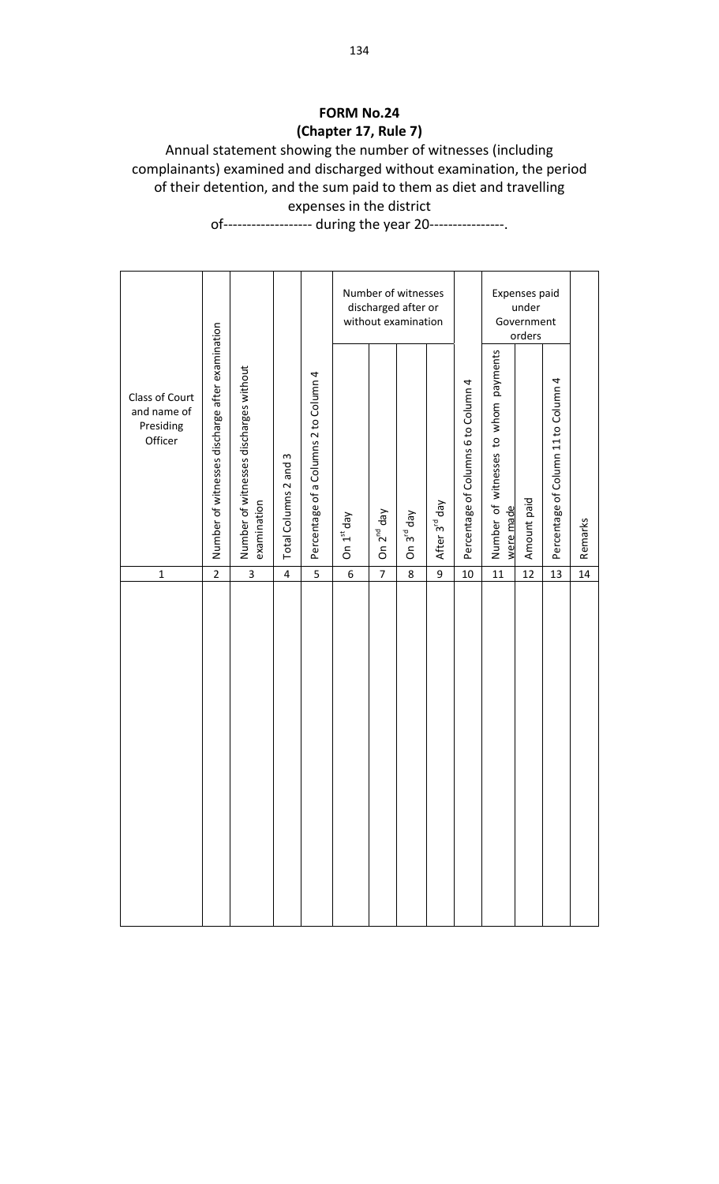**FORM No.24**
**(Chapter 17, Rule 7)**

Annual statement showing the number of witnesses (including complainants) examined and discharged without examination, the period of their detention, and the sum paid to them as diet and travelling expenses in the district of------------------ during the year 20----------------.

| Class of Court and name of Presiding Officer | Number of witnesses discharge after examination | Number of witnesses discharges without examination | Total Columns 2 and 3 | Percentage of a Columns 2 to Column 4 | Number of witnesses discharged after or without examination | | | | Percentage of Columns 6 to Column 4 | Expenses paid under Government orders | | | Remarks |
|---|---|---|---|---|---|---|---|---|---|---|---|---|---|
| | | | | | On 1st day | On 2nd day | On 3rd day | After 3rd day | | Number of witnesses to whom payments were made | Amount paid | Percentage of Column 11 to Column 4 | |
| 1 | 2 | 3 | 4 | 5 | 6 | 7 | 8 | 9 | 10 | 11 | 12 | 13 | 14 |
| | | | | | | | | | | | | | |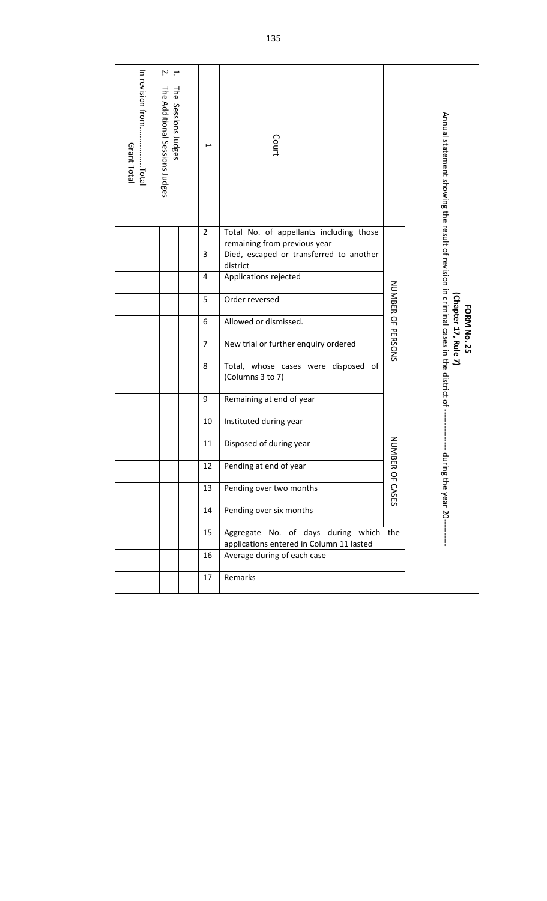## FORM No. 25
**(Chapter 17, Rule 7)**

Annual statement showing the result of revision in criminal cases in the district of ------------- during the year 20--------

| Court | Total No. of appellants including those remaining from previous year | Died, escaped or transferred to another district | Applications rejected | Order reversed | Allowed or dismissed. | New trial or further enquiry ordered | Total, whose cases were disposed of (Columns 3 to 7) | Remaining at end of year | Instituted during year | Disposed of during year | Pending at end of year | Pending over two months | Pending over six months | Aggregate No. of days during which the applications entered in Column 11 lasted | Average during of each case | Remarks |
|---|---|---|---|---|---|---|---|---|---|---|---|---|---|---|---|---|
| | NUMBER OF PERSONS | | | | | | | | NUMBER OF CASES | | | | | | | |
| 1 | 2 | 3 | 4 | 5 | 6 | 7 | 8 | 9 | 10 | 11 | 12 | 13 | 14 | 15 | 16 | 17 |
| 1. The Sessions Judges | | | | | | | | | | | | | | | | |
| 2. The Additional Sessions Judges | | | | | | | | | | | | | | | | |
| In revision from………….Total | | | | | | | | | | | | | | | | |
| Grant Total | | | | | | | | | | | | | | | | |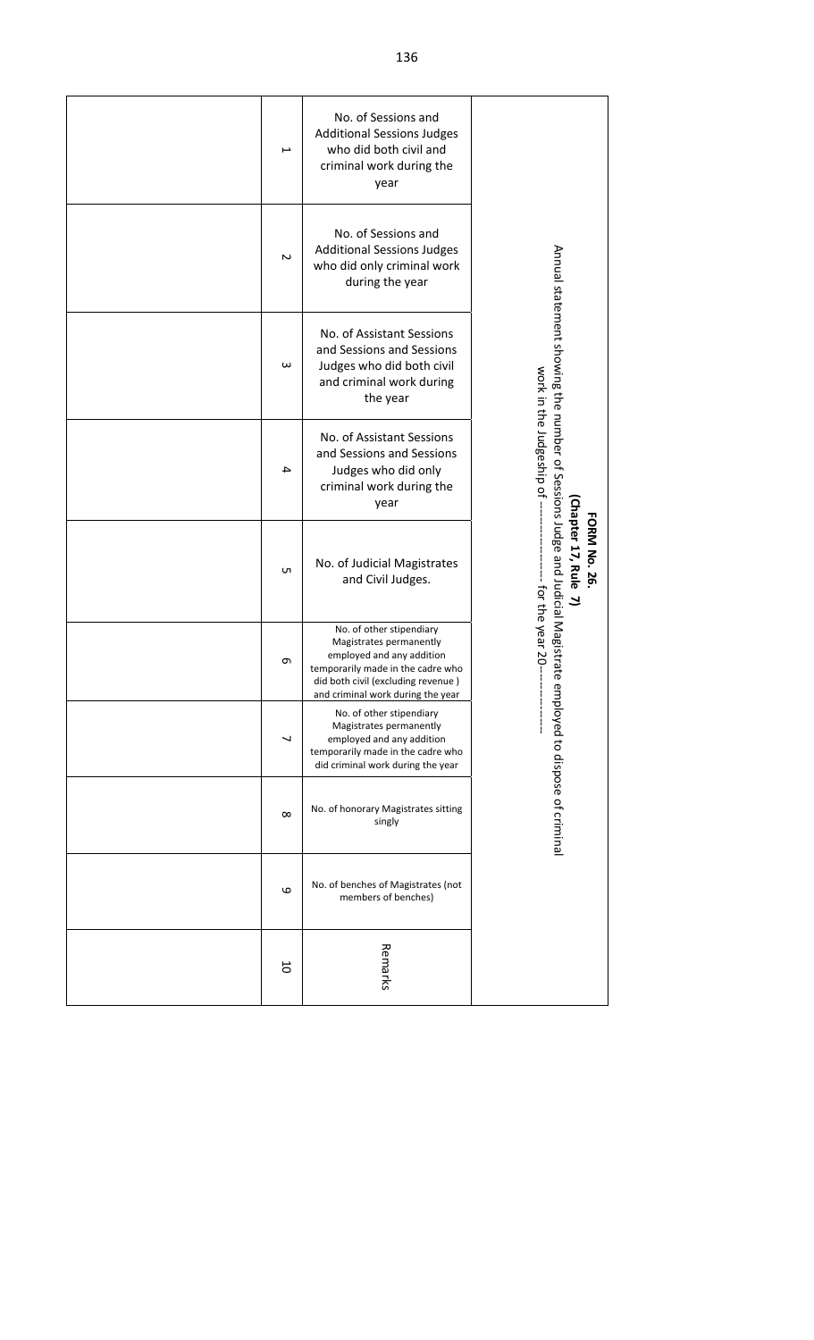**FORM No. 26.**

**(Chapter 17, Rule 7)**

Annual statement showing the number of Sessions Judge and Judicial Magistrate employed to dispose of criminal work in the Judgeship of ------------------- for the year 20-------------

| No. of Sessions and Additional Sessions Judges who did both civil and criminal work during the year | No. of Sessions and Additional Sessions Judges who did only criminal work during the year | No. of Assistant Sessions and Sessions and Sessions Judges who did both civil and criminal work during the year | No. of Assistant Sessions and Sessions and Sessions Judges who did only criminal work during the year | No. of Judicial Magistrates and Civil Judges. | No. of other stipendiary Magistrates permanently employed and any addition temporarily made in the cadre who did both civil (excluding revenue ) and criminal work during the year | No. of other stipendiary Magistrates permanently employed and any addition temporarily made in the cadre who did criminal work during the year | No. of honorary Magistrates sitting singly | No. of benches of Magistrates (not members of benches) | Remarks |
|---|---|---|---|---|---|---|---|---|---|
| 1 | 2 | 3 | 4 | 5 | 6 | 7 | 8 | 9 | 10 |
| | | | | | | | | | |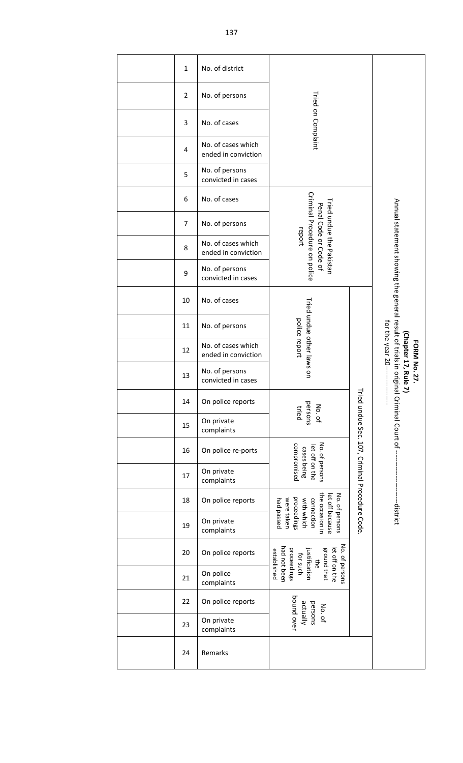**FORM No. 27.**

**(Chapter 17, Rule 7)**

Annual statement showing the general result of trials in original Criminal Court of ---------------------district for the year 20-----------

| Group | Sub-group | No. | Particulars | |
|---|---|---|---|---|
| | | 1 | No. of district | |
| | Tried on Complaint | 2 | No. of persons | |
| | | 3 | No. of cases | |
| | | 4 | No. of cases which ended in conviction | |
| | | 5 | No. of persons convicted in cases | |
| | Tried undue the Pakistan Penal Code or Code of Criminal Procedure on police report | 6 | No. of cases | |
| | | 7 | No. of persons | |
| | | 8 | No. of cases which ended in conviction | |
| | | 9 | No. of persons convicted in cases | |
| Tried undue Sec. 107, Criminal Procedure Code. | Tried undue other laws on police report | 10 | No. of cases | |
| | | 11 | No. of persons | |
| | | 12 | No. of cases which ended in conviction | |
| | | 13 | No. of persons convicted in cases | |
| | No. of persons tried | 14 | On police reports | |
| | | 15 | On private complaints | |
| | No. of persons let off on the cases being compromised | 16 | On police re-ports | |
| | | 17 | On private complaints | |
| | No. of persons let off because the occasion in connection with which proceedings were taken had passed | 18 | On police reports | |
| | | 19 | On private complaints | |
| | No. of persons let off on the ground that the justification for such proceedings had not been established | 20 | On police reports | |
| | | 21 | On police complaints | |
| | No. of persons actually bound over | 22 | On police reports | |
| | | 23 | On private complaints | |
| | | 24 | Remarks | |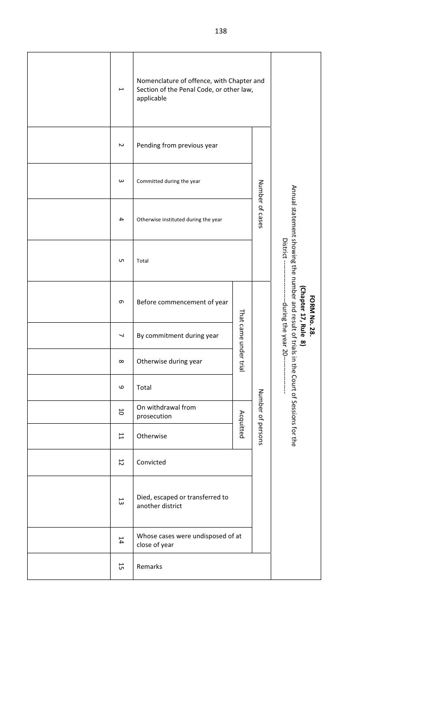**FORM No. 28.**
**(Chapter 17, Rule 8)**

Annual statement showing the number and result of trials in the Court of Sessions for the District -------------------during the year 20--------------

| Nomenclature of offence, with Chapter and Section of the Penal Code, or other law, applicable | Number of cases | | | | Number of persons | | | | | | | | | Remarks |
|---|---|---|---|---|---|---|---|---|---|---|---|---|---|---|
| | Pending from previous year | Committed during the year | Otherwise instituted during the year | Total | That came under trial | | | | Acquitted | | Convicted | Died, escaped or transferred to another district | Whose cases were undisposed of at close of year | |
| | | | | | Before commencement of year | By commitment during year | Otherwise during year | Total | On withdrawal from prosecution | Otherwise | | | | |
| 1 | 2 | 3 | 4 | 5 | 6 | 7 | 8 | 9 | 10 | 11 | 12 | 13 | 14 | 15 |
| | | | | | | | | | | | | | | |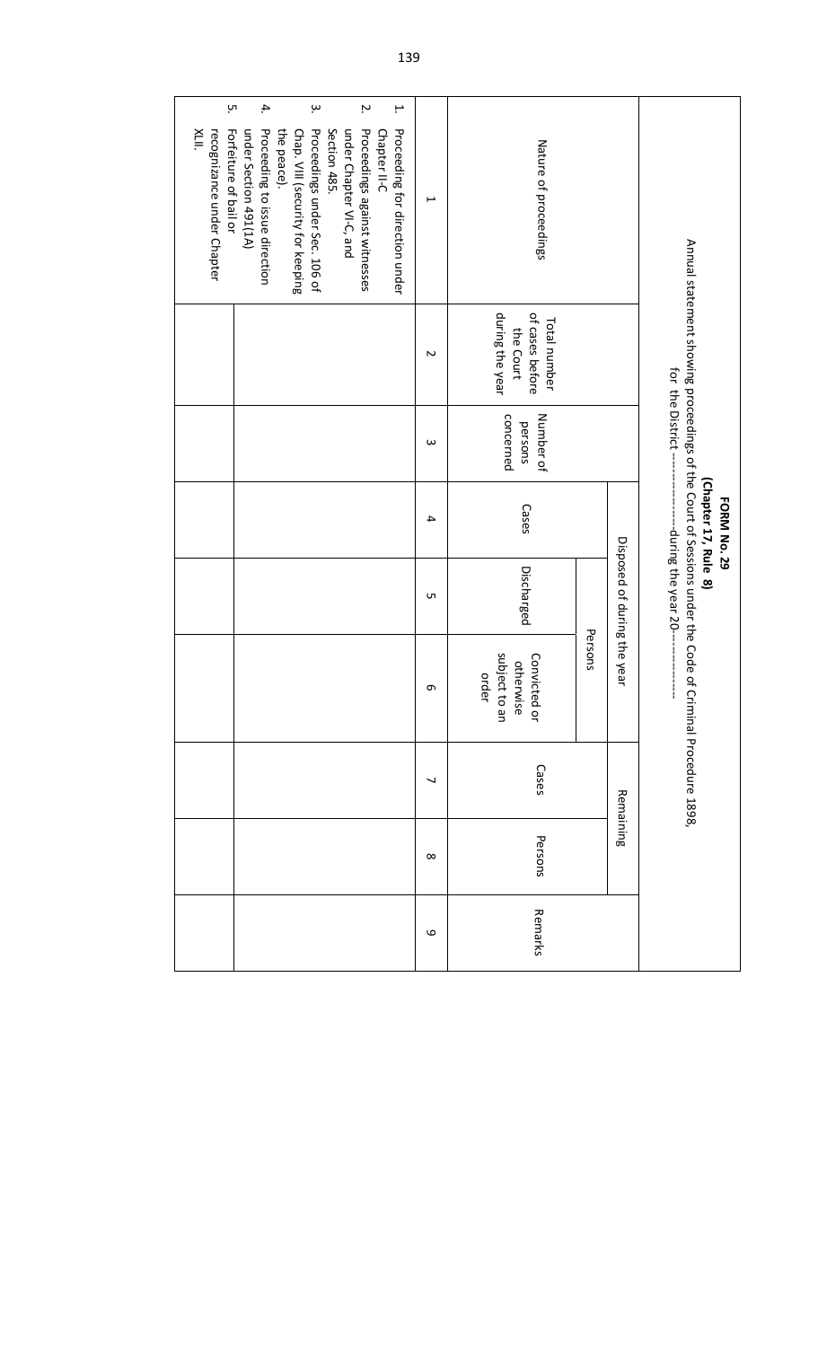**FORM No. 29**
**(Chapter 17, Rule 8)**

Annual statement showing proceedings of the Court of Sessions under the Code of Criminal Procedure 1898, for the District -------------during the year 20-----------

| Nature of proceedings | Total number of cases before the Court during the year | Number of persons concerned | Disposed of during the year | | | Remaining | | Remarks |
|---|---|---|---|---|---|---|---|---|
| | | | Cases | Persons | | Cases | Persons | |
| | | | | Discharged | Convicted or otherwise subject to an order | | | |
| 1 | 2 | 3 | 4 | 5 | 6 | 7 | 8 | 9 |
| 1. Proceeding for direction under Chapter II-C<br>2. Proceedings against witnesses under Chapter VI-C, and Section 485.<br>3. Proceedings under Sec. 106 of Chap. VIII (security for keeping the peace).<br>4. Proceeding to issue direction under Section 491(1A) | | | | | | | | |
| 5. Forfeiture of bail or recognizance under Chapter XLII. | | | | | | | | |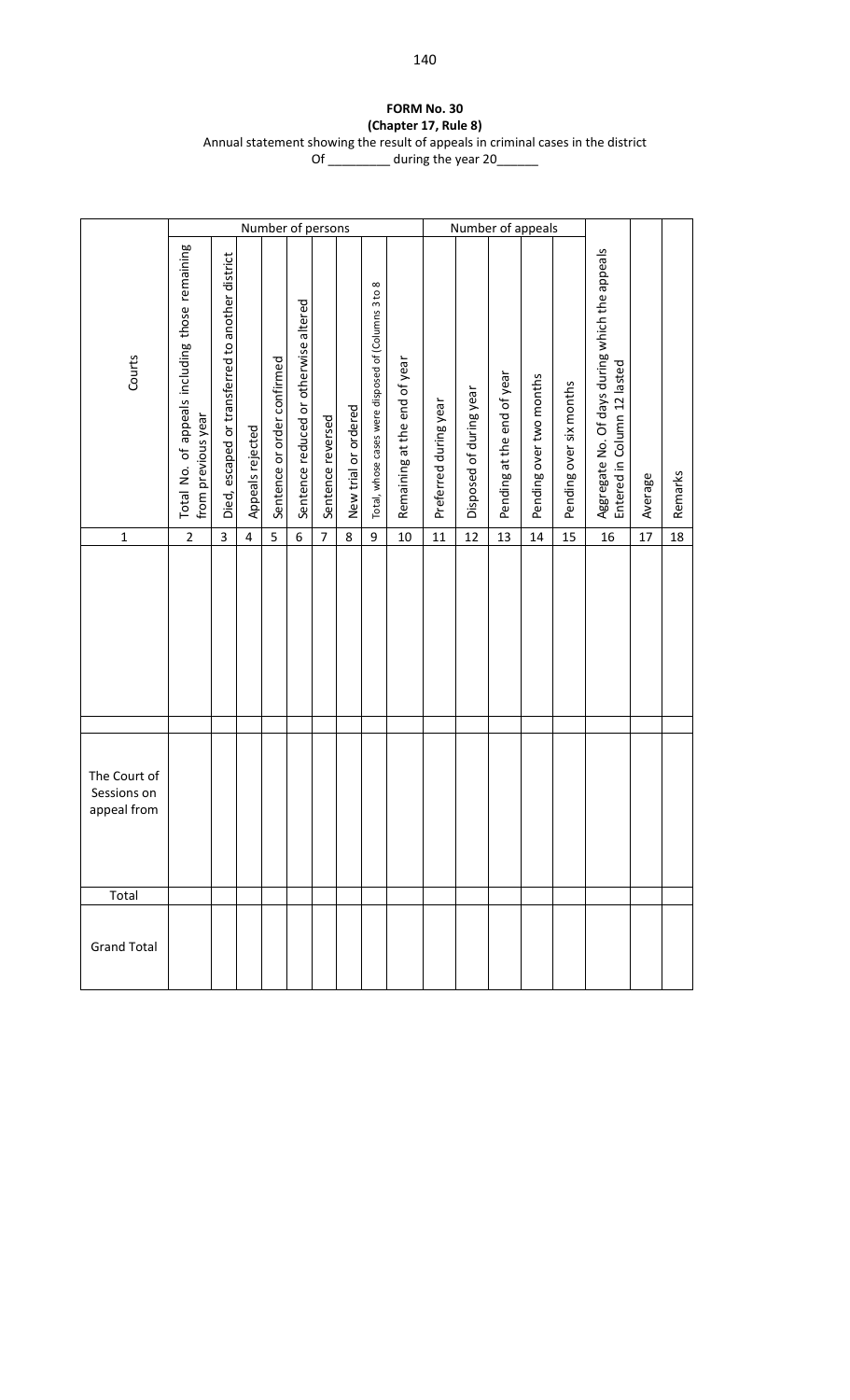**FORM No. 30**
**(Chapter 17, Rule 8)**
Annual statement showing the result of appeals in criminal cases in the district
Of _________ during the year 20______

| Courts | Number of persons | | | | | | | | | Number of appeals | | | | | | | |
|---|---|---|---|---|---|---|---|---|---|---|---|---|---|---|---|---|---|
| | Total No. of appeals including those remaining from previous year | Died, escaped or transferred to another district | Appeals rejected | Sentence or order confirmed | Sentence reduced or otherwise altered | Sentence reversed | New trial or ordered | Total, whose cases were disposed of (Columns 3 to 8 | Remaining at the end of year | Preferred during year | Disposed of during year | Pending at the end of year | Pending over two months | Pending over six months | Aggregate No. Of days during which the appeals Entered in Column 12 lasted | Average | Remarks |
| 1 | 2 | 3 | 4 | 5 | 6 | 7 | 8 | 9 | 10 | 11 | 12 | 13 | 14 | 15 | 16 | 17 | 18 |
| | | | | | | | | | | | | | | | | | |
| | | | | | | | | | | | | | | | | | |
| The Court of Sessions on appeal from | | | | | | | | | | | | | | | | | |
| Total | | | | | | | | | | | | | | | | | |
| Grand Total | | | | | | | | | | | | | | | | | |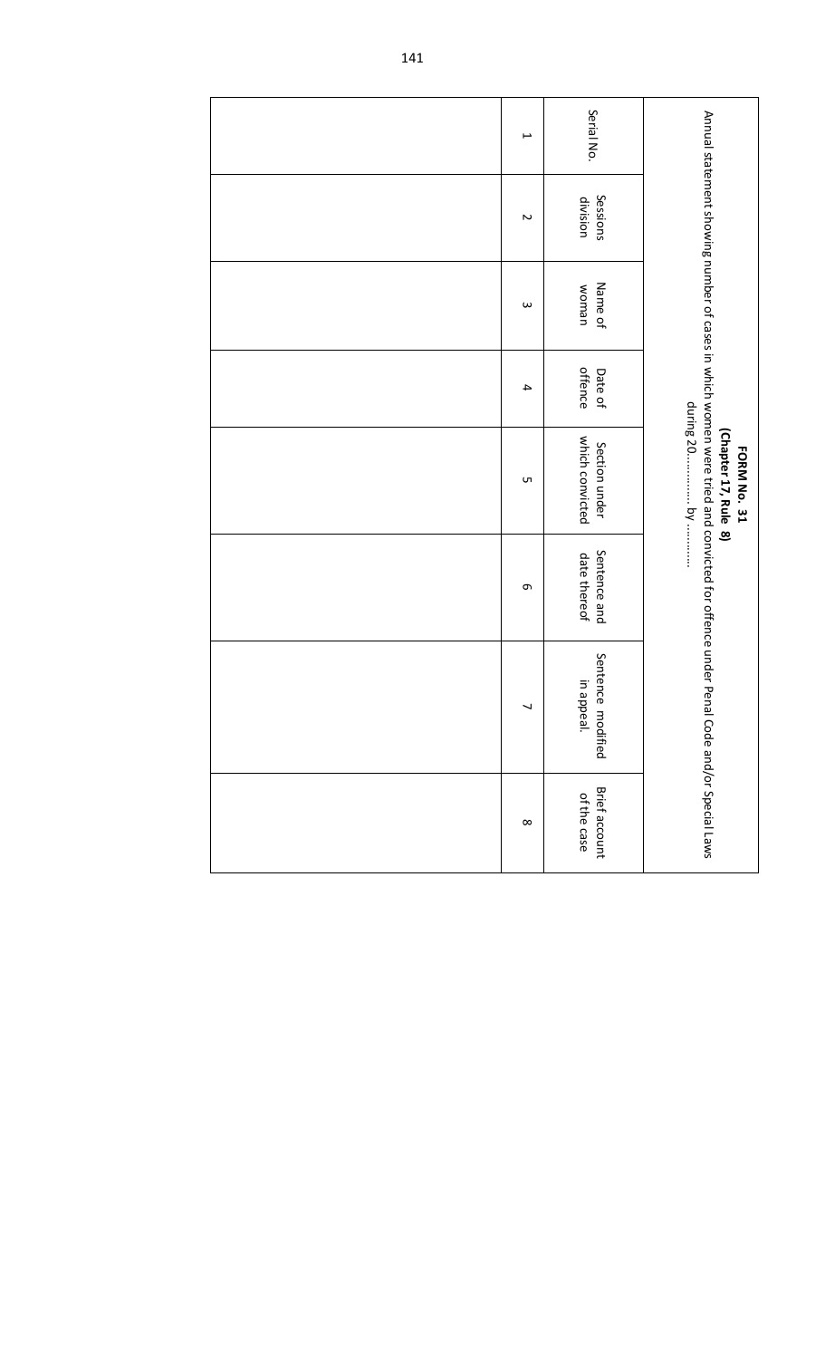**FORM No. 31**
**(Chapter 17, Rule 8)**

Annual statement showing number of cases in which women were tried and convicted for offence under Penal Code and/or Special Laws during 20............ by ...........

| Serial No. | Sessions division | Name of woman | Date of offence | Section under which convicted | Sentence and date thereof | Sentence modified in appeal. | Brief account of the case |
|---|---|---|---|---|---|---|---|
| 1 | 2 | 3 | 4 | 5 | 6 | 7 | 8 |
| | | | | | | | |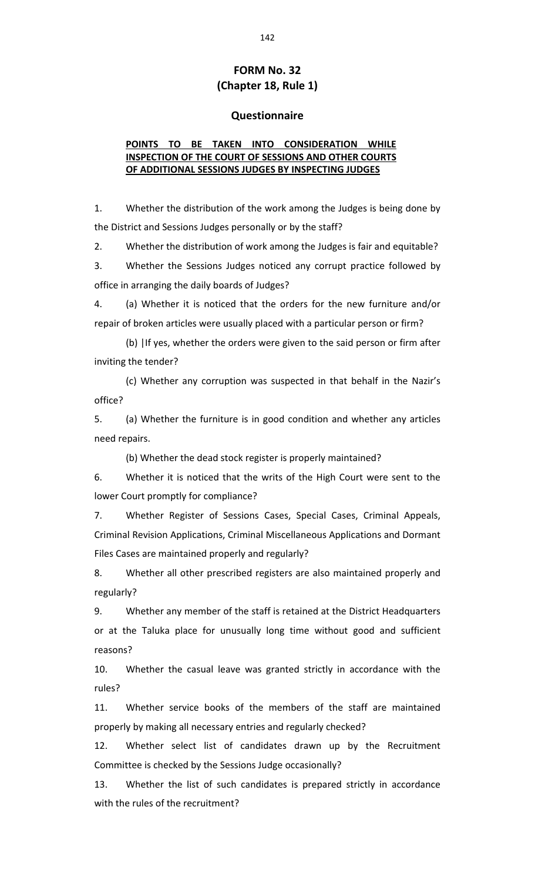# FORM No. 32
## (Chapter 18, Rule 1)

## Questionnaire

**POINTS TO BE TAKEN INTO CONSIDERATION WHILE INSPECTION OF THE COURT OF SESSIONS AND OTHER COURTS OF ADDITIONAL SESSIONS JUDGES BY INSPECTING JUDGES**

1. Whether the distribution of the work among the Judges is being done by the District and Sessions Judges personally or by the staff?

2. Whether the distribution of work among the Judges is fair and equitable?

3. Whether the Sessions Judges noticed any corrupt practice followed by office in arranging the daily boards of Judges?

4. (a) Whether it is noticed that the orders for the new furniture and/or repair of broken articles were usually placed with a particular person or firm?

   (b) |If yes, whether the orders were given to the said person or firm after inviting the tender?

   (c) Whether any corruption was suspected in that behalf in the Nazir's office?

5. (a) Whether the furniture is in good condition and whether any articles need repairs.

   (b) Whether the dead stock register is properly maintained?

6. Whether it is noticed that the writs of the High Court were sent to the lower Court promptly for compliance?

7. Whether Register of Sessions Cases, Special Cases, Criminal Appeals, Criminal Revision Applications, Criminal Miscellaneous Applications and Dormant Files Cases are maintained properly and regularly?

8. Whether all other prescribed registers are also maintained properly and regularly?

9. Whether any member of the staff is retained at the District Headquarters or at the Taluka place for unusually long time without good and sufficient reasons?

10. Whether the casual leave was granted strictly in accordance with the rules?

11. Whether service books of the members of the staff are maintained properly by making all necessary entries and regularly checked?

12. Whether select list of candidates drawn up by the Recruitment Committee is checked by the Sessions Judge occasionally?

13. Whether the list of such candidates is prepared strictly in accordance with the rules of the recruitment?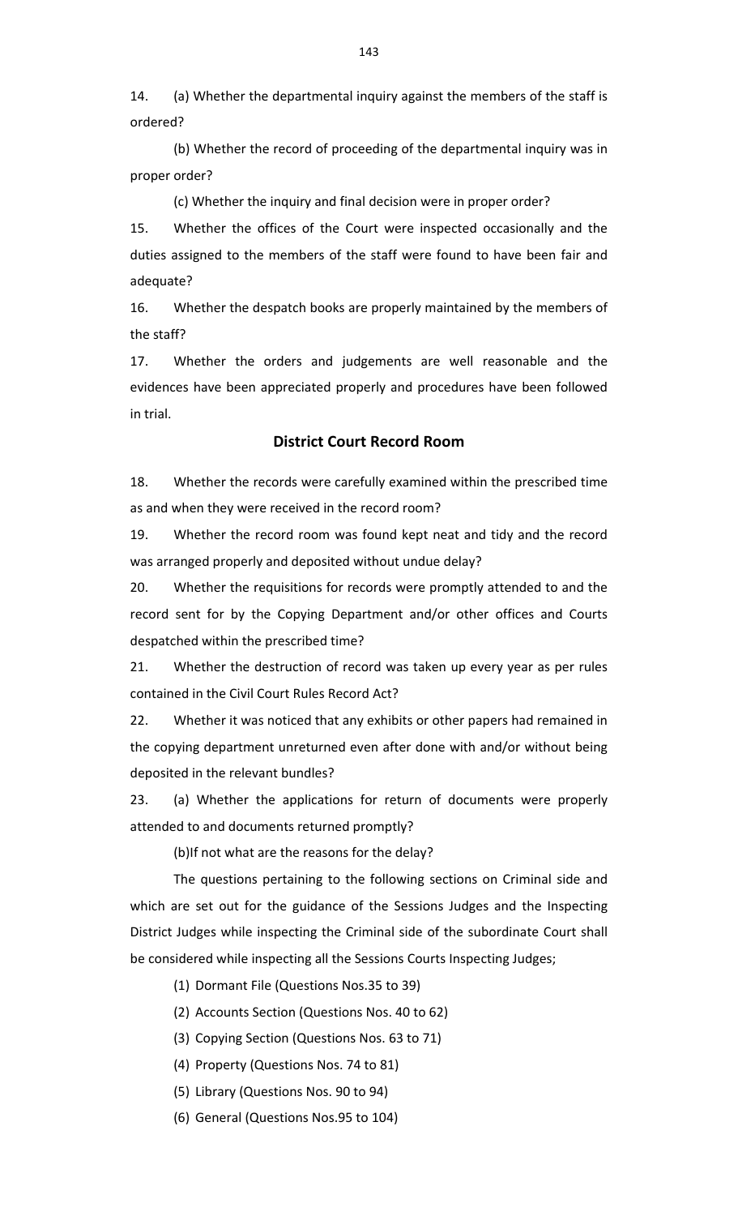14. (a) Whether the departmental inquiry against the members of the staff is ordered?

(b) Whether the record of proceeding of the departmental inquiry was in proper order?

(c) Whether the inquiry and final decision were in proper order?

15. Whether the offices of the Court were inspected occasionally and the duties assigned to the members of the staff were found to have been fair and adequate?

16. Whether the despatch books are properly maintained by the members of the staff?

17. Whether the orders and judgements are well reasonable and the evidences have been appreciated properly and procedures have been followed in trial.

## District Court Record Room

18. Whether the records were carefully examined within the prescribed time as and when they were received in the record room?

19. Whether the record room was found kept neat and tidy and the record was arranged properly and deposited without undue delay?

20. Whether the requisitions for records were promptly attended to and the record sent for by the Copying Department and/or other offices and Courts despatched within the prescribed time?

21. Whether the destruction of record was taken up every year as per rules contained in the Civil Court Rules Record Act?

22. Whether it was noticed that any exhibits or other papers had remained in the copying department unreturned even after done with and/or without being deposited in the relevant bundles?

23. (a) Whether the applications for return of documents were properly attended to and documents returned promptly?

(b)If not what are the reasons for the delay?

The questions pertaining to the following sections on Criminal side and which are set out for the guidance of the Sessions Judges and the Inspecting District Judges while inspecting the Criminal side of the subordinate Court shall be considered while inspecting all the Sessions Courts Inspecting Judges;

(1) Dormant File (Questions Nos.35 to 39)

(2) Accounts Section (Questions Nos. 40 to 62)

(3) Copying Section (Questions Nos. 63 to 71)

(4) Property (Questions Nos. 74 to 81)

(5) Library (Questions Nos. 90 to 94)

(6) General (Questions Nos.95 to 104)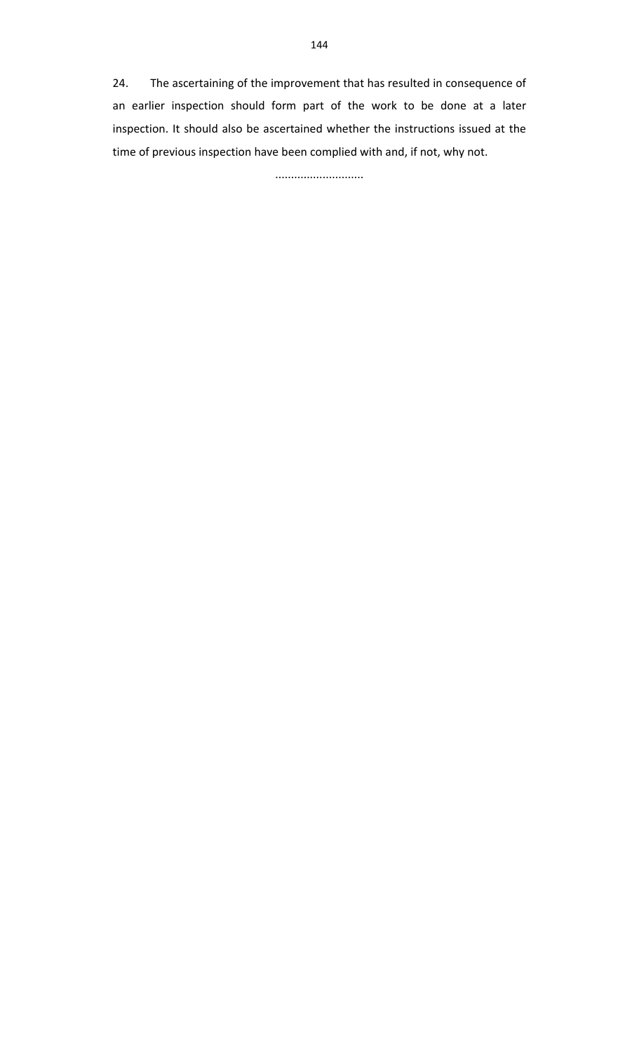24. The ascertaining of the improvement that has resulted in consequence of an earlier inspection should form part of the work to be done at a later inspection. It should also be ascertained whether the instructions issued at the time of previous inspection have been complied with and, if not, why not.

............................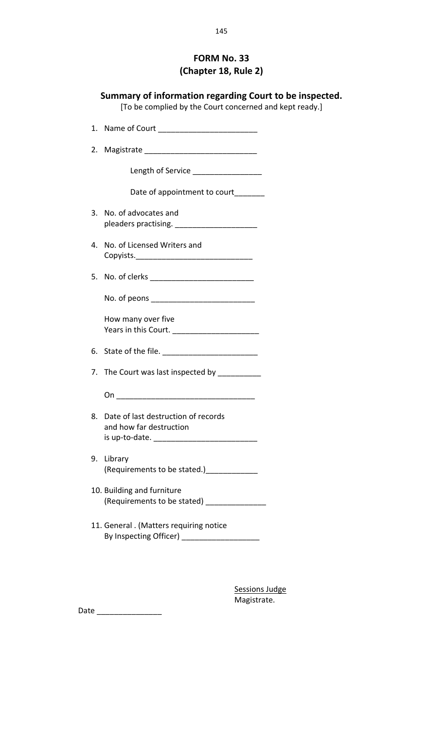# FORM No. 33
## (Chapter 18, Rule 2)

### Summary of information regarding Court to be inspected.

[To be complied by the Court concerned and kept ready.]

1. Name of Court ______________________

2. Magistrate _________________________

   Length of Service ________________

   Date of appointment to court_______

3. No. of advocates and pleaders practising. ___________________

4. No. of Licensed Writers and Copyists.___________________________

5. No. of clerks ________________________

   No. of peons ________________________

   How many over five Years in this Court. ____________________

6. State of the file. ______________________

7. The Court was last inspected by __________

   On ________________________________

8. Date of last destruction of records and how far destruction is up-to-date. ________________________

9. Library (Requirements to be stated.)____________

10. Building and furniture (Requirements to be stated) ______________

11. General . (Matters requiring notice By Inspecting Officer) __________________

Sessions Judge
Magistrate.

Date _______________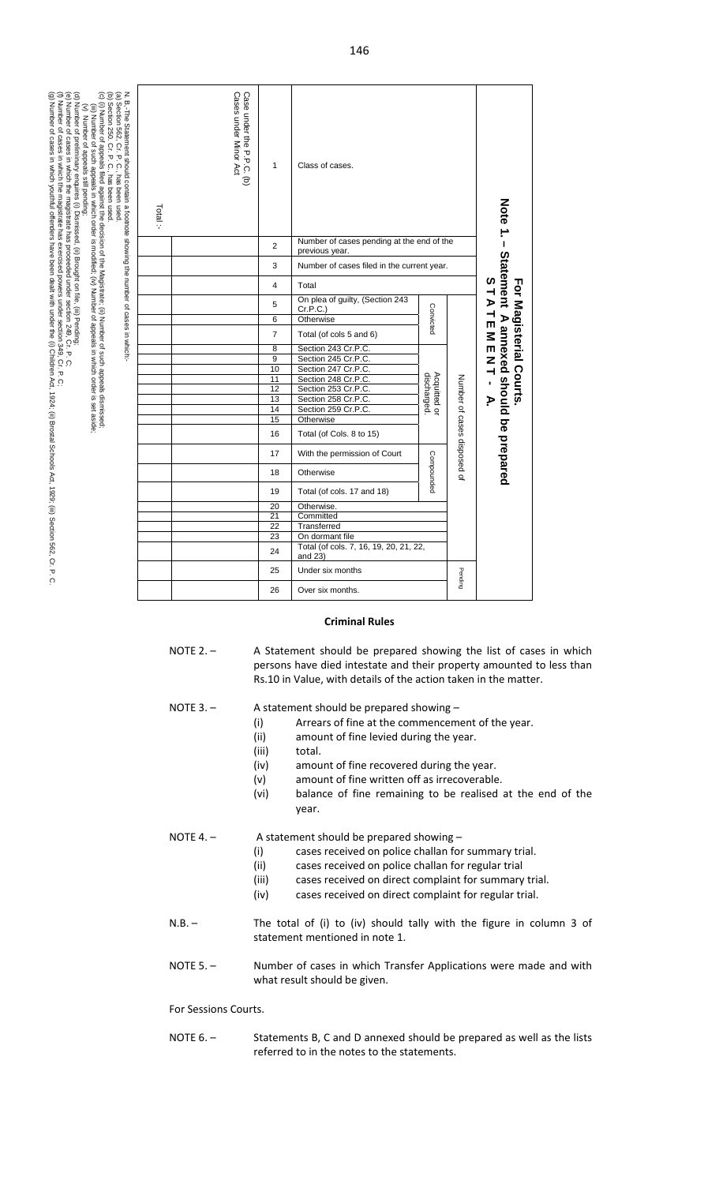## For Magisterial Courts.

### Note 1. – Statement A annexed should be prepared

### STATEMENT - A.

| Column | Particulars | | | Case under the P.P.C. (b) | Cases under Minor Act | Total :- |
|---|---|---|---|---|---|---|
| 1 | Class of cases. | | | | | |
| 2 | Number of cases pending at the end of the previous year. | | | | | |
| 3 | Number of cases filed in the current year. | | | | | |
| 4 | Total | | | | | |
| 5 | Number of cases disposed of | Convicted | On plea of guilty, (Section 243 Cr.P.C.) | | | |
| 6 | | | Otherwise | | | |
| 7 | | | Total (of cols 5 and 6) | | | |
| 8 | | Acquitted or discharged. | Section 243 Cr.P.C. | | | |
| 9 | | | Section 245 Cr.P.C. | | | |
| 10 | | | Section 247 Cr.P.C. | | | |
| 11 | | | Section 248 Cr.P.C. | | | |
| 12 | | | Section 253 Cr.P.C. | | | |
| 13 | | | Section 258 Cr.P.C. | | | |
| 14 | | | Section 259 Cr.P.C. | | | |
| 15 | | | Otherwise | | | |
| 16 | | | Total (of Cols. 8 to 15) | | | |
| 17 | | Compounded | With the permission of Court | | | |
| 18 | | | Otherwise | | | |
| 19 | | | Total (of cols. 17 and 18) | | | |
| 20 | | Otherwise. | | | | |
| 21 | | Committed | | | | |
| 22 | | Transferred | | | | |
| 23 | | On dormant file | | | | |
| 24 | | Total (of cols. 7, 16, 19, 20, 21, 22, and 23) | | | | |
| 25 | Pending | Under six months | | | | |
| 26 | | Over six months. | | | | |

N. B.-The Statement should contain a footnote showing the number of cases in which:-
(a) Section 562, Cr. P. C., has been used.
(b) Section 250, Cr. P. C., has been used.
(c) (i) Number of appeals filed against the decision of the Magistrate; (ii) Number of such appeals dismissed;
(iii) Number of such appeals in which order is modified; (iv) Number of appeals in which order is set aside;
(v) Number of appeals still pending;
(d) Number of preliminary enquiries (i) Dismissed; (ii) Brought on file; (iii) Pending;
(e) Number of cases in which the magistrate has proceeded under section 249, Cr. P. C;
(f) Number of cases in which the magistrate has exercised powers under section 349, Cr. P. C;
(g) Number of cases in which youthful offenders have been dealt with under the (i) Children Act, 1924; (ii) Brostal Schools Act, 1929; (iii) Section 562, Cr. P. C.

**Criminal Rules**

NOTE 2. – A Statement should be prepared showing the list of cases in which persons have died intestate and their property amounted to less than Rs.10 in Value, with details of the action taken in the matter.

NOTE 3. – A statement should be prepared showing –

(i) Arrears of fine at the commencement of the year.
(ii) amount of fine levied during the year.
(iii) total.
(iv) amount of fine recovered during the year.
(v) amount of fine written off as irrecoverable.
(vi) balance of fine remaining to be realised at the end of the year.

NOTE 4. – A statement should be prepared showing –

(i) cases received on police challan for summary trial.
(ii) cases received on police challan for regular trial
(iii) cases received on direct complaint for summary trial.
(iv) cases received on direct complaint for regular trial.

N.B. – The total of (i) to (iv) should tally with the figure in column 3 of statement mentioned in note 1.

NOTE 5. – Number of cases in which Transfer Applications were made and with what result should be given.

For Sessions Courts.

NOTE 6. – Statements B, C and D annexed should be prepared as well as the lists referred to in the notes to the statements.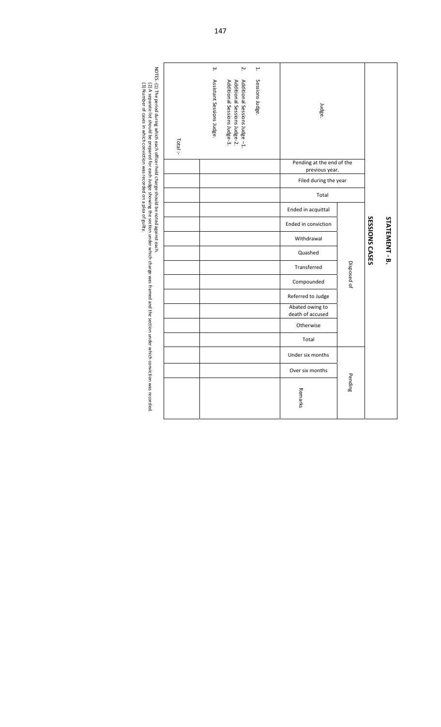# STATEMENT - B.

## SESSIONS CASES

| Judge. | Pending at the end of the previous year. | Filed during the year | Total | Disposed of | | | | | | | | | | Pending | | |
|---|---|---|---|---|---|---|---|---|---|---|---|---|---|---|---|---|
| | | | | Ended in acquittal | Ended in conviction | Withdrawal | Quashed | Transferred | Compounded | Referred to Judge | Abated owing to death of accused | Otherwise | Total | Under six months | Over six months | Remarks |
| 1. Sessions Judge. | | | | | | | | | | | | | | | | |
| 2. Additional Sessions Judge –1. Additional Sessions Judge-2. Additional Sessions Judge-3. | | | | | | | | | | | | | | | | |
| 3. Assistant Sessions Judge. | | | | | | | | | | | | | | | | |
| Total :- | | | | | | | | | | | | | | | | |

NOTES.-(1) The period during which each officer held charge should be noted against each.
(2) A separate list should be prepared for each Judge showing the section under which charge was framed and the section under which conviction was recorded.
(3) Number of cases in which conviction was recorded on a plea of guilty.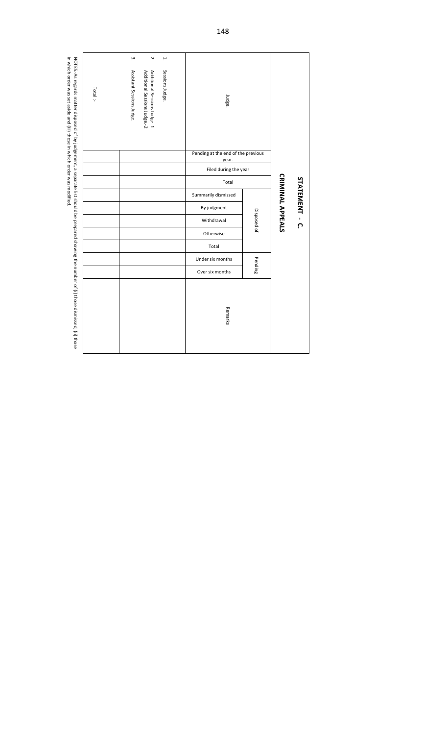# STATEMENT - C.

## CRIMINAL APPEALS

| Judge. | Pending at the end of the previous year. | Filed during the year | Total | Disposed of | | | | | Pending | | Remarks |
|---|---|---|---|---|---|---|---|---|---|---|---|
| | | | | Summarily dismissed | By judgment | Withdrawal | Otherwise | Total | Under six months | Over six months | |
| 1. Sessions Judge.<br>2. Additional Sessions Judge -1<br>Additional Sessions Judge - 2<br>3. Assistant Sessions Judge. | | | | | | | | | | | |
| Total :- | | | | | | | | | | | |

NOTES.-As regards matter disposed of by judgement, a separate list should be prepared showing the number of (i) those dismissed, (ii) those in which order was set aside and (iii) those in which order was modified.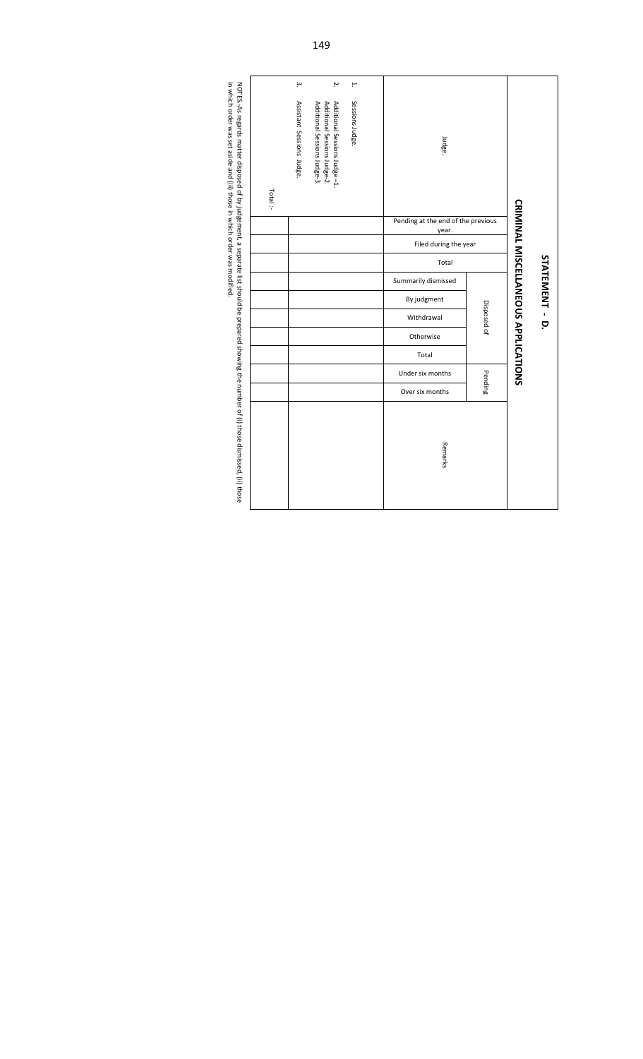## STATEMENT - D.

### CRIMINAL MISCELLANEOUS APPLICATIONS

| Judge. | Pending at the end of the previous year. | Filed during the year | Total | Disposed of | | | | | Pending | | Remarks |
|---|---|---|---|---|---|---|---|---|---|---|---|
| | | | | Summarily dismissed | By judgment | Withdrawal | Otherwise | Total | Under six months | Over six months | |
| 1. Sessions Judge. | | | | | | | | | | | |
| 2. Additional Sessions Judge -1. Additional Sessions Judge-2. Additional Sessions Judge-3. | | | | | | | | | | | |
| 3. Assistant Sessions Judge. | | | | | | | | | | | |
| Total :- | | | | | | | | | | | |

NOTES.-As regards matter disposed of by judgement, a separate list shouldbe prepared showing the number of (i) those dismissed, (ii) those in which order was set aside and (iii) those in which order was modified.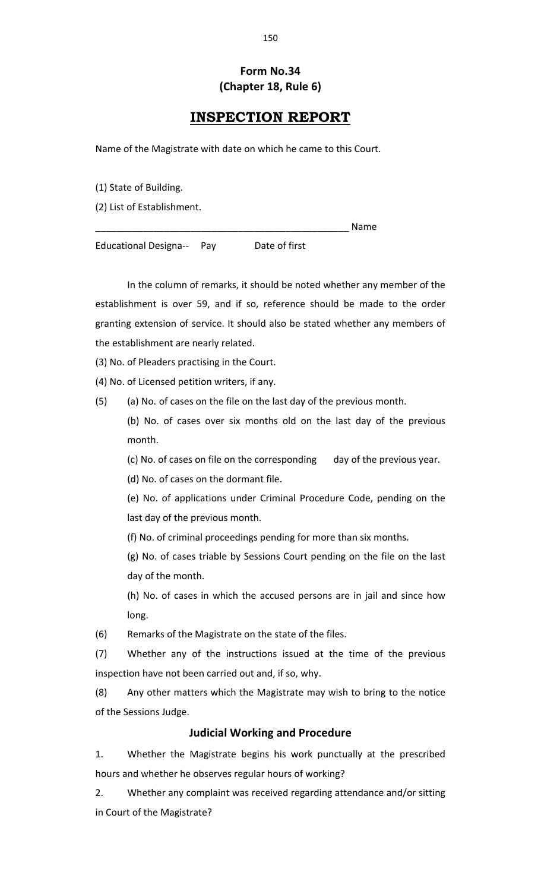**Form No.34**
**(Chapter 18, Rule 6)**

# INSPECTION REPORT

Name of the Magistrate with date on which he came to this Court.

(1) State of Building.

(2) List of Establishment.

__________________________________________________ Name

Educational Designa-- Pay Date of first

In the column of remarks, it should be noted whether any member of the establishment is over 59, and if so, reference should be made to the order granting extension of service. It should also be stated whether any members of the establishment are nearly related.

(3) No. of Pleaders practising in the Court.

(4) No. of Licensed petition writers, if any.

(5) (a) No. of cases on the file on the last day of the previous month.

(b) No. of cases over six months old on the last day of the previous month.

(c) No. of cases on file on the corresponding day of the previous year.

(d) No. of cases on the dormant file.

(e) No. of applications under Criminal Procedure Code, pending on the last day of the previous month.

(f) No. of criminal proceedings pending for more than six months.

(g) No. of cases triable by Sessions Court pending on the file on the last day of the month.

(h) No. of cases in which the accused persons are in jail and since how long.

(6) Remarks of the Magistrate on the state of the files.

(7) Whether any of the instructions issued at the time of the previous inspection have not been carried out and, if so, why.

(8) Any other matters which the Magistrate may wish to bring to the notice of the Sessions Judge.

## Judicial Working and Procedure

1. Whether the Magistrate begins his work punctually at the prescribed hours and whether he observes regular hours of working?

2. Whether any complaint was received regarding attendance and/or sitting in Court of the Magistrate?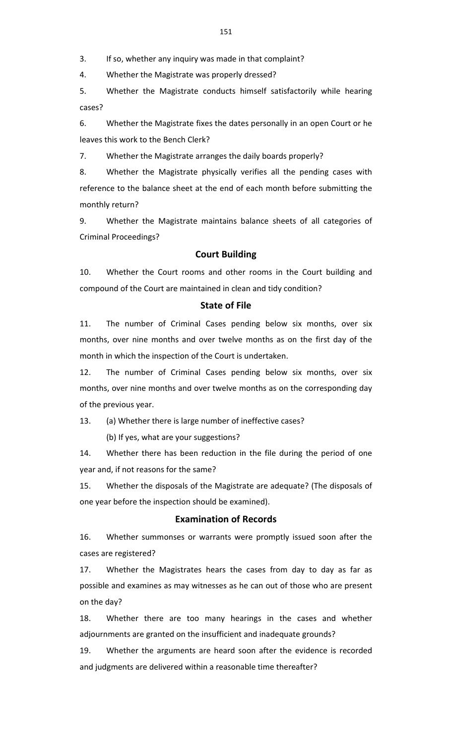3. If so, whether any inquiry was made in that complaint?

4. Whether the Magistrate was properly dressed?

5. Whether the Magistrate conducts himself satisfactorily while hearing cases?

6. Whether the Magistrate fixes the dates personally in an open Court or he leaves this work to the Bench Clerk?

7. Whether the Magistrate arranges the daily boards properly?

8. Whether the Magistrate physically verifies all the pending cases with reference to the balance sheet at the end of each month before submitting the monthly return?

9. Whether the Magistrate maintains balance sheets of all categories of Criminal Proceedings?

## Court Building

10. Whether the Court rooms and other rooms in the Court building and compound of the Court are maintained in clean and tidy condition?

## State of File

11. The number of Criminal Cases pending below six months, over six months, over nine months and over twelve months as on the first day of the month in which the inspection of the Court is undertaken.

12. The number of Criminal Cases pending below six months, over six months, over nine months and over twelve months as on the corresponding day of the previous year.

13. (a) Whether there is large number of ineffective cases?

    (b) If yes, what are your suggestions?

14. Whether there has been reduction in the file during the period of one year and, if not reasons for the same?

15. Whether the disposals of the Magistrate are adequate? (The disposals of one year before the inspection should be examined).

## Examination of Records

16. Whether summonses or warrants were promptly issued soon after the cases are registered?

17. Whether the Magistrates hears the cases from day to day as far as possible and examines as may witnesses as he can out of those who are present on the day?

18. Whether there are too many hearings in the cases and whether adjournments are granted on the insufficient and inadequate grounds?

19. Whether the arguments are heard soon after the evidence is recorded and judgments are delivered within a reasonable time thereafter?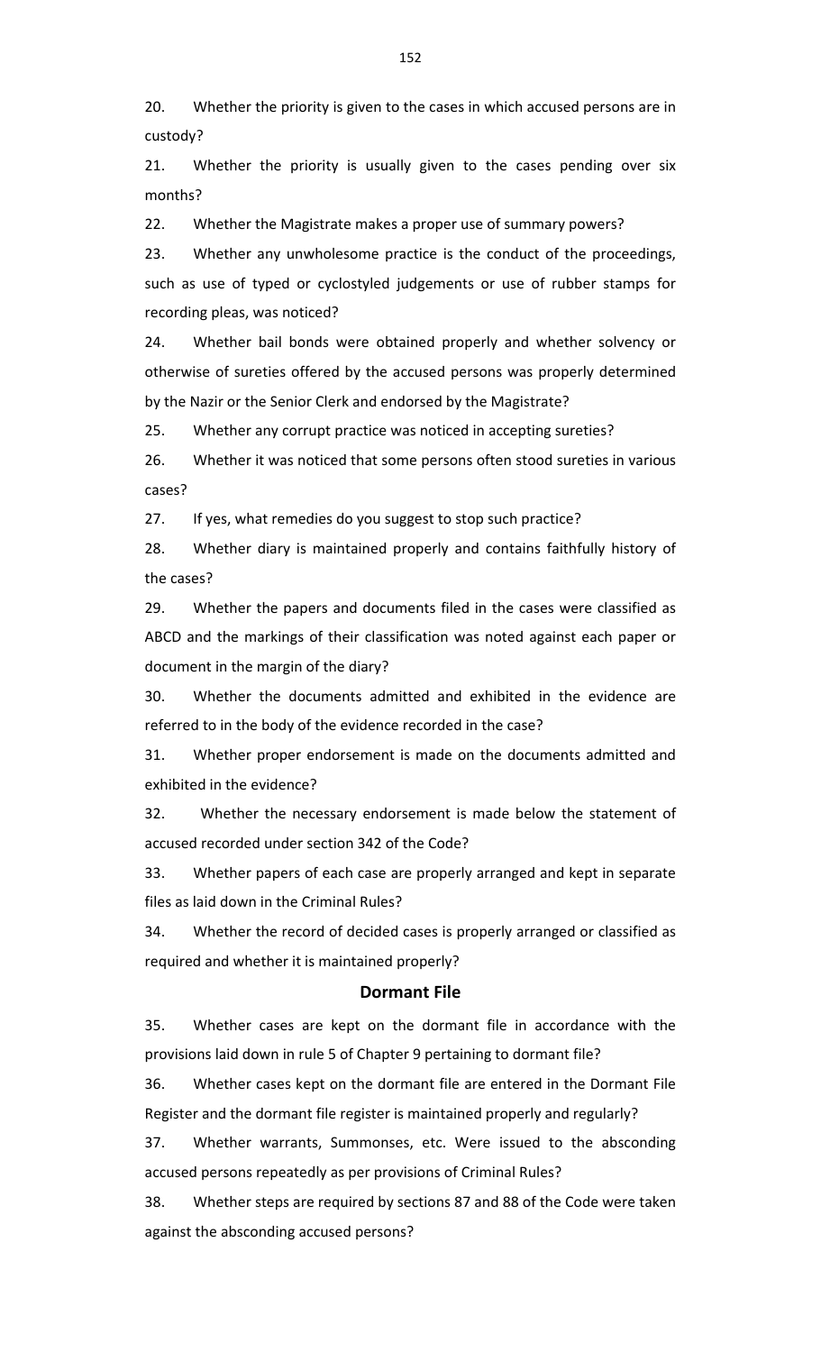20. Whether the priority is given to the cases in which accused persons are in custody?

21. Whether the priority is usually given to the cases pending over six months?

22. Whether the Magistrate makes a proper use of summary powers?

23. Whether any unwholesome practice is the conduct of the proceedings, such as use of typed or cyclostyled judgements or use of rubber stamps for recording pleas, was noticed?

24. Whether bail bonds were obtained properly and whether solvency or otherwise of sureties offered by the accused persons was properly determined by the Nazir or the Senior Clerk and endorsed by the Magistrate?

25. Whether any corrupt practice was noticed in accepting sureties?

26. Whether it was noticed that some persons often stood sureties in various cases?

27. If yes, what remedies do you suggest to stop such practice?

28. Whether diary is maintained properly and contains faithfully history of the cases?

29. Whether the papers and documents filed in the cases were classified as ABCD and the markings of their classification was noted against each paper or document in the margin of the diary?

30. Whether the documents admitted and exhibited in the evidence are referred to in the body of the evidence recorded in the case?

31. Whether proper endorsement is made on the documents admitted and exhibited in the evidence?

32. Whether the necessary endorsement is made below the statement of accused recorded under section 342 of the Code?

33. Whether papers of each case are properly arranged and kept in separate files as laid down in the Criminal Rules?

34. Whether the record of decided cases is properly arranged or classified as required and whether it is maintained properly?

## Dormant File

35. Whether cases are kept on the dormant file in accordance with the provisions laid down in rule 5 of Chapter 9 pertaining to dormant file?

36. Whether cases kept on the dormant file are entered in the Dormant File Register and the dormant file register is maintained properly and regularly?

37. Whether warrants, Summonses, etc. Were issued to the absconding accused persons repeatedly as per provisions of Criminal Rules?

38. Whether steps are required by sections 87 and 88 of the Code were taken against the absconding accused persons?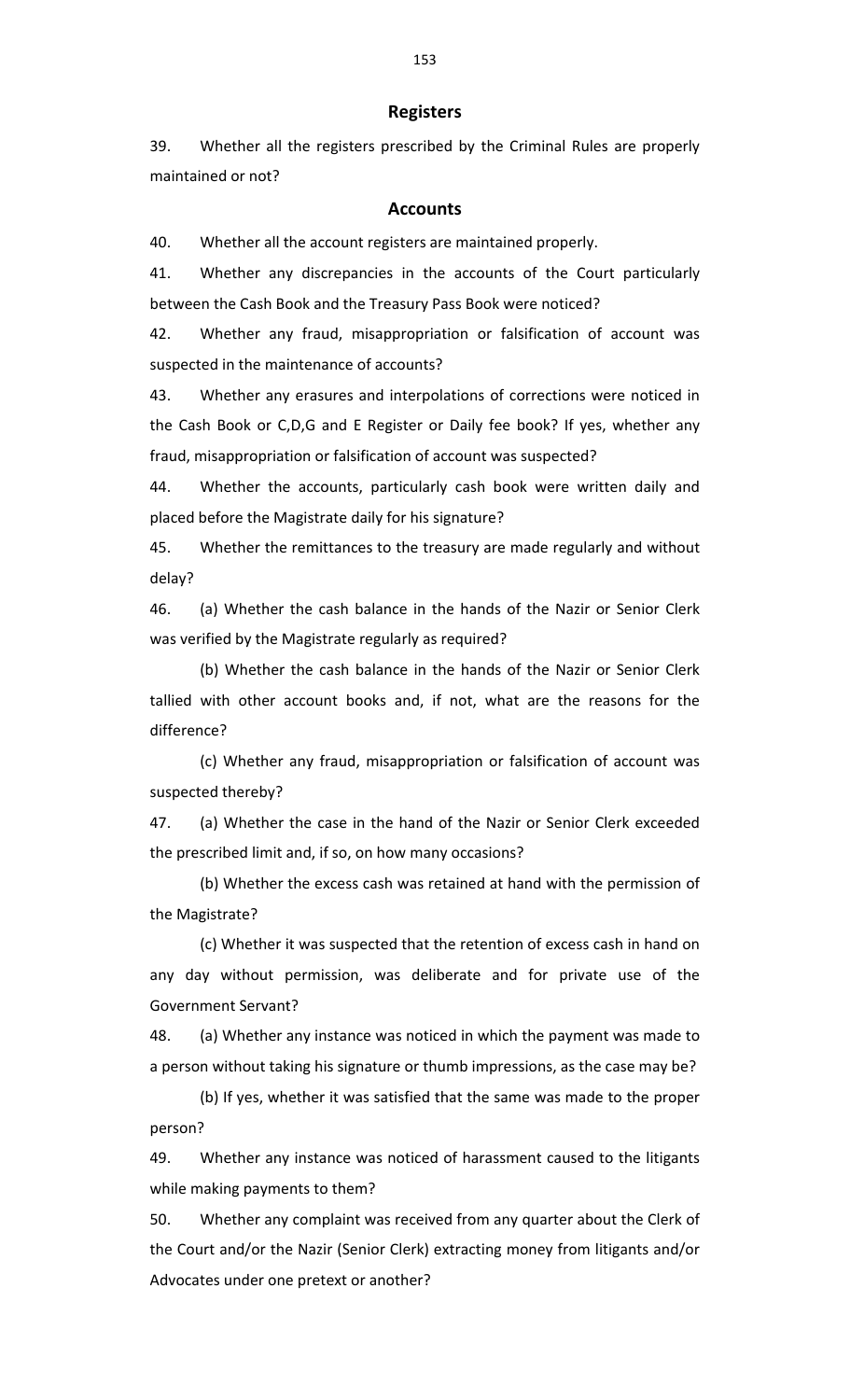## Registers

39. Whether all the registers prescribed by the Criminal Rules are properly maintained or not?

## Accounts

40. Whether all the account registers are maintained properly.

41. Whether any discrepancies in the accounts of the Court particularly between the Cash Book and the Treasury Pass Book were noticed?

42. Whether any fraud, misappropriation or falsification of account was suspected in the maintenance of accounts?

43. Whether any erasures and interpolations of corrections were noticed in the Cash Book or C,D,G and E Register or Daily fee book? If yes, whether any fraud, misappropriation or falsification of account was suspected?

44. Whether the accounts, particularly cash book were written daily and placed before the Magistrate daily for his signature?

45. Whether the remittances to the treasury are made regularly and without delay?

46. (a) Whether the cash balance in the hands of the Nazir or Senior Clerk was verified by the Magistrate regularly as required?

(b) Whether the cash balance in the hands of the Nazir or Senior Clerk tallied with other account books and, if not, what are the reasons for the difference?

(c) Whether any fraud, misappropriation or falsification of account was suspected thereby?

47. (a) Whether the case in the hand of the Nazir or Senior Clerk exceeded the prescribed limit and, if so, on how many occasions?

(b) Whether the excess cash was retained at hand with the permission of the Magistrate?

(c) Whether it was suspected that the retention of excess cash in hand on any day without permission, was deliberate and for private use of the Government Servant?

48. (a) Whether any instance was noticed in which the payment was made to a person without taking his signature or thumb impressions, as the case may be?

(b) If yes, whether it was satisfied that the same was made to the proper person?

49. Whether any instance was noticed of harassment caused to the litigants while making payments to them?

50. Whether any complaint was received from any quarter about the Clerk of the Court and/or the Nazir (Senior Clerk) extracting money from litigants and/or Advocates under one pretext or another?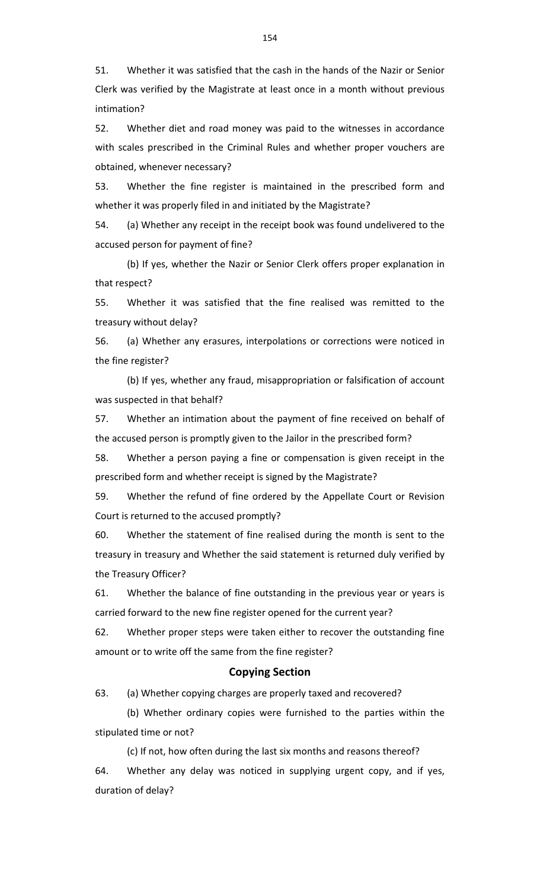51. Whether it was satisfied that the cash in the hands of the Nazir or Senior Clerk was verified by the Magistrate at least once in a month without previous intimation?

52. Whether diet and road money was paid to the witnesses in accordance with scales prescribed in the Criminal Rules and whether proper vouchers are obtained, whenever necessary?

53. Whether the fine register is maintained in the prescribed form and whether it was properly filed in and initiated by the Magistrate?

54. (a) Whether any receipt in the receipt book was found undelivered to the accused person for payment of fine?

(b) If yes, whether the Nazir or Senior Clerk offers proper explanation in that respect?

55. Whether it was satisfied that the fine realised was remitted to the treasury without delay?

56. (a) Whether any erasures, interpolations or corrections were noticed in the fine register?

(b) If yes, whether any fraud, misappropriation or falsification of account was suspected in that behalf?

57. Whether an intimation about the payment of fine received on behalf of the accused person is promptly given to the Jailor in the prescribed form?

58. Whether a person paying a fine or compensation is given receipt in the prescribed form and whether receipt is signed by the Magistrate?

59. Whether the refund of fine ordered by the Appellate Court or Revision Court is returned to the accused promptly?

60. Whether the statement of fine realised during the month is sent to the treasury in treasury and Whether the said statement is returned duly verified by the Treasury Officer?

61. Whether the balance of fine outstanding in the previous year or years is carried forward to the new fine register opened for the current year?

62. Whether proper steps were taken either to recover the outstanding fine amount or to write off the same from the fine register?

## Copying Section

63. (a) Whether copying charges are properly taxed and recovered?

(b) Whether ordinary copies were furnished to the parties within the stipulated time or not?

(c) If not, how often during the last six months and reasons thereof?

64. Whether any delay was noticed in supplying urgent copy, and if yes, duration of delay?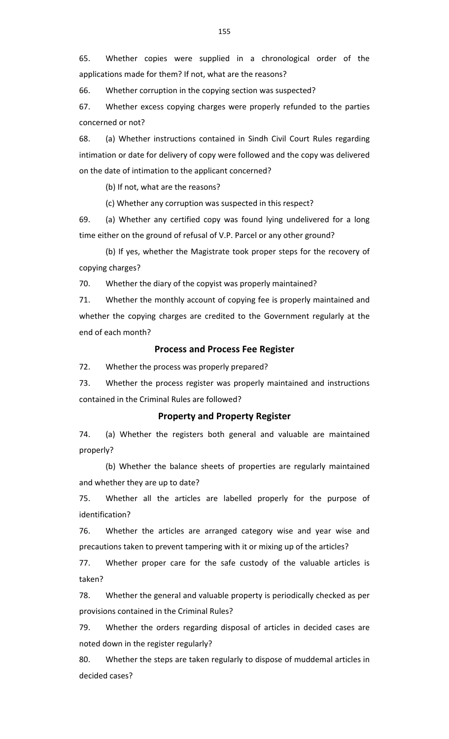65. Whether copies were supplied in a chronological order of the applications made for them? If not, what are the reasons?

66. Whether corruption in the copying section was suspected?

67. Whether excess copying charges were properly refunded to the parties concerned or not?

68. (a) Whether instructions contained in Sindh Civil Court Rules regarding intimation or date for delivery of copy were followed and the copy was delivered on the date of intimation to the applicant concerned?

(b) If not, what are the reasons?

(c) Whether any corruption was suspected in this respect?

69. (a) Whether any certified copy was found lying undelivered for a long time either on the ground of refusal of V.P. Parcel or any other ground?

(b) If yes, whether the Magistrate took proper steps for the recovery of copying charges?

70. Whether the diary of the copyist was properly maintained?

71. Whether the monthly account of copying fee is properly maintained and whether the copying charges are credited to the Government regularly at the end of each month?

## Process and Process Fee Register

72. Whether the process was properly prepared?

73. Whether the process register was properly maintained and instructions contained in the Criminal Rules are followed?

## Property and Property Register

74. (a) Whether the registers both general and valuable are maintained properly?

(b) Whether the balance sheets of properties are regularly maintained and whether they are up to date?

75. Whether all the articles are labelled properly for the purpose of identification?

76. Whether the articles are arranged category wise and year wise and precautions taken to prevent tampering with it or mixing up of the articles?

77. Whether proper care for the safe custody of the valuable articles is taken?

78. Whether the general and valuable property is periodically checked as per provisions contained in the Criminal Rules?

79. Whether the orders regarding disposal of articles in decided cases are noted down in the register regularly?

80. Whether the steps are taken regularly to dispose of muddemal articles in decided cases?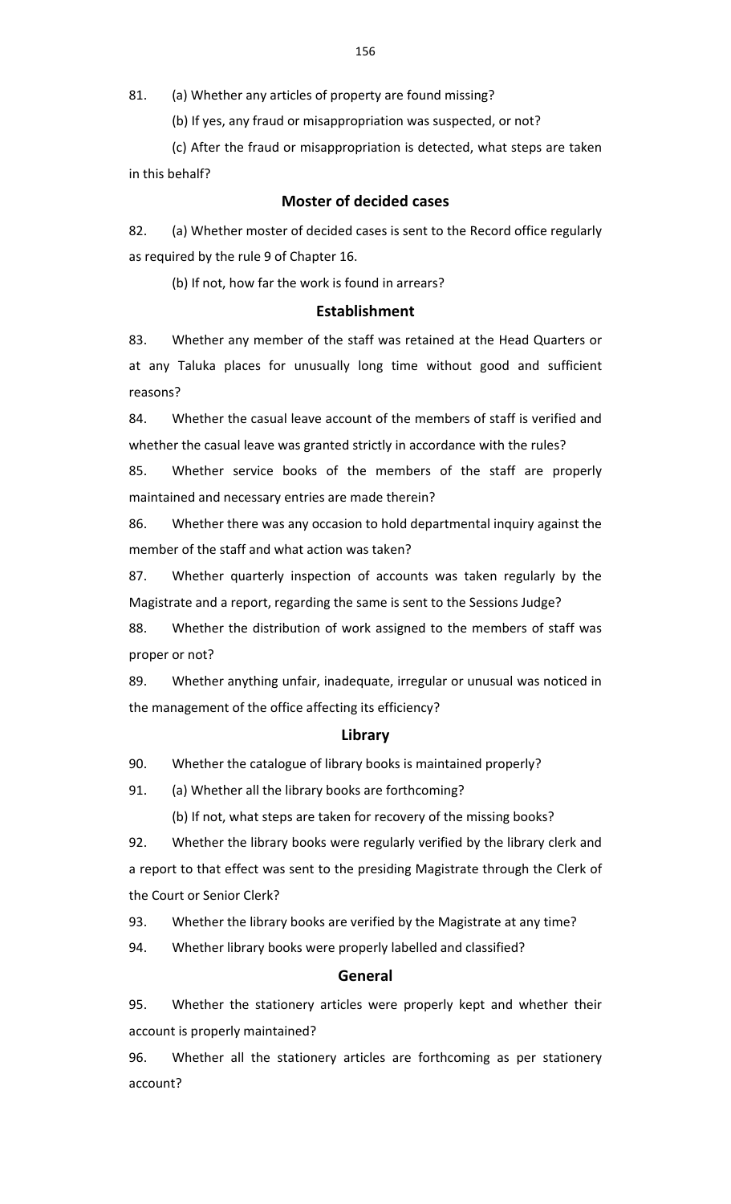81. (a) Whether any articles of property are found missing?

(b) If yes, any fraud or misappropriation was suspected, or not?

(c) After the fraud or misappropriation is detected, what steps are taken in this behalf?

## Moster of decided cases

82. (a) Whether moster of decided cases is sent to the Record office regularly as required by the rule 9 of Chapter 16.

(b) If not, how far the work is found in arrears?

## Establishment

83. Whether any member of the staff was retained at the Head Quarters or at any Taluka places for unusually long time without good and sufficient reasons?

84. Whether the casual leave account of the members of staff is verified and whether the casual leave was granted strictly in accordance with the rules?

85. Whether service books of the members of the staff are properly maintained and necessary entries are made therein?

86. Whether there was any occasion to hold departmental inquiry against the member of the staff and what action was taken?

87. Whether quarterly inspection of accounts was taken regularly by the Magistrate and a report, regarding the same is sent to the Sessions Judge?

88. Whether the distribution of work assigned to the members of staff was proper or not?

89. Whether anything unfair, inadequate, irregular or unusual was noticed in the management of the office affecting its efficiency?

## Library

90. Whether the catalogue of library books is maintained properly?

91. (a) Whether all the library books are forthcoming?

(b) If not, what steps are taken for recovery of the missing books?

92. Whether the library books were regularly verified by the library clerk and a report to that effect was sent to the presiding Magistrate through the Clerk of the Court or Senior Clerk?

93. Whether the library books are verified by the Magistrate at any time?

94. Whether library books were properly labelled and classified?

## General

95. Whether the stationery articles were properly kept and whether their account is properly maintained?

96. Whether all the stationery articles are forthcoming as per stationery account?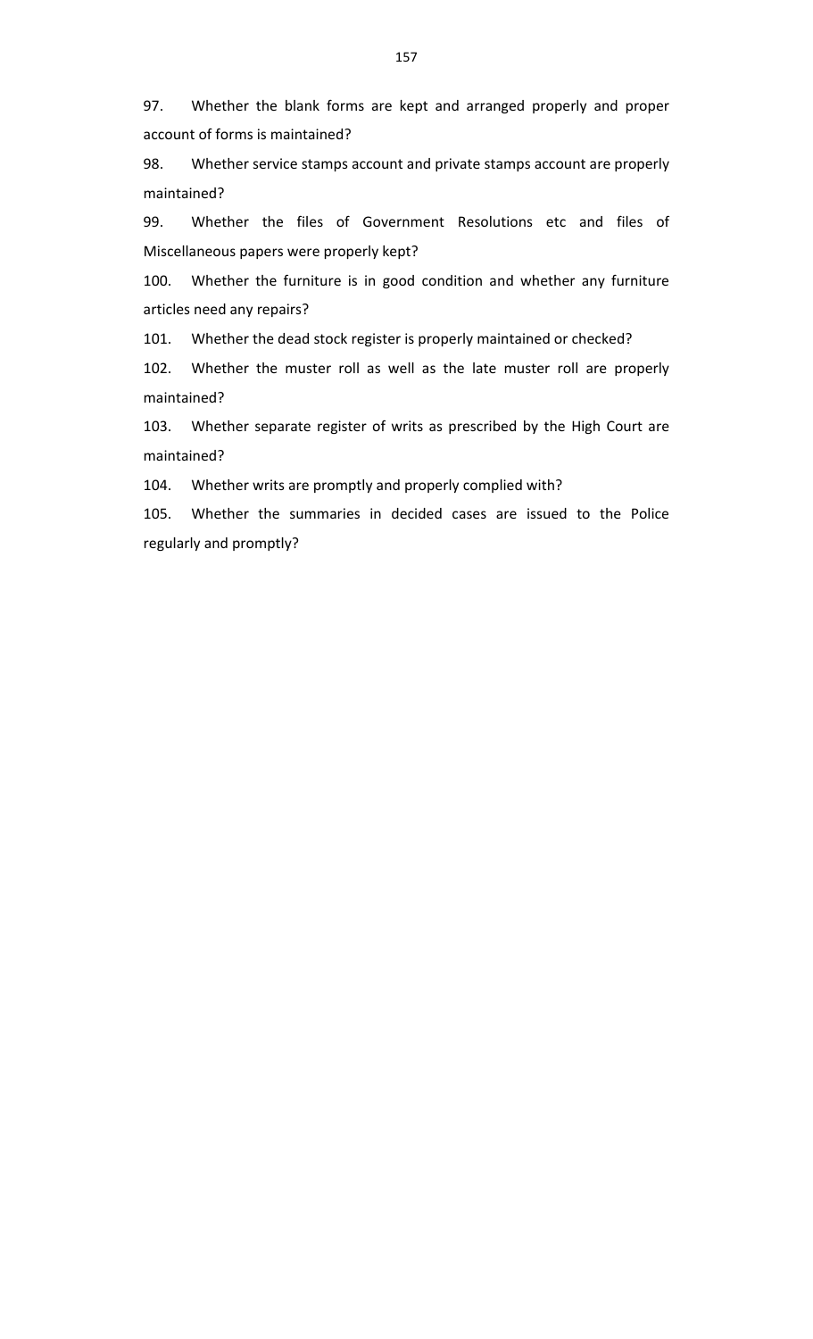97. Whether the blank forms are kept and arranged properly and proper account of forms is maintained?

98. Whether service stamps account and private stamps account are properly maintained?

99. Whether the files of Government Resolutions etc and files of Miscellaneous papers were properly kept?

100. Whether the furniture is in good condition and whether any furniture articles need any repairs?

101. Whether the dead stock register is properly maintained or checked?

102. Whether the muster roll as well as the late muster roll are properly maintained?

103. Whether separate register of writs as prescribed by the High Court are maintained?

104. Whether writs are promptly and properly complied with?

105. Whether the summaries in decided cases are issued to the Police regularly and promptly?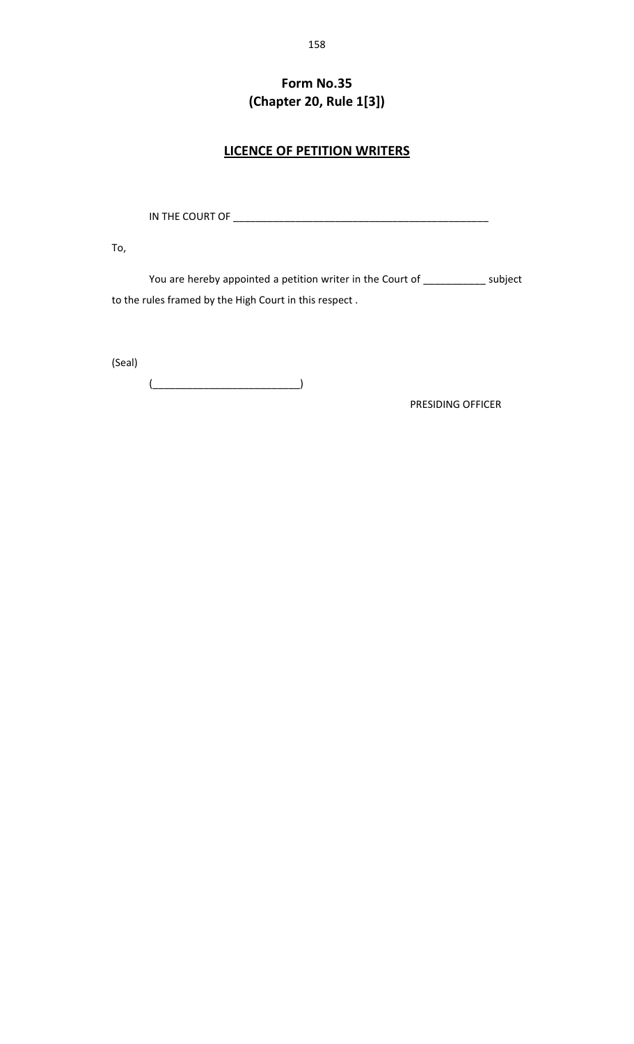# Form No.35
# (Chapter 20, Rule 1[3])

## LICENCE OF PETITION WRITERS

IN THE COURT OF ____________________________________________

To,

You are hereby appointed a petition writer in the Court of ___________ subject to the rules framed by the High Court in this respect .

(Seal)

(_________________________)

PRESIDING OFFICER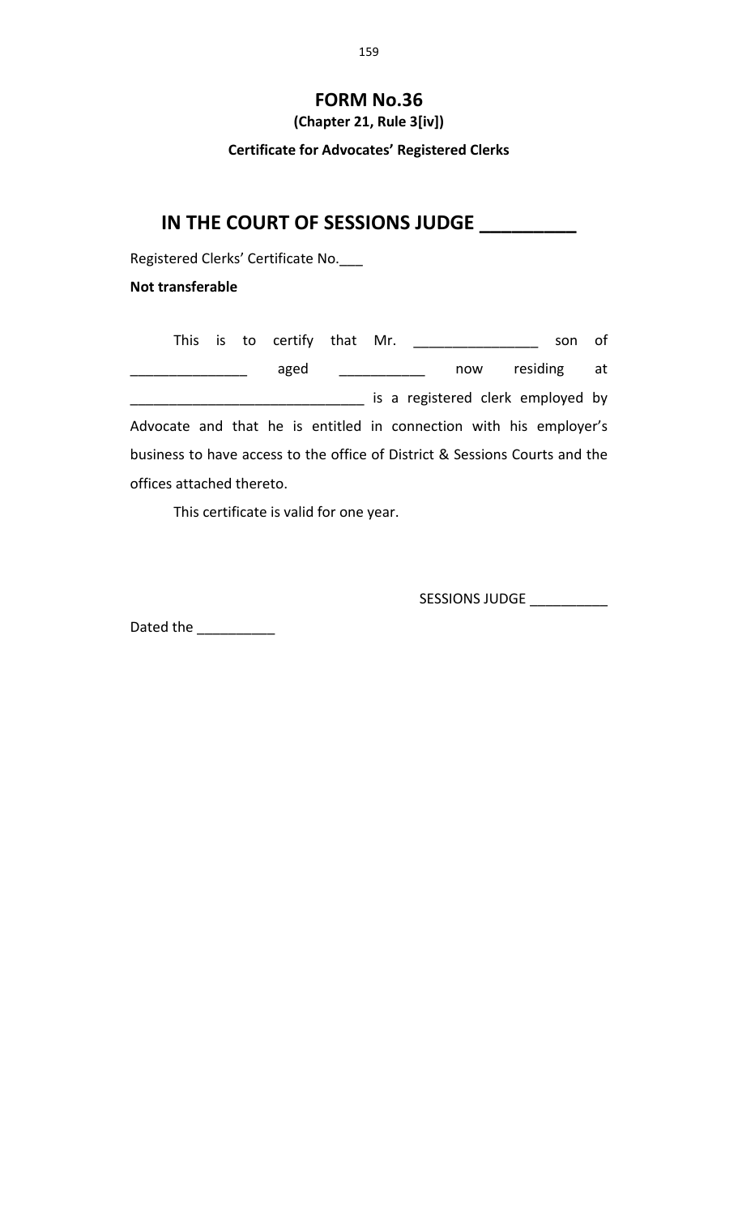# FORM No.36

**(Chapter 21, Rule 3[iv])**

**Certificate for Advocates' Registered Clerks**

## IN THE COURT OF SESSIONS JUDGE _________

Registered Clerks' Certificate No.___

**Not transferable**

This is to certify that Mr. _______________ son of _______________ aged ___________ now residing at _____________________________ is a registered clerk employed by Advocate and that he is entitled in connection with his employer's business to have access to the office of District & Sessions Courts and the offices attached thereto.

This certificate is valid for one year.

SESSIONS JUDGE __________

Dated the __________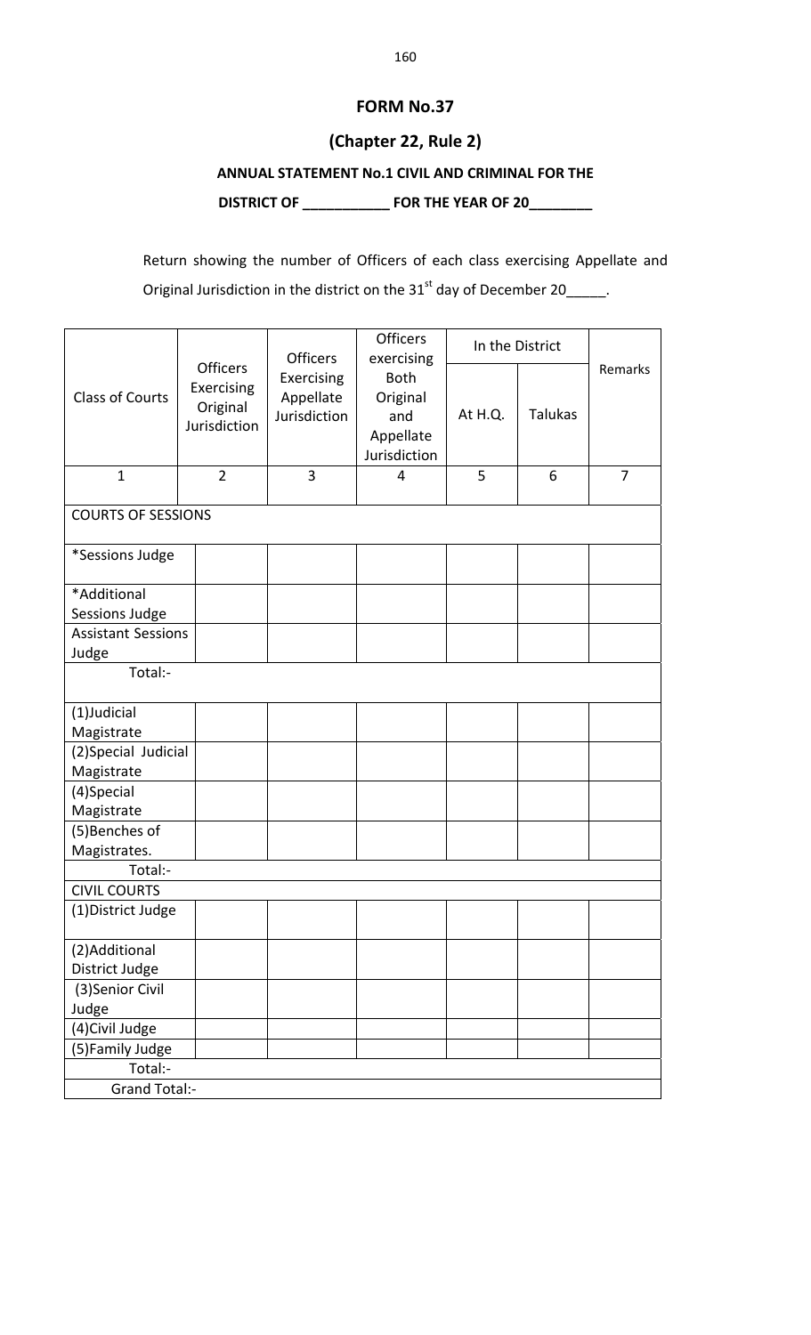## FORM No.37

### (Chapter 22, Rule 2)

**ANNUAL STATEMENT No.1 CIVIL AND CRIMINAL FOR THE DISTRICT OF ___________ FOR THE YEAR OF 20________**

Return showing the number of Officers of each class exercising Appellate and Original Jurisdiction in the district on the 31st day of December 20_____.

| Class of Courts | Officers Exercising Original Jurisdiction | Officers Exercising Appellate Jurisdiction | Officers exercising Both Original and Appellate Jurisdiction | In the District | | Remarks |
|---|---|---|---|---|---|---|
| | | | | At H.Q. | Talukas | |
| 1 | 2 | 3 | 4 | 5 | 6 | 7 |
| COURTS OF SESSIONS | | | | | | |
| *Sessions Judge | | | | | | |
| *Additional Sessions Judge | | | | | | |
| Assistant Sessions Judge | | | | | | |
| Total:- | | | | | | |
| (1)Judicial Magistrate | | | | | | |
| (2)Special Judicial Magistrate | | | | | | |
| (4)Special Magistrate | | | | | | |
| (5)Benches of Magistrates. | | | | | | |
| Total:- | | | | | | |
| CIVIL COURTS | | | | | | |
| (1)District Judge | | | | | | |
| (2)Additional District Judge | | | | | | |
| (3)Senior Civil Judge | | | | | | |
| (4)Civil Judge | | | | | | |
| (5)Family Judge | | | | | | |
| Total:- | | | | | | |
| Grand Total:- | | | | | | |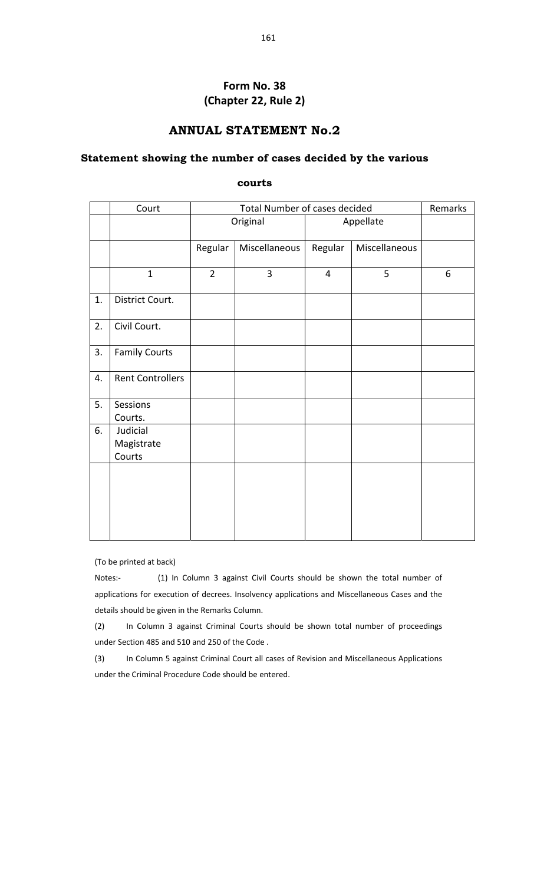# Form No. 38
## (Chapter 22, Rule 2)

## ANNUAL STATEMENT No.2

### Statement showing the number of cases decided by the various courts

| | Court | Total Number of cases decided | | | | Remarks |
|---|---|---|---|---|---|---|
| | | Original | | Appellate | | |
| | | Regular | Miscellaneous | Regular | Miscellaneous | |
| | 1 | 2 | 3 | 4 | 5 | 6 |
| 1. | District Court. | | | | | |
| 2. | Civil Court. | | | | | |
| 3. | Family Courts | | | | | |
| 4. | Rent Controllers | | | | | |
| 5. | Sessions Courts. | | | | | |
| 6. | Judicial Magistrate Courts | | | | | |
| | | | | | | |

(To be printed at back)

Notes:- (1) In Column 3 against Civil Courts should be shown the total number of applications for execution of decrees. Insolvency applications and Miscellaneous Cases and the details should be given in the Remarks Column.

(2) In Column 3 against Criminal Courts should be shown total number of proceedings under Section 485 and 510 and 250 of the Code .

(3) In Column 5 against Criminal Court all cases of Revision and Miscellaneous Applications under the Criminal Procedure Code should be entered.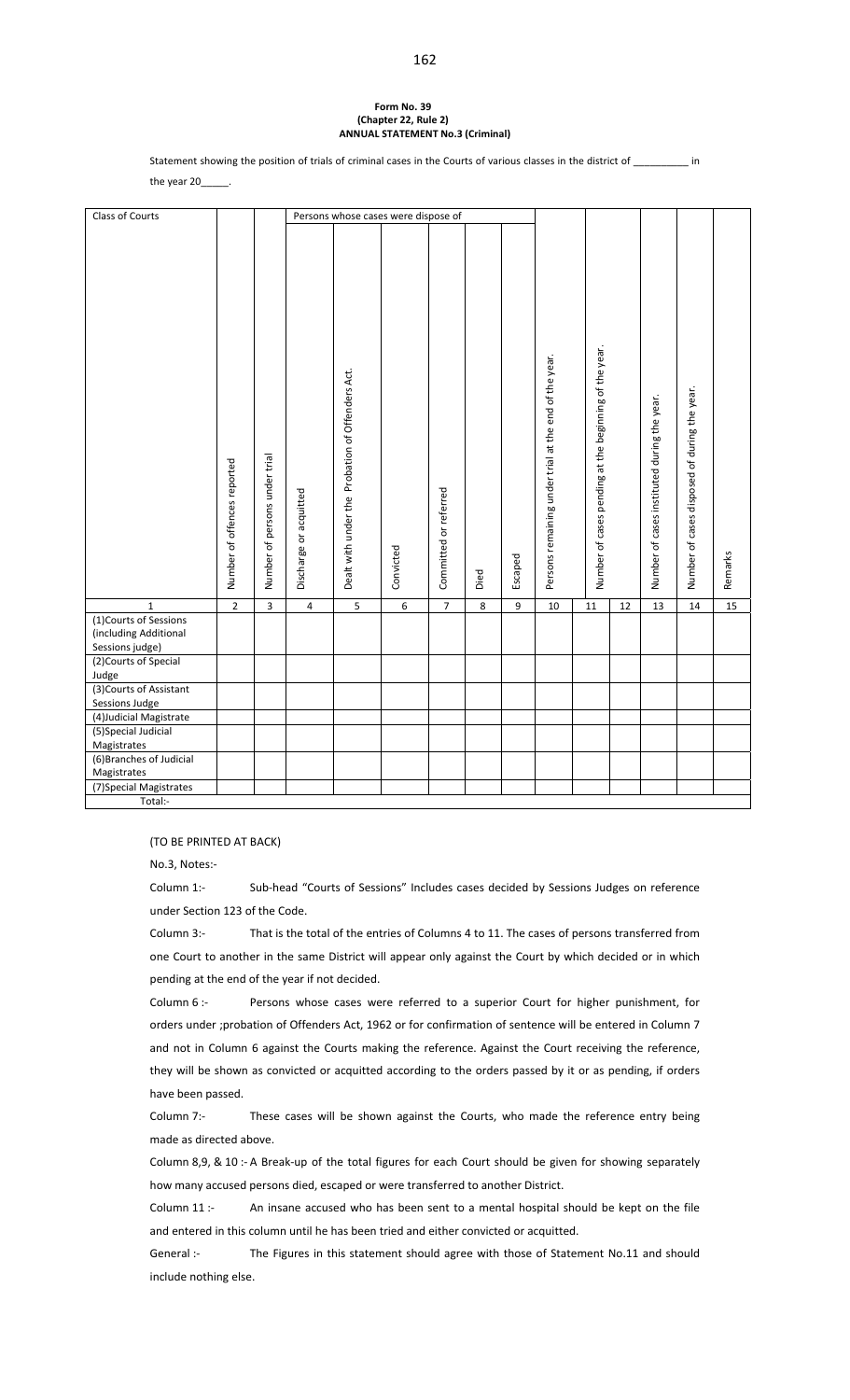**Form No. 39**
**(Chapter 22, Rule 2)**
**ANNUAL STATEMENT No.3 (Criminal)**

Statement showing the position of trials of criminal cases in the Courts of various classes in the district of __________ in the year 20_____.

| Class of Courts | | | Persons whose cases were dispose of | | | | | | | | | | | |
|---|---|---|---|---|---|---|---|---|---|---|---|---|---|---|
| | Number of offences reported | Number of persons under trial | Discharge or acquitted | Dealt with under the Probation of Offenders Act. | Convicted | Committed or referred | Died | Escaped | Persons remaining under trial at the end of the year. | Number of cases pending at the beginning of the year. | | Number of cases instituted during the year. | Number of cases disposed of during the year. | Remarks |
| 1 | 2 | 3 | 4 | 5 | 6 | 7 | 8 | 9 | 10 | 11 | 12 | 13 | 14 | 15 |
| (1)Courts of Sessions (including Additional Sessions judge) | | | | | | | | | | | | | | |
| (2)Courts of Special Judge | | | | | | | | | | | | | | |
| (3)Courts of Assistant Sessions Judge | | | | | | | | | | | | | | |
| (4)Judicial Magistrate | | | | | | | | | | | | | | |
| (5)Special Judicial Magistrates | | | | | | | | | | | | | | |
| (6)Branches of Judicial Magistrates | | | | | | | | | | | | | | |
| (7)Special Magistrates | | | | | | | | | | | | | | |
| Total:- | | | | | | | | | | | | | | |

(TO BE PRINTED AT BACK)

No.3, Notes:-

Column 1:- Sub-head "Courts of Sessions" Includes cases decided by Sessions Judges on reference under Section 123 of the Code.

Column 3:- That is the total of the entries of Columns 4 to 11. The cases of persons transferred from one Court to another in the same District will appear only against the Court by which decided or in which pending at the end of the year if not decided.

Column 6 :- Persons whose cases were referred to a superior Court for higher punishment, for orders under ;probation of Offenders Act, 1962 or for confirmation of sentence will be entered in Column 7 and not in Column 6 against the Courts making the reference. Against the Court receiving the reference, they will be shown as convicted or acquitted according to the orders passed by it or as pending, if orders have been passed.

Column 7:- These cases will be shown against the Courts, who made the reference entry being made as directed above.

Column 8,9, & 10 :- A Break-up of the total figures for each Court should be given for showing separately how many accused persons died, escaped or were transferred to another District.

Column 11 :- An insane accused who has been sent to a mental hospital should be kept on the file and entered in this column until he has been tried and either convicted or acquitted.

General :- The Figures in this statement should agree with those of Statement No.11 and should include nothing else.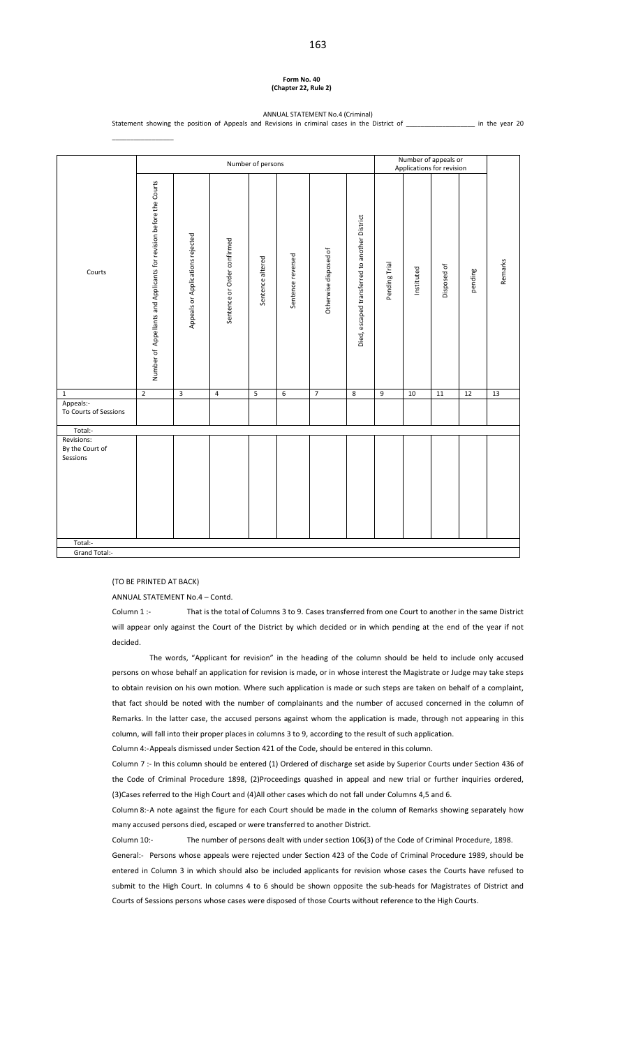**Form No. 40**
**(Chapter 22, Rule 2)**

ANNUAL STATEMENT No.4 (Criminal)

Statement showing the position of Appeals and Revisions in criminal cases in the District of ________________ in the year 20 ________________

| Courts | Number of persons | | | | | | | Number of appeals or Applications for revision | | | | Remarks |
|---|---|---|---|---|---|---|---|---|---|---|---|---|
| | Number of Appellants and Applicants for revision before the Courts | Appeals or Applications rejected | Sentence or Order confirmed | Sentence altered | Sentence reversed | Otherwise disposed of | Died, escaped transferred to another District | Pending Trial | Instituted | Disposed of | pending | |
| 1 | 2 | 3 | 4 | 5 | 6 | 7 | 8 | 9 | 10 | 11 | 12 | 13 |
| Appeals:- To Courts of Sessions | | | | | | | | | | | | |
| Total:- | | | | | | | | | | | | |
| Revisions: By the Court of Sessions | | | | | | | | | | | | |
| Total:- | | | | | | | | | | | | |
| Grand Total:- | | | | | | | | | | | | |

(TO BE PRINTED AT BACK)

ANNUAL STATEMENT No.4 – Contd.

Column 1 :- That is the total of Columns 3 to 9. Cases transferred from one Court to another in the same District will appear only against the Court of the District by which decided or in which pending at the end of the year if not decided.

The words, "Applicant for revision" in the heading of the column should be held to include only accused persons on whose behalf an application for revision is made, or in whose interest the Magistrate or Judge may take steps to obtain revision on his own motion. Where such application is made or such steps are taken on behalf of a complaint, that fact should be noted with the number of complainants and the number of accused concerned in the column of Remarks. In the latter case, the accused persons against whom the application is made, through not appearing in this column, will fall into their proper places in columns 3 to 9, according to the result of such application.

Column 4:-Appeals dismissed under Section 421 of the Code, should be entered in this column.

Column 7 :- In this column should be entered (1) Ordered of discharge set aside by Superior Courts under Section 436 of the Code of Criminal Procedure 1898, (2)Proceedings quashed in appeal and new trial or further inquiries ordered, (3)Cases referred to the High Court and (4)All other cases which do not fall under Columns 4,5 and 6.

Column 8:-A note against the figure for each Court should be made in the column of Remarks showing separately how many accused persons died, escaped or were transferred to another District.

Column 10:- The number of persons dealt with under section 106(3) of the Code of Criminal Procedure, 1898.

General:- Persons whose appeals were rejected under Section 423 of the Code of Criminal Procedure 1989, should be entered in Column 3 in which should also be included applicants for revision whose cases the Courts have refused to submit to the High Court. In columns 4 to 6 should be shown opposite the sub-heads for Magistrates of District and Courts of Sessions persons whose cases were disposed of those Courts without reference to the High Courts.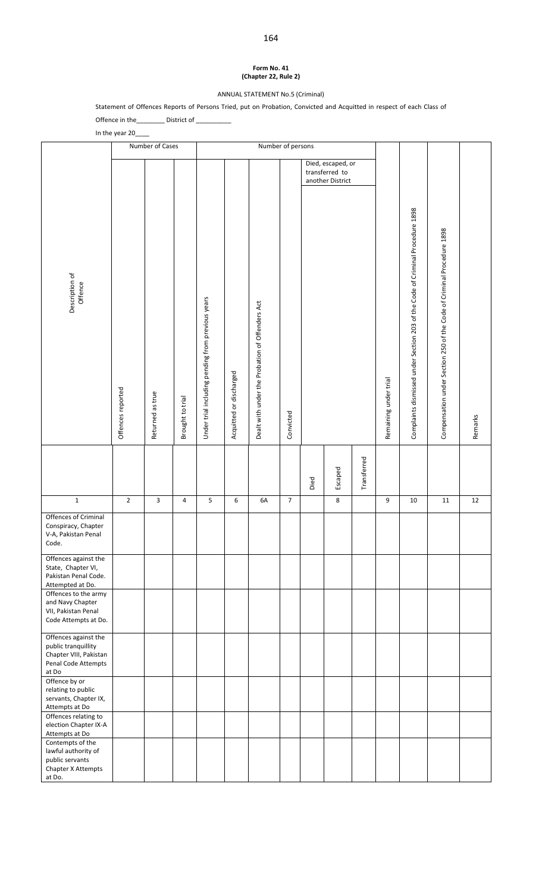**Form No. 41**
**(Chapter 22, Rule 2)**

ANNUAL STATEMENT No.5 (Criminal)

Statement of Offences Reports of Persons Tried, put on Probation, Convicted and Acquitted in respect of each Class of Offence in the________ District of __________

In the year 20____

| Description of Offence | Number of Cases | | | Number of persons | | | | | | | | | | |
|---|---|---|---|---|---|---|---|---|---|---|---|---|---|---|
| | | | | | | | | Died, escaped, or transferred to another District | | | | | | |
| | Offences reported | Returned as true | Brought to trial | Under trial including pending from previous years | Acquitted or discharged | Dealt with under the Probation of Offenders Act | Convicted | Died | Escaped | Transferred | Remaining under trial | Complaints dismissed under Section 203 of the Code of Criminal Procedure 1898 | Compensation under Section 250 of the Code of Criminal Procedure 1898 | Remarks |
| 1 | 2 | 3 | 4 | 5 | 6 | 6A | 7 | | 8 | | 9 | 10 | 11 | 12 |
| Offences of Criminal Conspiracy, Chapter V-A, Pakistan Penal Code. | | | | | | | | | | | | | | |
| Offences against the State, Chapter VI, Pakistan Penal Code. Attempted at Do. | | | | | | | | | | | | | | |
| Offences to the army and Navy Chapter VII, Pakistan Penal Code Attempts at Do. | | | | | | | | | | | | | | |
| Offences against the public tranquillity Chapter VIII, Pakistan Penal Code Attempts at Do | | | | | | | | | | | | | | |
| Offence by or relating to public servants, Chapter IX, Attempts at Do | | | | | | | | | | | | | | |
| Offences relating to election Chapter IX-A Attempts at Do | | | | | | | | | | | | | | |
| Contempts of the lawful authority of public servants Chapter X Attempts at Do. | | | | | | | | | | | | | | |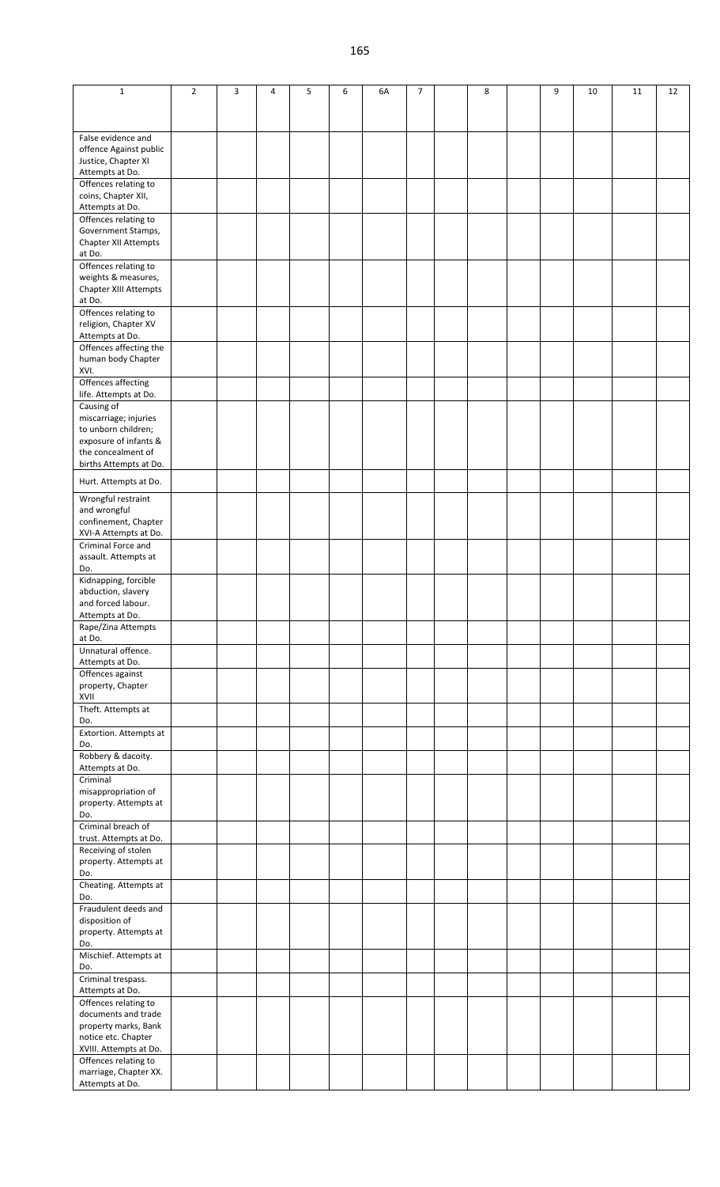| 1 | 2 | 3 | 4 | 5 | 6 | 6A | 7 | | 8 | | 9 | 10 | 11 | 12 |
|---|---|---|---|---|---|---|---|---|---|---|---|---|---|---|
| False evidence and offence Against public Justice, Chapter XI Attempts at Do. | | | | | | | | | | | | | | |
| Offences relating to coins, Chapter XII, Attempts at Do. | | | | | | | | | | | | | | |
| Offences relating to Government Stamps, Chapter XII Attempts at Do. | | | | | | | | | | | | | | |
| Offences relating to weights & measures, Chapter XIII Attempts at Do. | | | | | | | | | | | | | | |
| Offences relating to religion, Chapter XV Attempts at Do. | | | | | | | | | | | | | | |
| Offences affecting the human body Chapter XVI. | | | | | | | | | | | | | | |
| Offences affecting life. Attempts at Do. | | | | | | | | | | | | | | |
| Causing of miscarriage; injuries to unborn children; exposure of infants & the concealment of births Attempts at Do. | | | | | | | | | | | | | | |
| Hurt. Attempts at Do. | | | | | | | | | | | | | | |
| Wrongful restraint and wrongful confinement, Chapter XVI-A Attempts at Do. | | | | | | | | | | | | | | |
| Criminal Force and assault. Attempts at Do. | | | | | | | | | | | | | | |
| Kidnapping, forcible abduction, slavery and forced labour. Attempts at Do. | | | | | | | | | | | | | | |
| Rape/Zina Attempts at Do. | | | | | | | | | | | | | | |
| Unnatural offence. Attempts at Do. | | | | | | | | | | | | | | |
| Offences against property, Chapter XVII | | | | | | | | | | | | | | |
| Theft. Attempts at Do. | | | | | | | | | | | | | | |
| Extortion. Attempts at Do. | | | | | | | | | | | | | | |
| Robbery & dacoity. Attempts at Do. | | | | | | | | | | | | | | |
| Criminal misappropriation of property. Attempts at Do. | | | | | | | | | | | | | | |
| Criminal breach of trust. Attempts at Do. | | | | | | | | | | | | | | |
| Receiving of stolen property. Attempts at Do. | | | | | | | | | | | | | | |
| Cheating. Attempts at Do. | | | | | | | | | | | | | | |
| Fraudulent deeds and disposition of property. Attempts at Do. | | | | | | | | | | | | | | |
| Mischief. Attempts at Do. | | | | | | | | | | | | | | |
| Criminal trespass. Attempts at Do. | | | | | | | | | | | | | | |
| Offences relating to documents and trade property marks, Bank notice etc. Chapter XVIII. Attempts at Do. | | | | | | | | | | | | | | |
| Offences relating to marriage, Chapter XX. Attempts at Do. | | | | | | | | | | | | | | |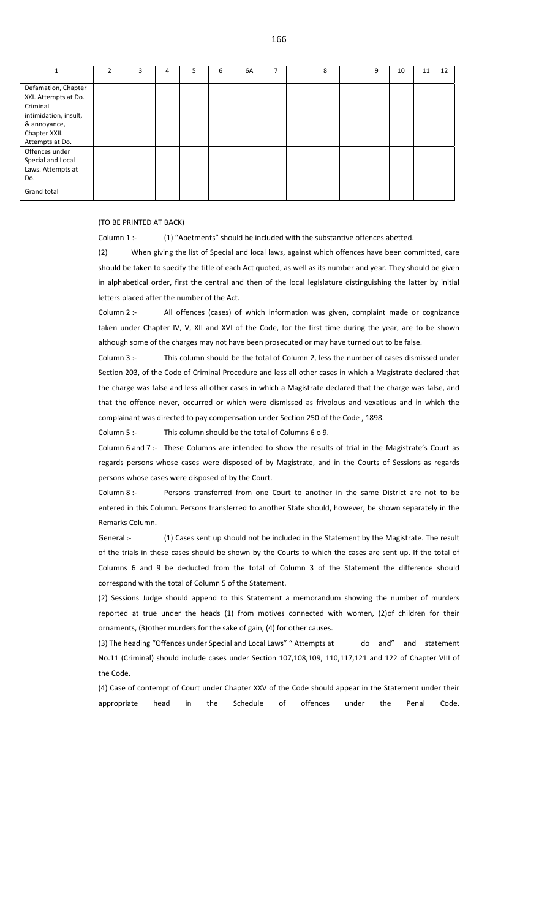| 1 | 2 | 3 | 4 | 5 | 6 | 6A | 7 | | 8 | | 9 | 10 | 11 | 12 |
|---|---|---|---|---|---|---|---|---|---|---|---|---|---|---|
| Defamation, Chapter XXI. Attempts at Do. | | | | | | | | | | | | | | |
| Criminal intimidation, insult, & annoyance, Chapter XXII. Attempts at Do. | | | | | | | | | | | | | | |
| Offences under Special and Local Laws. Attempts at Do. | | | | | | | | | | | | | | |
| Grand total | | | | | | | | | | | | | | |

(TO BE PRINTED AT BACK)

Column 1 :- (1) "Abetments" should be included with the substantive offences abetted.

(2) When giving the list of Special and local laws, against which offences have been committed, care should be taken to specify the title of each Act quoted, as well as its number and year. They should be given in alphabetical order, first the central and then of the local legislature distinguishing the latter by initial letters placed after the number of the Act.

Column 2 :- All offences (cases) of which information was given, complaint made or cognizance taken under Chapter IV, V, XII and XVI of the Code, for the first time during the year, are to be shown although some of the charges may not have been prosecuted or may have turned out to be false.

Column 3 :- This column should be the total of Column 2, less the number of cases dismissed under Section 203, of the Code of Criminal Procedure and less all other cases in which a Magistrate declared that the charge was false and less all other cases in which a Magistrate declared that the charge was false, and that the offence never, occurred or which were dismissed as frivolous and vexatious and in which the complainant was directed to pay compensation under Section 250 of the Code , 1898.

Column 5 :- This column should be the total of Columns 6 o 9.

Column 6 and 7 :- These Columns are intended to show the results of trial in the Magistrate's Court as regards persons whose cases were disposed of by Magistrate, and in the Courts of Sessions as regards persons whose cases were disposed of by the Court.

Column 8 :- Persons transferred from one Court to another in the same District are not to be entered in this Column. Persons transferred to another State should, however, be shown separately in the Remarks Column.

General :- (1) Cases sent up should not be included in the Statement by the Magistrate. The result of the trials in these cases should be shown by the Courts to which the cases are sent up. If the total of Columns 6 and 9 be deducted from the total of Column 3 of the Statement the difference should correspond with the total of Column 5 of the Statement.

(2) Sessions Judge should append to this Statement a memorandum showing the number of murders reported at true under the heads (1) from motives connected with women, (2)of children for their ornaments, (3)other murders for the sake of gain, (4) for other causes.

(3) The heading "Offences under Special and Local Laws" " Attempts at do and" and statement No.11 (Criminal) should include cases under Section 107,108,109, 110,117,121 and 122 of Chapter VIII of the Code.

(4) Case of contempt of Court under Chapter XXV of the Code should appear in the Statement under their appropriate head in the Schedule of offences under the Penal Code.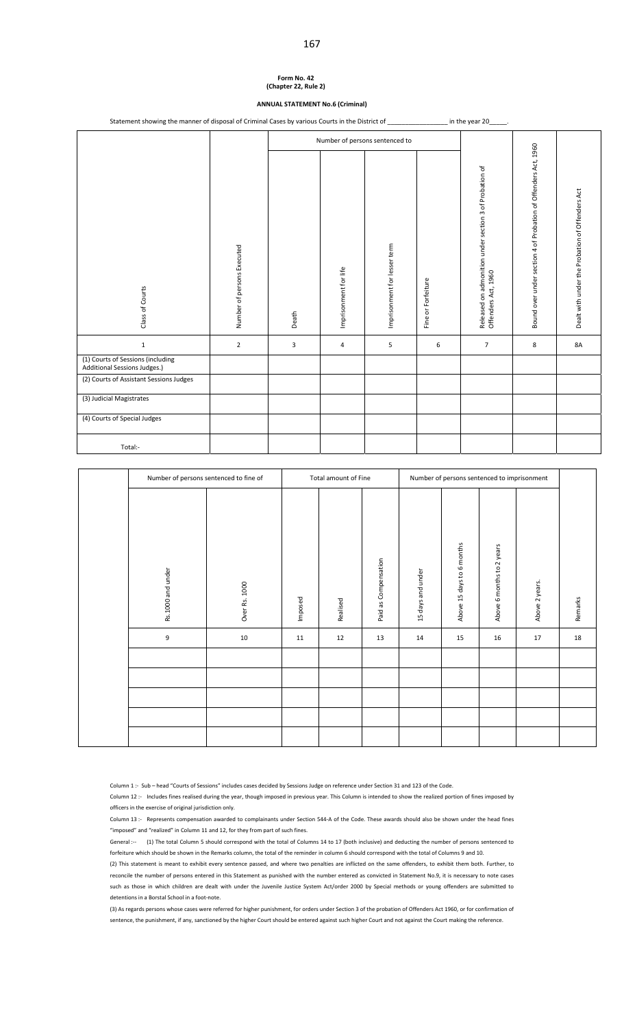**Form No. 42**
**(Chapter 22, Rule 2)**

**ANNUAL STATEMENT No.6 (Criminal)**

Statement showing the manner of disposal of Criminal Cases by various Courts in the District of _________________ in the year 20_____.

| Class of Courts | Number of persons Executed | Number of persons sentenced to | | | | Released on admoniton under section 3 of Probation of Offenders Act, 1960 | Bound over under section 4 of Probation of Offenders Act, 1960 | Dealt with under the Probation of Offenders Act |
|---|---|---|---|---|---|---|---|---|
| | | Death | Imprisonment for life | Imprisonment for lesser term | Fine or Forfeiture | | | |
| 1 | 2 | 3 | 4 | 5 | 6 | 7 | 8 | 8A |
| (1) Courts of Sessions (including Additional Sessions Judges.) | | | | | | | | |
| (2) Courts of Assistant Sessions Judges | | | | | | | | |
| (3) Judicial Magistrates | | | | | | | | |
| (4) Courts of Special Judges | | | | | | | | |
| Total:- | | | | | | | | |

| | Number of persons sentenced to fine of | | Total amount of Fine | | | Number of persons sentenced to imprisonment | | | | Remarks |
|---|---|---|---|---|---|---|---|---|---|---|
| | Rs.1000 and under | Over Rs. 1000 | Imposed | Realised | Paid as Compensation | 15 days and under | Above 15 days to 6 months | Above 6 months to 2 years | Above 2 years. | |
| | 9 | 10 | 11 | 12 | 13 | 14 | 15 | 16 | 17 | 18 |
| | | | | | | | | | | |
| | | | | | | | | | | |
| | | | | | | | | | | |
| | | | | | | | | | | |
| | | | | | | | | | | |

Column 1 :- Sub – head "Courts of Sessions" includes cases decided by Sessions Judge on reference under Section 31 and 123 of the Code.

Column 12 :- Includes fines realised during the year, though imposed in previous year. This Column is intended to show the realized portion of fines imposed by officers in the exercise of original jurisdiction only.

Column 13 :- Represents compensation awarded to complainants under Section 544-A of the Code. These awards should also be shown under the head fines "imposed" and "realized" in Column 11 and 12, for they from part of such fines.

General :-- (1) The total Column 5 should correspond with the total of Columns 14 to 17 (both inclusive) and deducting the number of persons sentenced to forfeiture which should be shown in the Remarks column, the total of the reminder in column 6 should correspond with the total of Columns 9 and 10.

(2) This statement is meant to exhibit every sentence passed, and where two penalties are inflicted on the same offenders, to exhibit them both. Further, to reconcile the number of persons entered in this Statement as punished with the number entered as convicted in Statement No.9, it is necessary to note cases such as those in which children are dealt with under the Juvenile Justice System Act/order 2000 by Special methods or young offenders are submitted to detentions in a Borstal School in a foot-note.

(3) As regards persons whose cases were referred for higher punishment, for orders under Section 3 of the probation of Offenders Act 1960, or for confirmation of sentence, the punishment, if any, sanctioned by the higher Court should be entered against such higher Court and not against the Court making the reference.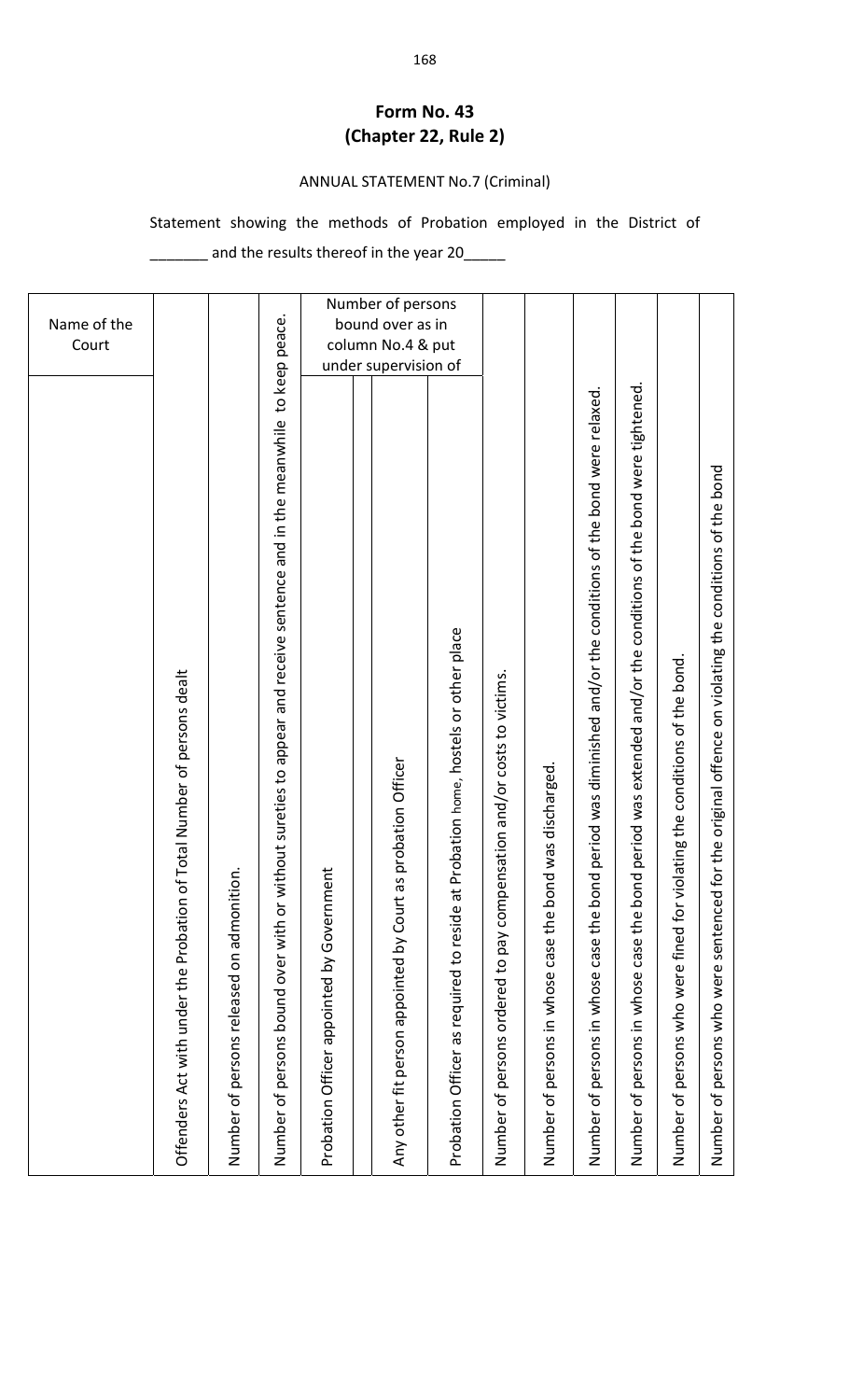# Form No. 43
## (Chapter 22, Rule 2)

ANNUAL STATEMENT No.7 (Criminal)

Statement showing the methods of Probation employed in the District of _______ and the results thereof in the year 20_____

| Name of the Court | | | | Number of persons bound over as in column No.4 & put under supervision of | | | | | | | | | | |
|---|---|---|---|---|---|---|---|---|---|---|---|---|---|---|
| | Offenders Act with under the Probation of Total Number of persons dealt | Number of persons released on admonition. | Number of persons bound over with or without sureties to appear and receive sentence and in the meanwhile to keep peace. | Probation Officer appointed by Government | | Any other fit person appointed by Court as probation Officer | Probation Officer as required to reside at Probation home, hostels or other place | Number of persons ordered to pay compensation and/or costs to victims. | Number of persons in whose case the bond was discharged. | Number of persons in whose case the bond period was diminished and/or the conditions of the bond were relaxed. | Number of persons in whose case the bond period was extended and/or the conditions of the bond were tightened. | Number of persons who were fined for violating the conditions of the bond. | Number of persons who were sentenced for the original offence on violating the conditions of the bond | |
| | | | | | | | | | | | | | | |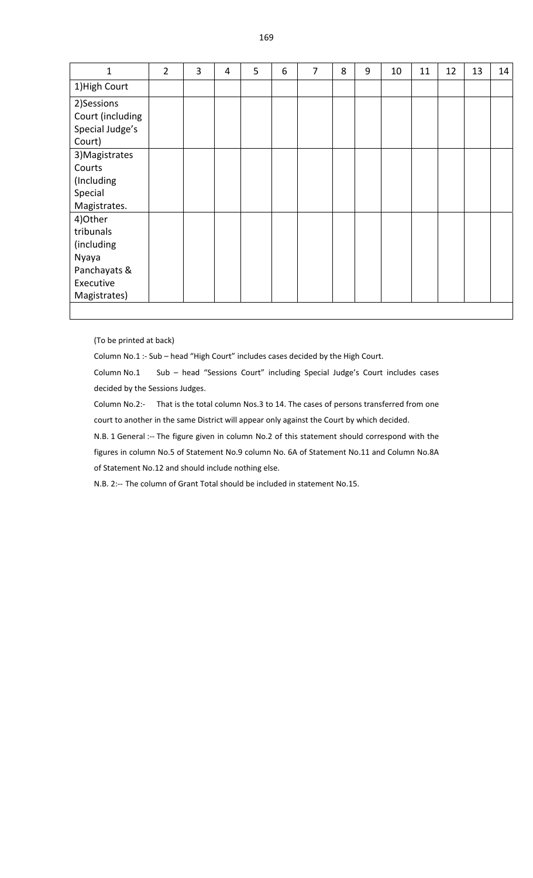| 1 | 2 | 3 | 4 | 5 | 6 | 7 | 8 | 9 | 10 | 11 | 12 | 13 | 14 |
|---|---|---|---|---|---|---|---|---|---|---|---|---|---|
| 1)High Court | | | | | | | | | | | | | |
| 2)Sessions Court (including Special Judge's Court) | | | | | | | | | | | | | |
| 3)Magistrates Courts (Including Special Magistrates. | | | | | | | | | | | | | |
| 4)Other tribunals (including Nyaya Panchayats & Executive Magistrates) | | | | | | | | | | | | | |
| | | | | | | | | | | | | | |

(To be printed at back)

Column No.1 :- Sub – head "High Court" includes cases decided by the High Court.

Column No.1 Sub – head "Sessions Court" including Special Judge's Court includes cases decided by the Sessions Judges.

Column No.2:- That is the total column Nos.3 to 14. The cases of persons transferred from one court to another in the same District will appear only against the Court by which decided.

N.B. 1 General :-- The figure given in column No.2 of this statement should correspond with the figures in column No.5 of Statement No.9 column No. 6A of Statement No.11 and Column No.8A of Statement No.12 and should include nothing else.

N.B. 2:-- The column of Grant Total should be included in statement No.15.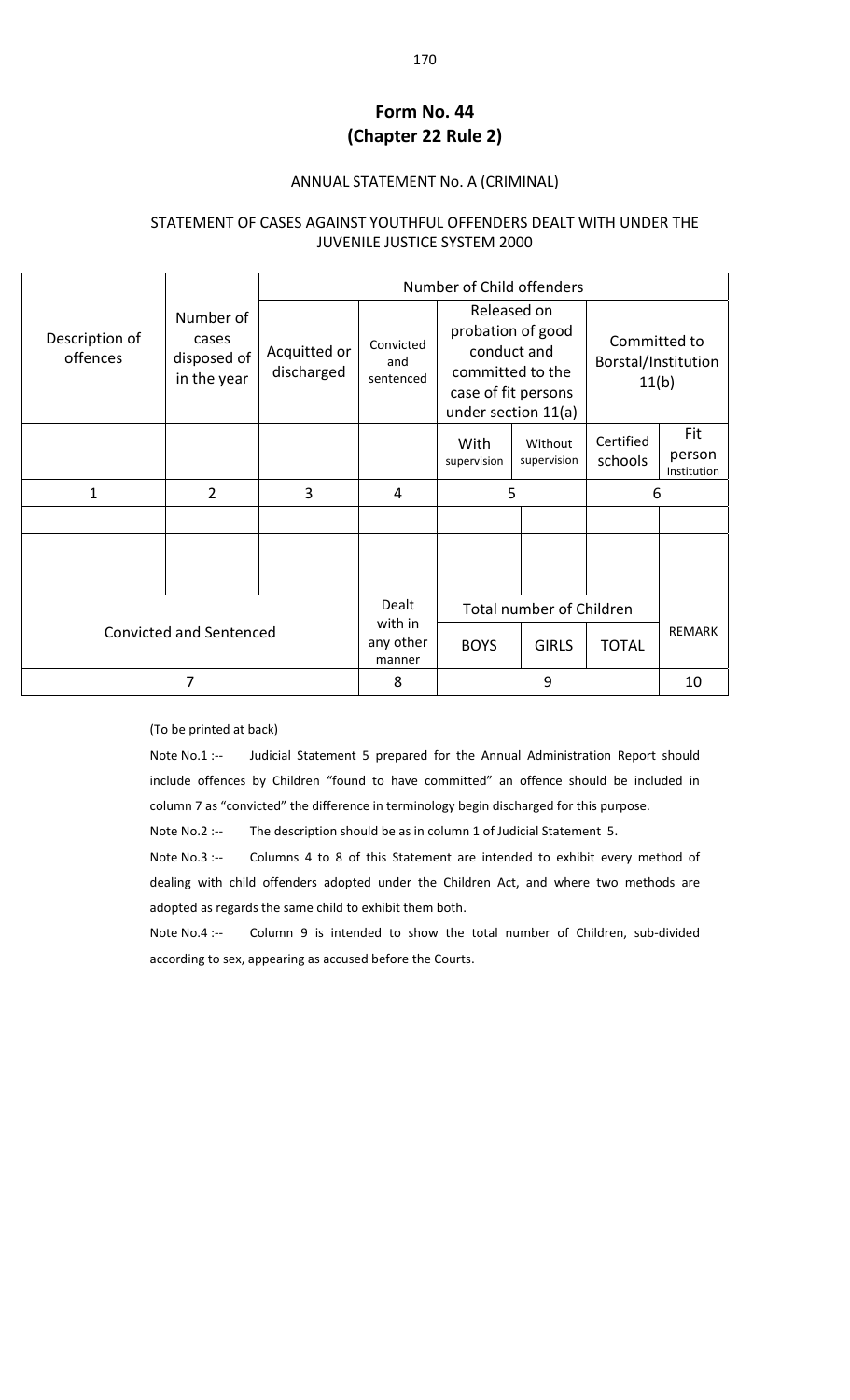# Form No. 44
# (Chapter 22 Rule 2)

ANNUAL STATEMENT No. A (CRIMINAL)

STATEMENT OF CASES AGAINST YOUTHFUL OFFENDERS DEALT WITH UNDER THE JUVENILE JUSTICE SYSTEM 2000

| Description of offences | Number of cases disposed of in the year | Number of Child offenders | | | | | |
|---|---|---|---|---|---|---|---|
| | | Acquitted or discharged | Convicted and sentenced | Released on probation of good conduct and committed to the case of fit persons under section 11(a) | | Committed to Borstal/Institution 11(b) | |
| | | | | With supervision | Without supervision | Certified schools | Fit person Institution |
| 1 | 2 | 3 | 4 | 5 | | 6 | |
| | | | | | | | |
| | | | | | | | |

| Convicted and Sentenced | Dealt with in any other manner | Total number of Children | | | REMARK |
|---|---|---|---|---|---|
| | | BOYS | GIRLS | TOTAL | |
| 7 | 8 | 9 | | | 10 |

(To be printed at back)

Note No.1 :-- Judicial Statement 5 prepared for the Annual Administration Report should include offences by Children "found to have committed" an offence should be included in column 7 as "convicted" the difference in terminology begin discharged for this purpose.

Note No.2 :-- The description should be as in column 1 of Judicial Statement 5.

Note No.3 :-- Columns 4 to 8 of this Statement are intended to exhibit every method of dealing with child offenders adopted under the Children Act, and where two methods are adopted as regards the same child to exhibit them both.

Note No.4 :-- Column 9 is intended to show the total number of Children, sub-divided according to sex, appearing as accused before the Courts.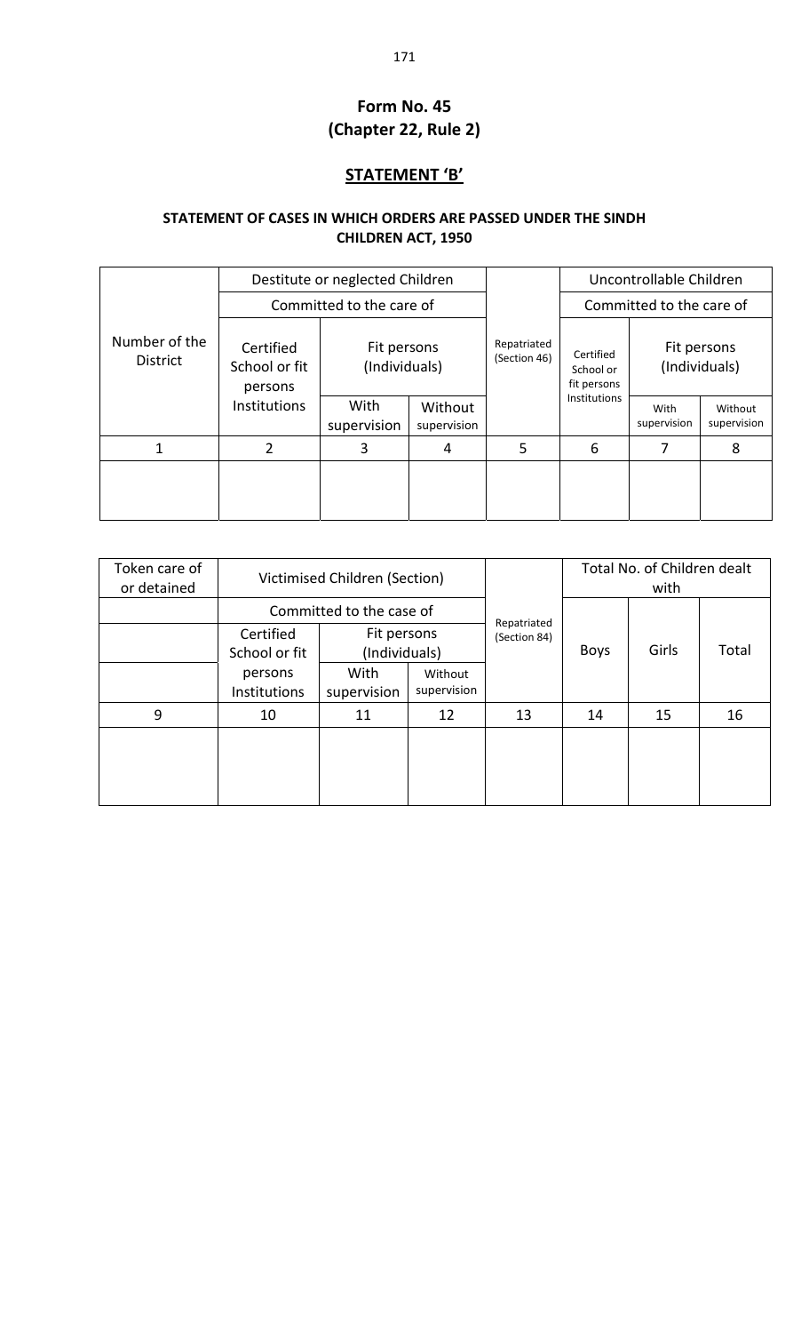**Form No. 45**
**(Chapter 22, Rule 2)**

## STATEMENT 'B'

### STATEMENT OF CASES IN WHICH ORDERS ARE PASSED UNDER THE SINDH CHILDREN ACT, 1950

| Number of the District | Destitute or neglected Children | | | Repatriated (Section 46) | Uncontrollable Children | | |
|---|---|---|---|---|---|---|---|
| | Committed to the care of | | | | Committed to the care of | | |
| | Certified School or fit persons Institutions | Fit persons (Individuals) | | | Certified School or fit persons Institutions | Fit persons (Individuals) | |
| | | With supervision | Without supervision | | | With supervision | Without supervision |
| 1 | 2 | 3 | 4 | 5 | 6 | 7 | 8 |
| | | | | | | | |

| Token care of or detained | Victimised Children (Section) | | | Repatriated (Section 84) | Total No. of Children dealt with | | |
|---|---|---|---|---|---|---|---|
| | Committed to the case of | | | | Boys | Girls | Total |
| | Certified School or fit persons Institutions | Fit persons (Individuals) | | | | | |
| | | With supervision | Without supervision | | | | |
| 9 | 10 | 11 | 12 | 13 | 14 | 15 | 16 |
| | | | | | | | |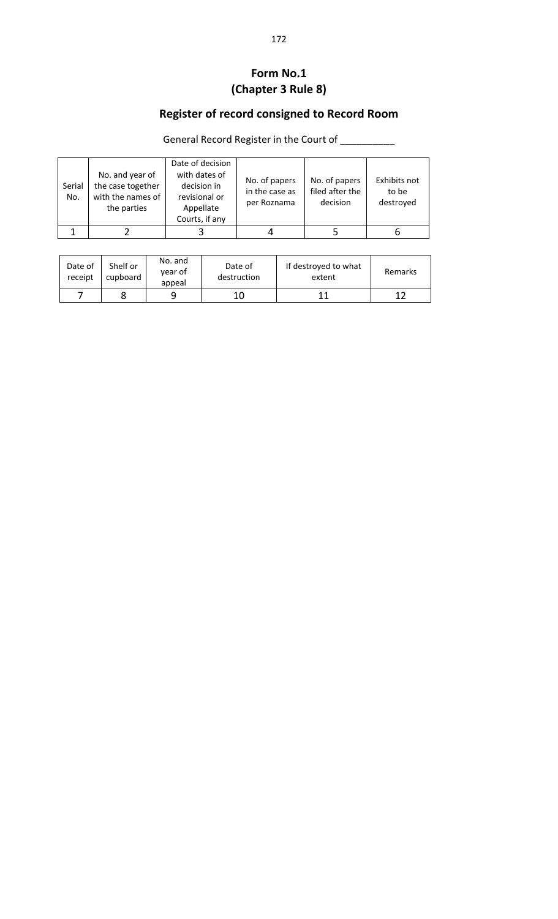# Form No.1
# (Chapter 3 Rule 8)

## Register of record consigned to Record Room

General Record Register in the Court of __________

| Serial No. | No. and year of the case together with the names of the parties | Date of decision with dates of decision in revisional or Appellate Courts, if any | No. of papers in the case as per Roznama | No. of papers filed after the decision | Exhibits not to be destroyed |
|---|---|---|---|---|---|
| 1 | 2 | 3 | 4 | 5 | 6 |

| Date of receipt | Shelf or cupboard | No. and year of appeal | Date of destruction | If destroyed to what extent | Remarks |
|---|---|---|---|---|---|
| 7 | 8 | 9 | 10 | 11 | 12 |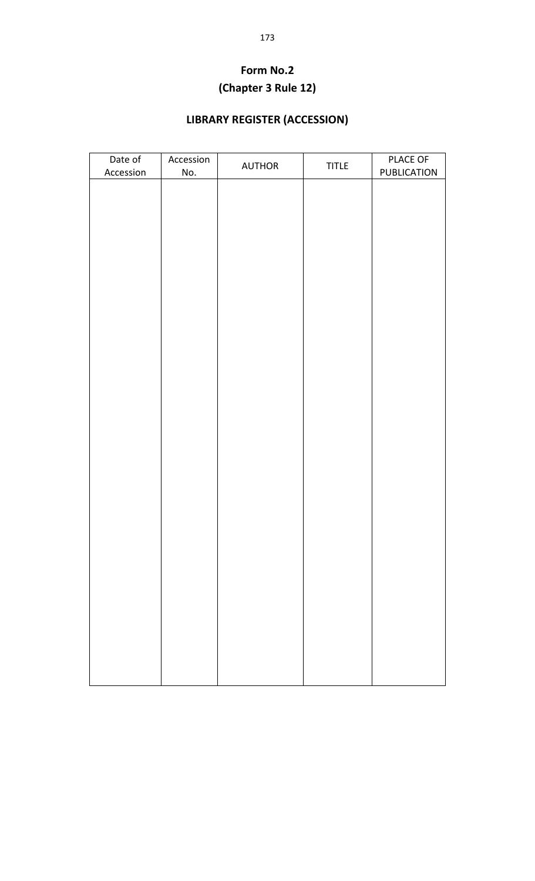**Form No.2**

**(Chapter 3 Rule 12)**

## LIBRARY REGISTER (ACCESSION)

| Date of Accession | Accession No. | AUTHOR | TITLE | PLACE OF PUBLICATION |
|---|---|---|---|---|
| | | | | |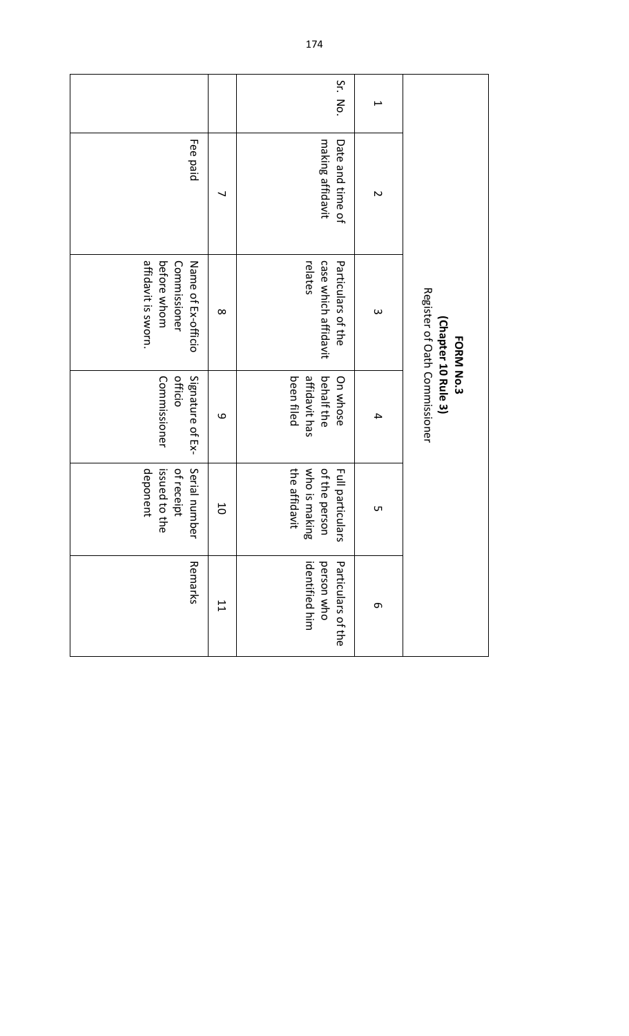**FORM No.3**
**(Chapter 10 Rule 3)**
Register of Oath Commissioner

| 1 | 2 | 3 | 4 | 5 | 6 | 7 | 8 | 9 | 10 | 11 |
|---|---|---|---|---|---|---|---|---|---|---|
| Sr. No. | Date and time of making affidavit | Particulars of the case which affidavit relates | On whose behalf the affidavit has been filed | Full particulars of the person who is making the affidavit | Particulars of the person who identified him | Fee paid | Name of Ex-officio Commissioner before whom affidavit is sworn. | Signature of Ex-officio Commissioner | Serial number of receipt issued to the deponent | Remarks |
| | | | | | | | | | | |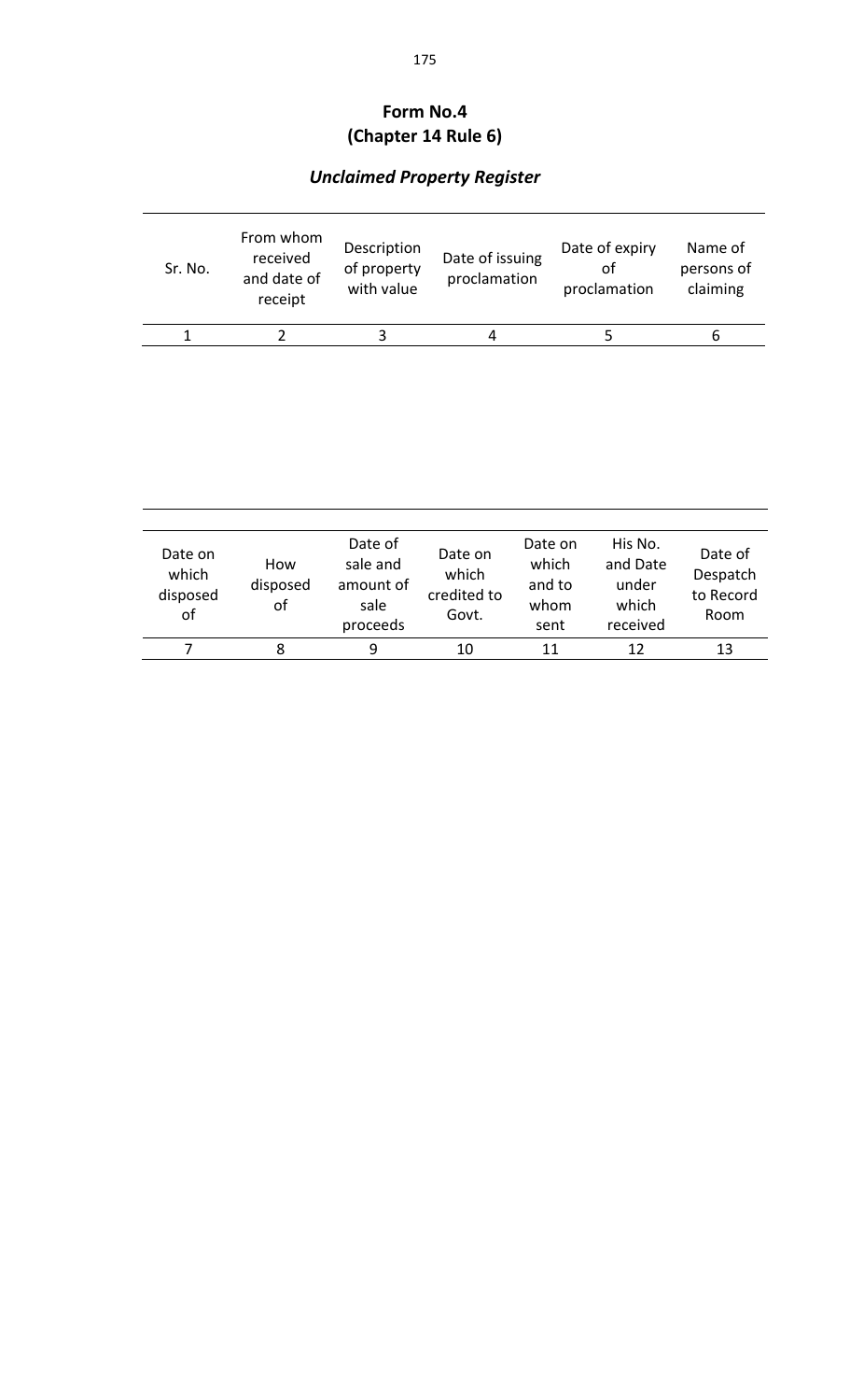## Form No.4
## (Chapter 14 Rule 6)

### *Unclaimed Property Register*

| Sr. No. | From whom received and date of receipt | Description of property with value | Date of issuing proclamation | Date of expiry of proclamation | Name of persons of claiming |
|---|---|---|---|---|---|
| 1 | 2 | 3 | 4 | 5 | 6 |

| Date on which disposed of | How disposed of | Date of sale and amount of sale proceeds | Date on which credited to Govt. | Date on which and to whom sent | His No. and Date under which received | Date of Despatch to Record Room |
|---|---|---|---|---|---|---|
| 7 | 8 | 9 | 10 | 11 | 12 | 13 |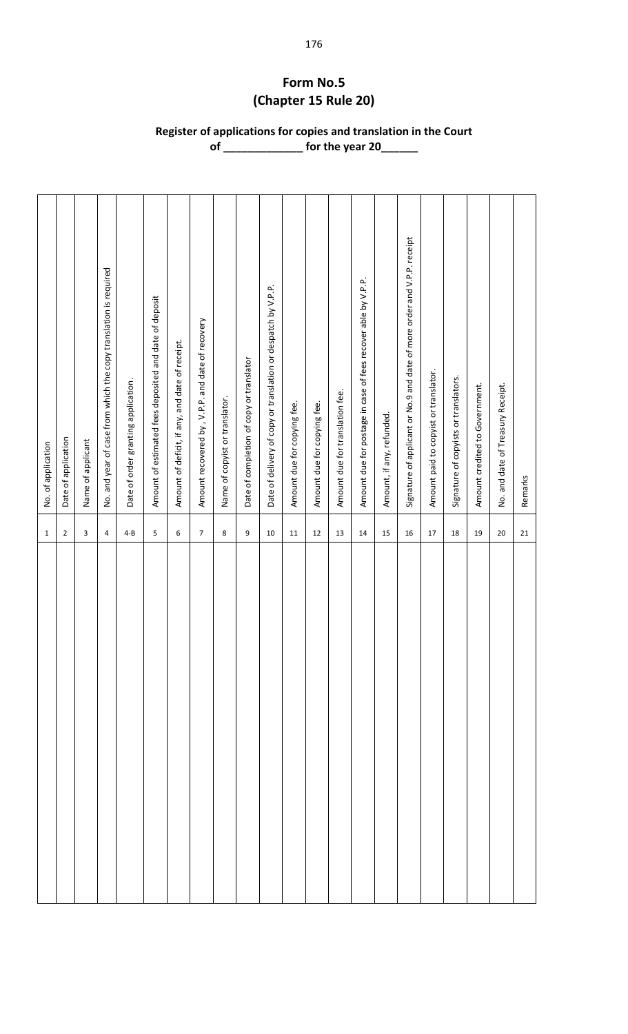# Form No.5
# (Chapter 15 Rule 20)

## Register of applications for copies and translation in the Court of _____________ for the year 20______

| No. of application | Date of application | Name of applicant | No. and year of case from which the copy translation is required | Date of order granting application. | Amount of estimated fees deposited and date of deposit | Amount of deficit, if any, and date of receipt. | Amount recovered by , V.P.P. and date of recovery | Name of copyist or translator. | Date of completion of copy or translator | Date of delivery of copy or translation or despatch by V.P.P. | Amount due for copying fee. | Amount due for copying fee. | Amount due for translation fee. | Amount due for postage in case of fees recover able by V.P.P. | Amount, if any, refunded. | Signature of applicant or No.9 and date of more order and V.P.P. receipt | Amount paid to copyist or translator. | Signature of copyists or translators. | Amount credited to Government. | No. and date of Treasury Receipt. | Remarks |
|---|---|---|---|---|---|---|---|---|---|---|---|---|---|---|---|---|---|---|---|---|---|
| 1 | 2 | 3 | 4 | 4-B | 5 | 6 | 7 | 8 | 9 | 10 | 11 | 12 | 13 | 14 | 15 | 16 | 17 | 18 | 19 | 20 | 21 |
| | | | | | | | | | | | | | | | | | | | | | |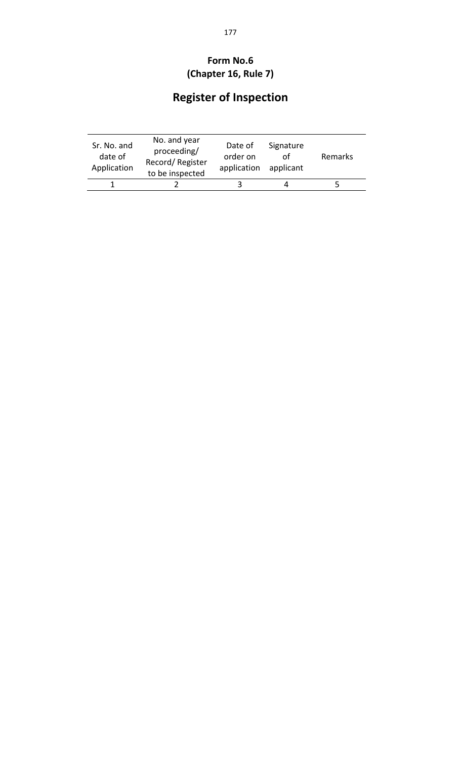**Form No.6**
**(Chapter 16, Rule 7)**

# Register of Inspection

| Sr. No. and date of Application | No. and year proceeding/ Record/ Register to be inspected | Date of order on application | Signature of applicant | Remarks |
|---|---|---|---|---|
| 1 | 2 | 3 | 4 | 5 |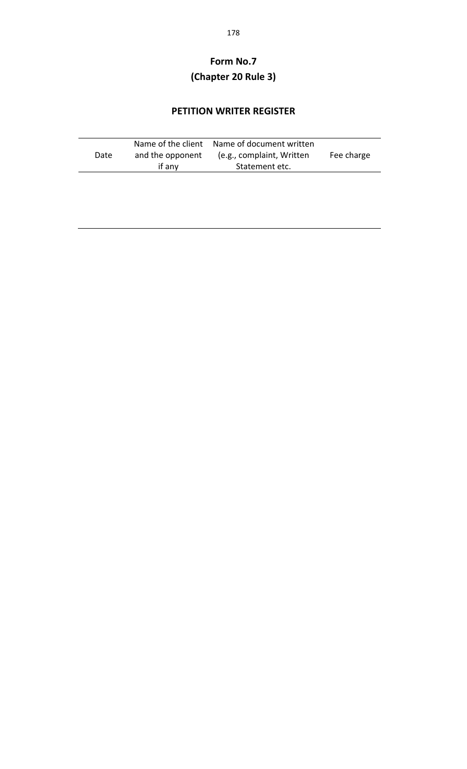# Form No.7
## (Chapter 20 Rule 3)

### PETITION WRITER REGISTER

| Date | Name of the client and the opponent if any | Name of document written (e.g., complaint, Written Statement etc. | Fee charge |
|---|---|---|---|
| | | | |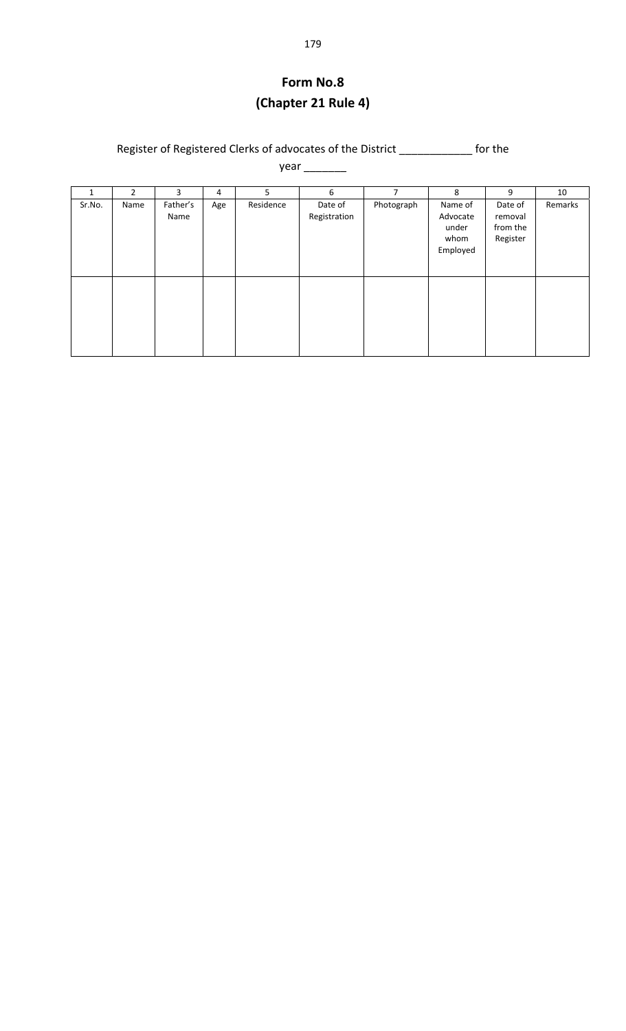# Form No.8
## (Chapter 21 Rule 4)

Register of Registered Clerks of advocates of the District ___________ for the year _______

| 1 | 2 | 3 | 4 | 5 | 6 | 7 | 8 | 9 | 10 |
|---|---|---|---|---|---|---|---|---|---|
| Sr.No. | Name | Father's Name | Age | Residence | Date of Registration | Photograph | Name of Advocate under whom Employed | Date of removal from the Register | Remarks |
| | | | | | | | | | |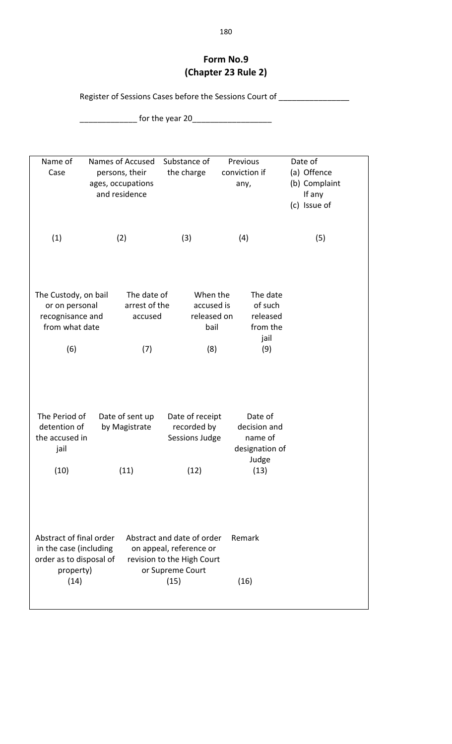# Form No.9
## (Chapter 23 Rule 2)

Register of Sessions Cases before the Sessions Court of ________________

_____________ for the year 20__________________

| Name of Case | Names of Accused persons, their ages, occupations and residence | Substance of the charge | Previous conviction if any, | Date of (a) Offence (b) Complaint If any (c) Issue of |
|---|---|---|---|---|
| (1) | (2) | (3) | (4) | (5) |

| The Custody, on bail or on personal recognisance and from what date | The date of arrest of the accused | When the accused is released on bail | The date of such released from the jail |
|---|---|---|---|
| (6) | (7) | (8) | (9) |

| The Period of detention of the accused in jail | Date of sent up by Magistrate | Date of receipt recorded by Sessions Judge | Date of decision and name of designation of Judge |
|---|---|---|---|
| (10) | (11) | (12) | (13) |

| Abstract of final order in the case (including order as to disposal of property) | Abstract and date of order on appeal, reference or revision to the High Court or Supreme Court | Remark |
|---|---|---|
| (14) | (15) | (16) |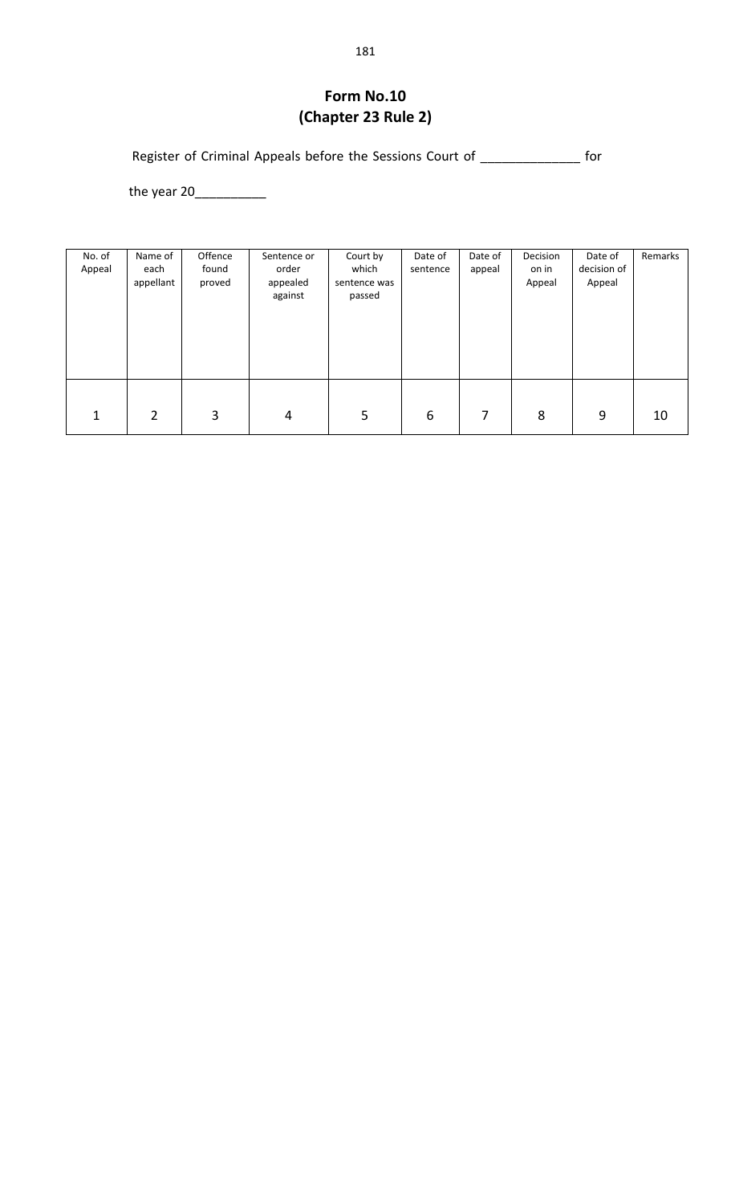# Form No.10
## (Chapter 23 Rule 2)

Register of Criminal Appeals before the Sessions Court of _____________ for

the year 20__________

| No. of Appeal | Name of each appellant | Offence found proved | Sentence or order appealed against | Court by which sentence was passed | Date of sentence | Date of appeal | Decision on in Appeal | Date of decision of Appeal | Remarks |
|---|---|---|---|---|---|---|---|---|---|
| 1 | 2 | 3 | 4 | 5 | 6 | 7 | 8 | 9 | 10 |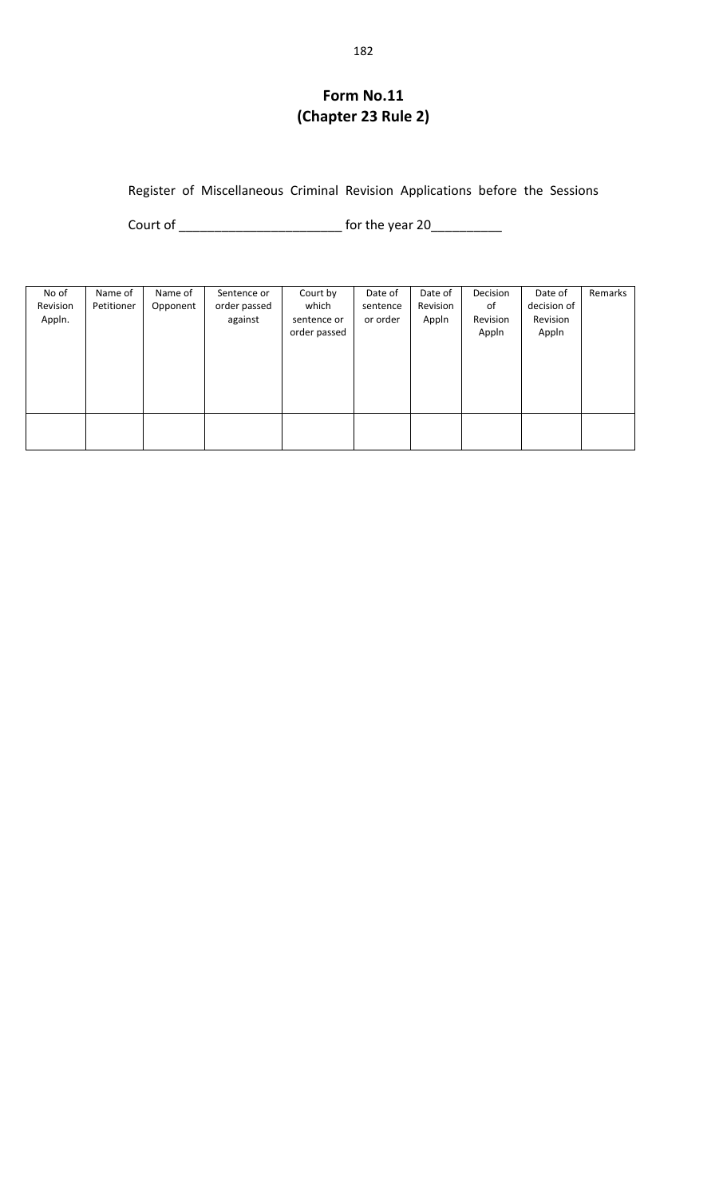# Form No.11
## (Chapter 23 Rule 2)

Register of Miscellaneous Criminal Revision Applications before the Sessions Court of ______________________ for the year 20_________

| No of Revision Appln. | Name of Petitioner | Name of Opponent | Sentence or order passed against | Court by which sentence or order passed | Date of sentence or order | Date of Revision Appln | Decision of Revision Appln | Date of decision of Revision Appln | Remarks |
|---|---|---|---|---|---|---|---|---|---|
| | | | | | | | | | |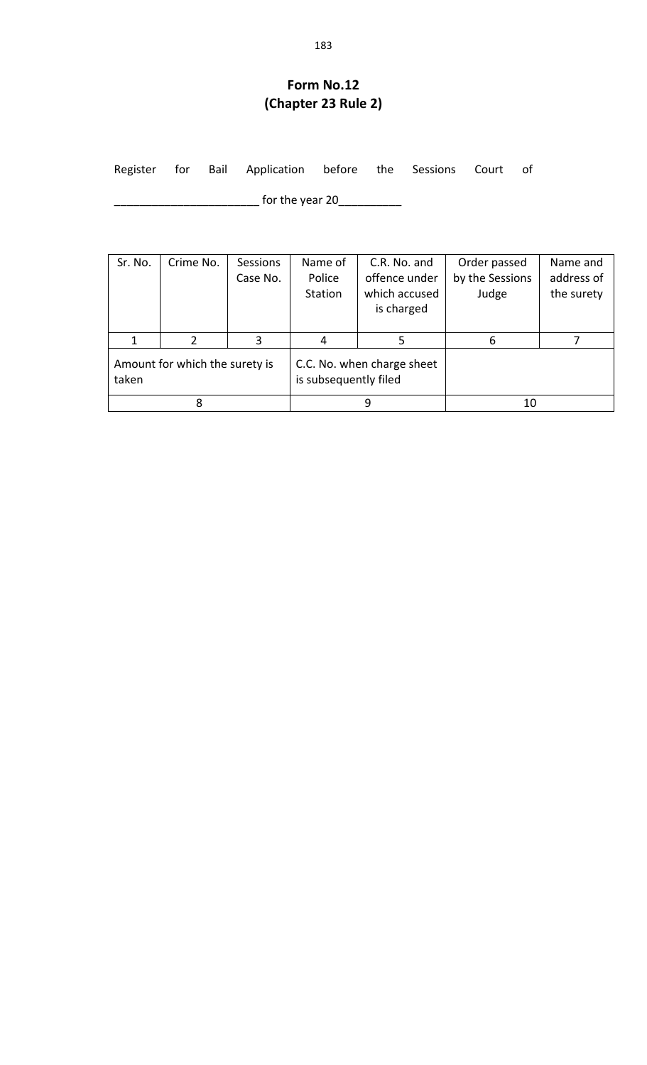# Form No.12
## (Chapter 23 Rule 2)

Register for Bail Application before the Sessions Court of

______________________ for the year 20__________

| Sr. No. | Crime No. | Sessions Case No. | Name of Police Station | C.R. No. and offence under which accused is charged | Order passed by the Sessions Judge | Name and address of the surety |
|---|---|---|---|---|---|---|
| 1 | 2 | 3 | 4 | 5 | 6 | 7 |
| Amount for which the surety is taken | | | C.C. No. when charge sheet is subsequently filed | | | |
| 8 | | | 9 | | 10 | |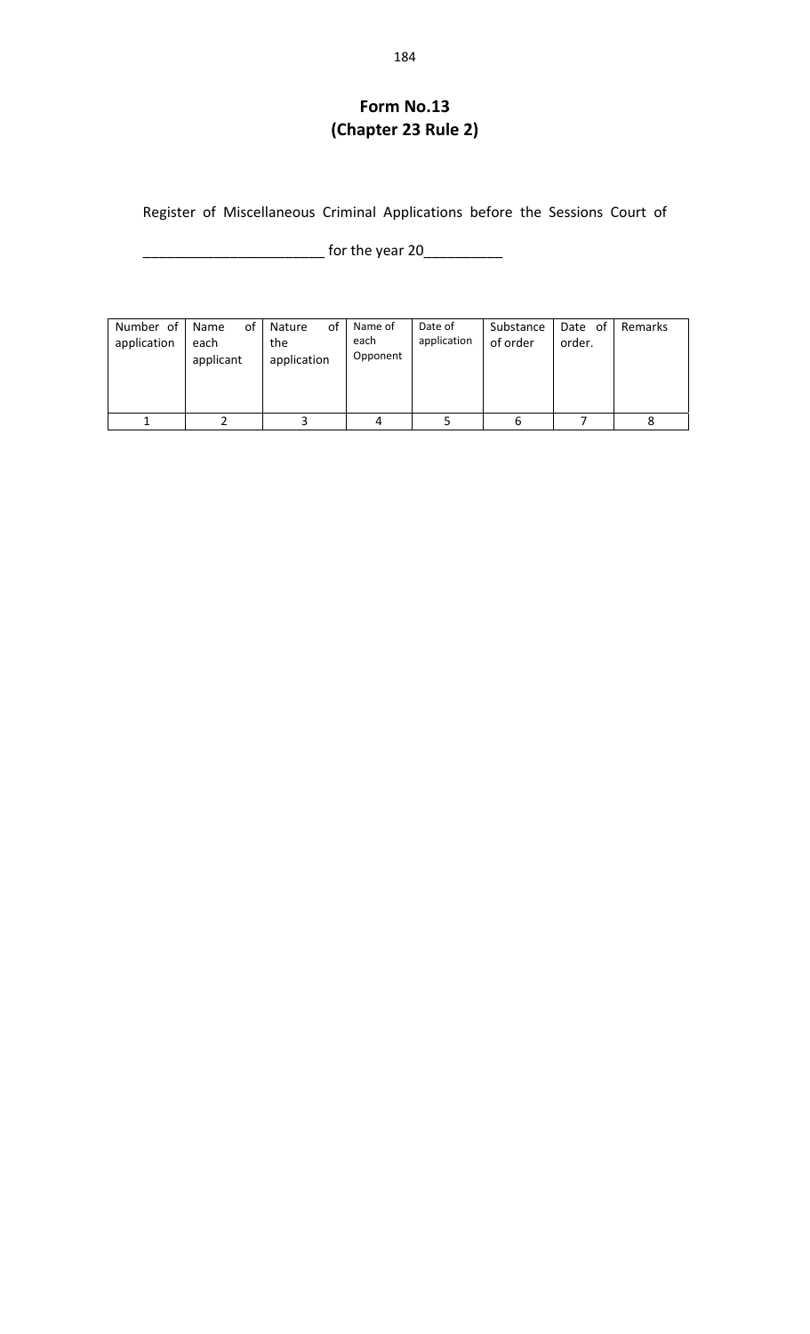# Form No.13
## (Chapter 23 Rule 2)

Register of Miscellaneous Criminal Applications before the Sessions Court of ______________________ for the year 20_________

| Number of application | Name of each applicant | Nature of the application | Name of each Opponent | Date of application | Substance of order | Date of order. | Remarks |
|---|---|---|---|---|---|---|---|
| 1 | 2 | 3 | 4 | 5 | 6 | 7 | 8 |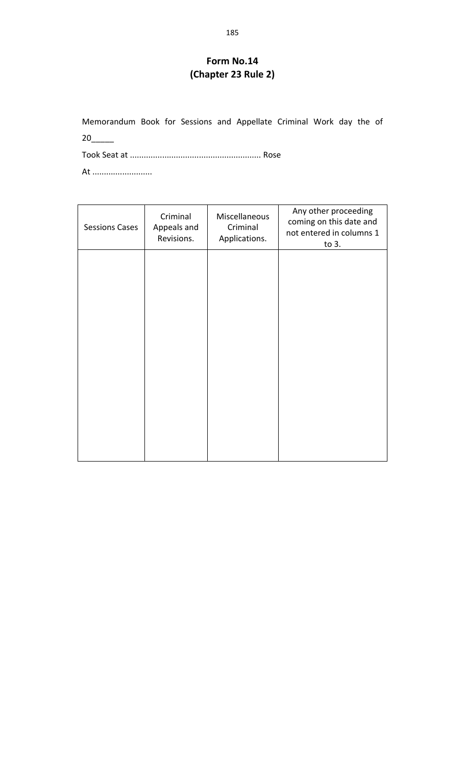# Form No.14
## (Chapter 23 Rule 2)

Memorandum Book for Sessions and Appellate Criminal Work day the of 20_____

Took Seat at ........................................................ Rose

At ..........................

| Sessions Cases | Criminal Appeals and Revisions. | Miscellaneous Criminal Applications. | Any other proceeding coming on this date and not entered in columns 1 to 3. |
|---|---|---|---|
| | | | |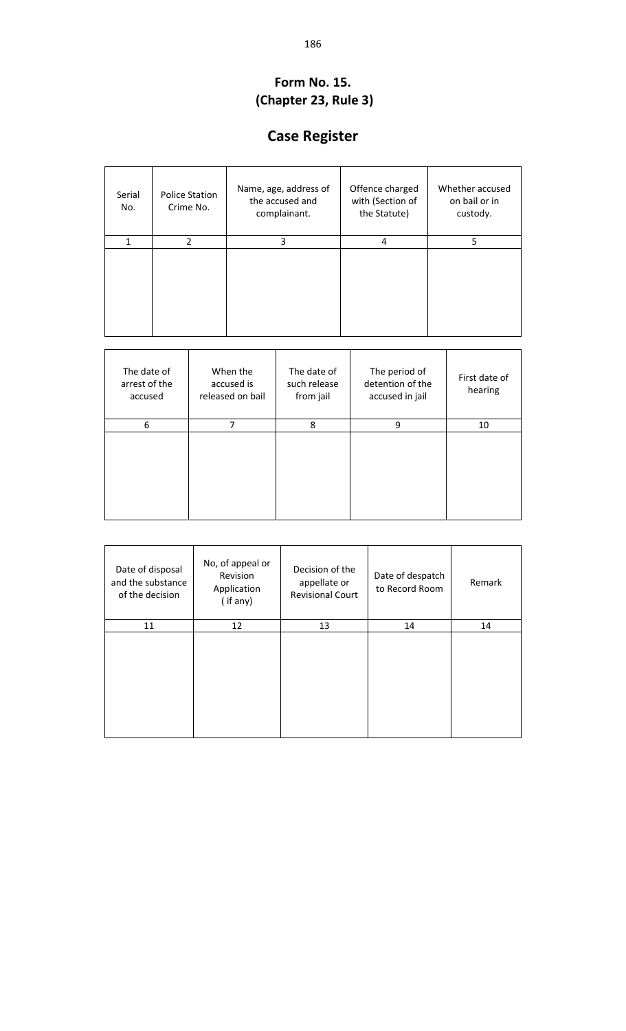## Form No. 15.
## (Chapter 23, Rule 3)

# Case Register

| Serial No. | Police Station Crime No. | Name, age, address of the accused and complainant. | Offence charged with (Section of the Statute) | Whether accused on bail or in custody. |
|---|---|---|---|---|
| 1 | 2 | 3 | 4 | 5 |
| | | | | |

| The date of arrest of the accused | When the accused is released on bail | The date of such release from jail | The period of detention of the accused in jail | First date of hearing |
|---|---|---|---|---|
| 6 | 7 | 8 | 9 | 10 |
| | | | | |

| Date of disposal and the substance of the decision | No, of appeal or Revision Application ( if any) | Decision of the appellate or Revisional Court | Date of despatch to Record Room | Remark |
|---|---|---|---|---|
| 11 | 12 | 13 | 14 | 14 |
| | | | | |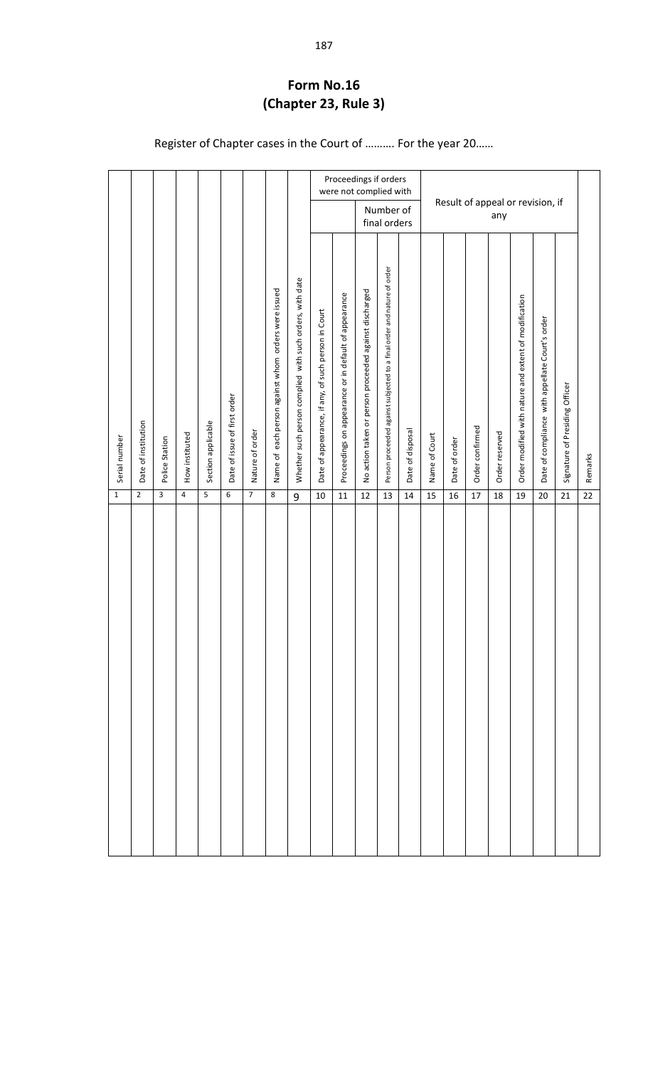# Form No.16
# (Chapter 23, Rule 3)

Register of Chapter cases in the Court of .......... For the year 20......

| | | | | | | | | | Proceedings if orders were not complied with | | | | | Result of appeal or revision, if any | | | | | | | |
|---|---|---|---|---|---|---|---|---|---|---|---|---|---|---|---|---|---|---|---|---|---|
| | | | | | | | | | | | Number of final orders | | | | | | | | | | |
| Serial number | Date of institution | Police Station | How instituted | Section applicable | Date of issue of first order | Nature of order | Name of each person against whom orders were issued | Whether such person complied with such orders, with date | Date of appearance, if any, of such person in Court | Proceedings on appearance or in default of appearance | No action taken or person proceeded against discharged | Person proceeded against subjected to a final order and nature of order | Date of disposal | Name of Court | Date of order | Order confirmed | Order reserved | Order modified with nature and extent of modification | Date of compliance with appellate Court's order | Signature of Presiding Officer | Remarks |
| 1 | 2 | 3 | 4 | 5 | 6 | 7 | 8 | 9 | 10 | 11 | 12 | 13 | 14 | 15 | 16 | 17 | 18 | 19 | 20 | 21 | 22 |
| | | | | | | | | | | | | | | | | | | | | | |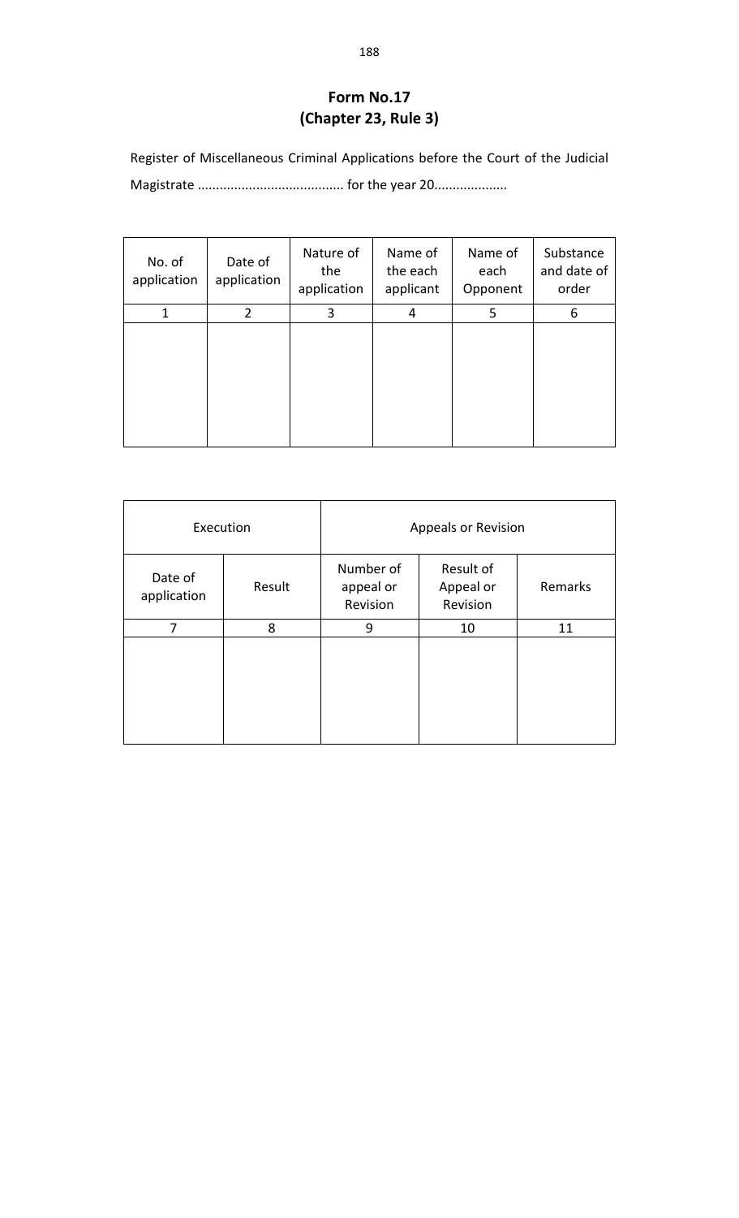# Form No.17
## (Chapter 23, Rule 3)

Register of Miscellaneous Criminal Applications before the Court of the Judicial Magistrate ........................................ for the year 20....................

| No. of application | Date of application | Nature of the application | Name of the each applicant | Name of each Opponent | Substance and date of order |
|---|---|---|---|---|---|
| 1 | 2 | 3 | 4 | 5 | 6 |
| | | | | | |

| Execution | | Appeals or Revision | | |
|---|---|---|---|---|
| Date of application | Result | Number of appeal or Revision | Result of Appeal or Revision | Remarks |
| 7 | 8 | 9 | 10 | 11 |
| | | | | |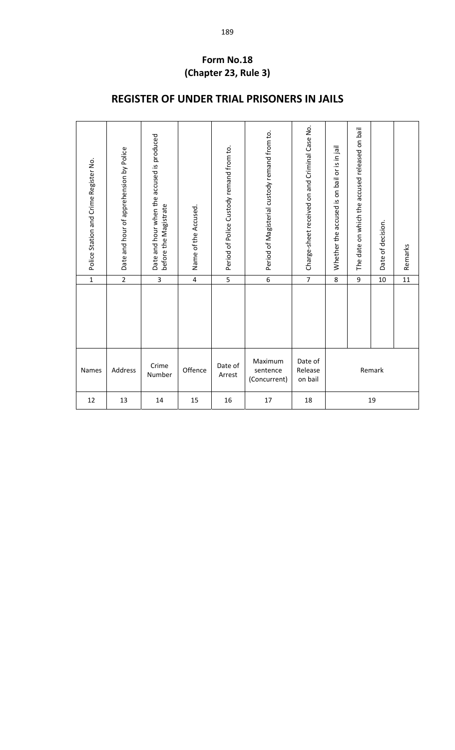**Form No.18**
**(Chapter 23, Rule 3)**

## REGISTER OF UNDER TRIAL PRISONERS IN JAILS

| Police Station and Crime Register No. | Date and hour of apprehension by Police | Date and hour when the accused is produced before the Magistrate | Name of the Accused. | Period of Police Custody remand from to. | Period of Magisterial custody remand from to. | Charge-sheet received on and Criminal Case No. | Whether the accused is on bail or is in jail | The date on which the accused released on bail | Date of decision. | Remarks |
|---|---|---|---|---|---|---|---|---|---|---|
| 1 | 2 | 3 | 4 | 5 | 6 | 7 | 8 | 9 | 10 | 11 |
| | | | | | | | | | | |
| Names | Address | Crime Number | Offence | Date of Arrest | Maximum sentence (Concurrent) | Date of Release on bail | Remark | | | |
| 12 | 13 | 14 | 15 | 16 | 17 | 18 | 19 | | | |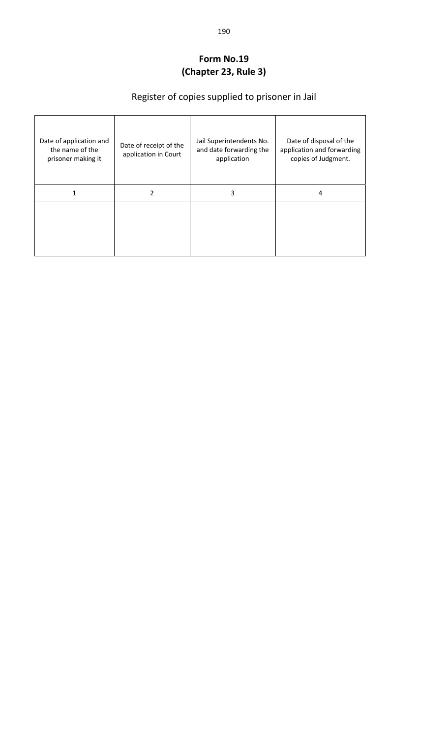## Form No.19
## (Chapter 23, Rule 3)

### Register of copies supplied to prisoner in Jail

| Date of application and the name of the prisoner making it | Date of receipt of the application in Court | Jail Superintendents No. and date forwarding the application | Date of disposal of the application and forwarding copies of Judgment. |
| --- | --- | --- | --- |
| 1 | 2 | 3 | 4 |
| | | | |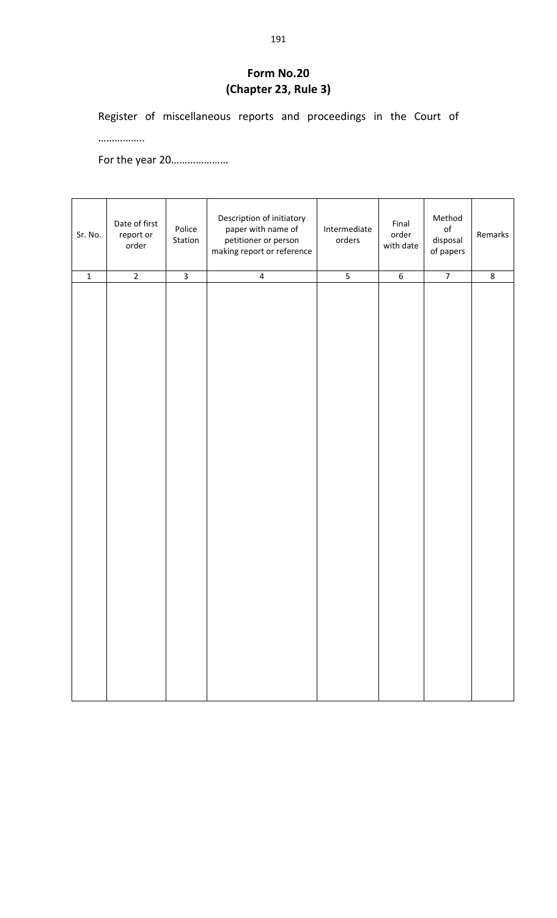# Form No.20
## (Chapter 23, Rule 3)

Register of miscellaneous reports and proceedings in the Court of ……………..

For the year 20…………………

| Sr. No. | Date of first report or order | Police Station | Description of initiatory paper with name of petitioner or person making report or reference | Intermediate orders | Final order with date | Method of disposal of papers | Remarks |
|---|---|---|---|---|---|---|---|
| 1 | 2 | 3 | 4 | 5 | 6 | 7 | 8 |
| | | | | | | | |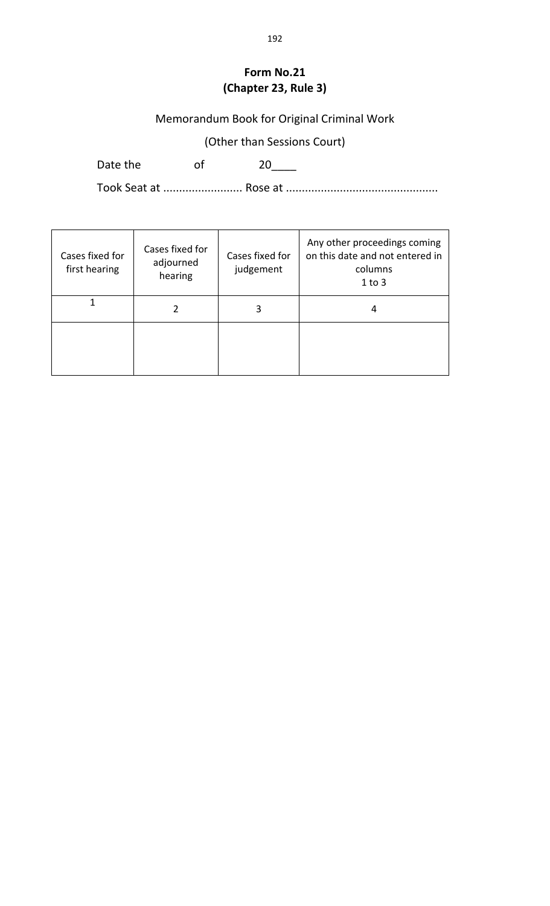**Form No.21**
**(Chapter 23, Rule 3)**

Memorandum Book for Original Criminal Work

(Other than Sessions Court)

Date the of 20____

Took Seat at ......................... Rose at ...............................................

| Cases fixed for first hearing | Cases fixed for adjourned hearing | Cases fixed for judgement | Any other proceedings coming on this date and not entered in columns 1 to 3 |
|---|---|---|---|
| 1 | 2 | 3 | 4 |
| | | | |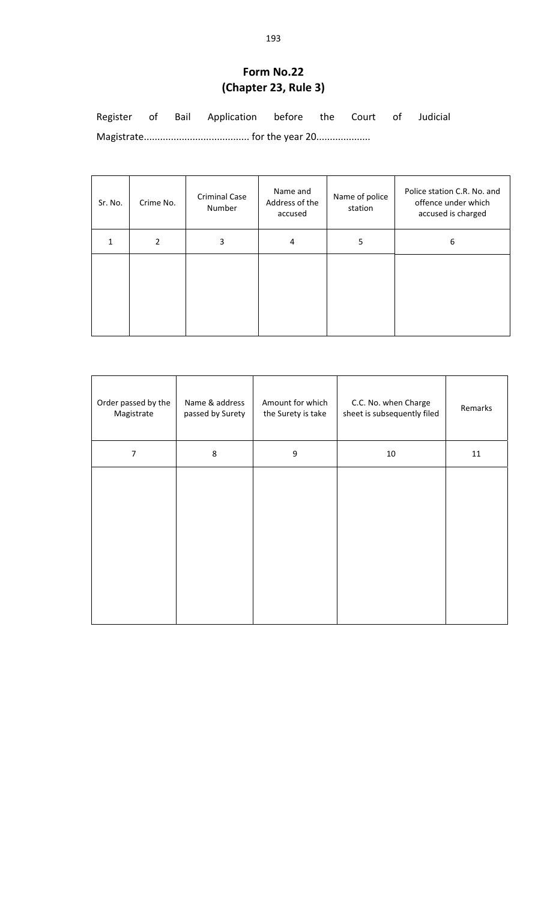**Form No.22**
**(Chapter 23, Rule 3)**

Register of Bail Application before the Court of Judicial Magistrate...................................... for the year 20...................

| Sr. No. | Crime No. | Criminal Case Number | Name and Address of the accused | Name of police station | Police station C.R. No. and offence under which accused is charged |
|---|---|---|---|---|---|
| 1 | 2 | 3 | 4 | 5 | 6 |
| | | | | | |

| Order passed by the Magistrate | Name & address passed by Surety | Amount for which the Surety is take | C.C. No. when Charge sheet is subsequently filed | Remarks |
|---|---|---|---|---|
| 7 | 8 | 9 | 10 | 11 |
| | | | | |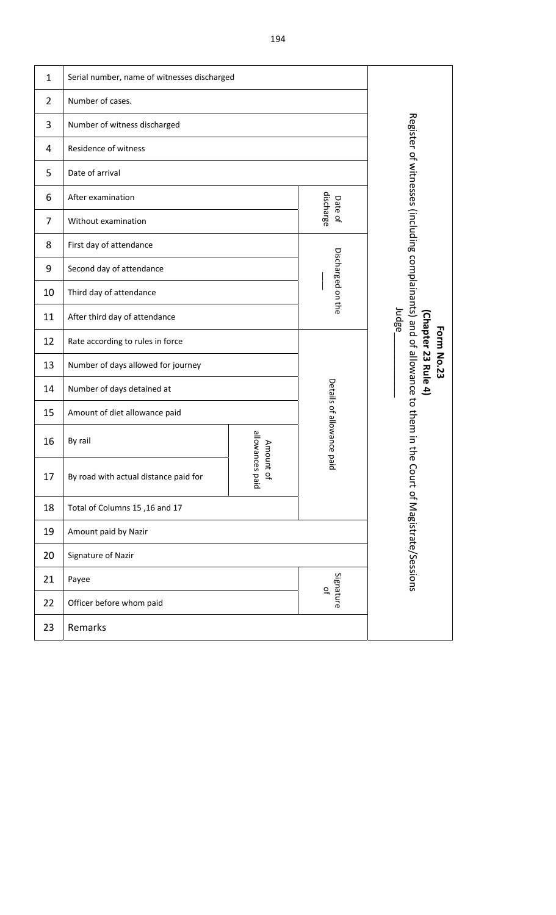**Form No.23**

**(Chapter 23 Rule 4)**

Register of witnesses (including complainants) and of allowance to them in the Court of Magistrate/Sessions Judge\_\_\_\_\_\_\_\_

| No. | Column | Sub-group | Group |
|---|---|---|---|
| 1 | Serial number, name of witnesses discharged | | |
| 2 | Number of cases. | | |
| 3 | Number of witness discharged | | |
| 4 | Residence of witness | | |
| 5 | Date of arrival | | |
| 6 | After examination | | Date of discharge |
| 7 | Without examination | | Date of discharge |
| 8 | First day of attendance | | Discharged on the \_\_\_ |
| 9 | Second day of attendance | | Discharged on the \_\_\_ |
| 10 | Third day of attendance | | Discharged on the \_\_\_ |
| 11 | After third day of attendance | | Discharged on the \_\_\_ |
| 12 | Rate according to rules in force | | Details of allowance paid |
| 13 | Number of days allowed for journey | | Details of allowance paid |
| 14 | Number of days detained at | | Details of allowance paid |
| 15 | Amount of diet allowance paid | | Details of allowance paid |
| 16 | By rail | Amount of allowances paid | Details of allowance paid |
| 17 | By road with actual distance paid for | Amount of allowances paid | Details of allowance paid |
| 18 | Total of Columns 15 ,16 and 17 | | |
| 19 | Amount paid by Nazir | | |
| 20 | Signature of Nazir | | |
| 21 | Payee | | Signature of |
| 22 | Officer before whom paid | | Signature of |
| 23 | Remarks | | |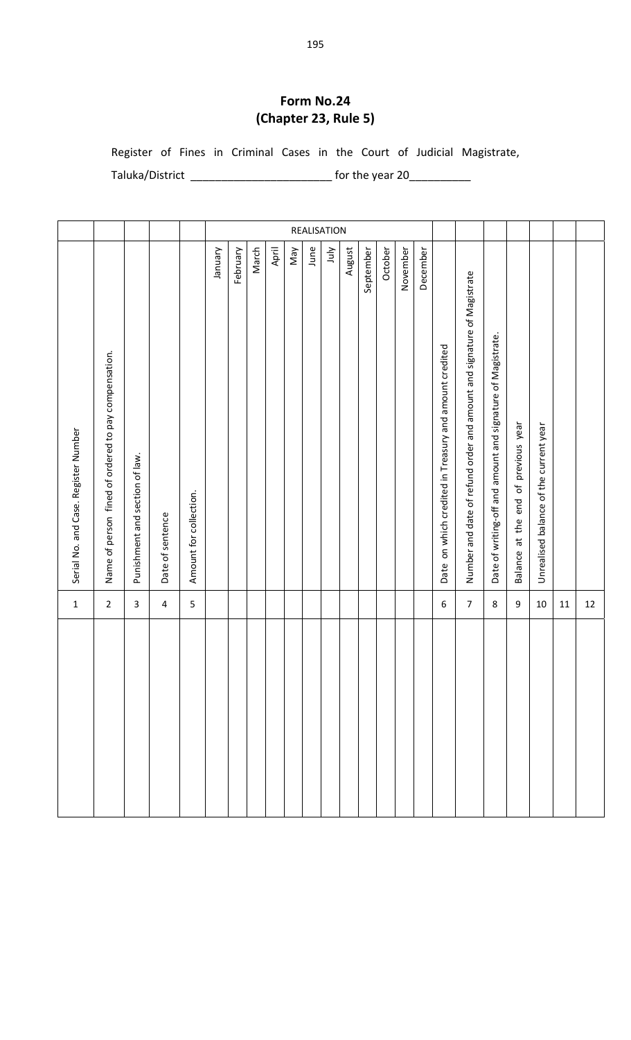**Form No.24**
**(Chapter 23, Rule 5)**

Register of Fines in Criminal Cases in the Court of Judicial Magistrate, Taluka/District ______________________ for the year 20__________

| | | | | | REALISATION | | | | | | | | | | | | | | | | | | |
|---|---|---|---|---|---|---|---|---|---|---|---|---|---|---|---|---|---|---|---|---|---|---|---|
| Serial No. and Case. Register Number | Name of person fined of ordered to pay compensation. | Punishment and section of law. | Date of sentence | Amount for collection. | January | February | March | April | May | June | July | August | September | October | November | December | Date on which credited in Treasury and amount credited | Number and date of refund order and amount and signature of Magistrate | Date of writing-off and amount and signature of Magistrate. | Balance at the end of previous year | Unrealised balance of the current year | | |
| 1 | 2 | 3 | 4 | 5 | | | | | | | | | | | | | 6 | 7 | 8 | 9 | 10 | 11 | 12 |
| | | | | | | | | | | | | | | | | | | | | | | | |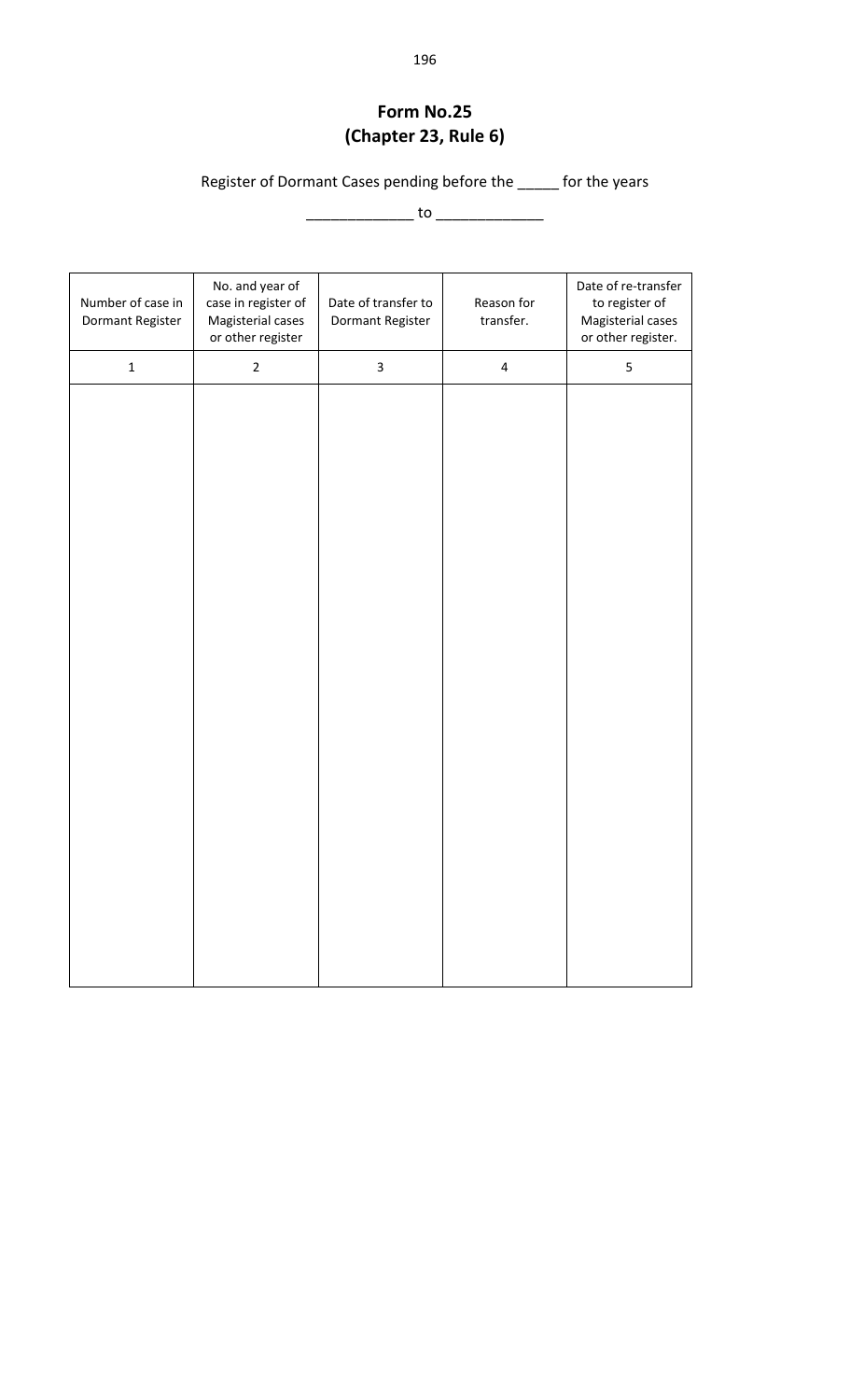# Form No.25
## (Chapter 23, Rule 6)

Register of Dormant Cases pending before the _____ for the years

_____________ to _____________

| Number of case in Dormant Register | No. and year of case in register of Magisterial cases or other register | Date of transfer to Dormant Register | Reason for transfer. | Date of re-transfer to register of Magisterial cases or other register. |
|---|---|---|---|---|
| 1 | 2 | 3 | 4 | 5 |
| | | | | |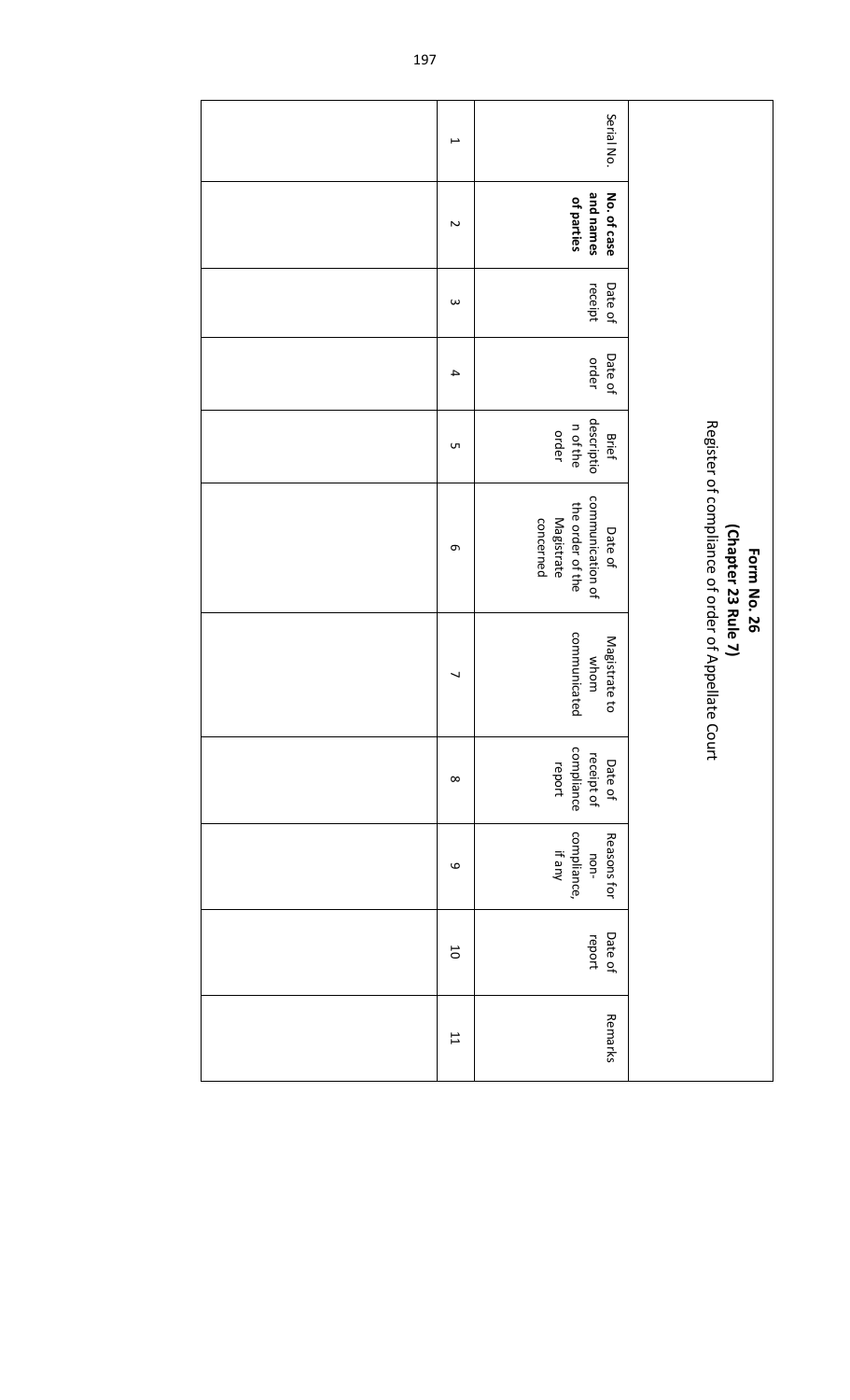**Form No. 26**

**(Chapter 23 Rule 7)**

Register of compliance of order of Appellate Court

| Serial No. | **No. of case and names of parties** | Date of receipt | Date of order | Brief description of the order | Date of communication of the order of the Magistrate concerned | Magistrate to whom communicated | Date of receipt of compliance report | Reasons for non-compliance, if any | Date of report | Remarks |
|---|---|---|---|---|---|---|---|---|---|---|
| 1 | 2 | 3 | 4 | 5 | 6 | 7 | 8 | 9 | 10 | 11 |
| | | | | | | | | | | |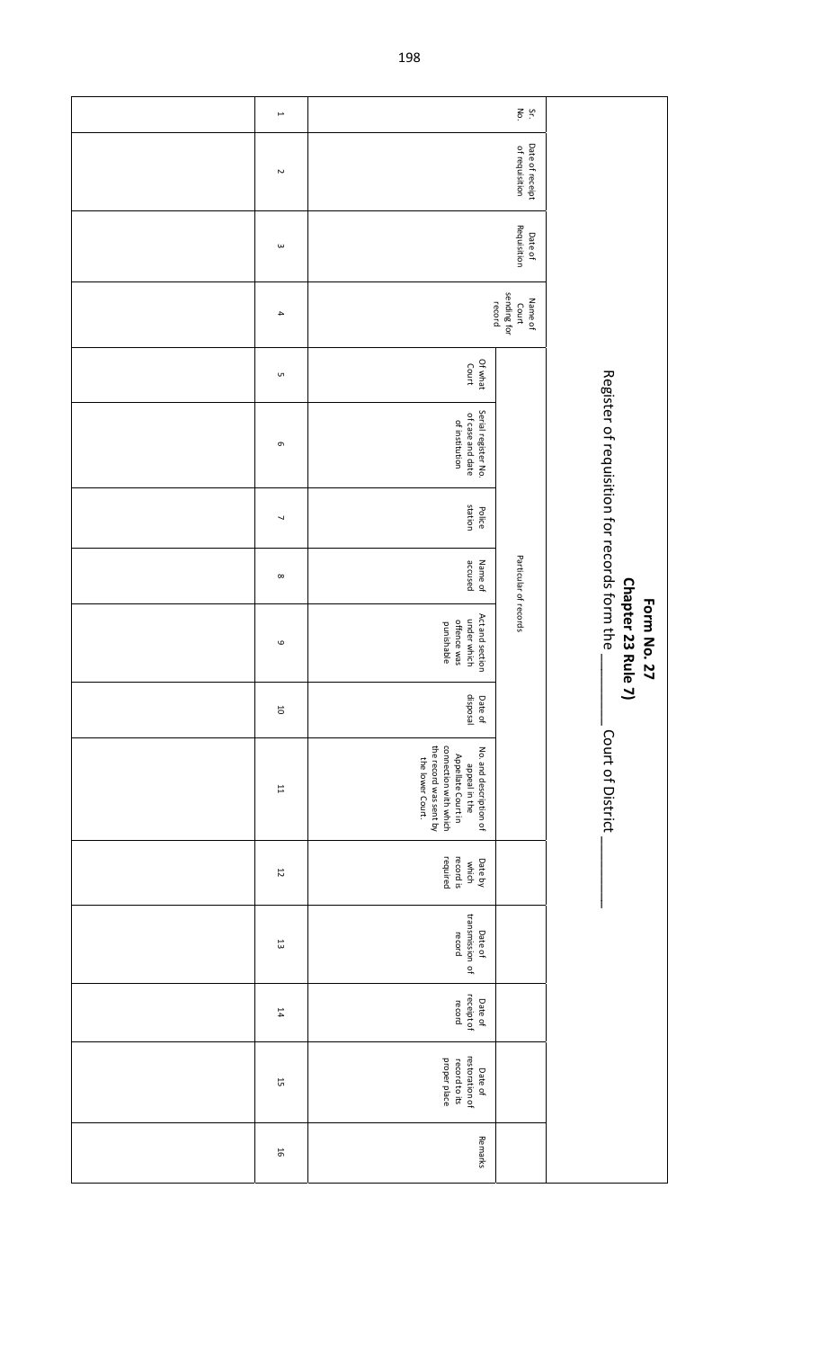# Form No. 27

## Chapter 23 Rule 7)

### Register of requisition for records form the \_\_\_\_\_\_\_\_ Court of District \_\_\_\_\_\_\_\_

| Sr. No. | Date of receipt of requisition | Date of Requisition | Name of Court sending for record | Particular of records | | | | | | | Date by which record is required | Date of transmission of record | Date of receipt of record | Date of restoration of record to its proper place | Remarks |
|---|---|---|---|---|---|---|---|---|---|---|---|---|---|---|---|
| | | | | Of what Court | Serial register No. of case and date of institution | Police station | Name of accused | Act and section under which offence was punishable | Date of disposal | No. and description of appeal in the Appellate Court in connection with which the record was sent by the lower Court. | | | | | |
| 1 | 2 | 3 | 4 | 5 | 6 | 7 | 8 | 9 | 10 | 11 | 12 | 13 | 14 | 15 | 16 |
| | | | | | | | | | | | | | | | |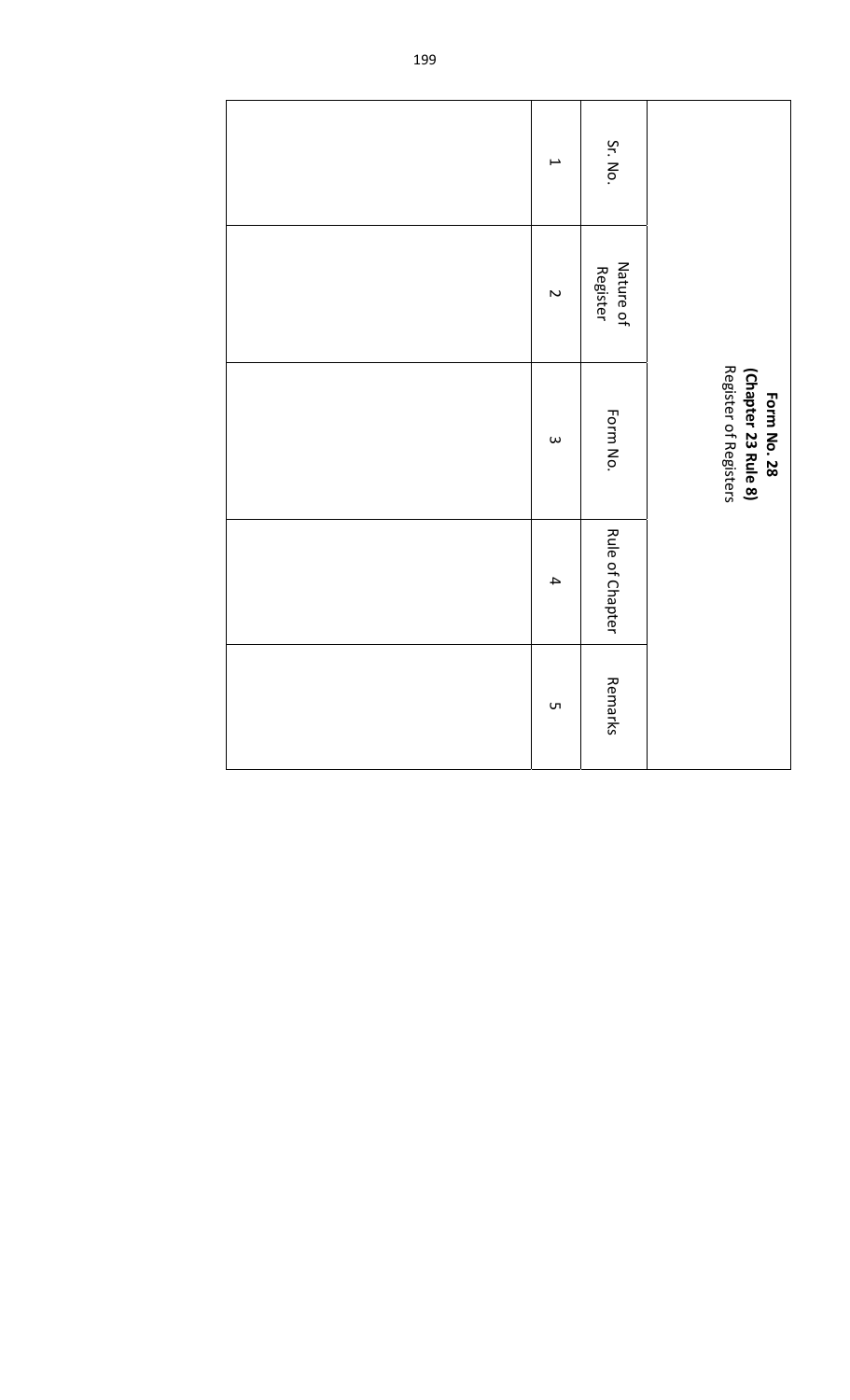**Form No. 28**
**(Chapter 23 Rule 8)**
Register of Registers

| Sr. No. | Nature of Register | Form No. | Rule of Chapter | Remarks |
|---|---|---|---|---|
| 1 | 2 | 3 | 4 | 5 |
| | | | | |